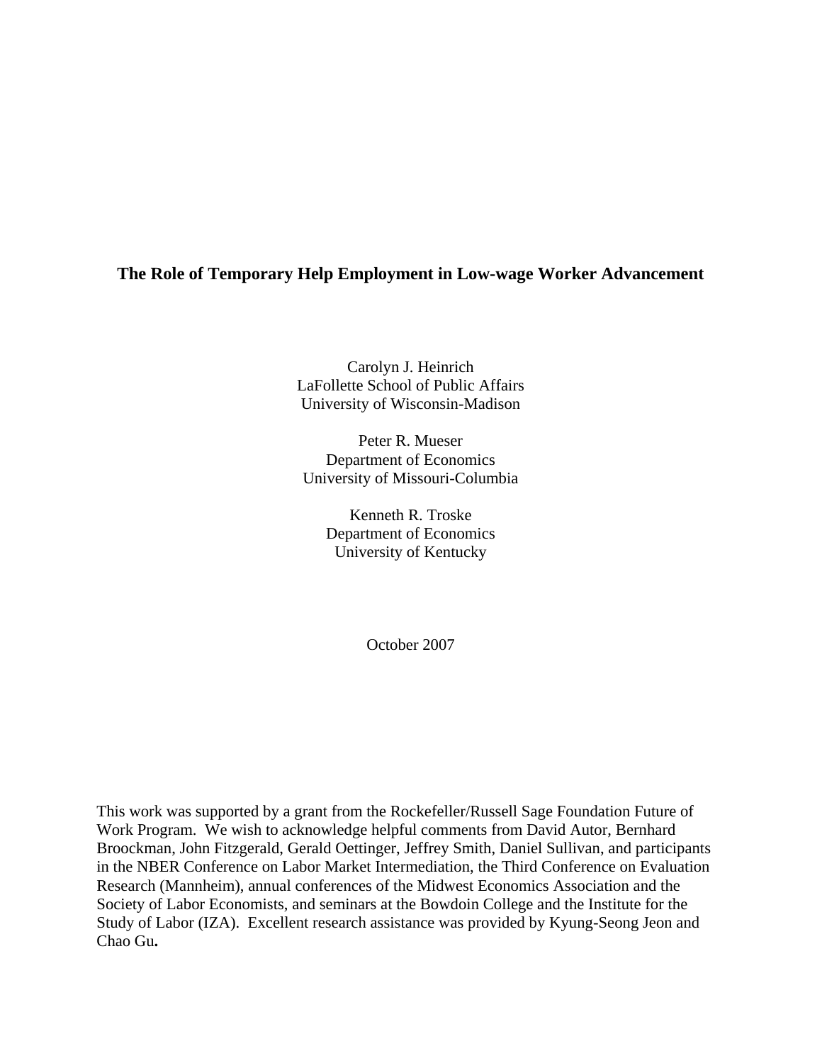# The Role of Temporary Help Employment in Low-wage Worker Advancement

Carolyn J. Heinrich
LaFollette School of Public Affairs
University of Wisconsin-Madison

Peter R. Mueser
Department of Economics
University of Missouri-Columbia

Kenneth R. Troske
Department of Economics
University of Kentucky

October 2007

This work was supported by a grant from the Rockefeller/Russell Sage Foundation Future of Work Program. We wish to acknowledge helpful comments from David Autor, Bernhard Broockman, John Fitzgerald, Gerald Oettinger, Jeffrey Smith, Daniel Sullivan, and participants in the NBER Conference on Labor Market Intermediation, the Third Conference on Evaluation Research (Mannheim), annual conferences of the Midwest Economics Association and the Society of Labor Economists, and seminars at the Bowdoin College and the Institute for the Study of Labor (IZA). Excellent research assistance was provided by Kyung-Seong Jeon and Chao Gu**.**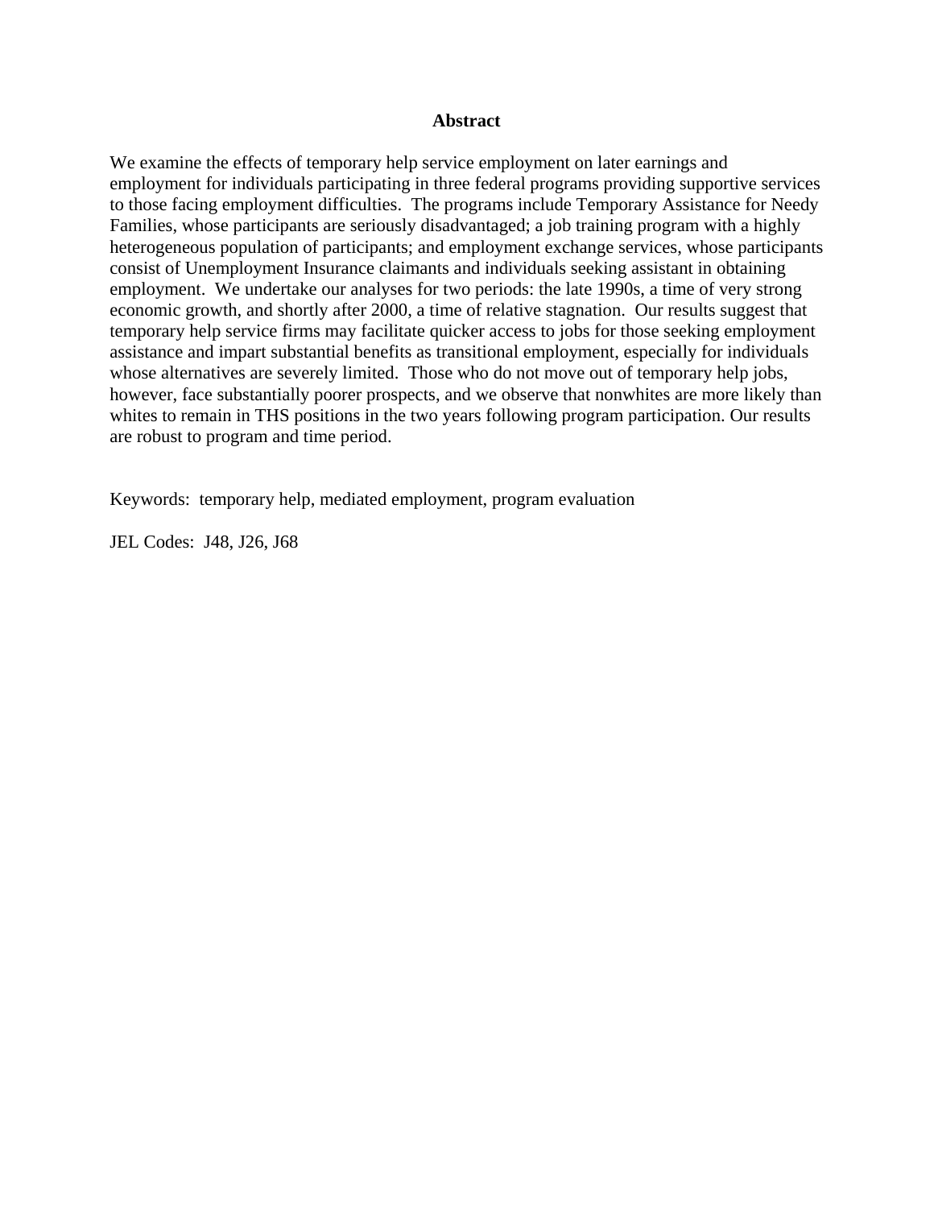## Abstract

We examine the effects of temporary help service employment on later earnings and employment for individuals participating in three federal programs providing supportive services to those facing employment difficulties. The programs include Temporary Assistance for Needy Families, whose participants are seriously disadvantaged; a job training program with a highly heterogeneous population of participants; and employment exchange services, whose participants consist of Unemployment Insurance claimants and individuals seeking assistant in obtaining employment. We undertake our analyses for two periods: the late 1990s, a time of very strong economic growth, and shortly after 2000, a time of relative stagnation. Our results suggest that temporary help service firms may facilitate quicker access to jobs for those seeking employment assistance and impart substantial benefits as transitional employment, especially for individuals whose alternatives are severely limited. Those who do not move out of temporary help jobs, however, face substantially poorer prospects, and we observe that nonwhites are more likely than whites to remain in THS positions in the two years following program participation. Our results are robust to program and time period.

Keywords: temporary help, mediated employment, program evaluation

JEL Codes: J48, J26, J68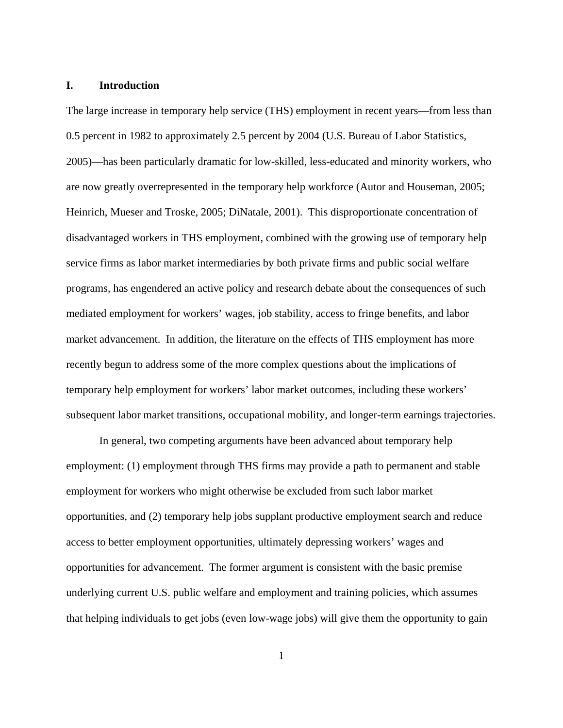# I. Introduction

The large increase in temporary help service (THS) employment in recent years—from less than 0.5 percent in 1982 to approximately 2.5 percent by 2004 (U.S. Bureau of Labor Statistics, 2005)—has been particularly dramatic for low-skilled, less-educated and minority workers, who are now greatly overrepresented in the temporary help workforce (Autor and Houseman, 2005; Heinrich, Mueser and Troske, 2005; DiNatale, 2001). This disproportionate concentration of disadvantaged workers in THS employment, combined with the growing use of temporary help service firms as labor market intermediaries by both private firms and public social welfare programs, has engendered an active policy and research debate about the consequences of such mediated employment for workers' wages, job stability, access to fringe benefits, and labor market advancement. In addition, the literature on the effects of THS employment has more recently begun to address some of the more complex questions about the implications of temporary help employment for workers' labor market outcomes, including these workers' subsequent labor market transitions, occupational mobility, and longer-term earnings trajectories.

In general, two competing arguments have been advanced about temporary help employment: (1) employment through THS firms may provide a path to permanent and stable employment for workers who might otherwise be excluded from such labor market opportunities, and (2) temporary help jobs supplant productive employment search and reduce access to better employment opportunities, ultimately depressing workers' wages and opportunities for advancement. The former argument is consistent with the basic premise underlying current U.S. public welfare and employment and training policies, which assumes that helping individuals to get jobs (even low-wage jobs) will give them the opportunity to gain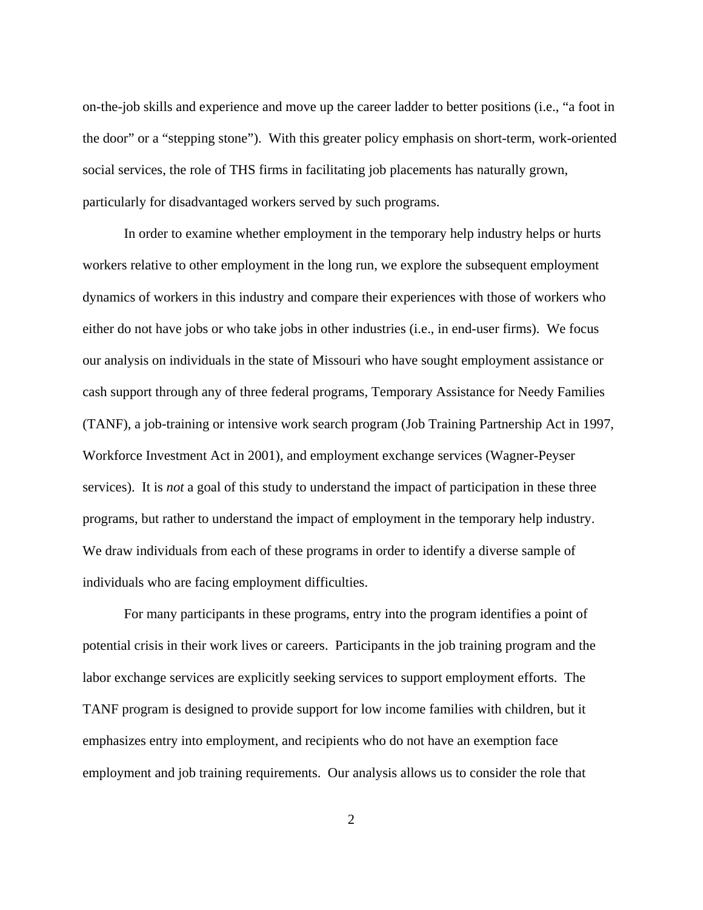on-the-job skills and experience and move up the career ladder to better positions (i.e., "a foot in the door" or a "stepping stone"). With this greater policy emphasis on short-term, work-oriented social services, the role of THS firms in facilitating job placements has naturally grown, particularly for disadvantaged workers served by such programs.

In order to examine whether employment in the temporary help industry helps or hurts workers relative to other employment in the long run, we explore the subsequent employment dynamics of workers in this industry and compare their experiences with those of workers who either do not have jobs or who take jobs in other industries (i.e., in end-user firms). We focus our analysis on individuals in the state of Missouri who have sought employment assistance or cash support through any of three federal programs, Temporary Assistance for Needy Families (TANF), a job-training or intensive work search program (Job Training Partnership Act in 1997, Workforce Investment Act in 2001), and employment exchange services (Wagner-Peyser services). It is *not* a goal of this study to understand the impact of participation in these three programs, but rather to understand the impact of employment in the temporary help industry. We draw individuals from each of these programs in order to identify a diverse sample of individuals who are facing employment difficulties.

For many participants in these programs, entry into the program identifies a point of potential crisis in their work lives or careers. Participants in the job training program and the labor exchange services are explicitly seeking services to support employment efforts. The TANF program is designed to provide support for low income families with children, but it emphasizes entry into employment, and recipients who do not have an exemption face employment and job training requirements. Our analysis allows us to consider the role that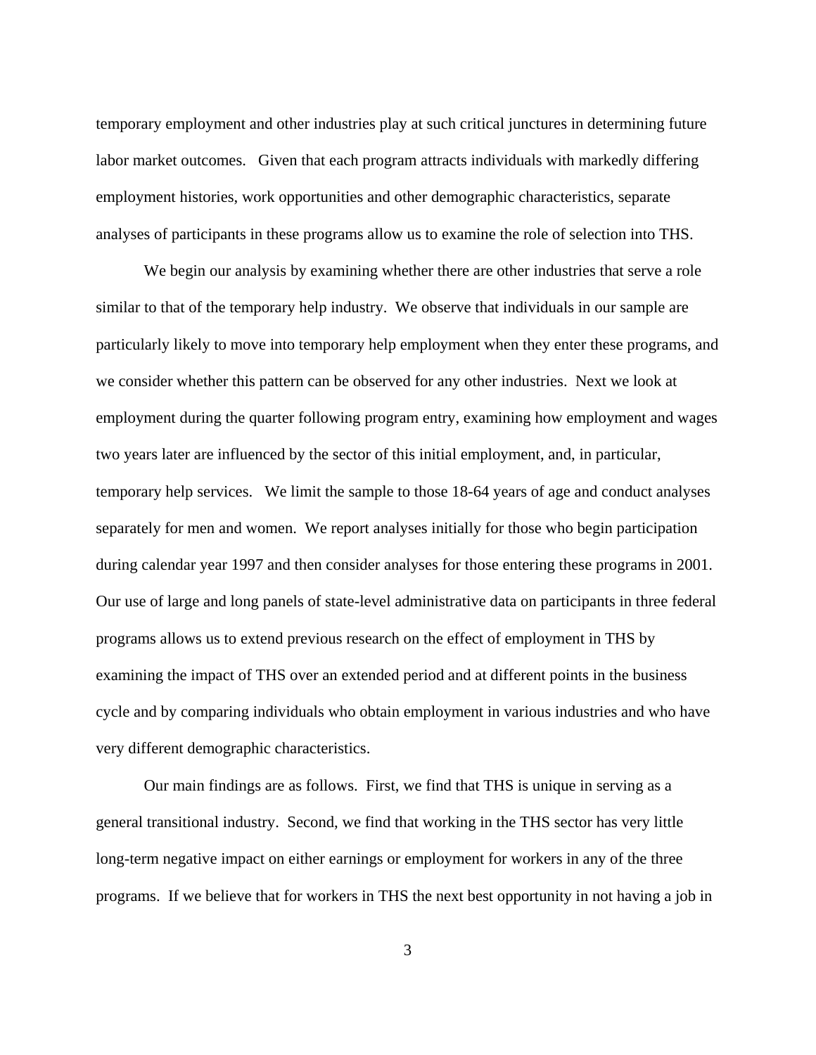temporary employment and other industries play at such critical junctures in determining future labor market outcomes. Given that each program attracts individuals with markedly differing employment histories, work opportunities and other demographic characteristics, separate analyses of participants in these programs allow us to examine the role of selection into THS.

We begin our analysis by examining whether there are other industries that serve a role similar to that of the temporary help industry. We observe that individuals in our sample are particularly likely to move into temporary help employment when they enter these programs, and we consider whether this pattern can be observed for any other industries. Next we look at employment during the quarter following program entry, examining how employment and wages two years later are influenced by the sector of this initial employment, and, in particular, temporary help services. We limit the sample to those 18-64 years of age and conduct analyses separately for men and women. We report analyses initially for those who begin participation during calendar year 1997 and then consider analyses for those entering these programs in 2001. Our use of large and long panels of state-level administrative data on participants in three federal programs allows us to extend previous research on the effect of employment in THS by examining the impact of THS over an extended period and at different points in the business cycle and by comparing individuals who obtain employment in various industries and who have very different demographic characteristics.

Our main findings are as follows. First, we find that THS is unique in serving as a general transitional industry. Second, we find that working in the THS sector has very little long-term negative impact on either earnings or employment for workers in any of the three programs. If we believe that for workers in THS the next best opportunity in not having a job in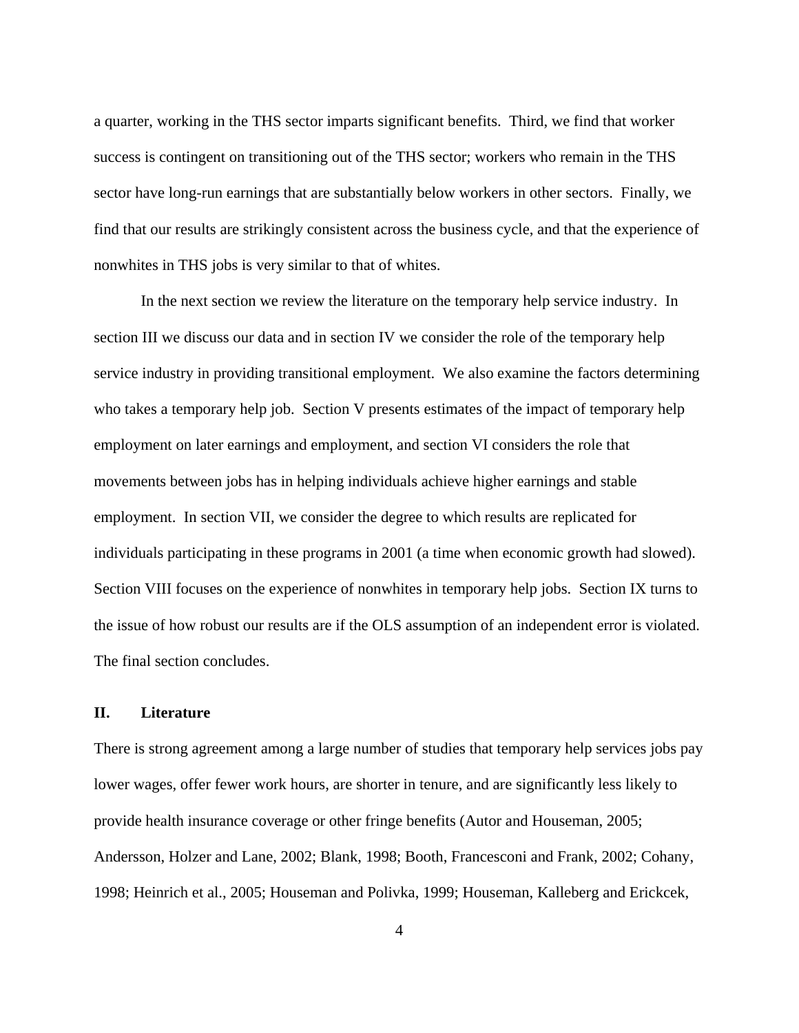a quarter, working in the THS sector imparts significant benefits. Third, we find that worker success is contingent on transitioning out of the THS sector; workers who remain in the THS sector have long-run earnings that are substantially below workers in other sectors. Finally, we find that our results are strikingly consistent across the business cycle, and that the experience of nonwhites in THS jobs is very similar to that of whites.

In the next section we review the literature on the temporary help service industry. In section III we discuss our data and in section IV we consider the role of the temporary help service industry in providing transitional employment. We also examine the factors determining who takes a temporary help job. Section V presents estimates of the impact of temporary help employment on later earnings and employment, and section VI considers the role that movements between jobs has in helping individuals achieve higher earnings and stable employment. In section VII, we consider the degree to which results are replicated for individuals participating in these programs in 2001 (a time when economic growth had slowed). Section VIII focuses on the experience of nonwhites in temporary help jobs. Section IX turns to the issue of how robust our results are if the OLS assumption of an independent error is violated. The final section concludes.

## II. Literature

There is strong agreement among a large number of studies that temporary help services jobs pay lower wages, offer fewer work hours, are shorter in tenure, and are significantly less likely to provide health insurance coverage or other fringe benefits (Autor and Houseman, 2005; Andersson, Holzer and Lane, 2002; Blank, 1998; Booth, Francesconi and Frank, 2002; Cohany, 1998; Heinrich et al., 2005; Houseman and Polivka, 1999; Houseman, Kalleberg and Erickcek,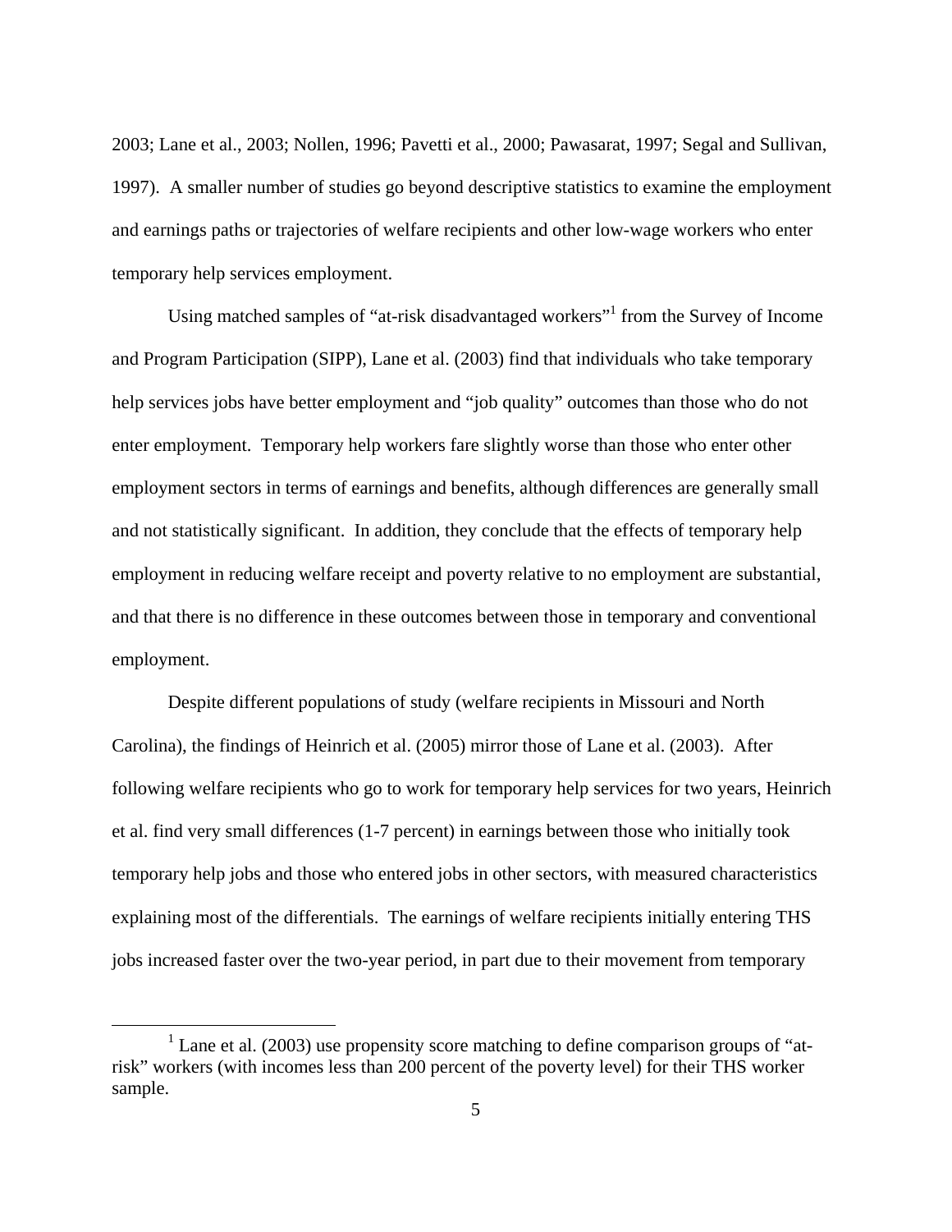2003; Lane et al., 2003; Nollen, 1996; Pavetti et al., 2000; Pawasarat, 1997; Segal and Sullivan, 1997). A smaller number of studies go beyond descriptive statistics to examine the employment and earnings paths or trajectories of welfare recipients and other low-wage workers who enter temporary help services employment.

Using matched samples of "at-risk disadvantaged workers"[1] from the Survey of Income and Program Participation (SIPP), Lane et al. (2003) find that individuals who take temporary help services jobs have better employment and "job quality" outcomes than those who do not enter employment. Temporary help workers fare slightly worse than those who enter other employment sectors in terms of earnings and benefits, although differences are generally small and not statistically significant. In addition, they conclude that the effects of temporary help employment in reducing welfare receipt and poverty relative to no employment are substantial, and that there is no difference in these outcomes between those in temporary and conventional employment.

Despite different populations of study (welfare recipients in Missouri and North Carolina), the findings of Heinrich et al. (2005) mirror those of Lane et al. (2003). After following welfare recipients who go to work for temporary help services for two years, Heinrich et al. find very small differences (1-7 percent) in earnings between those who initially took temporary help jobs and those who entered jobs in other sectors, with measured characteristics explaining most of the differentials. The earnings of welfare recipients initially entering THS jobs increased faster over the two-year period, in part due to their movement from temporary

[1] Lane et al. (2003) use propensity score matching to define comparison groups of "at-risk" workers (with incomes less than 200 percent of the poverty level) for their THS worker sample.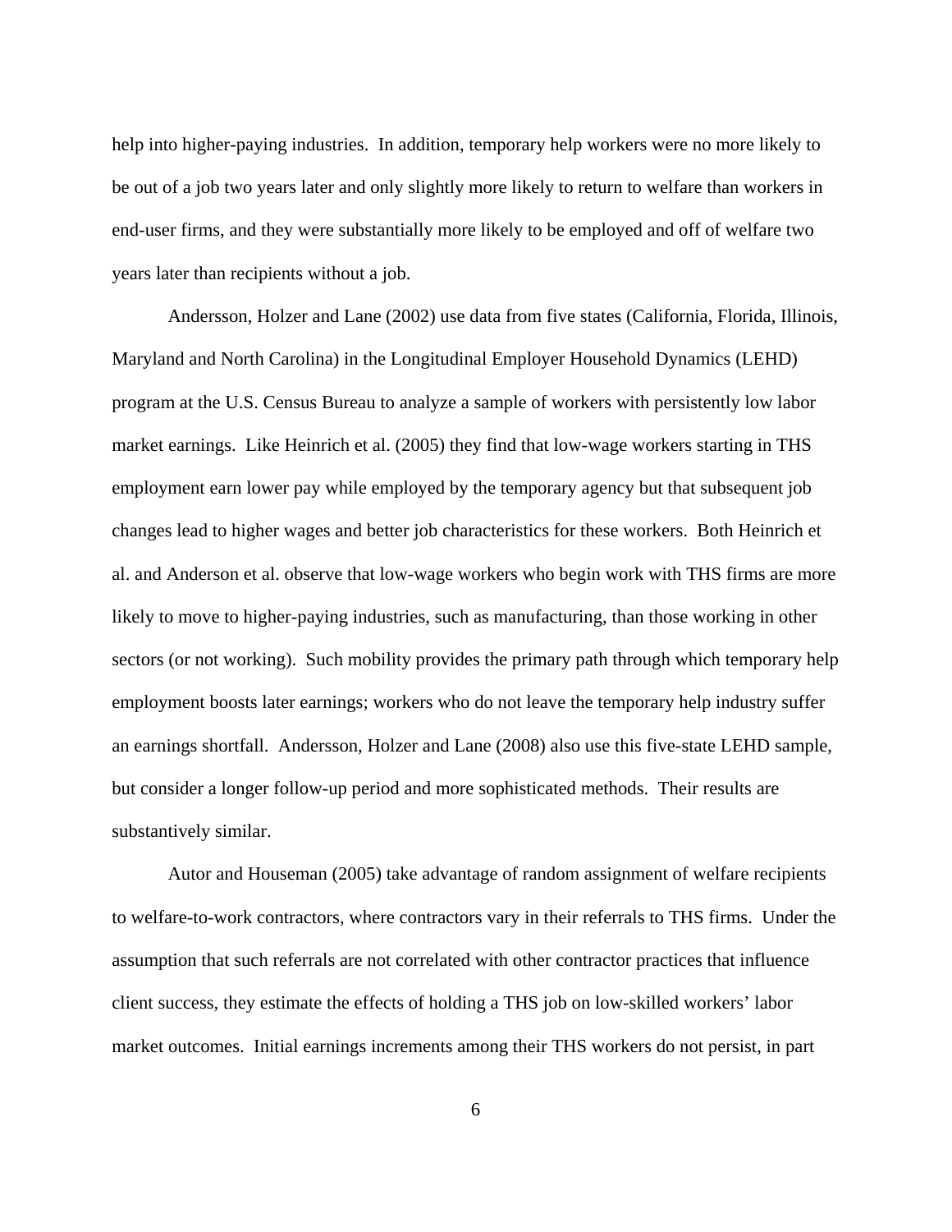help into higher-paying industries. In addition, temporary help workers were no more likely to be out of a job two years later and only slightly more likely to return to welfare than workers in end-user firms, and they were substantially more likely to be employed and off of welfare two years later than recipients without a job.

Andersson, Holzer and Lane (2002) use data from five states (California, Florida, Illinois, Maryland and North Carolina) in the Longitudinal Employer Household Dynamics (LEHD) program at the U.S. Census Bureau to analyze a sample of workers with persistently low labor market earnings. Like Heinrich et al. (2005) they find that low-wage workers starting in THS employment earn lower pay while employed by the temporary agency but that subsequent job changes lead to higher wages and better job characteristics for these workers. Both Heinrich et al. and Anderson et al. observe that low-wage workers who begin work with THS firms are more likely to move to higher-paying industries, such as manufacturing, than those working in other sectors (or not working). Such mobility provides the primary path through which temporary help employment boosts later earnings; workers who do not leave the temporary help industry suffer an earnings shortfall. Andersson, Holzer and Lane (2008) also use this five-state LEHD sample, but consider a longer follow-up period and more sophisticated methods. Their results are substantively similar.

Autor and Houseman (2005) take advantage of random assignment of welfare recipients to welfare-to-work contractors, where contractors vary in their referrals to THS firms. Under the assumption that such referrals are not correlated with other contractor practices that influence client success, they estimate the effects of holding a THS job on low-skilled workers' labor market outcomes. Initial earnings increments among their THS workers do not persist, in part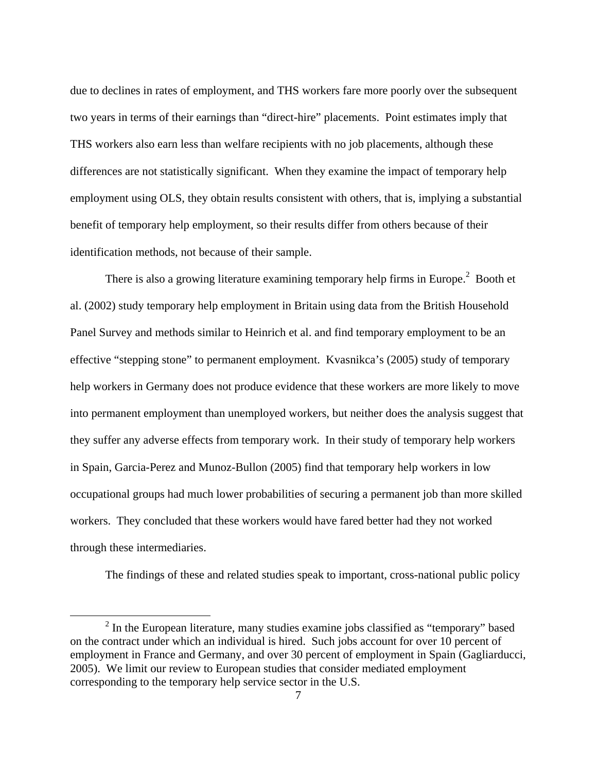due to declines in rates of employment, and THS workers fare more poorly over the subsequent two years in terms of their earnings than "direct-hire" placements. Point estimates imply that THS workers also earn less than welfare recipients with no job placements, although these differences are not statistically significant. When they examine the impact of temporary help employment using OLS, they obtain results consistent with others, that is, implying a substantial benefit of temporary help employment, so their results differ from others because of their identification methods, not because of their sample.

There is also a growing literature examining temporary help firms in Europe.[2] Booth et al. (2002) study temporary help employment in Britain using data from the British Household Panel Survey and methods similar to Heinrich et al. and find temporary employment to be an effective "stepping stone" to permanent employment. Kvasnikca's (2005) study of temporary help workers in Germany does not produce evidence that these workers are more likely to move into permanent employment than unemployed workers, but neither does the analysis suggest that they suffer any adverse effects from temporary work. In their study of temporary help workers in Spain, Garcia-Perez and Munoz-Bullon (2005) find that temporary help workers in low occupational groups had much lower probabilities of securing a permanent job than more skilled workers. They concluded that these workers would have fared better had they not worked through these intermediaries.

The findings of these and related studies speak to important, cross-national public policy

---

[2] In the European literature, many studies examine jobs classified as "temporary" based on the contract under which an individual is hired. Such jobs account for over 10 percent of employment in France and Germany, and over 30 percent of employment in Spain (Gagliarducci, 2005). We limit our review to European studies that consider mediated employment corresponding to the temporary help service sector in the U.S.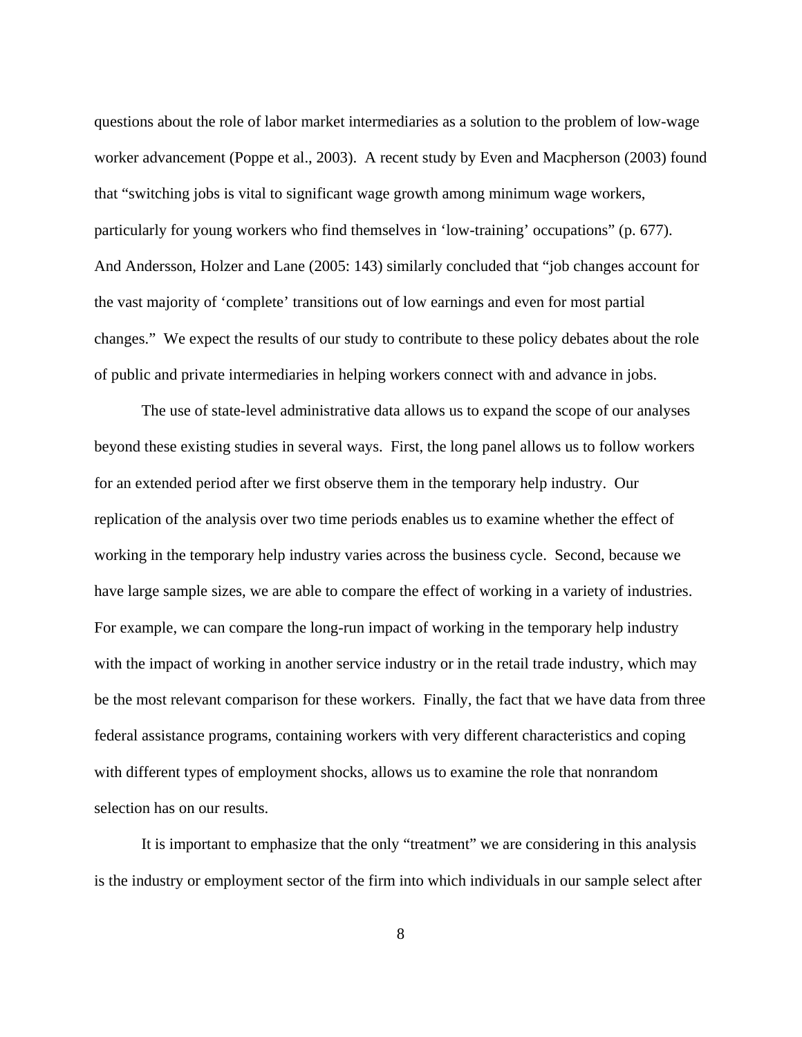questions about the role of labor market intermediaries as a solution to the problem of low-wage worker advancement (Poppe et al., 2003). A recent study by Even and Macpherson (2003) found that "switching jobs is vital to significant wage growth among minimum wage workers, particularly for young workers who find themselves in 'low-training' occupations" (p. 677). And Andersson, Holzer and Lane (2005: 143) similarly concluded that "job changes account for the vast majority of 'complete' transitions out of low earnings and even for most partial changes." We expect the results of our study to contribute to these policy debates about the role of public and private intermediaries in helping workers connect with and advance in jobs.

The use of state-level administrative data allows us to expand the scope of our analyses beyond these existing studies in several ways. First, the long panel allows us to follow workers for an extended period after we first observe them in the temporary help industry. Our replication of the analysis over two time periods enables us to examine whether the effect of working in the temporary help industry varies across the business cycle. Second, because we have large sample sizes, we are able to compare the effect of working in a variety of industries. For example, we can compare the long-run impact of working in the temporary help industry with the impact of working in another service industry or in the retail trade industry, which may be the most relevant comparison for these workers. Finally, the fact that we have data from three federal assistance programs, containing workers with very different characteristics and coping with different types of employment shocks, allows us to examine the role that nonrandom selection has on our results.

It is important to emphasize that the only "treatment" we are considering in this analysis is the industry or employment sector of the firm into which individuals in our sample select after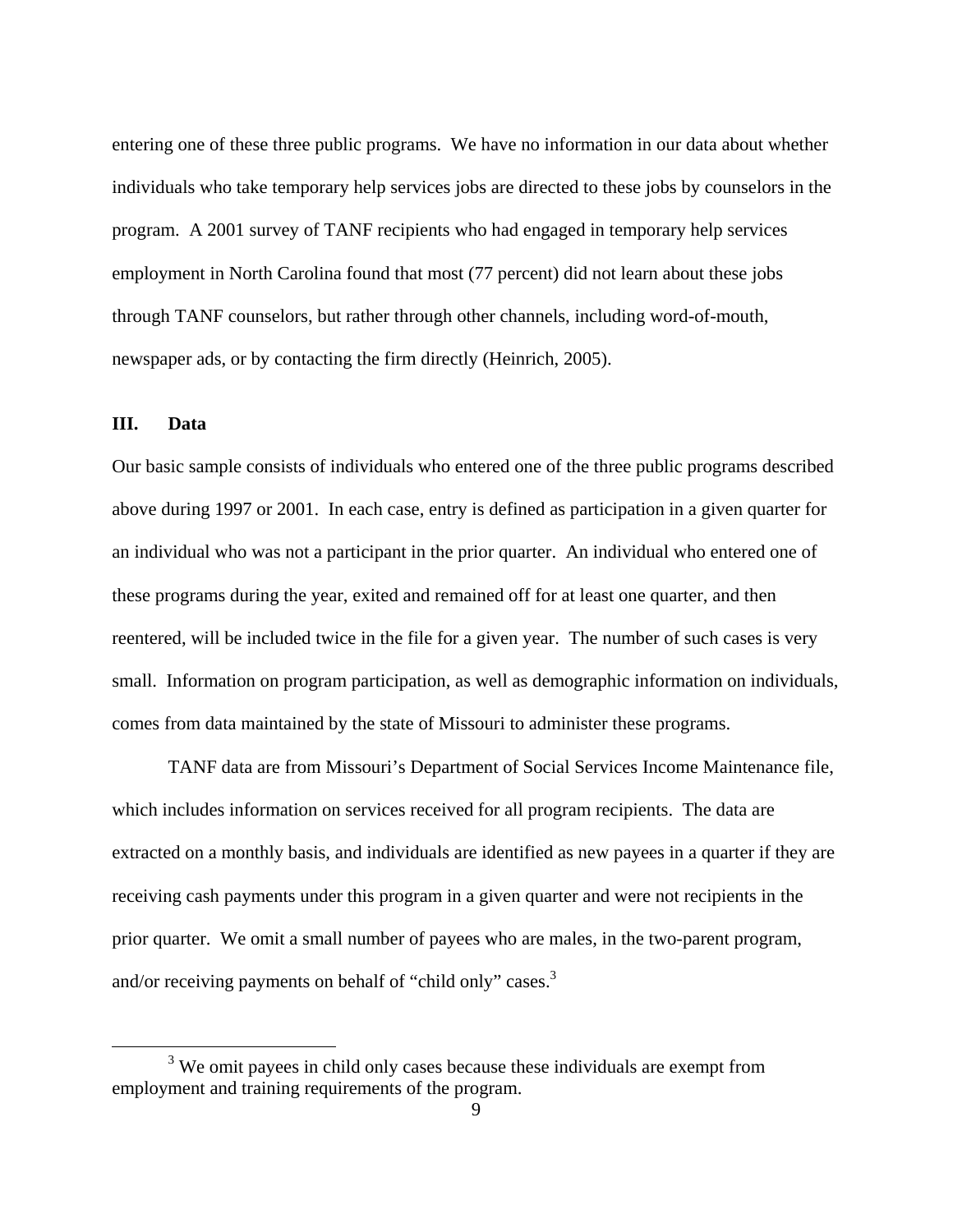entering one of these three public programs. We have no information in our data about whether individuals who take temporary help services jobs are directed to these jobs by counselors in the program. A 2001 survey of TANF recipients who had engaged in temporary help services employment in North Carolina found that most (77 percent) did not learn about these jobs through TANF counselors, but rather through other channels, including word-of-mouth, newspaper ads, or by contacting the firm directly (Heinrich, 2005).

## III. Data

Our basic sample consists of individuals who entered one of the three public programs described above during 1997 or 2001. In each case, entry is defined as participation in a given quarter for an individual who was not a participant in the prior quarter. An individual who entered one of these programs during the year, exited and remained off for at least one quarter, and then reentered, will be included twice in the file for a given year. The number of such cases is very small. Information on program participation, as well as demographic information on individuals, comes from data maintained by the state of Missouri to administer these programs.

TANF data are from Missouri's Department of Social Services Income Maintenance file, which includes information on services received for all program recipients. The data are extracted on a monthly basis, and individuals are identified as new payees in a quarter if they are receiving cash payments under this program in a given quarter and were not recipients in the prior quarter. We omit a small number of payees who are males, in the two-parent program, and/or receiving payments on behalf of "child only" cases.[3]

[3] We omit payees in child only cases because these individuals are exempt from employment and training requirements of the program.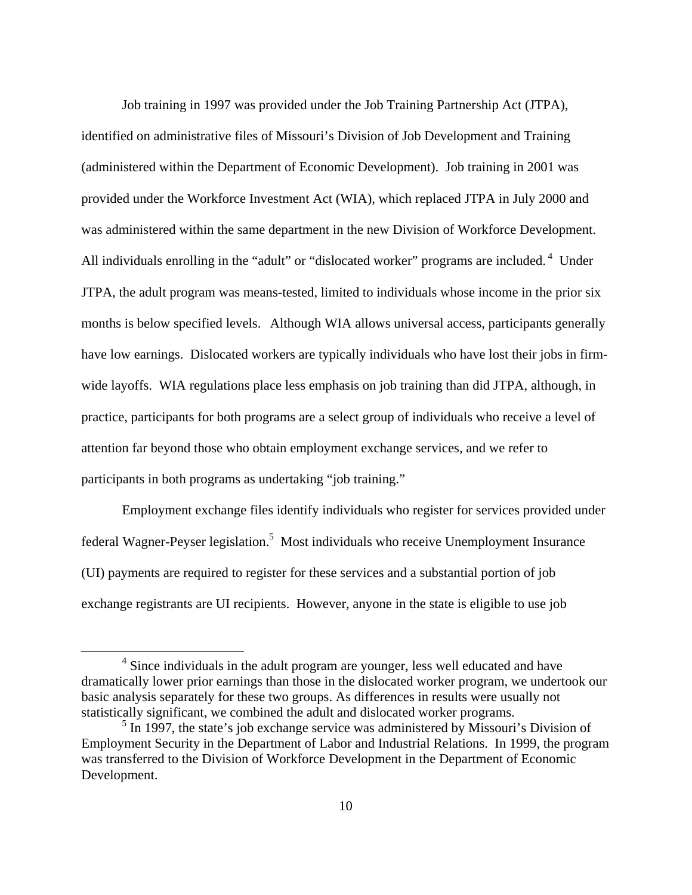Job training in 1997 was provided under the Job Training Partnership Act (JTPA), identified on administrative files of Missouri's Division of Job Development and Training (administered within the Department of Economic Development). Job training in 2001 was provided under the Workforce Investment Act (WIA), which replaced JTPA in July 2000 and was administered within the same department in the new Division of Workforce Development. All individuals enrolling in the "adult" or "dislocated worker" programs are included.[4] Under JTPA, the adult program was means-tested, limited to individuals whose income in the prior six months is below specified levels. Although WIA allows universal access, participants generally have low earnings. Dislocated workers are typically individuals who have lost their jobs in firm-wide layoffs. WIA regulations place less emphasis on job training than did JTPA, although, in practice, participants for both programs are a select group of individuals who receive a level of attention far beyond those who obtain employment exchange services, and we refer to participants in both programs as undertaking "job training."

Employment exchange files identify individuals who register for services provided under federal Wagner-Peyser legislation.[5] Most individuals who receive Unemployment Insurance (UI) payments are required to register for these services and a substantial portion of job exchange registrants are UI recipients. However, anyone in the state is eligible to use job

---

[4] Since individuals in the adult program are younger, less well educated and have dramatically lower prior earnings than those in the dislocated worker program, we undertook our basic analysis separately for these two groups. As differences in results were usually not statistically significant, we combined the adult and dislocated worker programs.

[5] In 1997, the state's job exchange service was administered by Missouri's Division of Employment Security in the Department of Labor and Industrial Relations. In 1999, the program was transferred to the Division of Workforce Development in the Department of Economic Development.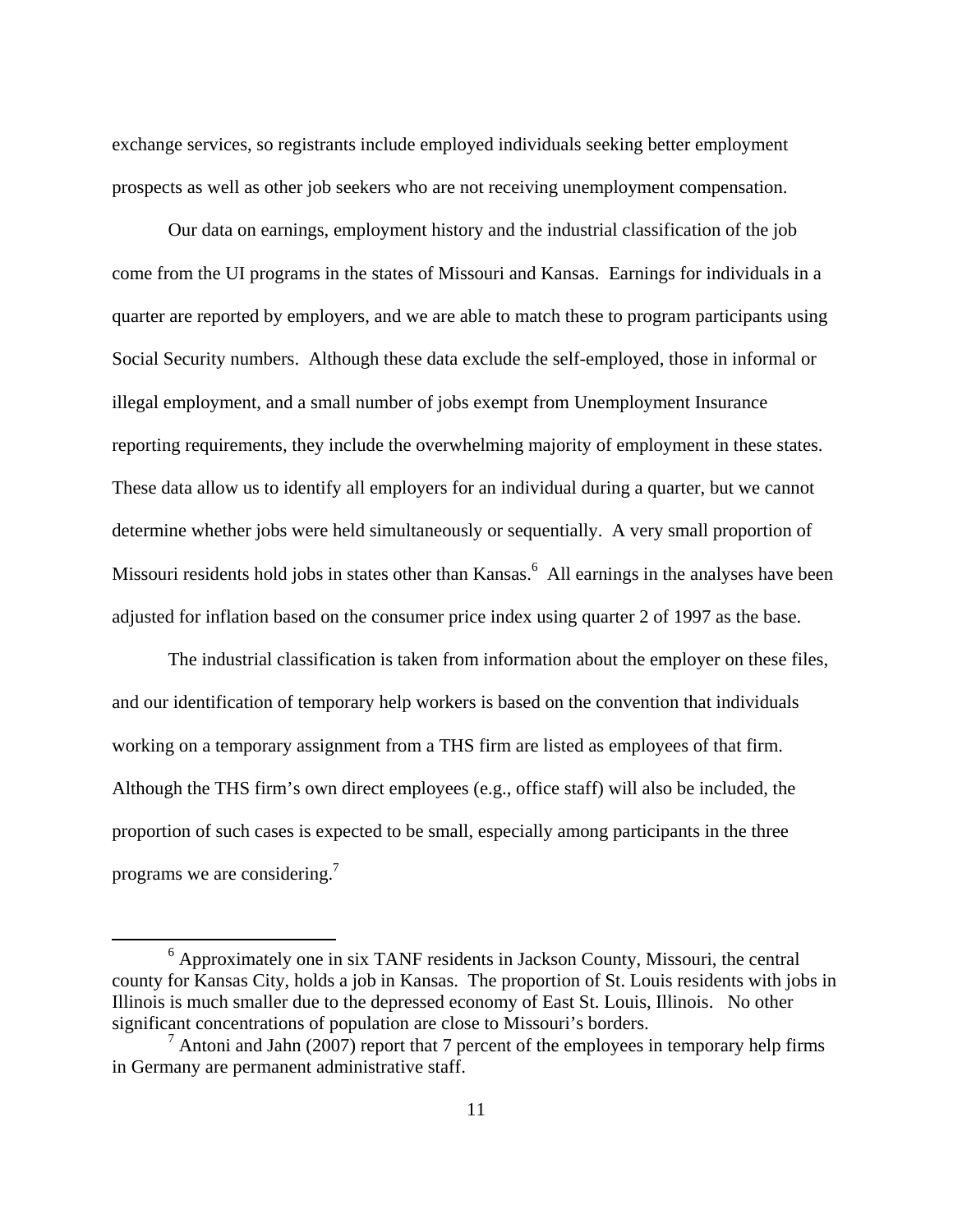exchange services, so registrants include employed individuals seeking better employment prospects as well as other job seekers who are not receiving unemployment compensation.

Our data on earnings, employment history and the industrial classification of the job come from the UI programs in the states of Missouri and Kansas. Earnings for individuals in a quarter are reported by employers, and we are able to match these to program participants using Social Security numbers. Although these data exclude the self-employed, those in informal or illegal employment, and a small number of jobs exempt from Unemployment Insurance reporting requirements, they include the overwhelming majority of employment in these states. These data allow us to identify all employers for an individual during a quarter, but we cannot determine whether jobs were held simultaneously or sequentially. A very small proportion of Missouri residents hold jobs in states other than Kansas.[6] All earnings in the analyses have been adjusted for inflation based on the consumer price index using quarter 2 of 1997 as the base.

The industrial classification is taken from information about the employer on these files, and our identification of temporary help workers is based on the convention that individuals working on a temporary assignment from a THS firm are listed as employees of that firm. Although the THS firm's own direct employees (e.g., office staff) will also be included, the proportion of such cases is expected to be small, especially among participants in the three programs we are considering.[7]

---

[6] Approximately one in six TANF residents in Jackson County, Missouri, the central county for Kansas City, holds a job in Kansas. The proportion of St. Louis residents with jobs in Illinois is much smaller due to the depressed economy of East St. Louis, Illinois. No other significant concentrations of population are close to Missouri's borders.

[7] Antoni and Jahn (2007) report that 7 percent of the employees in temporary help firms in Germany are permanent administrative staff.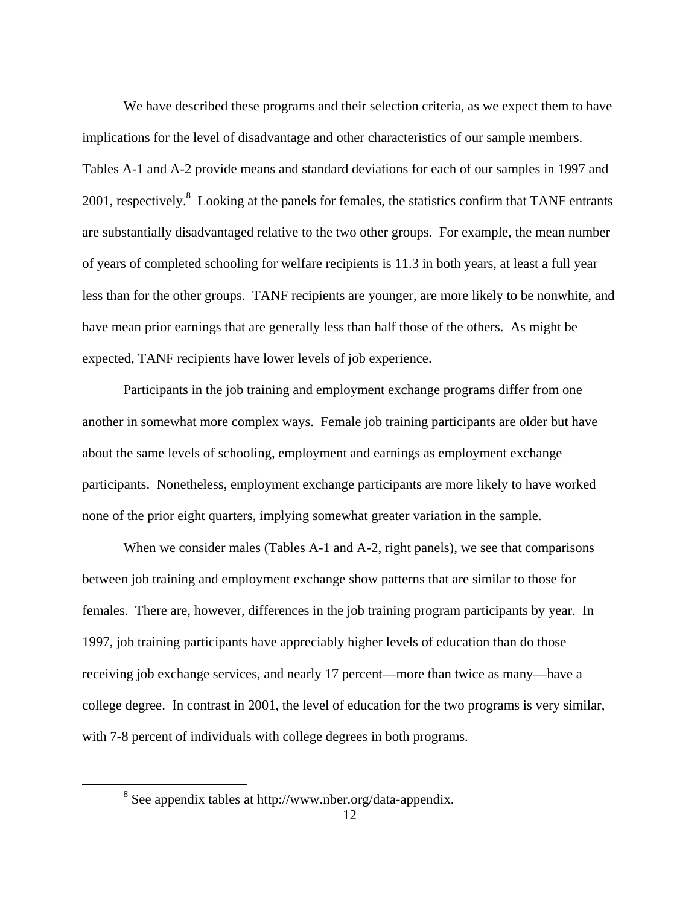We have described these programs and their selection criteria, as we expect them to have implications for the level of disadvantage and other characteristics of our sample members. Tables A-1 and A-2 provide means and standard deviations for each of our samples in 1997 and 2001, respectively.[8] Looking at the panels for females, the statistics confirm that TANF entrants are substantially disadvantaged relative to the two other groups. For example, the mean number of years of completed schooling for welfare recipients is 11.3 in both years, at least a full year less than for the other groups. TANF recipients are younger, are more likely to be nonwhite, and have mean prior earnings that are generally less than half those of the others. As might be expected, TANF recipients have lower levels of job experience.

Participants in the job training and employment exchange programs differ from one another in somewhat more complex ways. Female job training participants are older but have about the same levels of schooling, employment and earnings as employment exchange participants. Nonetheless, employment exchange participants are more likely to have worked none of the prior eight quarters, implying somewhat greater variation in the sample.

When we consider males (Tables A-1 and A-2, right panels), we see that comparisons between job training and employment exchange show patterns that are similar to those for females. There are, however, differences in the job training program participants by year. In 1997, job training participants have appreciably higher levels of education than do those receiving job exchange services, and nearly 17 percent—more than twice as many—have a college degree. In contrast in 2001, the level of education for the two programs is very similar, with 7-8 percent of individuals with college degrees in both programs.

[8] See appendix tables at http://www.nber.org/data-appendix.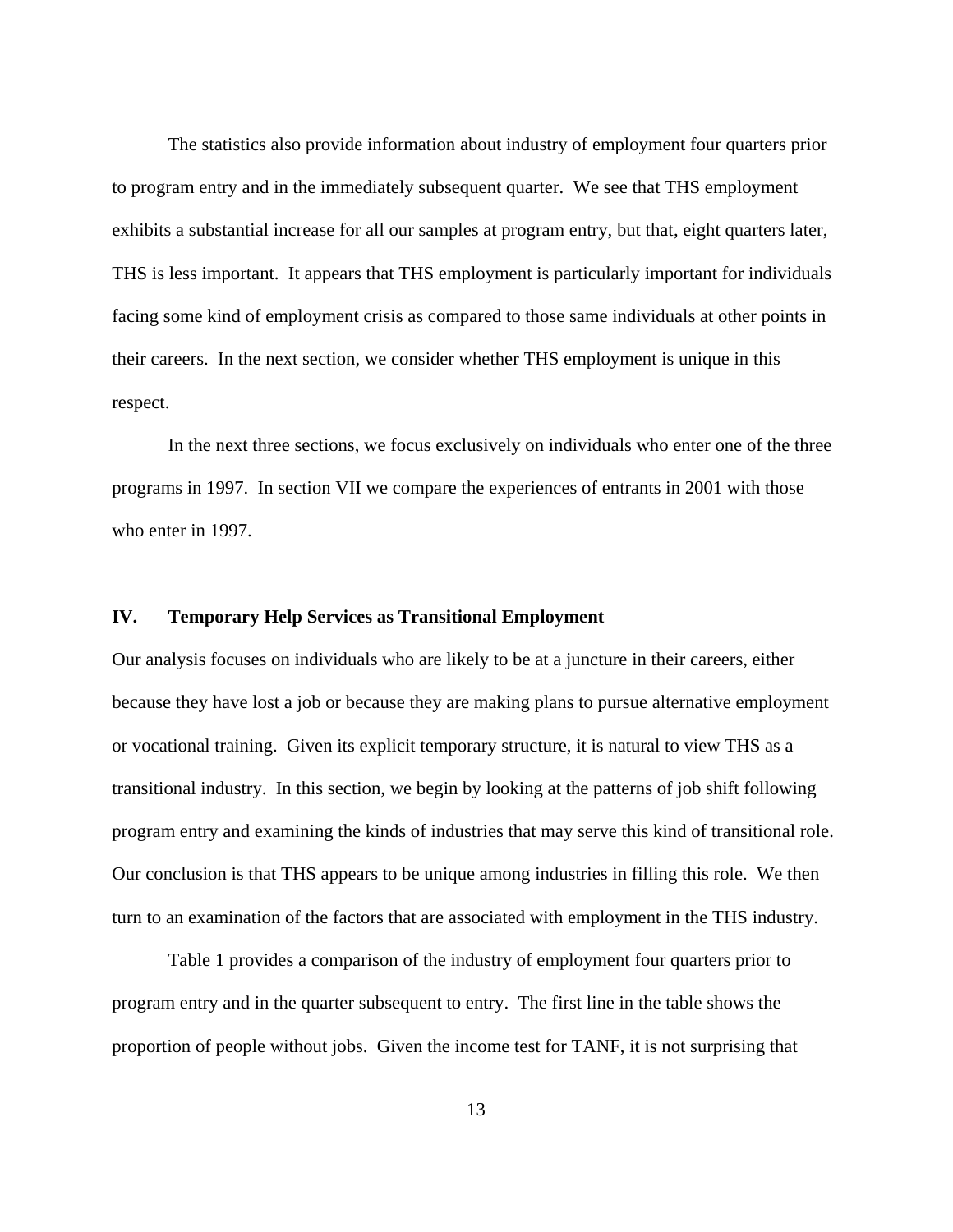The statistics also provide information about industry of employment four quarters prior to program entry and in the immediately subsequent quarter. We see that THS employment exhibits a substantial increase for all our samples at program entry, but that, eight quarters later, THS is less important. It appears that THS employment is particularly important for individuals facing some kind of employment crisis as compared to those same individuals at other points in their careers. In the next section, we consider whether THS employment is unique in this respect.

In the next three sections, we focus exclusively on individuals who enter one of the three programs in 1997. In section VII we compare the experiences of entrants in 2001 with those who enter in 1997.

## IV. Temporary Help Services as Transitional Employment

Our analysis focuses on individuals who are likely to be at a juncture in their careers, either because they have lost a job or because they are making plans to pursue alternative employment or vocational training. Given its explicit temporary structure, it is natural to view THS as a transitional industry. In this section, we begin by looking at the patterns of job shift following program entry and examining the kinds of industries that may serve this kind of transitional role. Our conclusion is that THS appears to be unique among industries in filling this role. We then turn to an examination of the factors that are associated with employment in the THS industry.

Table 1 provides a comparison of the industry of employment four quarters prior to program entry and in the quarter subsequent to entry. The first line in the table shows the proportion of people without jobs. Given the income test for TANF, it is not surprising that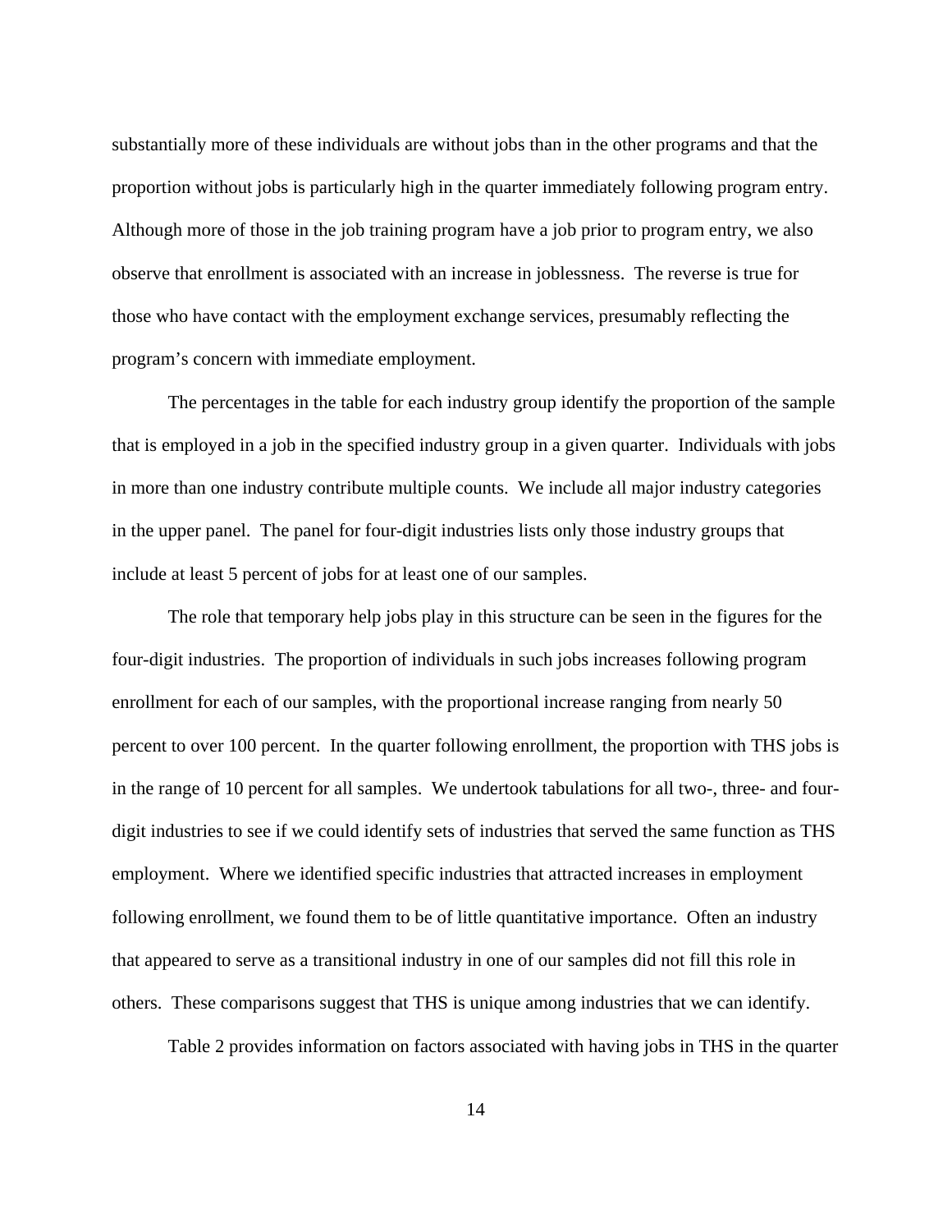substantially more of these individuals are without jobs than in the other programs and that the proportion without jobs is particularly high in the quarter immediately following program entry. Although more of those in the job training program have a job prior to program entry, we also observe that enrollment is associated with an increase in joblessness. The reverse is true for those who have contact with the employment exchange services, presumably reflecting the program's concern with immediate employment.

The percentages in the table for each industry group identify the proportion of the sample that is employed in a job in the specified industry group in a given quarter. Individuals with jobs in more than one industry contribute multiple counts. We include all major industry categories in the upper panel. The panel for four-digit industries lists only those industry groups that include at least 5 percent of jobs for at least one of our samples.

The role that temporary help jobs play in this structure can be seen in the figures for the four-digit industries. The proportion of individuals in such jobs increases following program enrollment for each of our samples, with the proportional increase ranging from nearly 50 percent to over 100 percent. In the quarter following enrollment, the proportion with THS jobs is in the range of 10 percent for all samples. We undertook tabulations for all two-, three- and four-digit industries to see if we could identify sets of industries that served the same function as THS employment. Where we identified specific industries that attracted increases in employment following enrollment, we found them to be of little quantitative importance. Often an industry that appeared to serve as a transitional industry in one of our samples did not fill this role in others. These comparisons suggest that THS is unique among industries that we can identify.

Table 2 provides information on factors associated with having jobs in THS in the quarter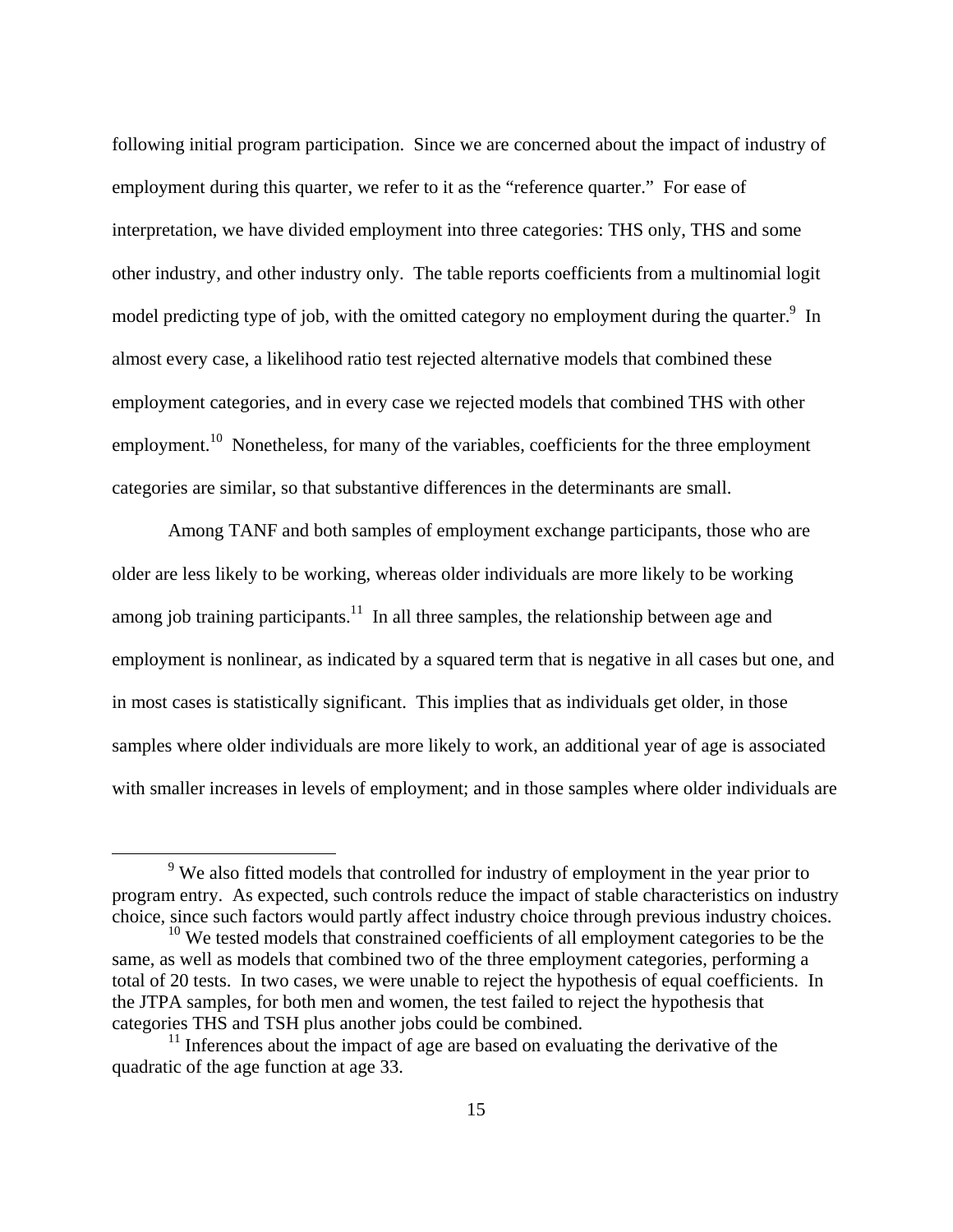following initial program participation. Since we are concerned about the impact of industry of employment during this quarter, we refer to it as the "reference quarter." For ease of interpretation, we have divided employment into three categories: THS only, THS and some other industry, and other industry only. The table reports coefficients from a multinomial logit model predicting type of job, with the omitted category no employment during the quarter.[9] In almost every case, a likelihood ratio test rejected alternative models that combined these employment categories, and in every case we rejected models that combined THS with other employment.[10] Nonetheless, for many of the variables, coefficients for the three employment categories are similar, so that substantive differences in the determinants are small.

Among TANF and both samples of employment exchange participants, those who are older are less likely to be working, whereas older individuals are more likely to be working among job training participants.[11] In all three samples, the relationship between age and employment is nonlinear, as indicated by a squared term that is negative in all cases but one, and in most cases is statistically significant. This implies that as individuals get older, in those samples where older individuals are more likely to work, an additional year of age is associated with smaller increases in levels of employment; and in those samples where older individuals are

---

[9] We also fitted models that controlled for industry of employment in the year prior to program entry. As expected, such controls reduce the impact of stable characteristics on industry choice, since such factors would partly affect industry choice through previous industry choices.

[10] We tested models that constrained coefficients of all employment categories to be the same, as well as models that combined two of the three employment categories, performing a total of 20 tests. In two cases, we were unable to reject the hypothesis of equal coefficients. In the JTPA samples, for both men and women, the test failed to reject the hypothesis that categories THS and TSH plus another jobs could be combined.

[11] Inferences about the impact of age are based on evaluating the derivative of the quadratic of the age function at age 33.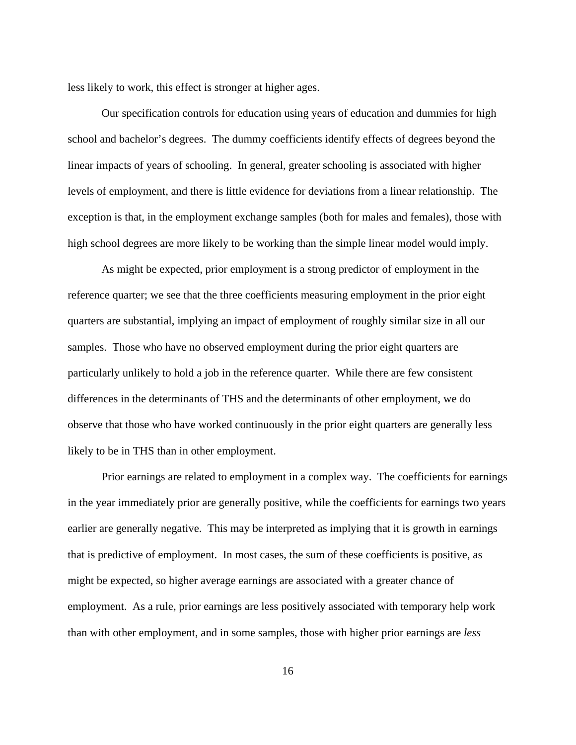less likely to work, this effect is stronger at higher ages.

Our specification controls for education using years of education and dummies for high school and bachelor's degrees. The dummy coefficients identify effects of degrees beyond the linear impacts of years of schooling. In general, greater schooling is associated with higher levels of employment, and there is little evidence for deviations from a linear relationship. The exception is that, in the employment exchange samples (both for males and females), those with high school degrees are more likely to be working than the simple linear model would imply.

As might be expected, prior employment is a strong predictor of employment in the reference quarter; we see that the three coefficients measuring employment in the prior eight quarters are substantial, implying an impact of employment of roughly similar size in all our samples. Those who have no observed employment during the prior eight quarters are particularly unlikely to hold a job in the reference quarter. While there are few consistent differences in the determinants of THS and the determinants of other employment, we do observe that those who have worked continuously in the prior eight quarters are generally less likely to be in THS than in other employment.

Prior earnings are related to employment in a complex way. The coefficients for earnings in the year immediately prior are generally positive, while the coefficients for earnings two years earlier are generally negative. This may be interpreted as implying that it is growth in earnings that is predictive of employment. In most cases, the sum of these coefficients is positive, as might be expected, so higher average earnings are associated with a greater chance of employment. As a rule, prior earnings are less positively associated with temporary help work than with other employment, and in some samples, those with higher prior earnings are *less*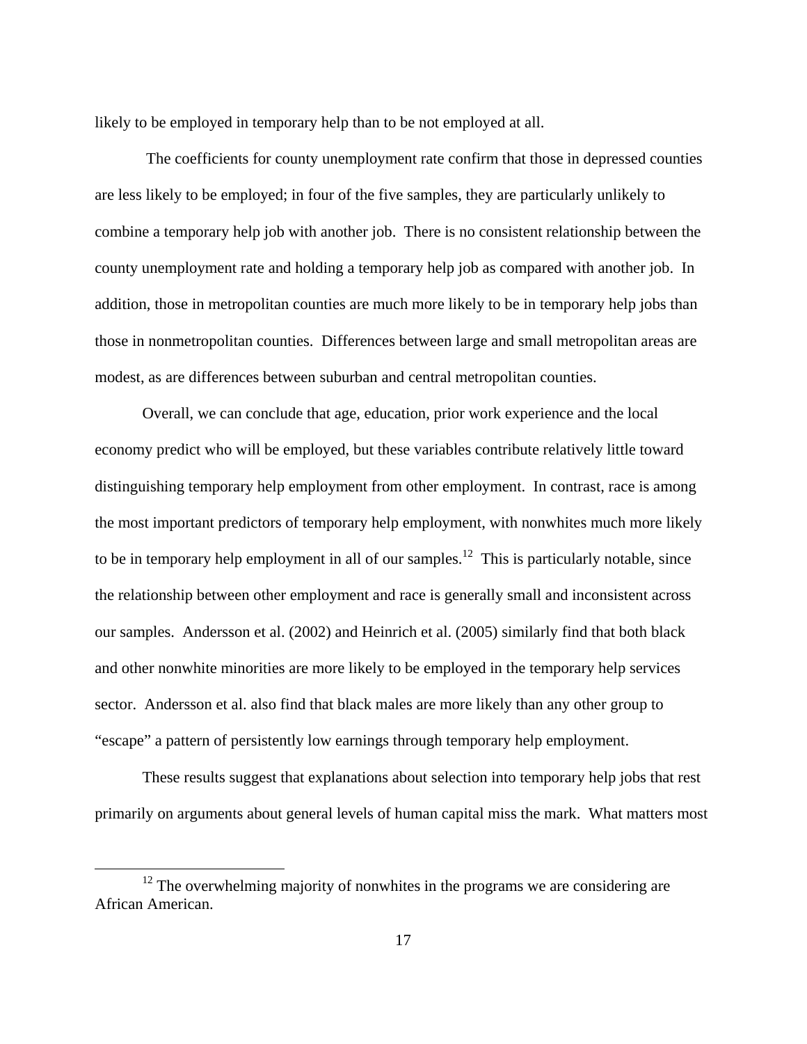likely to be employed in temporary help than to be not employed at all.

The coefficients for county unemployment rate confirm that those in depressed counties are less likely to be employed; in four of the five samples, they are particularly unlikely to combine a temporary help job with another job. There is no consistent relationship between the county unemployment rate and holding a temporary help job as compared with another job. In addition, those in metropolitan counties are much more likely to be in temporary help jobs than those in nonmetropolitan counties. Differences between large and small metropolitan areas are modest, as are differences between suburban and central metropolitan counties.

Overall, we can conclude that age, education, prior work experience and the local economy predict who will be employed, but these variables contribute relatively little toward distinguishing temporary help employment from other employment. In contrast, race is among the most important predictors of temporary help employment, with nonwhites much more likely to be in temporary help employment in all of our samples.[12] This is particularly notable, since the relationship between other employment and race is generally small and inconsistent across our samples. Andersson et al. (2002) and Heinrich et al. (2005) similarly find that both black and other nonwhite minorities are more likely to be employed in the temporary help services sector. Andersson et al. also find that black males are more likely than any other group to "escape" a pattern of persistently low earnings through temporary help employment.

These results suggest that explanations about selection into temporary help jobs that rest primarily on arguments about general levels of human capital miss the mark. What matters most

[12] The overwhelming majority of nonwhites in the programs we are considering are African American.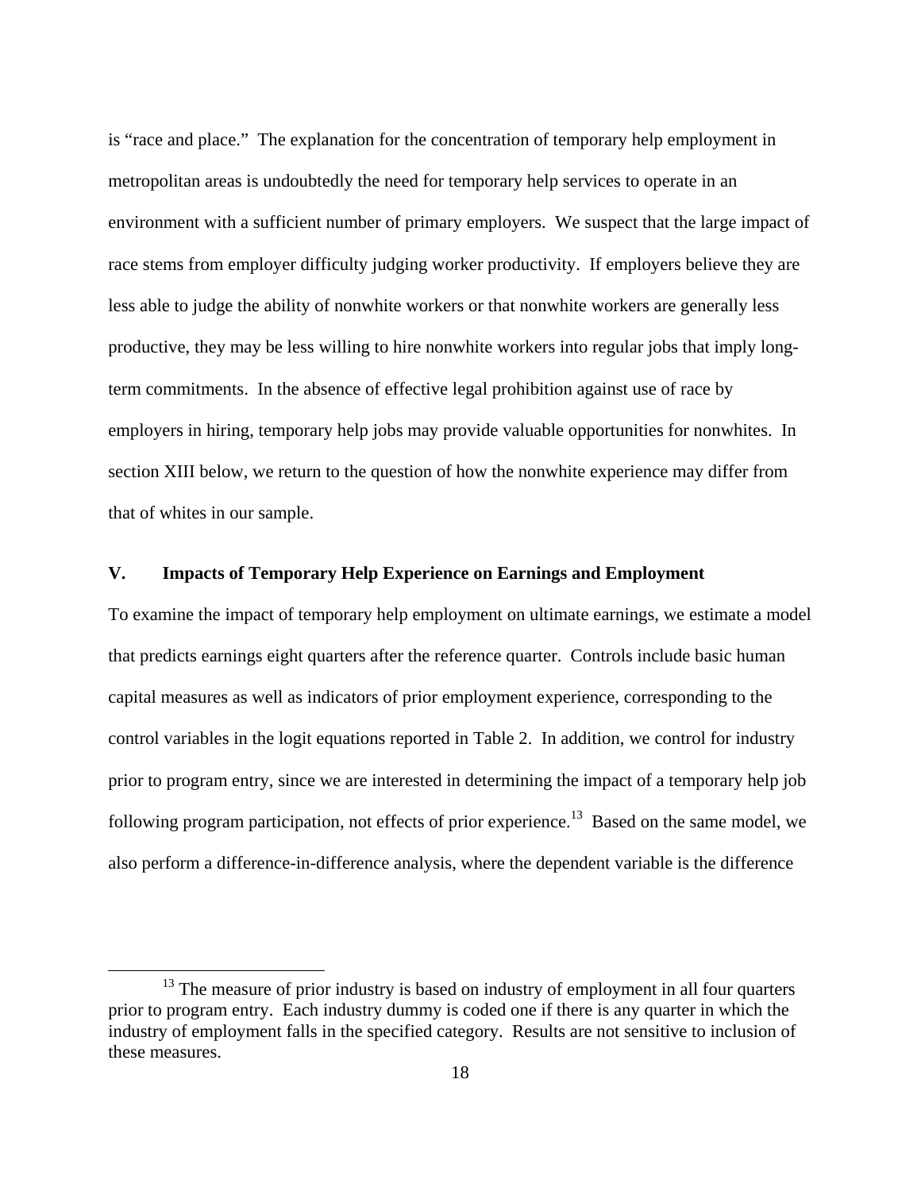is "race and place." The explanation for the concentration of temporary help employment in metropolitan areas is undoubtedly the need for temporary help services to operate in an environment with a sufficient number of primary employers. We suspect that the large impact of race stems from employer difficulty judging worker productivity. If employers believe they are less able to judge the ability of nonwhite workers or that nonwhite workers are generally less productive, they may be less willing to hire nonwhite workers into regular jobs that imply long-term commitments. In the absence of effective legal prohibition against use of race by employers in hiring, temporary help jobs may provide valuable opportunities for nonwhites. In section XIII below, we return to the question of how the nonwhite experience may differ from that of whites in our sample.

## V. Impacts of Temporary Help Experience on Earnings and Employment

To examine the impact of temporary help employment on ultimate earnings, we estimate a model that predicts earnings eight quarters after the reference quarter. Controls include basic human capital measures as well as indicators of prior employment experience, corresponding to the control variables in the logit equations reported in Table 2. In addition, we control for industry prior to program entry, since we are interested in determining the impact of a temporary help job following program participation, not effects of prior experience.[13] Based on the same model, we also perform a difference-in-difference analysis, where the dependent variable is the difference

[13] The measure of prior industry is based on industry of employment in all four quarters prior to program entry. Each industry dummy is coded one if there is any quarter in which the industry of employment falls in the specified category. Results are not sensitive to inclusion of these measures.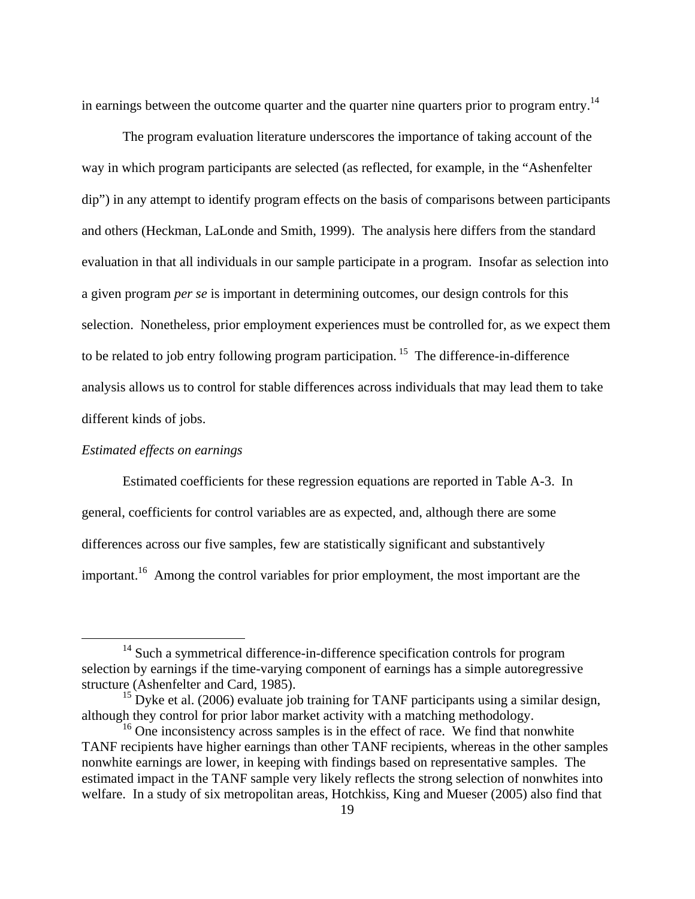in earnings between the outcome quarter and the quarter nine quarters prior to program entry.[14]

The program evaluation literature underscores the importance of taking account of the way in which program participants are selected (as reflected, for example, in the "Ashenfelter dip") in any attempt to identify program effects on the basis of comparisons between participants and others (Heckman, LaLonde and Smith, 1999). The analysis here differs from the standard evaluation in that all individuals in our sample participate in a program. Insofar as selection into a given program *per se* is important in determining outcomes, our design controls for this selection. Nonetheless, prior employment experiences must be controlled for, as we expect them to be related to job entry following program participation.[15] The difference-in-difference analysis allows us to control for stable differences across individuals that may lead them to take different kinds of jobs.

*Estimated effects on earnings*

Estimated coefficients for these regression equations are reported in Table A-3. In general, coefficients for control variables are as expected, and, although there are some differences across our five samples, few are statistically significant and substantively important.[16] Among the control variables for prior employment, the most important are the

---

[14] Such a symmetrical difference-in-difference specification controls for program selection by earnings if the time-varying component of earnings has a simple autoregressive structure (Ashenfelter and Card, 1985).

[15] Dyke et al. (2006) evaluate job training for TANF participants using a similar design, although they control for prior labor market activity with a matching methodology.

[16] One inconsistency across samples is in the effect of race. We find that nonwhite TANF recipients have higher earnings than other TANF recipients, whereas in the other samples nonwhite earnings are lower, in keeping with findings based on representative samples. The estimated impact in the TANF sample very likely reflects the strong selection of nonwhites into welfare. In a study of six metropolitan areas, Hotchkiss, King and Mueser (2005) also find that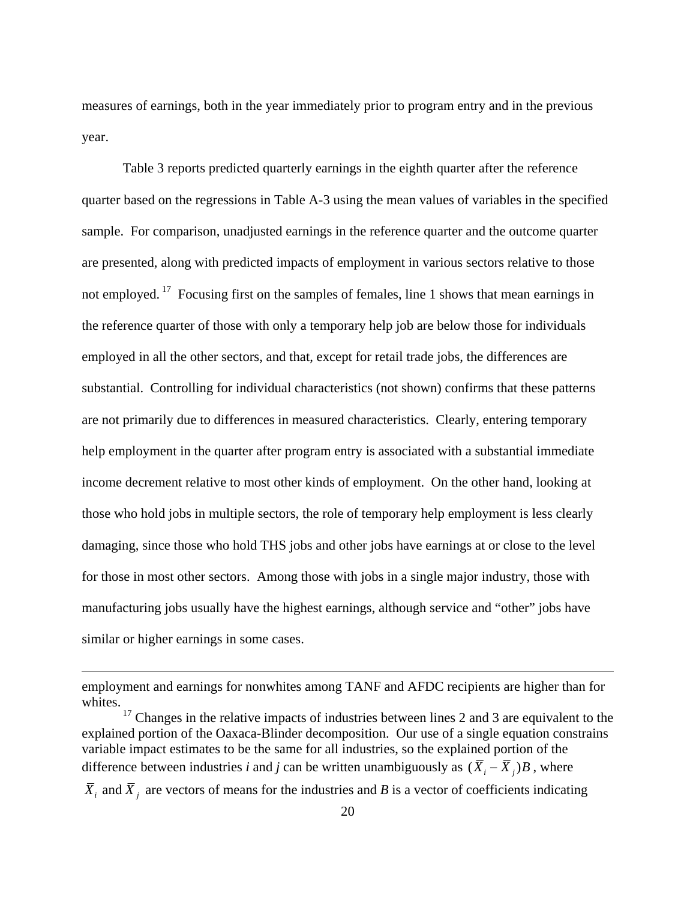measures of earnings, both in the year immediately prior to program entry and in the previous year.

Table 3 reports predicted quarterly earnings in the eighth quarter after the reference quarter based on the regressions in Table A-3 using the mean values of variables in the specified sample. For comparison, unadjusted earnings in the reference quarter and the outcome quarter are presented, along with predicted impacts of employment in various sectors relative to those not employed.[17] Focusing first on the samples of females, line 1 shows that mean earnings in the reference quarter of those with only a temporary help job are below those for individuals employed in all the other sectors, and that, except for retail trade jobs, the differences are substantial. Controlling for individual characteristics (not shown) confirms that these patterns are not primarily due to differences in measured characteristics. Clearly, entering temporary help employment in the quarter after program entry is associated with a substantial immediate income decrement relative to most other kinds of employment. On the other hand, looking at those who hold jobs in multiple sectors, the role of temporary help employment is less clearly damaging, since those who hold THS jobs and other jobs have earnings at or close to the level for those in most other sectors. Among those with jobs in a single major industry, those with manufacturing jobs usually have the highest earnings, although service and "other" jobs have similar or higher earnings in some cases.

---

employment and earnings for nonwhites among TANF and AFDC recipients are higher than for whites.

[17] Changes in the relative impacts of industries between lines 2 and 3 are equivalent to the explained portion of the Oaxaca-Blinder decomposition. Our use of a single equation constrains variable impact estimates to be the same for all industries, so the explained portion of the difference between industries *i* and *j* can be written unambiguously as $(\overline{X}_i - \overline{X}_j)B$, where $\overline{X}_i$ and $\overline{X}_j$ are vectors of means for the industries and *B* is a vector of coefficients indicating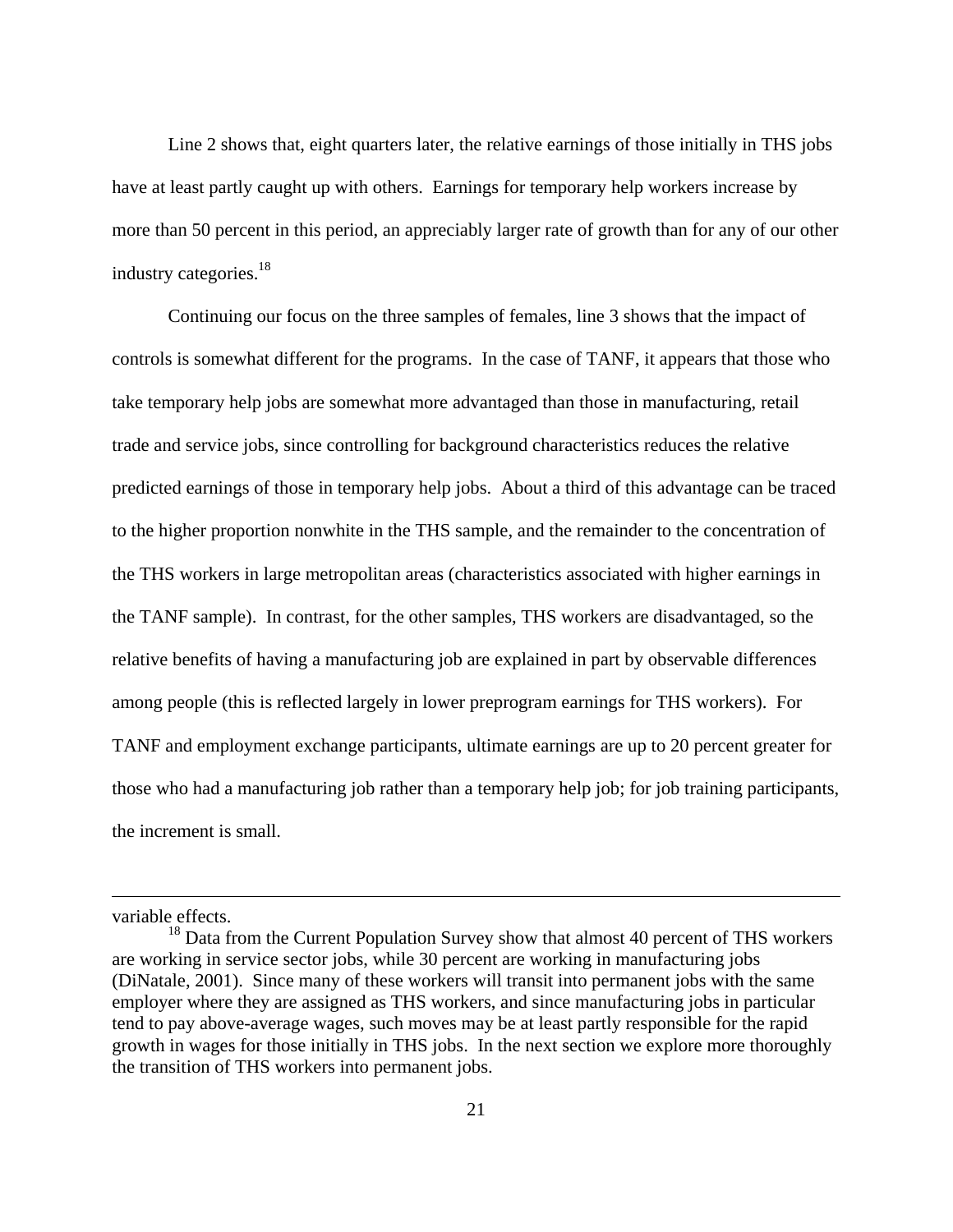Line 2 shows that, eight quarters later, the relative earnings of those initially in THS jobs have at least partly caught up with others. Earnings for temporary help workers increase by more than 50 percent in this period, an appreciably larger rate of growth than for any of our other industry categories.[18]

Continuing our focus on the three samples of females, line 3 shows that the impact of controls is somewhat different for the programs. In the case of TANF, it appears that those who take temporary help jobs are somewhat more advantaged than those in manufacturing, retail trade and service jobs, since controlling for background characteristics reduces the relative predicted earnings of those in temporary help jobs. About a third of this advantage can be traced to the higher proportion nonwhite in the THS sample, and the remainder to the concentration of the THS workers in large metropolitan areas (characteristics associated with higher earnings in the TANF sample). In contrast, for the other samples, THS workers are disadvantaged, so the relative benefits of having a manufacturing job are explained in part by observable differences among people (this is reflected largely in lower preprogram earnings for THS workers). For TANF and employment exchange participants, ultimate earnings are up to 20 percent greater for those who had a manufacturing job rather than a temporary help job; for job training participants, the increment is small.

---

variable effects.

[18] Data from the Current Population Survey show that almost 40 percent of THS workers are working in service sector jobs, while 30 percent are working in manufacturing jobs (DiNatale, 2001). Since many of these workers will transit into permanent jobs with the same employer where they are assigned as THS workers, and since manufacturing jobs in particular tend to pay above-average wages, such moves may be at least partly responsible for the rapid growth in wages for those initially in THS jobs. In the next section we explore more thoroughly the transition of THS workers into permanent jobs.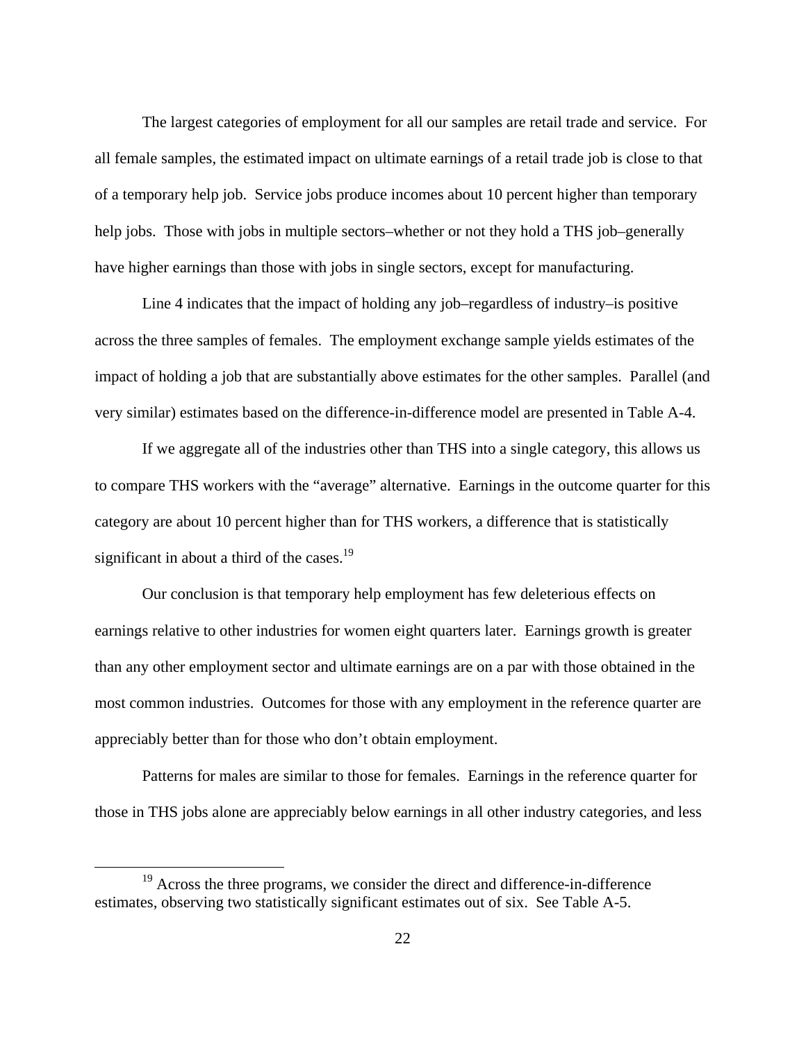The largest categories of employment for all our samples are retail trade and service. For all female samples, the estimated impact on ultimate earnings of a retail trade job is close to that of a temporary help job. Service jobs produce incomes about 10 percent higher than temporary help jobs. Those with jobs in multiple sectors–whether or not they hold a THS job–generally have higher earnings than those with jobs in single sectors, except for manufacturing.

Line 4 indicates that the impact of holding any job–regardless of industry–is positive across the three samples of females. The employment exchange sample yields estimates of the impact of holding a job that are substantially above estimates for the other samples. Parallel (and very similar) estimates based on the difference-in-difference model are presented in Table A-4.

If we aggregate all of the industries other than THS into a single category, this allows us to compare THS workers with the "average" alternative. Earnings in the outcome quarter for this category are about 10 percent higher than for THS workers, a difference that is statistically significant in about a third of the cases.[19]

Our conclusion is that temporary help employment has few deleterious effects on earnings relative to other industries for women eight quarters later. Earnings growth is greater than any other employment sector and ultimate earnings are on a par with those obtained in the most common industries. Outcomes for those with any employment in the reference quarter are appreciably better than for those who don't obtain employment.

Patterns for males are similar to those for females. Earnings in the reference quarter for those in THS jobs alone are appreciably below earnings in all other industry categories, and less

---

[19] Across the three programs, we consider the direct and difference-in-difference estimates, observing two statistically significant estimates out of six. See Table A-5.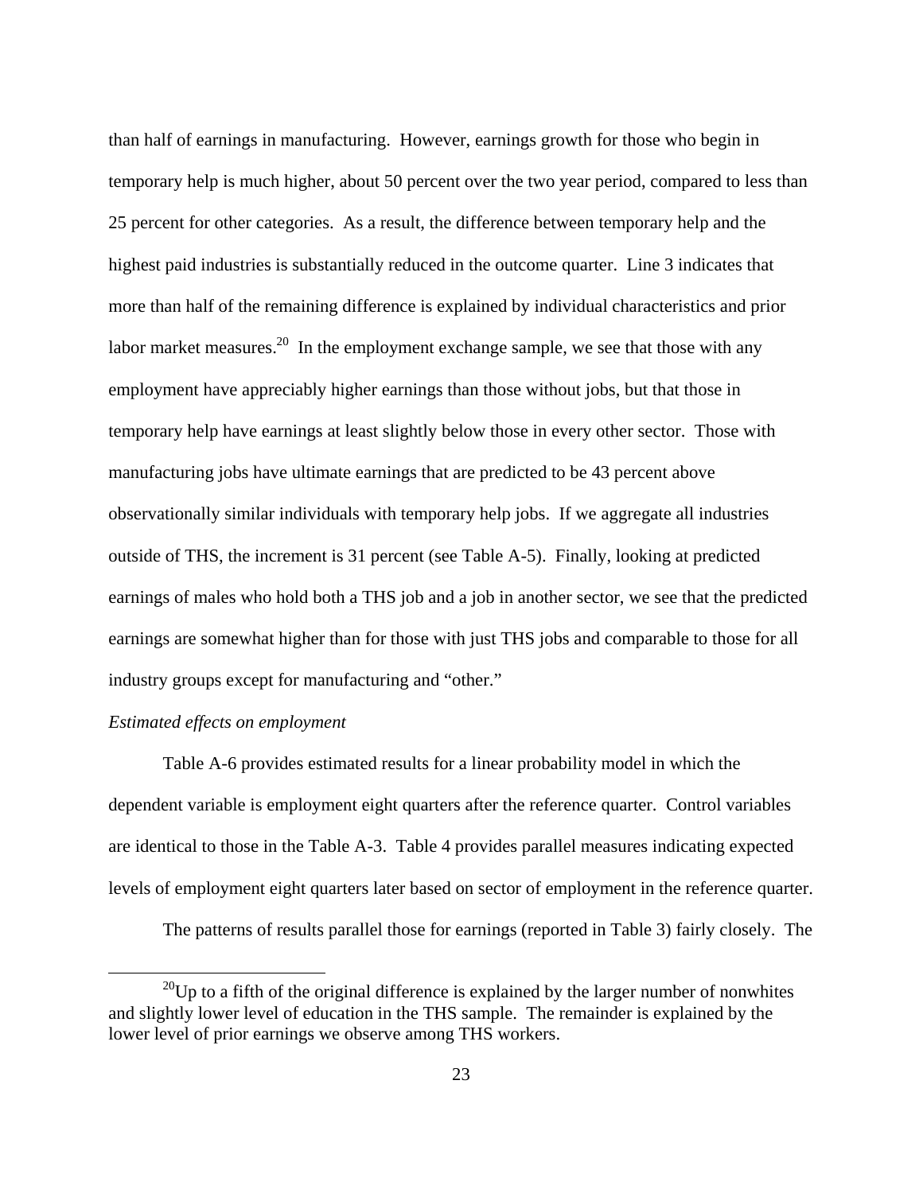than half of earnings in manufacturing. However, earnings growth for those who begin in temporary help is much higher, about 50 percent over the two year period, compared to less than 25 percent for other categories. As a result, the difference between temporary help and the highest paid industries is substantially reduced in the outcome quarter. Line 3 indicates that more than half of the remaining difference is explained by individual characteristics and prior labor market measures.[20] In the employment exchange sample, we see that those with any employment have appreciably higher earnings than those without jobs, but that those in temporary help have earnings at least slightly below those in every other sector. Those with manufacturing jobs have ultimate earnings that are predicted to be 43 percent above observationally similar individuals with temporary help jobs. If we aggregate all industries outside of THS, the increment is 31 percent (see Table A-5). Finally, looking at predicted earnings of males who hold both a THS job and a job in another sector, we see that the predicted earnings are somewhat higher than for those with just THS jobs and comparable to those for all industry groups except for manufacturing and "other."

*Estimated effects on employment*

Table A-6 provides estimated results for a linear probability model in which the dependent variable is employment eight quarters after the reference quarter. Control variables are identical to those in the Table A-3. Table 4 provides parallel measures indicating expected levels of employment eight quarters later based on sector of employment in the reference quarter.

The patterns of results parallel those for earnings (reported in Table 3) fairly closely. The

[20] Up to a fifth of the original difference is explained by the larger number of nonwhites and slightly lower level of education in the THS sample. The remainder is explained by the lower level of prior earnings we observe among THS workers.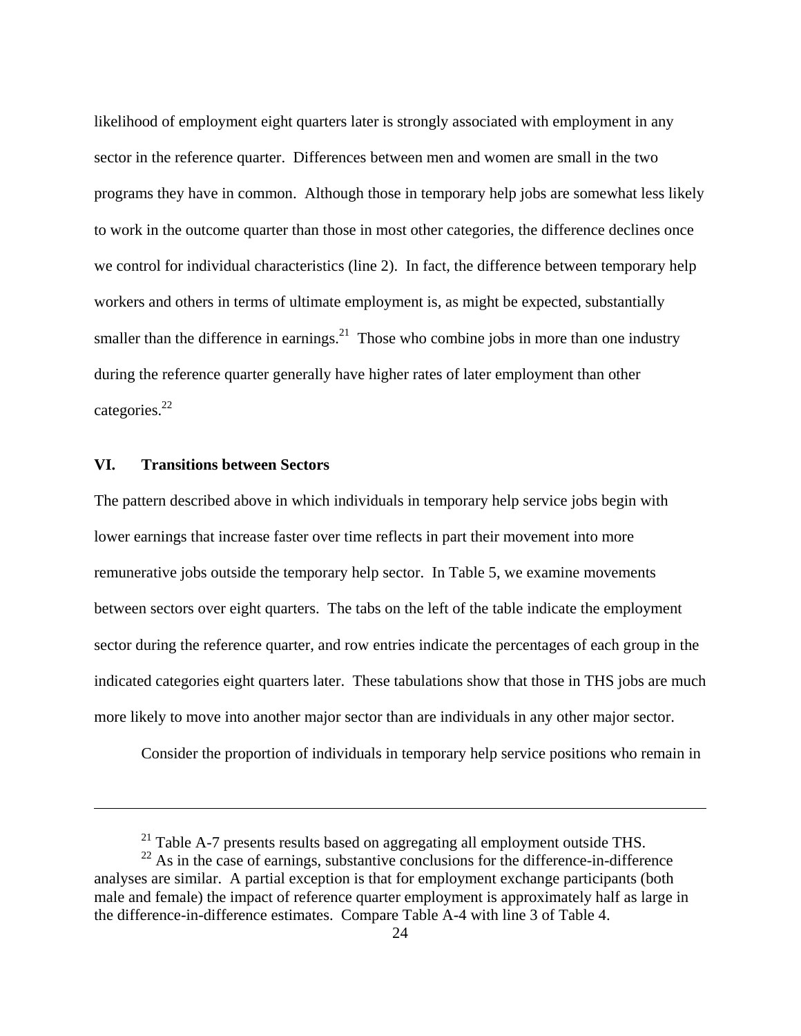likelihood of employment eight quarters later is strongly associated with employment in any sector in the reference quarter. Differences between men and women are small in the two programs they have in common. Although those in temporary help jobs are somewhat less likely to work in the outcome quarter than those in most other categories, the difference declines once we control for individual characteristics (line 2). In fact, the difference between temporary help workers and others in terms of ultimate employment is, as might be expected, substantially smaller than the difference in earnings.[21] Those who combine jobs in more than one industry during the reference quarter generally have higher rates of later employment than other categories.[22]

## VI. Transitions between Sectors

The pattern described above in which individuals in temporary help service jobs begin with lower earnings that increase faster over time reflects in part their movement into more remunerative jobs outside the temporary help sector. In Table 5, we examine movements between sectors over eight quarters. The tabs on the left of the table indicate the employment sector during the reference quarter, and row entries indicate the percentages of each group in the indicated categories eight quarters later. These tabulations show that those in THS jobs are much more likely to move into another major sector than are individuals in any other major sector.

Consider the proportion of individuals in temporary help service positions who remain in

---

[21] Table A-7 presents results based on aggregating all employment outside THS.

[22] As in the case of earnings, substantive conclusions for the difference-in-difference analyses are similar. A partial exception is that for employment exchange participants (both male and female) the impact of reference quarter employment is approximately half as large in the difference-in-difference estimates. Compare Table A-4 with line 3 of Table 4.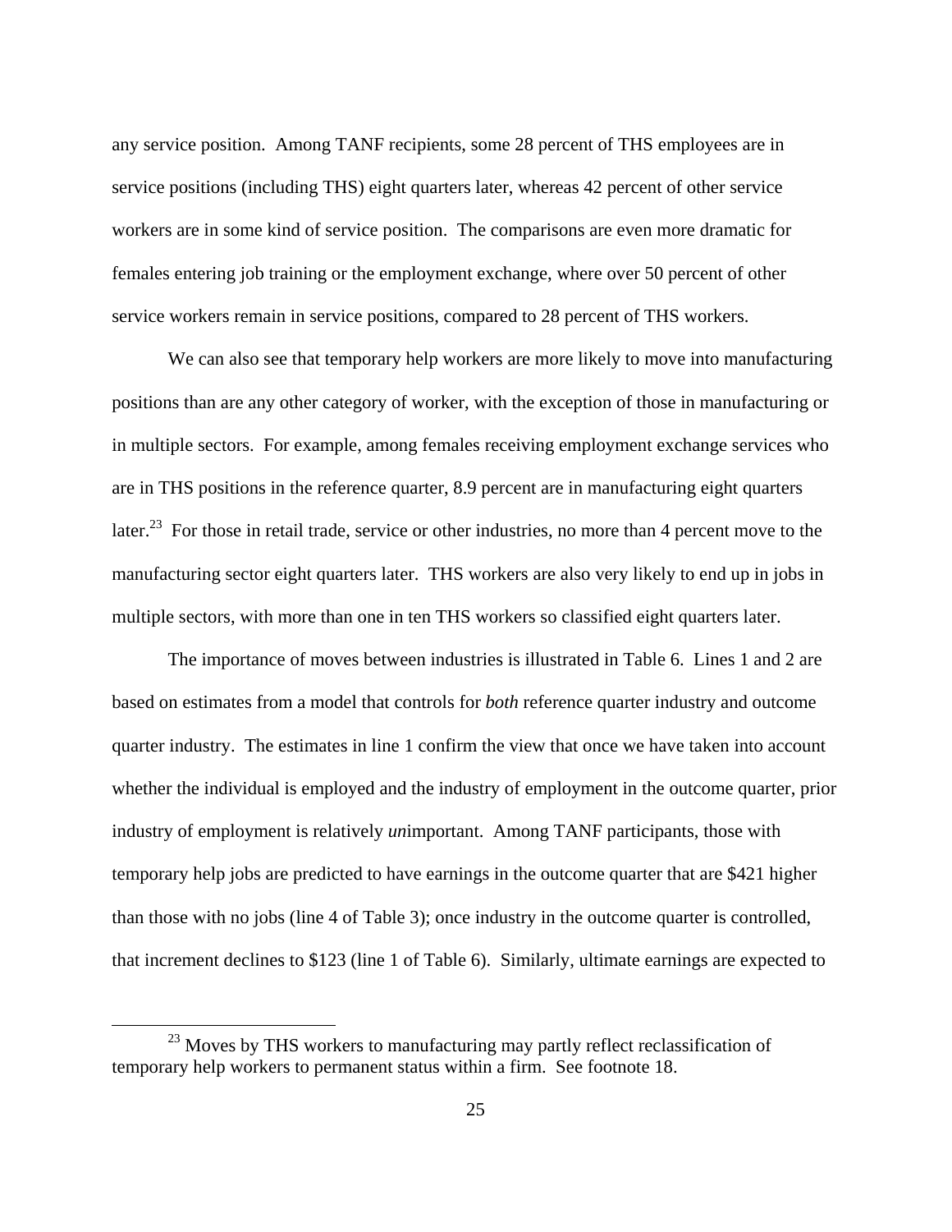any service position. Among TANF recipients, some 28 percent of THS employees are in service positions (including THS) eight quarters later, whereas 42 percent of other service workers are in some kind of service position. The comparisons are even more dramatic for females entering job training or the employment exchange, where over 50 percent of other service workers remain in service positions, compared to 28 percent of THS workers.

We can also see that temporary help workers are more likely to move into manufacturing positions than are any other category of worker, with the exception of those in manufacturing or in multiple sectors. For example, among females receiving employment exchange services who are in THS positions in the reference quarter, 8.9 percent are in manufacturing eight quarters later.[23] For those in retail trade, service or other industries, no more than 4 percent move to the manufacturing sector eight quarters later. THS workers are also very likely to end up in jobs in multiple sectors, with more than one in ten THS workers so classified eight quarters later.

The importance of moves between industries is illustrated in Table 6. Lines 1 and 2 are based on estimates from a model that controls for *both* reference quarter industry and outcome quarter industry. The estimates in line 1 confirm the view that once we have taken into account whether the individual is employed and the industry of employment in the outcome quarter, prior industry of employment is relatively *un*important. Among TANF participants, those with temporary help jobs are predicted to have earnings in the outcome quarter that are $421 higher than those with no jobs (line 4 of Table 3); once industry in the outcome quarter is controlled, that increment declines to $123 (line 1 of Table 6). Similarly, ultimate earnings are expected to

[23] Moves by THS workers to manufacturing may partly reflect reclassification of temporary help workers to permanent status within a firm. See footnote 18.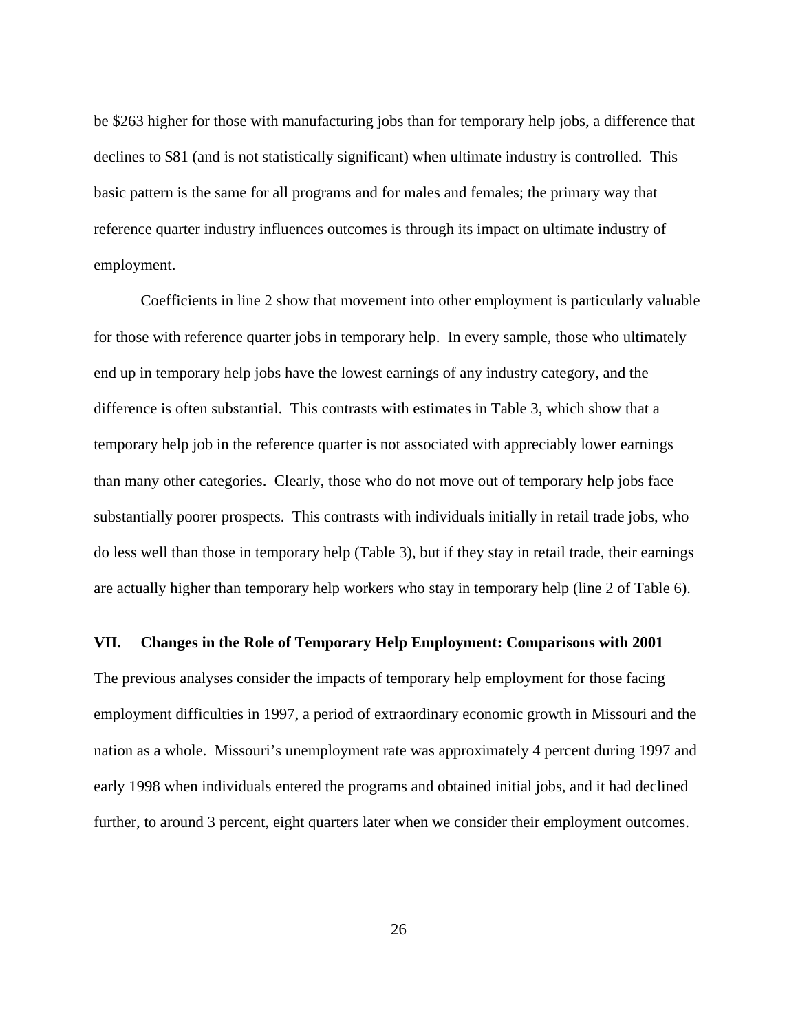be $263 higher for those with manufacturing jobs than for temporary help jobs, a difference that declines to $81 (and is not statistically significant) when ultimate industry is controlled. This basic pattern is the same for all programs and for males and females; the primary way that reference quarter industry influences outcomes is through its impact on ultimate industry of employment.

Coefficients in line 2 show that movement into other employment is particularly valuable for those with reference quarter jobs in temporary help. In every sample, those who ultimately end up in temporary help jobs have the lowest earnings of any industry category, and the difference is often substantial. This contrasts with estimates in Table 3, which show that a temporary help job in the reference quarter is not associated with appreciably lower earnings than many other categories. Clearly, those who do not move out of temporary help jobs face substantially poorer prospects. This contrasts with individuals initially in retail trade jobs, who do less well than those in temporary help (Table 3), but if they stay in retail trade, their earnings are actually higher than temporary help workers who stay in temporary help (line 2 of Table 6).

## VII. Changes in the Role of Temporary Help Employment: Comparisons with 2001

The previous analyses consider the impacts of temporary help employment for those facing employment difficulties in 1997, a period of extraordinary economic growth in Missouri and the nation as a whole. Missouri's unemployment rate was approximately 4 percent during 1997 and early 1998 when individuals entered the programs and obtained initial jobs, and it had declined further, to around 3 percent, eight quarters later when we consider their employment outcomes.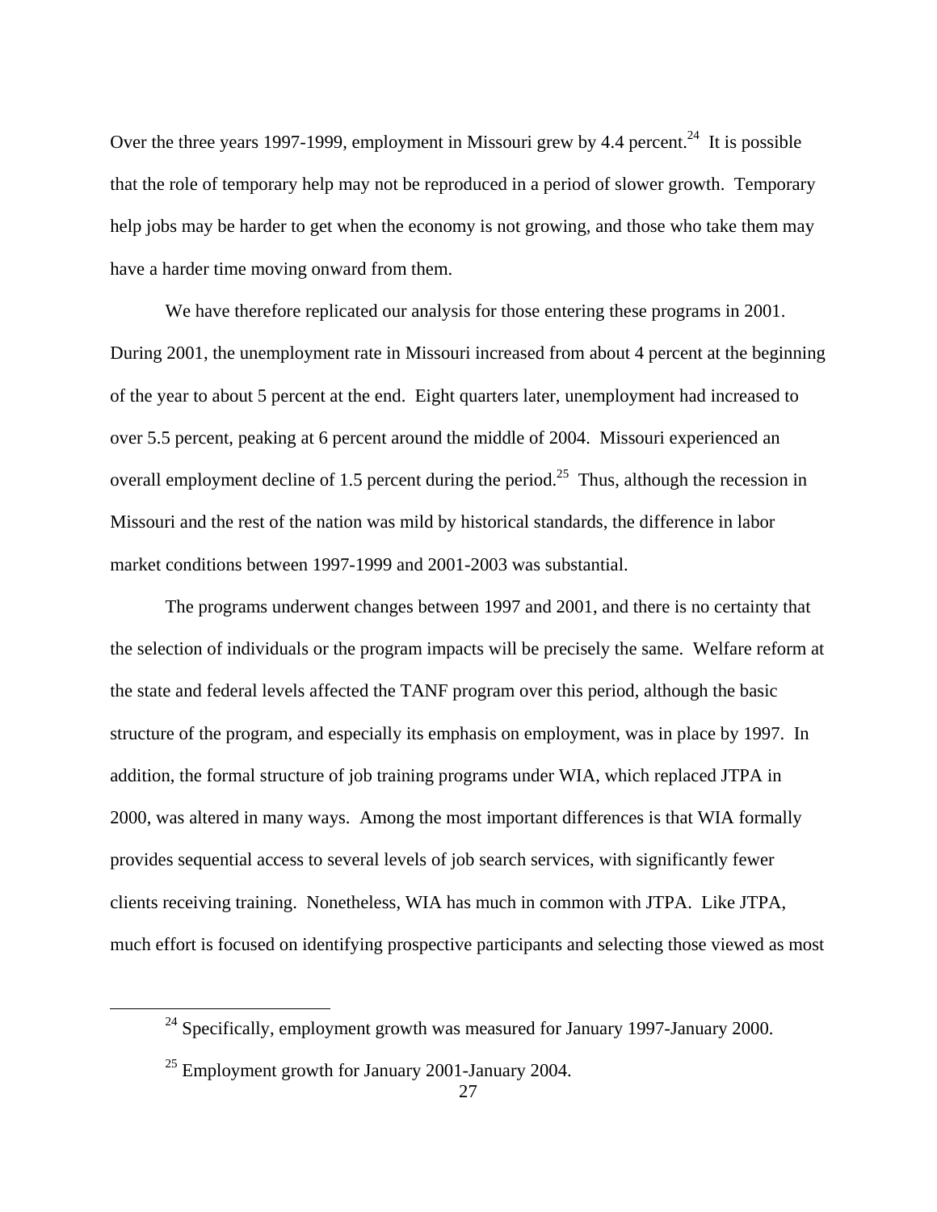Over the three years 1997-1999, employment in Missouri grew by 4.4 percent.[24] It is possible that the role of temporary help may not be reproduced in a period of slower growth. Temporary help jobs may be harder to get when the economy is not growing, and those who take them may have a harder time moving onward from them.

We have therefore replicated our analysis for those entering these programs in 2001. During 2001, the unemployment rate in Missouri increased from about 4 percent at the beginning of the year to about 5 percent at the end. Eight quarters later, unemployment had increased to over 5.5 percent, peaking at 6 percent around the middle of 2004. Missouri experienced an overall employment decline of 1.5 percent during the period.[25] Thus, although the recession in Missouri and the rest of the nation was mild by historical standards, the difference in labor market conditions between 1997-1999 and 2001-2003 was substantial.

The programs underwent changes between 1997 and 2001, and there is no certainty that the selection of individuals or the program impacts will be precisely the same. Welfare reform at the state and federal levels affected the TANF program over this period, although the basic structure of the program, and especially its emphasis on employment, was in place by 1997. In addition, the formal structure of job training programs under WIA, which replaced JTPA in 2000, was altered in many ways. Among the most important differences is that WIA formally provides sequential access to several levels of job search services, with significantly fewer clients receiving training. Nonetheless, WIA has much in common with JTPA. Like JTPA, much effort is focused on identifying prospective participants and selecting those viewed as most

---

[24] Specifically, employment growth was measured for January 1997-January 2000.

[25] Employment growth for January 2001-January 2004.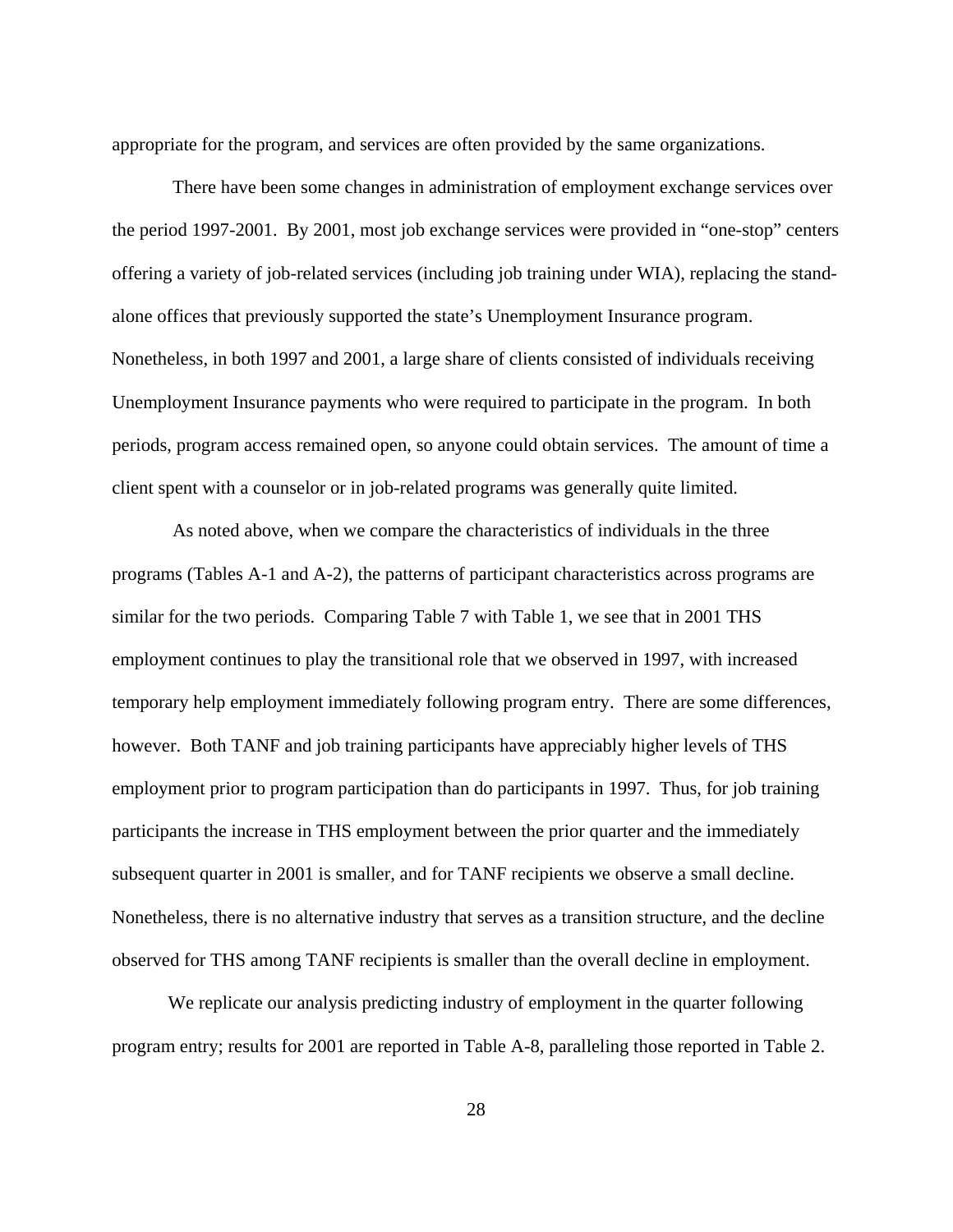appropriate for the program, and services are often provided by the same organizations.

There have been some changes in administration of employment exchange services over the period 1997-2001. By 2001, most job exchange services were provided in "one-stop" centers offering a variety of job-related services (including job training under WIA), replacing the stand-alone offices that previously supported the state's Unemployment Insurance program. Nonetheless, in both 1997 and 2001, a large share of clients consisted of individuals receiving Unemployment Insurance payments who were required to participate in the program. In both periods, program access remained open, so anyone could obtain services. The amount of time a client spent with a counselor or in job-related programs was generally quite limited.

As noted above, when we compare the characteristics of individuals in the three programs (Tables A-1 and A-2), the patterns of participant characteristics across programs are similar for the two periods. Comparing Table 7 with Table 1, we see that in 2001 THS employment continues to play the transitional role that we observed in 1997, with increased temporary help employment immediately following program entry. There are some differences, however. Both TANF and job training participants have appreciably higher levels of THS employment prior to program participation than do participants in 1997. Thus, for job training participants the increase in THS employment between the prior quarter and the immediately subsequent quarter in 2001 is smaller, and for TANF recipients we observe a small decline. Nonetheless, there is no alternative industry that serves as a transition structure, and the decline observed for THS among TANF recipients is smaller than the overall decline in employment.

We replicate our analysis predicting industry of employment in the quarter following program entry; results for 2001 are reported in Table A-8, paralleling those reported in Table 2.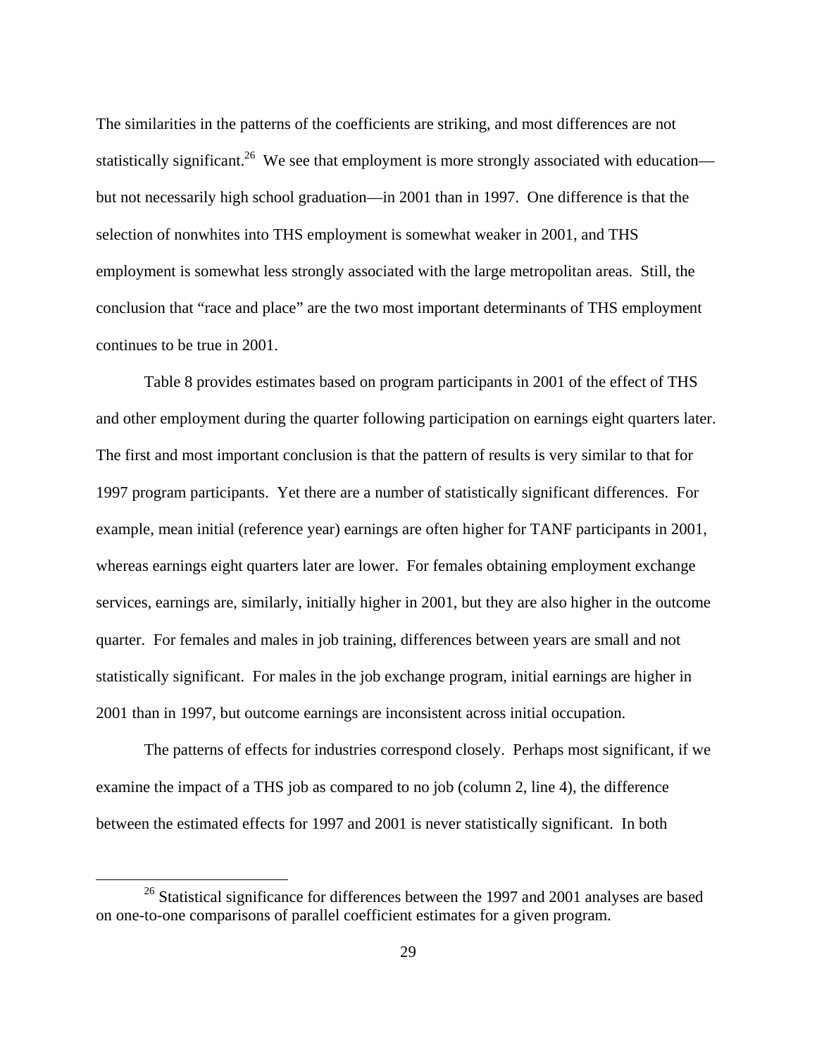The similarities in the patterns of the coefficients are striking, and most differences are not statistically significant.[26] We see that employment is more strongly associated with education—but not necessarily high school graduation—in 2001 than in 1997. One difference is that the selection of nonwhites into THS employment is somewhat weaker in 2001, and THS employment is somewhat less strongly associated with the large metropolitan areas. Still, the conclusion that “race and place” are the two most important determinants of THS employment continues to be true in 2001.

Table 8 provides estimates based on program participants in 2001 of the effect of THS and other employment during the quarter following participation on earnings eight quarters later. The first and most important conclusion is that the pattern of results is very similar to that for 1997 program participants. Yet there are a number of statistically significant differences. For example, mean initial (reference year) earnings are often higher for TANF participants in 2001, whereas earnings eight quarters later are lower. For females obtaining employment exchange services, earnings are, similarly, initially higher in 2001, but they are also higher in the outcome quarter. For females and males in job training, differences between years are small and not statistically significant. For males in the job exchange program, initial earnings are higher in 2001 than in 1997, but outcome earnings are inconsistent across initial occupation.

The patterns of effects for industries correspond closely. Perhaps most significant, if we examine the impact of a THS job as compared to no job (column 2, line 4), the difference between the estimated effects for 1997 and 2001 is never statistically significant. In both

[26] Statistical significance for differences between the 1997 and 2001 analyses are based on one-to-one comparisons of parallel coefficient estimates for a given program.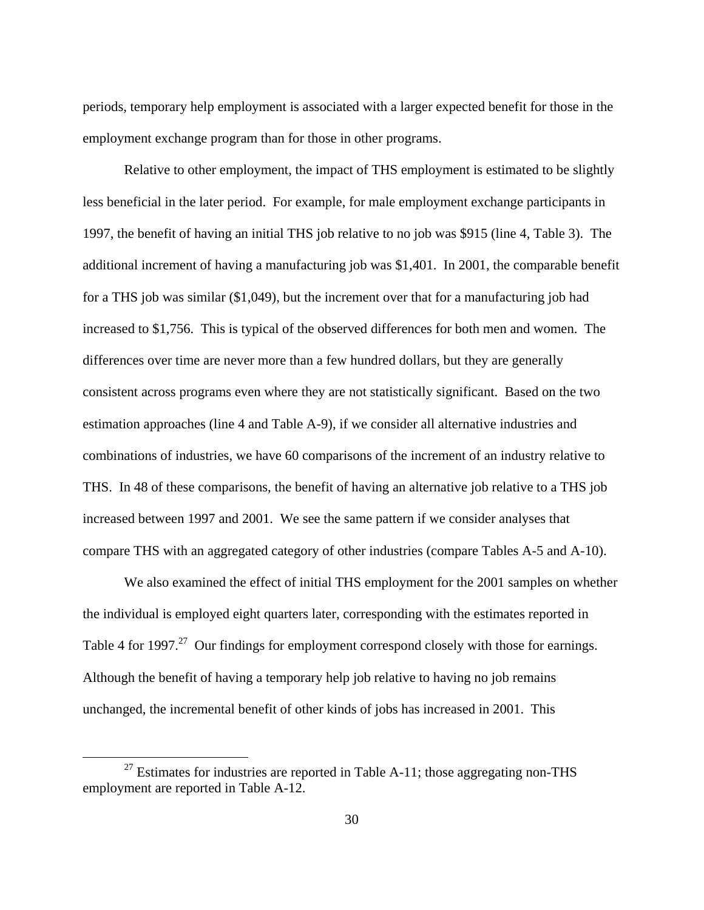periods, temporary help employment is associated with a larger expected benefit for those in the employment exchange program than for those in other programs.

Relative to other employment, the impact of THS employment is estimated to be slightly less beneficial in the later period. For example, for male employment exchange participants in 1997, the benefit of having an initial THS job relative to no job was $915 (line 4, Table 3). The additional increment of having a manufacturing job was $1,401. In 2001, the comparable benefit for a THS job was similar ($1,049), but the increment over that for a manufacturing job had increased to $1,756. This is typical of the observed differences for both men and women. The differences over time are never more than a few hundred dollars, but they are generally consistent across programs even where they are not statistically significant. Based on the two estimation approaches (line 4 and Table A-9), if we consider all alternative industries and combinations of industries, we have 60 comparisons of the increment of an industry relative to THS. In 48 of these comparisons, the benefit of having an alternative job relative to a THS job increased between 1997 and 2001. We see the same pattern if we consider analyses that compare THS with an aggregated category of other industries (compare Tables A-5 and A-10).

We also examined the effect of initial THS employment for the 2001 samples on whether the individual is employed eight quarters later, corresponding with the estimates reported in Table 4 for 1997.[27] Our findings for employment correspond closely with those for earnings. Although the benefit of having a temporary help job relative to having no job remains unchanged, the incremental benefit of other kinds of jobs has increased in 2001. This

[27] Estimates for industries are reported in Table A-11; those aggregating non-THS employment are reported in Table A-12.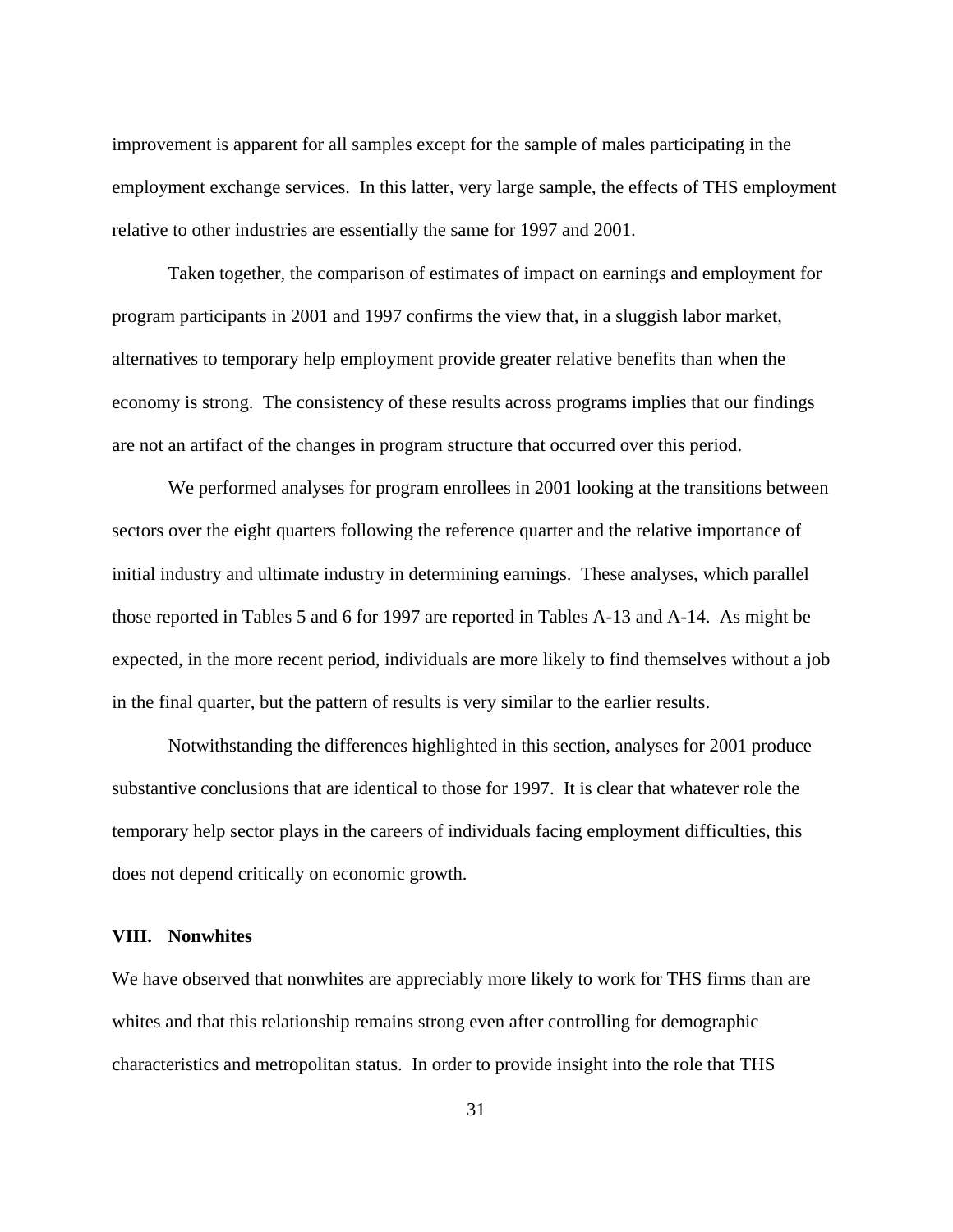improvement is apparent for all samples except for the sample of males participating in the employment exchange services. In this latter, very large sample, the effects of THS employment relative to other industries are essentially the same for 1997 and 2001.

Taken together, the comparison of estimates of impact on earnings and employment for program participants in 2001 and 1997 confirms the view that, in a sluggish labor market, alternatives to temporary help employment provide greater relative benefits than when the economy is strong. The consistency of these results across programs implies that our findings are not an artifact of the changes in program structure that occurred over this period.

We performed analyses for program enrollees in 2001 looking at the transitions between sectors over the eight quarters following the reference quarter and the relative importance of initial industry and ultimate industry in determining earnings. These analyses, which parallel those reported in Tables 5 and 6 for 1997 are reported in Tables A-13 and A-14. As might be expected, in the more recent period, individuals are more likely to find themselves without a job in the final quarter, but the pattern of results is very similar to the earlier results.

Notwithstanding the differences highlighted in this section, analyses for 2001 produce substantive conclusions that are identical to those for 1997. It is clear that whatever role the temporary help sector plays in the careers of individuals facing employment difficulties, this does not depend critically on economic growth.

## VIII. Nonwhites

We have observed that nonwhites are appreciably more likely to work for THS firms than are whites and that this relationship remains strong even after controlling for demographic characteristics and metropolitan status. In order to provide insight into the role that THS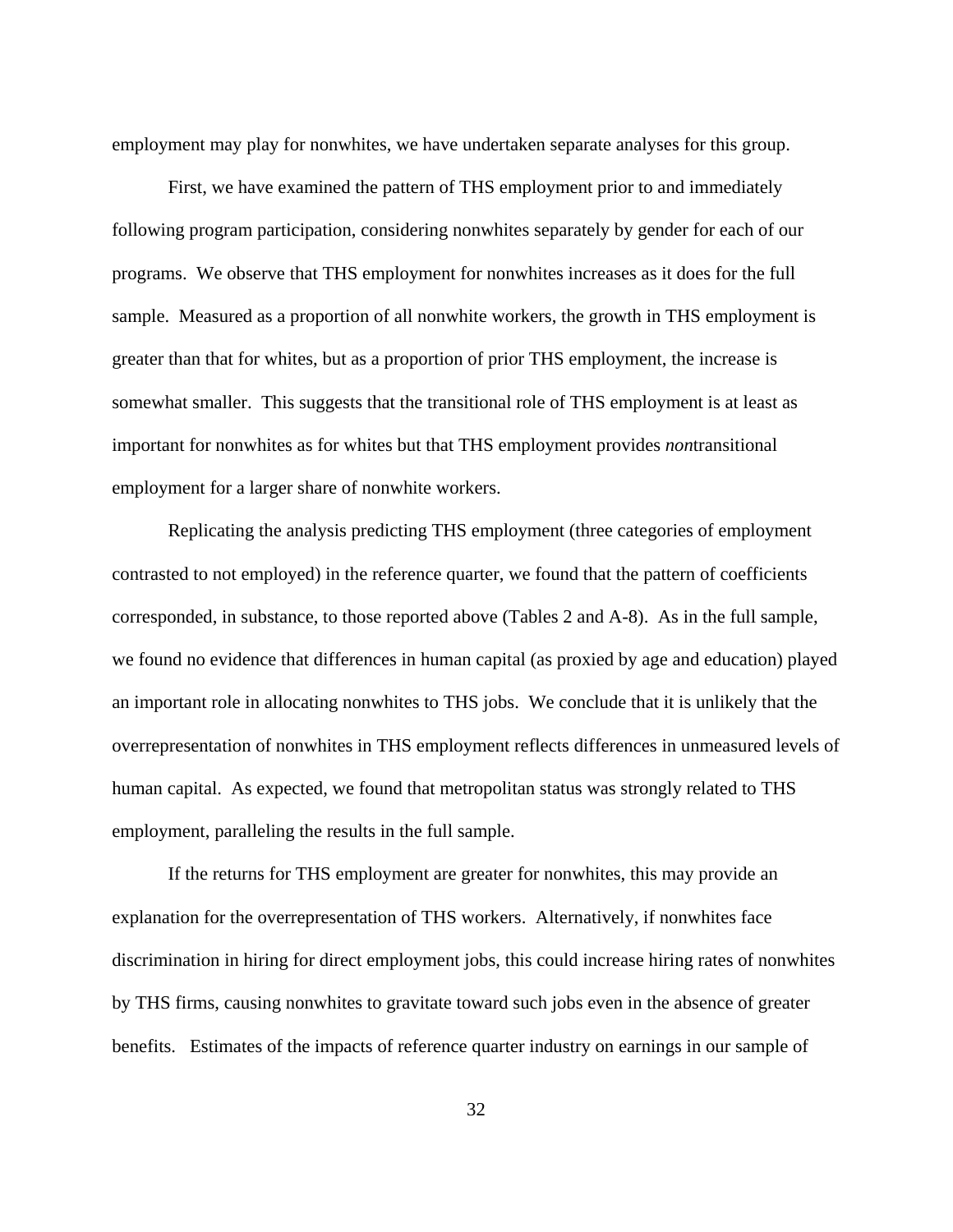employment may play for nonwhites, we have undertaken separate analyses for this group.

First, we have examined the pattern of THS employment prior to and immediately following program participation, considering nonwhites separately by gender for each of our programs. We observe that THS employment for nonwhites increases as it does for the full sample. Measured as a proportion of all nonwhite workers, the growth in THS employment is greater than that for whites, but as a proportion of prior THS employment, the increase is somewhat smaller. This suggests that the transitional role of THS employment is at least as important for nonwhites as for whites but that THS employment provides *non*transitional employment for a larger share of nonwhite workers.

Replicating the analysis predicting THS employment (three categories of employment contrasted to not employed) in the reference quarter, we found that the pattern of coefficients corresponded, in substance, to those reported above (Tables 2 and A-8). As in the full sample, we found no evidence that differences in human capital (as proxied by age and education) played an important role in allocating nonwhites to THS jobs. We conclude that it is unlikely that the overrepresentation of nonwhites in THS employment reflects differences in unmeasured levels of human capital. As expected, we found that metropolitan status was strongly related to THS employment, paralleling the results in the full sample.

If the returns for THS employment are greater for nonwhites, this may provide an explanation for the overrepresentation of THS workers. Alternatively, if nonwhites face discrimination in hiring for direct employment jobs, this could increase hiring rates of nonwhites by THS firms, causing nonwhites to gravitate toward such jobs even in the absence of greater benefits. Estimates of the impacts of reference quarter industry on earnings in our sample of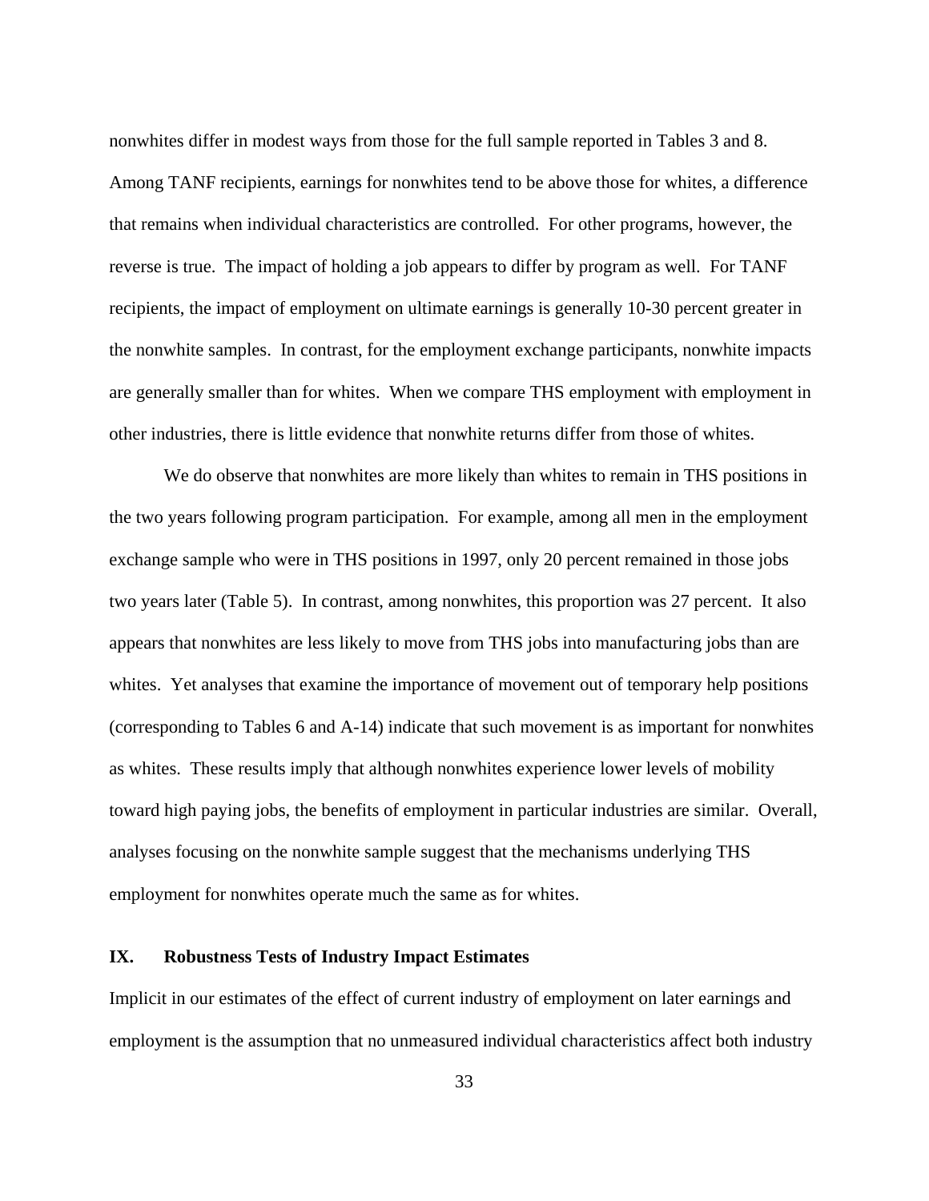nonwhites differ in modest ways from those for the full sample reported in Tables 3 and 8. Among TANF recipients, earnings for nonwhites tend to be above those for whites, a difference that remains when individual characteristics are controlled. For other programs, however, the reverse is true. The impact of holding a job appears to differ by program as well. For TANF recipients, the impact of employment on ultimate earnings is generally 10-30 percent greater in the nonwhite samples. In contrast, for the employment exchange participants, nonwhite impacts are generally smaller than for whites. When we compare THS employment with employment in other industries, there is little evidence that nonwhite returns differ from those of whites.

We do observe that nonwhites are more likely than whites to remain in THS positions in the two years following program participation. For example, among all men in the employment exchange sample who were in THS positions in 1997, only 20 percent remained in those jobs two years later (Table 5). In contrast, among nonwhites, this proportion was 27 percent. It also appears that nonwhites are less likely to move from THS jobs into manufacturing jobs than are whites. Yet analyses that examine the importance of movement out of temporary help positions (corresponding to Tables 6 and A-14) indicate that such movement is as important for nonwhites as whites. These results imply that although nonwhites experience lower levels of mobility toward high paying jobs, the benefits of employment in particular industries are similar. Overall, analyses focusing on the nonwhite sample suggest that the mechanisms underlying THS employment for nonwhites operate much the same as for whites.

## IX. Robustness Tests of Industry Impact Estimates

Implicit in our estimates of the effect of current industry of employment on later earnings and employment is the assumption that no unmeasured individual characteristics affect both industry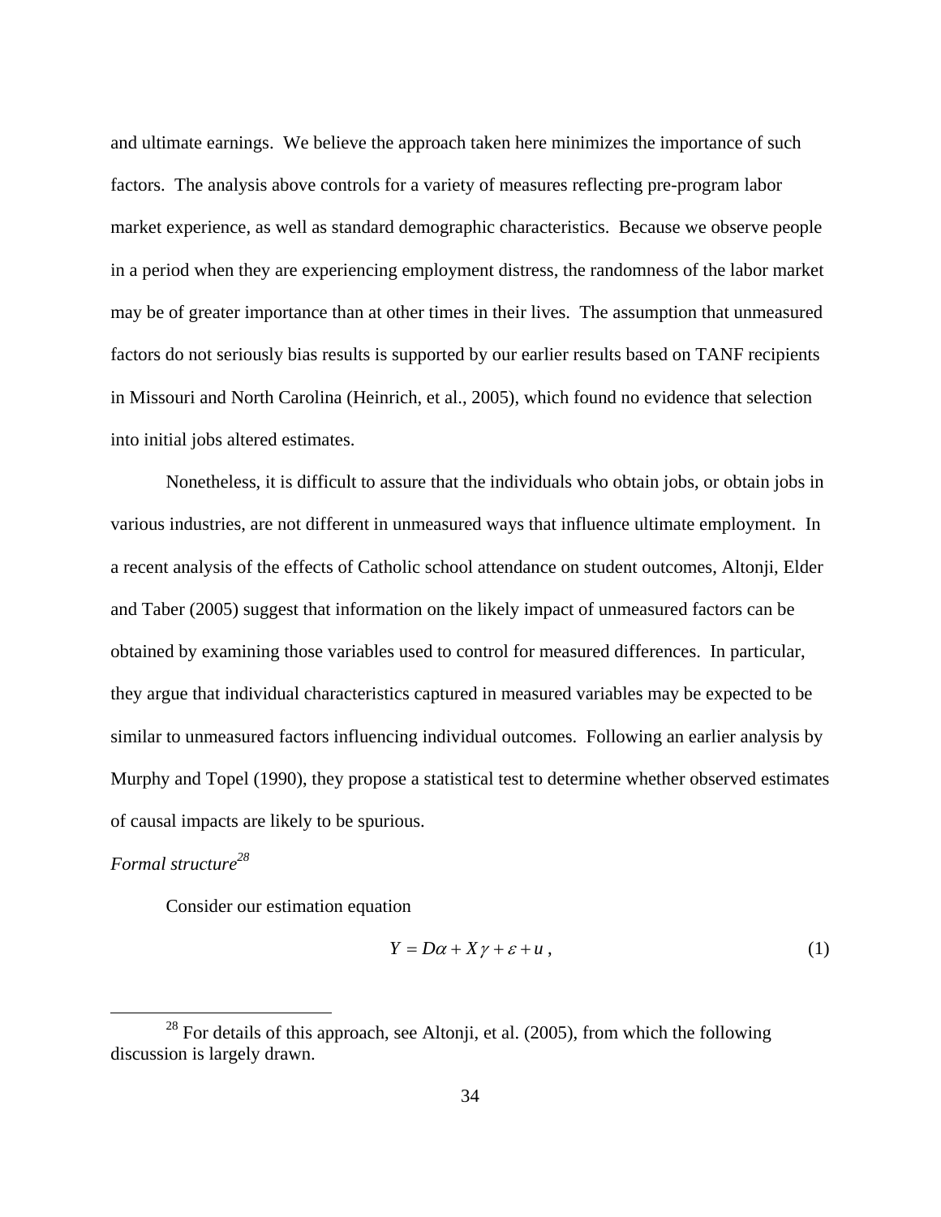and ultimate earnings. We believe the approach taken here minimizes the importance of such factors. The analysis above controls for a variety of measures reflecting pre-program labor market experience, as well as standard demographic characteristics. Because we observe people in a period when they are experiencing employment distress, the randomness of the labor market may be of greater importance than at other times in their lives. The assumption that unmeasured factors do not seriously bias results is supported by our earlier results based on TANF recipients in Missouri and North Carolina (Heinrich, et al., 2005), which found no evidence that selection into initial jobs altered estimates.

Nonetheless, it is difficult to assure that the individuals who obtain jobs, or obtain jobs in various industries, are not different in unmeasured ways that influence ultimate employment. In a recent analysis of the effects of Catholic school attendance on student outcomes, Altonji, Elder and Taber (2005) suggest that information on the likely impact of unmeasured factors can be obtained by examining those variables used to control for measured differences. In particular, they argue that individual characteristics captured in measured variables may be expected to be similar to unmeasured factors influencing individual outcomes. Following an earlier analysis by Murphy and Topel (1990), they propose a statistical test to determine whether observed estimates of causal impacts are likely to be spurious.

*Formal structure*[28]

Consider our estimation equation

$$Y = D\alpha + X\gamma + \varepsilon + u \,, \tag{1}$$

[28] For details of this approach, see Altonji, et al. (2005), from which the following discussion is largely drawn.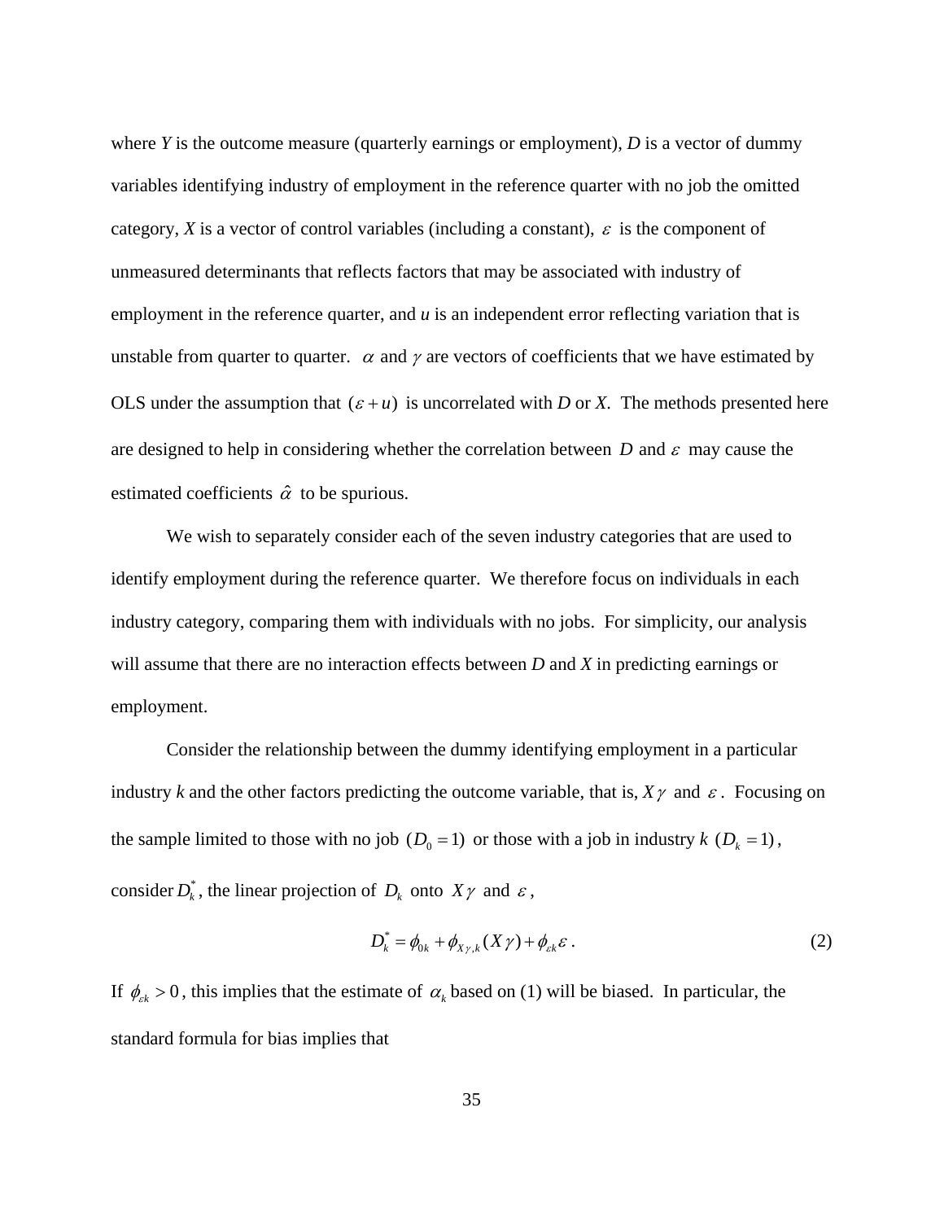where *Y* is the outcome measure (quarterly earnings or employment), *D* is a vector of dummy variables identifying industry of employment in the reference quarter with no job the omitted category, *X* is a vector of control variables (including a constant), $\varepsilon$ is the component of unmeasured determinants that reflects factors that may be associated with industry of employment in the reference quarter, and *u* is an independent error reflecting variation that is unstable from quarter to quarter. $\alpha$ and $\gamma$ are vectors of coefficients that we have estimated by OLS under the assumption that $(\varepsilon + u)$ is uncorrelated with *D* or *X*. The methods presented here are designed to help in considering whether the correlation between $D$ and $\varepsilon$ may cause the estimated coefficients $\hat{\alpha}$ to be spurious.

We wish to separately consider each of the seven industry categories that are used to identify employment during the reference quarter. We therefore focus on individuals in each industry category, comparing them with individuals with no jobs. For simplicity, our analysis will assume that there are no interaction effects between *D* and *X* in predicting earnings or employment.

Consider the relationship between the dummy identifying employment in a particular industry *k* and the other factors predicting the outcome variable, that is, $X\gamma$ and $\varepsilon$. Focusing on the sample limited to those with no job $(D_0 = 1)$ or those with a job in industry *k* $(D_k = 1)$, consider $D_k^*$, the linear projection of $D_k$ onto $X\gamma$ and $\varepsilon$,

$$D_k^* = \phi_{0k} + \phi_{X\gamma,k}(X\gamma) + \phi_{\varepsilon k}\varepsilon \, . \tag{2}$$

If $\phi_{\varepsilon k} > 0$, this implies that the estimate of $\alpha_k$ based on (1) will be biased. In particular, the standard formula for bias implies that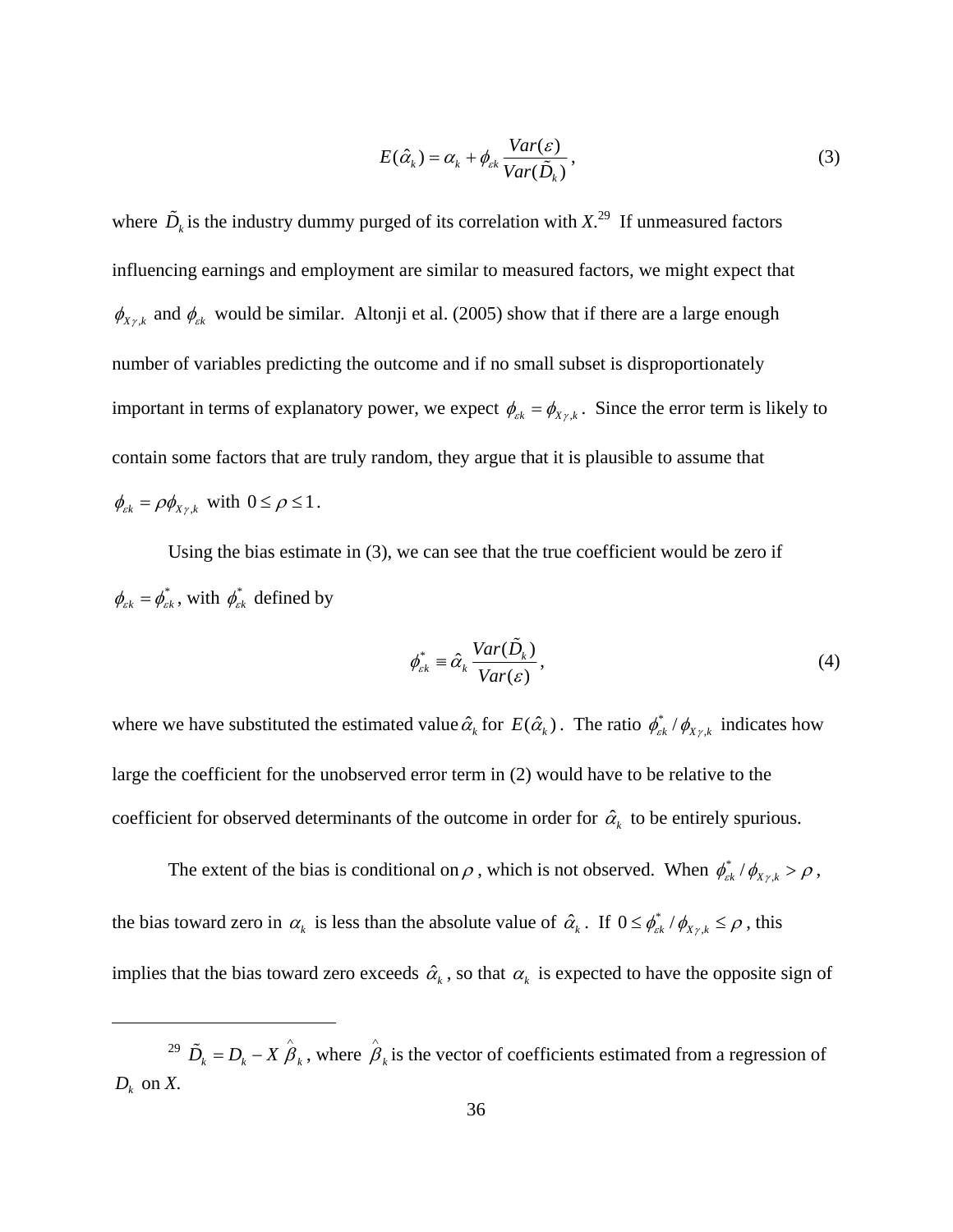$$E(\hat{\alpha}_k) = \alpha_k + \phi_{\varepsilon k} \frac{Var(\varepsilon)}{Var(\tilde{D}_k)}, \tag{3}$$

where $\tilde{D}_k$ is the industry dummy purged of its correlation with *X*.[29] If unmeasured factors influencing earnings and employment are similar to measured factors, we might expect that $\phi_{X\gamma,k}$ and $\phi_{\varepsilon k}$ would be similar. Altonji et al. (2005) show that if there are a large enough number of variables predicting the outcome and if no small subset is disproportionately important in terms of explanatory power, we expect $\phi_{\varepsilon k} = \phi_{X\gamma,k}$. Since the error term is likely to contain some factors that are truly random, they argue that it is plausible to assume that $\phi_{\varepsilon k} = \rho \phi_{X\gamma,k}$ with $0 \leq \rho \leq 1$.

Using the bias estimate in (3), we can see that the true coefficient would be zero if $\phi_{\varepsilon k} = \phi^*_{\varepsilon k}$, with $\phi^*_{\varepsilon k}$ defined by

$$\phi^*_{\varepsilon k} \equiv \hat{\alpha}_k \frac{Var(\tilde{D}_k)}{Var(\varepsilon)}, \tag{4}$$

where we have substituted the estimated value $\hat{\alpha}_k$ for $E(\hat{\alpha}_k)$. The ratio $\phi^*_{\varepsilon k} / \phi_{X\gamma,k}$ indicates how large the coefficient for the unobserved error term in (2) would have to be relative to the coefficient for observed determinants of the outcome in order for $\hat{\alpha}_k$ to be entirely spurious.

The extent of the bias is conditional on $\rho$, which is not observed. When $\phi^*_{\varepsilon k} / \phi_{X\gamma,k} > \rho$, the bias toward zero in $\alpha_k$ is less than the absolute value of $\hat{\alpha}_k$. If $0 \leq \phi^*_{\varepsilon k} / \phi_{X\gamma,k} \leq \rho$, this implies that the bias toward zero exceeds $\hat{\alpha}_k$, so that $\alpha_k$ is expected to have the opposite sign of

---

[29] $\tilde{D}_k = D_k - X\hat{\beta}_k$, where $\hat{\beta}_k$ is the vector of coefficients estimated from a regression of $D_k$ on *X*.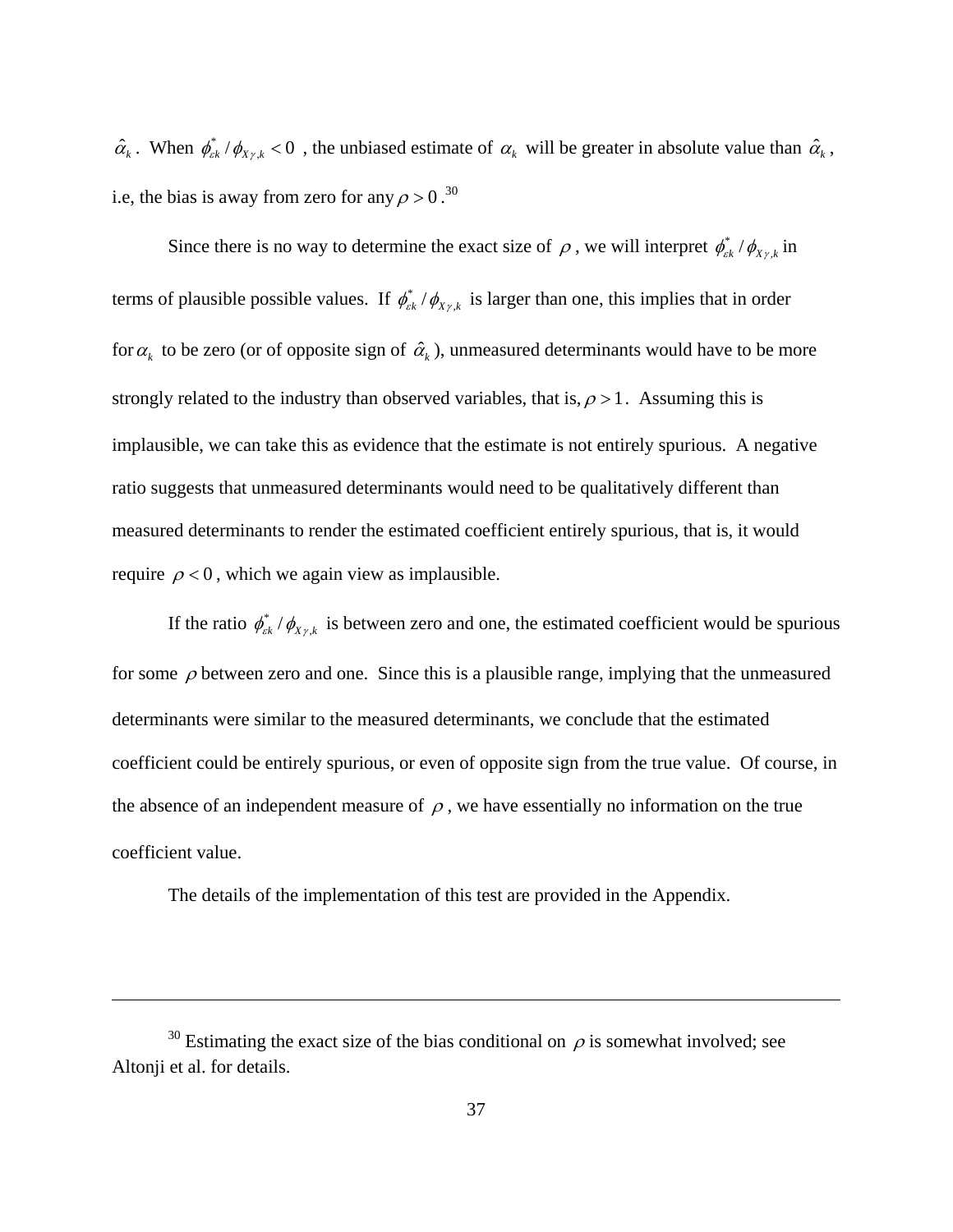$\hat{\alpha}_k$. When $\phi^*_{\varepsilon k} / \phi_{X\gamma,k} < 0$ , the unbiased estimate of $\alpha_k$ will be greater in absolute value than $\hat{\alpha}_k$, i.e, the bias is away from zero for any $\rho > 0$.[30]

Since there is no way to determine the exact size of $\rho$, we will interpret $\phi^*_{\varepsilon k} / \phi_{X\gamma,k}$ in terms of plausible possible values. If $\phi^*_{\varepsilon k} / \phi_{X\gamma,k}$ is larger than one, this implies that in order for $\alpha_k$ to be zero (or of opposite sign of $\hat{\alpha}_k$), unmeasured determinants would have to be more strongly related to the industry than observed variables, that is, $\rho > 1$. Assuming this is implausible, we can take this as evidence that the estimate is not entirely spurious. A negative ratio suggests that unmeasured determinants would need to be qualitatively different than measured determinants to render the estimated coefficient entirely spurious, that is, it would require $\rho < 0$, which we again view as implausible.

If the ratio $\phi^*_{\varepsilon k} / \phi_{X\gamma,k}$ is between zero and one, the estimated coefficient would be spurious for some $\rho$ between zero and one. Since this is a plausible range, implying that the unmeasured determinants were similar to the measured determinants, we conclude that the estimated coefficient could be entirely spurious, or even of opposite sign from the true value. Of course, in the absence of an independent measure of $\rho$, we have essentially no information on the true coefficient value.

The details of the implementation of this test are provided in the Appendix.

---

[30] Estimating the exact size of the bias conditional on $\rho$ is somewhat involved; see Altonji et al. for details.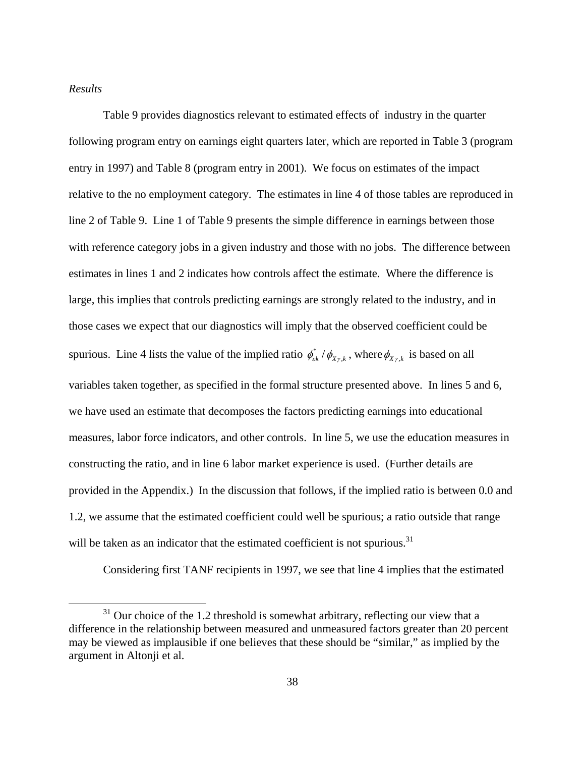*Results*

Table 9 provides diagnostics relevant to estimated effects of industry in the quarter following program entry on earnings eight quarters later, which are reported in Table 3 (program entry in 1997) and Table 8 (program entry in 2001). We focus on estimates of the impact relative to the no employment category. The estimates in line 4 of those tables are reproduced in line 2 of Table 9. Line 1 of Table 9 presents the simple difference in earnings between those with reference category jobs in a given industry and those with no jobs. The difference between estimates in lines 1 and 2 indicates how controls affect the estimate. Where the difference is large, this implies that controls predicting earnings are strongly related to the industry, and in those cases we expect that our diagnostics will imply that the observed coefficient could be spurious. Line 4 lists the value of the implied ratio $\phi^{*}_{\varepsilon k} / \phi_{X\gamma,k}$, where $\phi_{X\gamma,k}$ is based on all variables taken together, as specified in the formal structure presented above. In lines 5 and 6, we have used an estimate that decomposes the factors predicting earnings into educational measures, labor force indicators, and other controls. In line 5, we use the education measures in constructing the ratio, and in line 6 labor market experience is used. (Further details are provided in the Appendix.) In the discussion that follows, if the implied ratio is between 0.0 and 1.2, we assume that the estimated coefficient could well be spurious; a ratio outside that range will be taken as an indicator that the estimated coefficient is not spurious.[31]

Considering first TANF recipients in 1997, we see that line 4 implies that the estimated

[31] Our choice of the 1.2 threshold is somewhat arbitrary, reflecting our view that a difference in the relationship between measured and unmeasured factors greater than 20 percent may be viewed as implausible if one believes that these should be "similar," as implied by the argument in Altonji et al.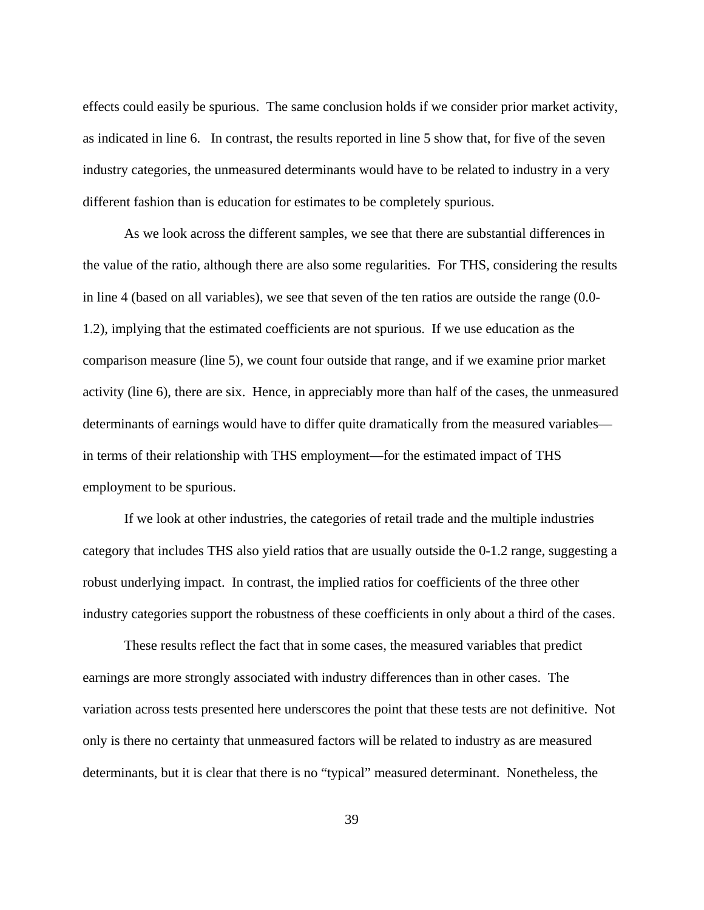effects could easily be spurious. The same conclusion holds if we consider prior market activity, as indicated in line 6. In contrast, the results reported in line 5 show that, for five of the seven industry categories, the unmeasured determinants would have to be related to industry in a very different fashion than is education for estimates to be completely spurious.

As we look across the different samples, we see that there are substantial differences in the value of the ratio, although there are also some regularities. For THS, considering the results in line 4 (based on all variables), we see that seven of the ten ratios are outside the range (0.0-1.2), implying that the estimated coefficients are not spurious. If we use education as the comparison measure (line 5), we count four outside that range, and if we examine prior market activity (line 6), there are six. Hence, in appreciably more than half of the cases, the unmeasured determinants of earnings would have to differ quite dramatically from the measured variables—in terms of their relationship with THS employment—for the estimated impact of THS employment to be spurious.

If we look at other industries, the categories of retail trade and the multiple industries category that includes THS also yield ratios that are usually outside the 0-1.2 range, suggesting a robust underlying impact. In contrast, the implied ratios for coefficients of the three other industry categories support the robustness of these coefficients in only about a third of the cases.

These results reflect the fact that in some cases, the measured variables that predict earnings are more strongly associated with industry differences than in other cases. The variation across tests presented here underscores the point that these tests are not definitive. Not only is there no certainty that unmeasured factors will be related to industry as are measured determinants, but it is clear that there is no "typical" measured determinant. Nonetheless, the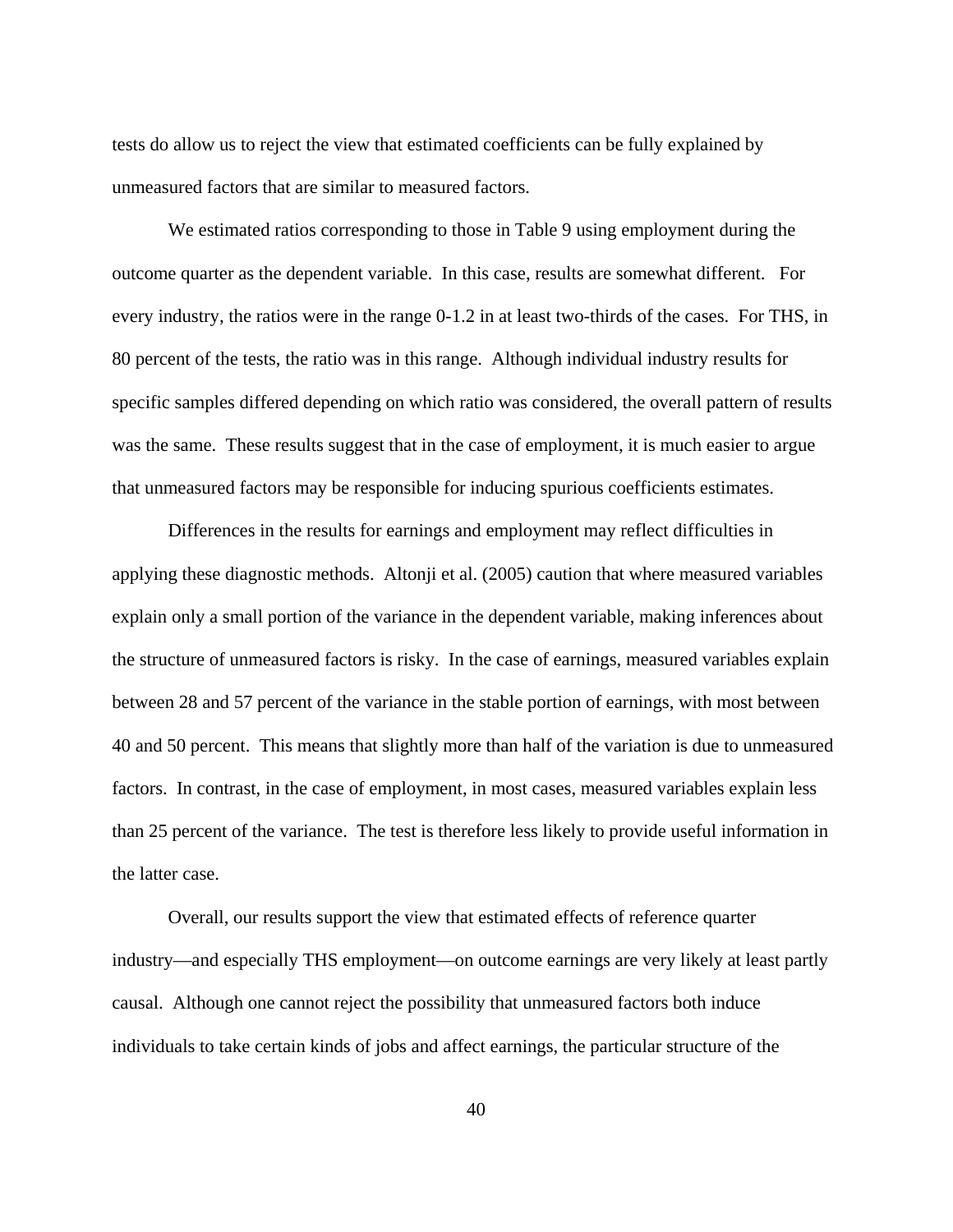tests do allow us to reject the view that estimated coefficients can be fully explained by unmeasured factors that are similar to measured factors.

We estimated ratios corresponding to those in Table 9 using employment during the outcome quarter as the dependent variable. In this case, results are somewhat different. For every industry, the ratios were in the range 0-1.2 in at least two-thirds of the cases. For THS, in 80 percent of the tests, the ratio was in this range. Although individual industry results for specific samples differed depending on which ratio was considered, the overall pattern of results was the same. These results suggest that in the case of employment, it is much easier to argue that unmeasured factors may be responsible for inducing spurious coefficients estimates.

Differences in the results for earnings and employment may reflect difficulties in applying these diagnostic methods. Altonji et al. (2005) caution that where measured variables explain only a small portion of the variance in the dependent variable, making inferences about the structure of unmeasured factors is risky. In the case of earnings, measured variables explain between 28 and 57 percent of the variance in the stable portion of earnings, with most between 40 and 50 percent. This means that slightly more than half of the variation is due to unmeasured factors. In contrast, in the case of employment, in most cases, measured variables explain less than 25 percent of the variance. The test is therefore less likely to provide useful information in the latter case.

Overall, our results support the view that estimated effects of reference quarter industry—and especially THS employment—on outcome earnings are very likely at least partly causal. Although one cannot reject the possibility that unmeasured factors both induce individuals to take certain kinds of jobs and affect earnings, the particular structure of the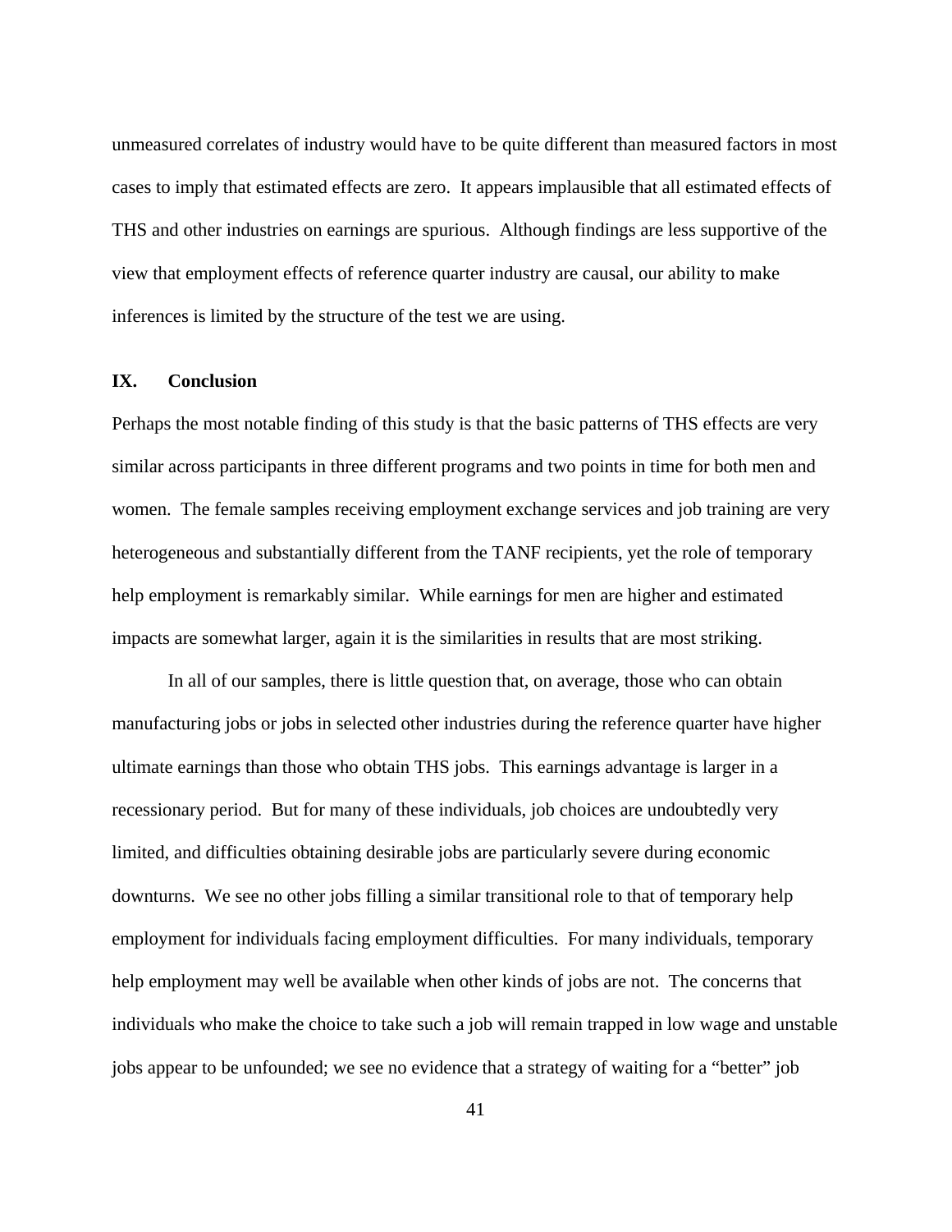unmeasured correlates of industry would have to be quite different than measured factors in most cases to imply that estimated effects are zero. It appears implausible that all estimated effects of THS and other industries on earnings are spurious. Although findings are less supportive of the view that employment effects of reference quarter industry are causal, our ability to make inferences is limited by the structure of the test we are using.

## IX. Conclusion

Perhaps the most notable finding of this study is that the basic patterns of THS effects are very similar across participants in three different programs and two points in time for both men and women. The female samples receiving employment exchange services and job training are very heterogeneous and substantially different from the TANF recipients, yet the role of temporary help employment is remarkably similar. While earnings for men are higher and estimated impacts are somewhat larger, again it is the similarities in results that are most striking.

In all of our samples, there is little question that, on average, those who can obtain manufacturing jobs or jobs in selected other industries during the reference quarter have higher ultimate earnings than those who obtain THS jobs. This earnings advantage is larger in a recessionary period. But for many of these individuals, job choices are undoubtedly very limited, and difficulties obtaining desirable jobs are particularly severe during economic downturns. We see no other jobs filling a similar transitional role to that of temporary help employment for individuals facing employment difficulties. For many individuals, temporary help employment may well be available when other kinds of jobs are not. The concerns that individuals who make the choice to take such a job will remain trapped in low wage and unstable jobs appear to be unfounded; we see no evidence that a strategy of waiting for a "better" job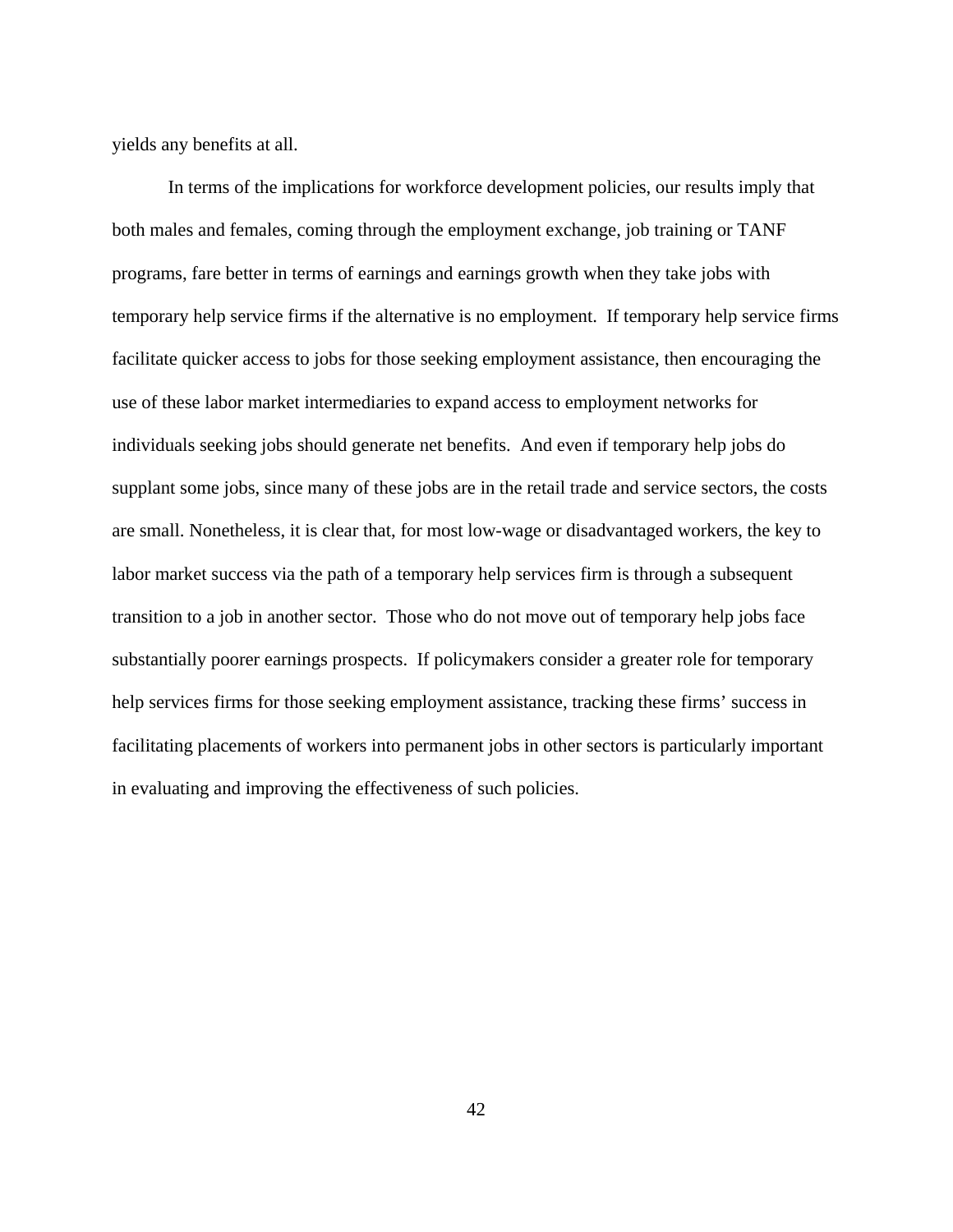yields any benefits at all.

In terms of the implications for workforce development policies, our results imply that both males and females, coming through the employment exchange, job training or TANF programs, fare better in terms of earnings and earnings growth when they take jobs with temporary help service firms if the alternative is no employment. If temporary help service firms facilitate quicker access to jobs for those seeking employment assistance, then encouraging the use of these labor market intermediaries to expand access to employment networks for individuals seeking jobs should generate net benefits. And even if temporary help jobs do supplant some jobs, since many of these jobs are in the retail trade and service sectors, the costs are small. Nonetheless, it is clear that, for most low-wage or disadvantaged workers, the key to labor market success via the path of a temporary help services firm is through a subsequent transition to a job in another sector. Those who do not move out of temporary help jobs face substantially poorer earnings prospects. If policymakers consider a greater role for temporary help services firms for those seeking employment assistance, tracking these firms' success in facilitating placements of workers into permanent jobs in other sectors is particularly important in evaluating and improving the effectiveness of such policies.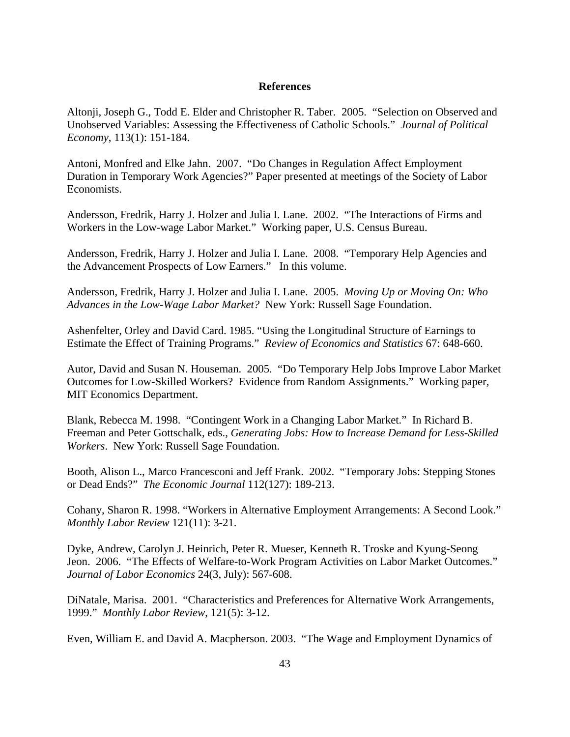# References

Altonji, Joseph G., Todd E. Elder and Christopher R. Taber. 2005. "Selection on Observed and Unobserved Variables: Assessing the Effectiveness of Catholic Schools." *Journal of Political Economy*, 113(1): 151-184.

Antoni, Monfred and Elke Jahn. 2007. "Do Changes in Regulation Affect Employment Duration in Temporary Work Agencies?" Paper presented at meetings of the Society of Labor Economists.

Andersson, Fredrik, Harry J. Holzer and Julia I. Lane. 2002. "The Interactions of Firms and Workers in the Low-wage Labor Market." Working paper, U.S. Census Bureau.

Andersson, Fredrik, Harry J. Holzer and Julia I. Lane. 2008. "Temporary Help Agencies and the Advancement Prospects of Low Earners." In this volume.

Andersson, Fredrik, Harry J. Holzer and Julia I. Lane. 2005. *Moving Up or Moving On: Who Advances in the Low-Wage Labor Market?* New York: Russell Sage Foundation.

Ashenfelter, Orley and David Card. 1985. "Using the Longitudinal Structure of Earnings to Estimate the Effect of Training Programs." *Review of Economics and Statistics* 67: 648-660.

Autor, David and Susan N. Houseman. 2005. "Do Temporary Help Jobs Improve Labor Market Outcomes for Low-Skilled Workers? Evidence from Random Assignments." Working paper, MIT Economics Department.

Blank, Rebecca M. 1998. "Contingent Work in a Changing Labor Market." In Richard B. Freeman and Peter Gottschalk, eds., *Generating Jobs: How to Increase Demand for Less-Skilled Workers*. New York: Russell Sage Foundation.

Booth, Alison L., Marco Francesconi and Jeff Frank. 2002. "Temporary Jobs: Stepping Stones or Dead Ends?" *The Economic Journal* 112(127): 189-213.

Cohany, Sharon R. 1998. "Workers in Alternative Employment Arrangements: A Second Look." *Monthly Labor Review* 121(11): 3-21.

Dyke, Andrew, Carolyn J. Heinrich, Peter R. Mueser, Kenneth R. Troske and Kyung-Seong Jeon. 2006. "The Effects of Welfare-to-Work Program Activities on Labor Market Outcomes." *Journal of Labor Economics* 24(3, July): 567-608.

DiNatale, Marisa. 2001. "Characteristics and Preferences for Alternative Work Arrangements, 1999." *Monthly Labor Review*, 121(5): 3-12.

Even, William E. and David A. Macpherson. 2003. "The Wage and Employment Dynamics of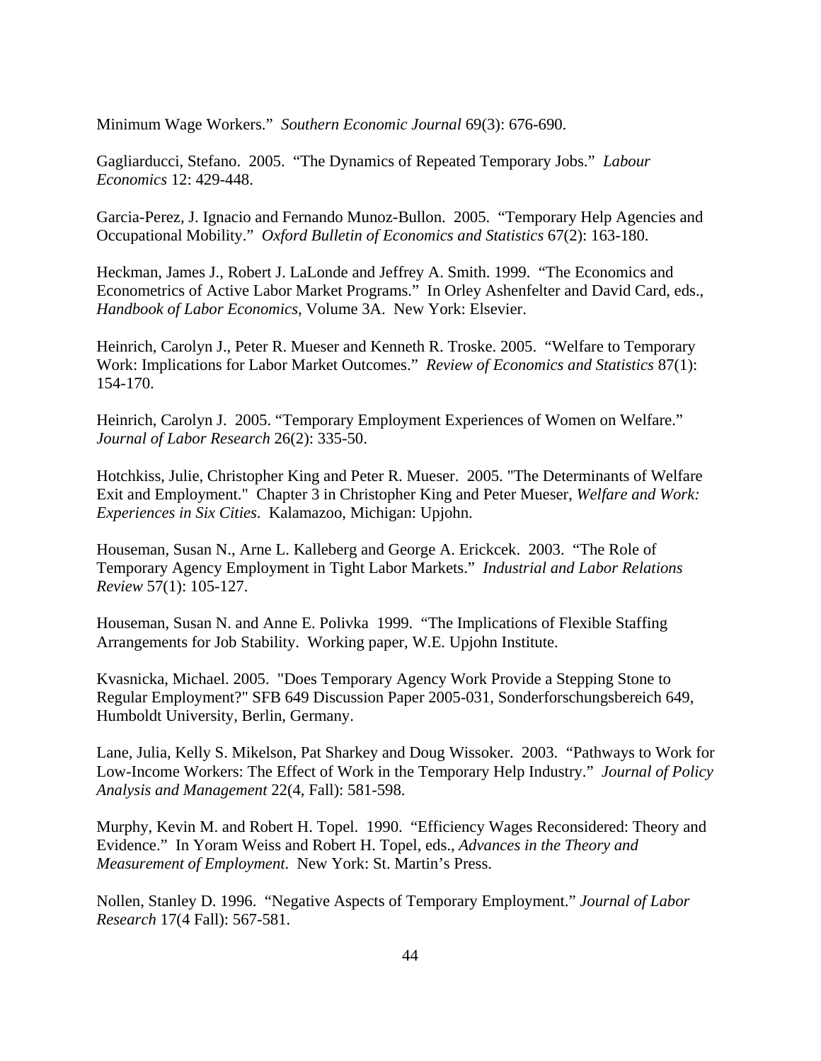Minimum Wage Workers." *Southern Economic Journal* 69(3): 676-690.

Gagliarducci, Stefano. 2005. "The Dynamics of Repeated Temporary Jobs." *Labour Economics* 12: 429-448.

Garcia-Perez, J. Ignacio and Fernando Munoz-Bullon. 2005. "Temporary Help Agencies and Occupational Mobility." *Oxford Bulletin of Economics and Statistics* 67(2): 163-180.

Heckman, James J., Robert J. LaLonde and Jeffrey A. Smith. 1999. "The Economics and Econometrics of Active Labor Market Programs." In Orley Ashenfelter and David Card, eds., *Handbook of Labor Economics*, Volume 3A. New York: Elsevier.

Heinrich, Carolyn J., Peter R. Mueser and Kenneth R. Troske. 2005. "Welfare to Temporary Work: Implications for Labor Market Outcomes." *Review of Economics and Statistics* 87(1): 154-170.

Heinrich, Carolyn J. 2005. "Temporary Employment Experiences of Women on Welfare." *Journal of Labor Research* 26(2): 335-50.

Hotchkiss, Julie, Christopher King and Peter R. Mueser. 2005. "The Determinants of Welfare Exit and Employment." Chapter 3 in Christopher King and Peter Mueser, *Welfare and Work: Experiences in Six Cities*. Kalamazoo, Michigan: Upjohn.

Houseman, Susan N., Arne L. Kalleberg and George A. Erickcek. 2003. "The Role of Temporary Agency Employment in Tight Labor Markets." *Industrial and Labor Relations Review* 57(1): 105-127.

Houseman, Susan N. and Anne E. Polivka 1999. "The Implications of Flexible Staffing Arrangements for Job Stability. Working paper, W.E. Upjohn Institute.

Kvasnicka, Michael. 2005. "Does Temporary Agency Work Provide a Stepping Stone to Regular Employment?" SFB 649 Discussion Paper 2005-031, Sonderforschungsbereich 649, Humboldt University, Berlin, Germany.

Lane, Julia, Kelly S. Mikelson, Pat Sharkey and Doug Wissoker. 2003. "Pathways to Work for Low-Income Workers: The Effect of Work in the Temporary Help Industry." *Journal of Policy Analysis and Management* 22(4, Fall): 581-598.

Murphy, Kevin M. and Robert H. Topel. 1990. "Efficiency Wages Reconsidered: Theory and Evidence." In Yoram Weiss and Robert H. Topel, eds., *Advances in the Theory and Measurement of Employment*. New York: St. Martin's Press.

Nollen, Stanley D. 1996. "Negative Aspects of Temporary Employment." *Journal of Labor Research* 17(4 Fall): 567-581.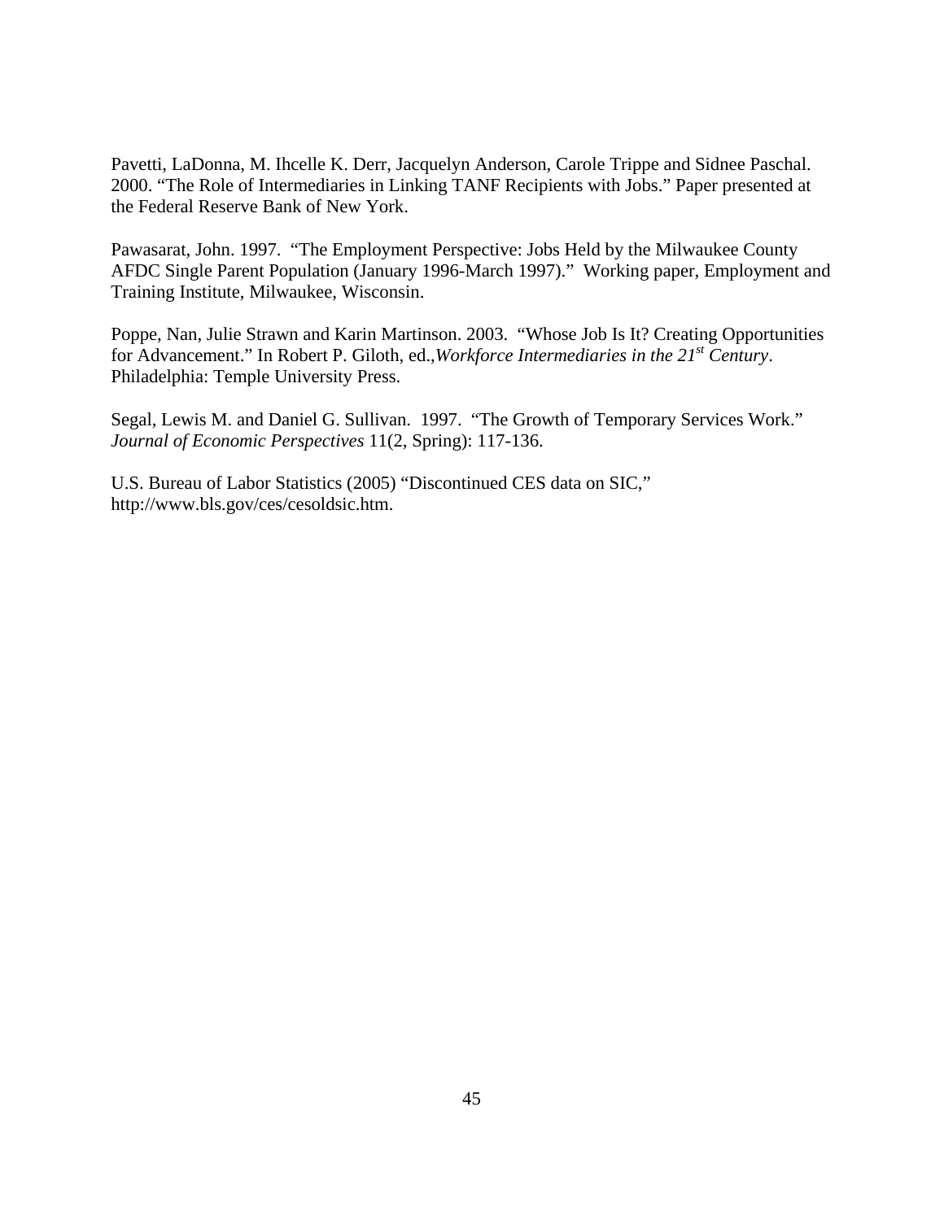Pavetti, LaDonna, M. Ihcelle K. Derr, Jacquelyn Anderson, Carole Trippe and Sidnee Paschal. 2000. "The Role of Intermediaries in Linking TANF Recipients with Jobs." Paper presented at the Federal Reserve Bank of New York.

Pawasarat, John. 1997. "The Employment Perspective: Jobs Held by the Milwaukee County AFDC Single Parent Population (January 1996-March 1997)." Working paper, Employment and Training Institute, Milwaukee, Wisconsin.

Poppe, Nan, Julie Strawn and Karin Martinson. 2003. "Whose Job Is It? Creating Opportunities for Advancement." In Robert P. Giloth, ed.,*Workforce Intermediaries in the 21st Century*. Philadelphia: Temple University Press.

Segal, Lewis M. and Daniel G. Sullivan. 1997. "The Growth of Temporary Services Work." *Journal of Economic Perspectives* 11(2, Spring): 117-136.

U.S. Bureau of Labor Statistics (2005) "Discontinued CES data on SIC," http://www.bls.gov/ces/cesoldsic.htm.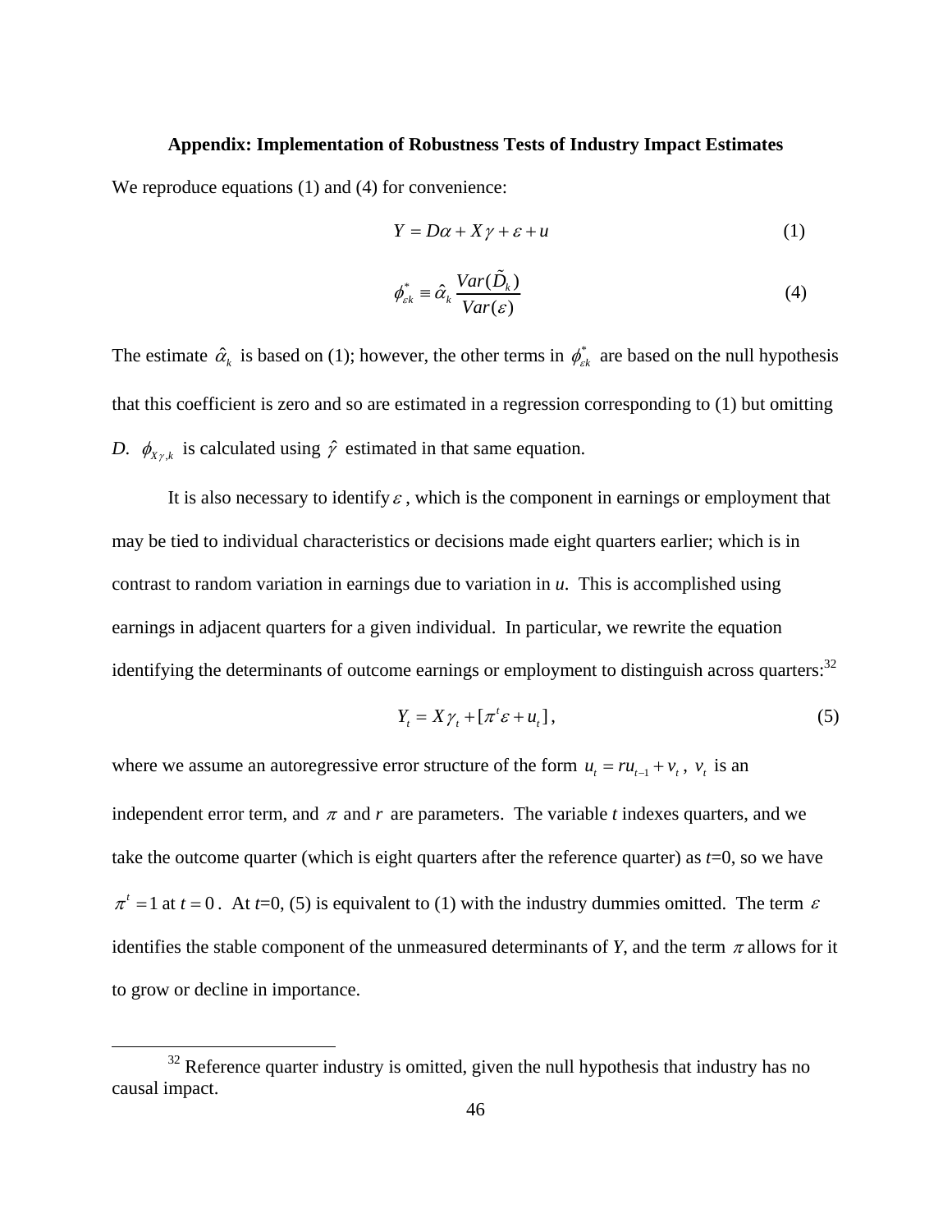**Appendix: Implementation of Robustness Tests of Industry Impact Estimates**

We reproduce equations (1) and (4) for convenience:

$$Y = D\alpha + X\gamma + \varepsilon + u \tag{1}$$

$$\phi^*_{\varepsilon k} \equiv \hat{\alpha}_k \frac{Var(\tilde{D}_k)}{Var(\varepsilon)} \tag{4}$$

The estimate $\hat{\alpha}_k$ is based on (1); however, the other terms in $\phi^*_{\varepsilon k}$ are based on the null hypothesis that this coefficient is zero and so are estimated in a regression corresponding to (1) but omitting *D*. $\phi_{X\gamma,k}$ is calculated using $\hat{\gamma}$ estimated in that same equation.

It is also necessary to identify $\varepsilon$, which is the component in earnings or employment that may be tied to individual characteristics or decisions made eight quarters earlier; which is in contrast to random variation in earnings due to variation in *u*. This is accomplished using earnings in adjacent quarters for a given individual. In particular, we rewrite the equation identifying the determinants of outcome earnings or employment to distinguish across quarters:[32]

$$Y_t = X\gamma_t + [\pi^t \varepsilon + u_t], \tag{5}$$

where we assume an autoregressive error structure of the form $u_t = ru_{t-1} + v_t$, $v_t$ is an independent error term, and $\pi$ and $r$ are parameters. The variable *t* indexes quarters, and we take the outcome quarter (which is eight quarters after the reference quarter) as *t*=0, so we have $\pi^t = 1$ at $t = 0$. At *t*=0, (5) is equivalent to (1) with the industry dummies omitted. The term $\varepsilon$ identifies the stable component of the unmeasured determinants of *Y*, and the term $\pi$ allows for it to grow or decline in importance.

[32] Reference quarter industry is omitted, given the null hypothesis that industry has no causal impact.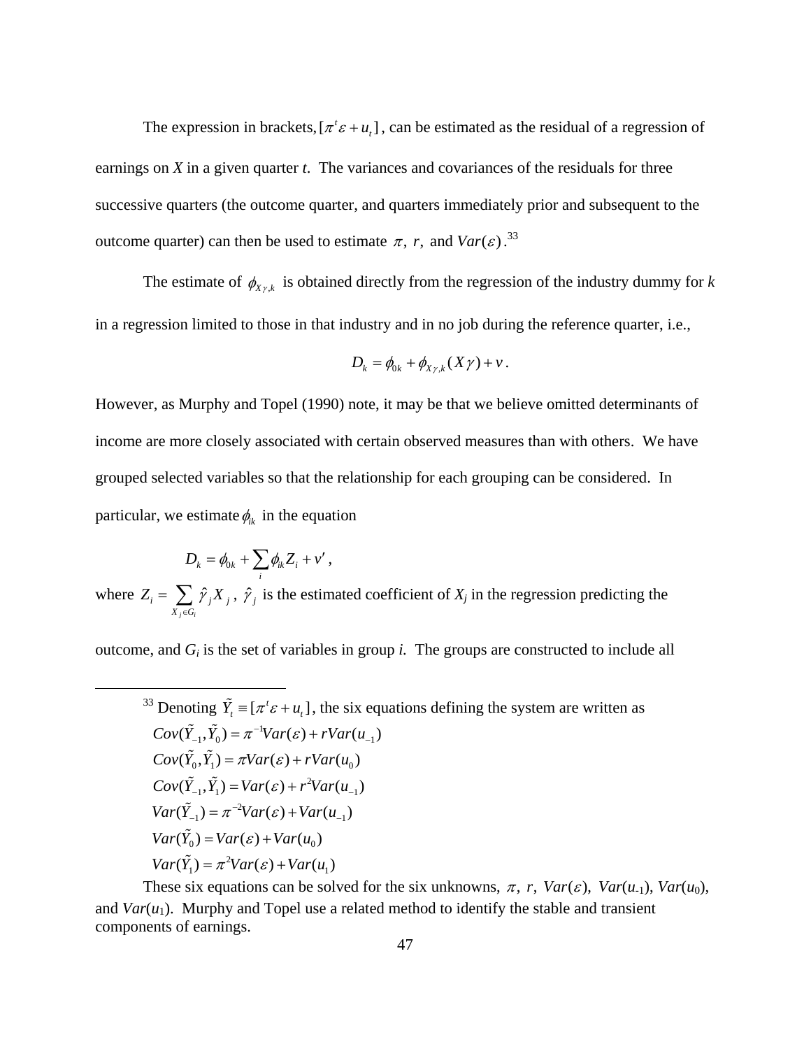The expression in brackets, $[\pi^t \varepsilon + u_t]$, can be estimated as the residual of a regression of earnings on *X* in a given quarter *t*. The variances and covariances of the residuals for three successive quarters (the outcome quarter, and quarters immediately prior and subsequent to the outcome quarter) can then be used to estimate $\pi,\ r,$ and $Var(\varepsilon)$.[33]

The estimate of $\phi_{X\gamma,k}$ is obtained directly from the regression of the industry dummy for *k* in a regression limited to those in that industry and in no job during the reference quarter, i.e.,

$$D_k = \phi_{0k} + \phi_{X\gamma,k}(X\gamma) + v.$$

However, as Murphy and Topel (1990) note, it may be that we believe omitted determinants of income are more closely associated with certain observed measures than with others. We have grouped selected variables so that the relationship for each grouping can be considered. In particular, we estimate $\phi_{ik}$ in the equation

$$D_k = \phi_{0k} + \sum_i \phi_{ik} Z_i + v',$$

where $Z_i = \sum_{X_j \in G_i} \hat{\gamma}_j X_j$, $\hat{\gamma}_j$ is the estimated coefficient of $X_j$ in the regression predicting the outcome, and $G_i$ is the set of variables in group *i*. The groups are constructed to include all

---

[33] Denoting $\tilde{Y}_t \equiv [\pi^t \varepsilon + u_t]$, the six equations defining the system are written as

$$Cov(\tilde{Y}_{-1}, \tilde{Y}_0) = \pi^{-1} Var(\varepsilon) + r Var(u_{-1})$$
$$Cov(\tilde{Y}_0, \tilde{Y}_1) = \pi Var(\varepsilon) + r Var(u_0)$$
$$Cov(\tilde{Y}_{-1}, \tilde{Y}_1) = Var(\varepsilon) + r^2 Var(u_{-1})$$
$$Var(\tilde{Y}_{-1}) = \pi^{-2} Var(\varepsilon) + Var(u_{-1})$$
$$Var(\tilde{Y}_0) = Var(\varepsilon) + Var(u_0)$$
$$Var(\tilde{Y}_1) = \pi^2 Var(\varepsilon) + Var(u_1)$$

These six equations can be solved for the six unknowns, $\pi,\ r,\ Var(\varepsilon),\ Var(u_{-1}),\ Var(u_0)$, and $Var(u_1)$. Murphy and Topel use a related method to identify the stable and transient components of earnings.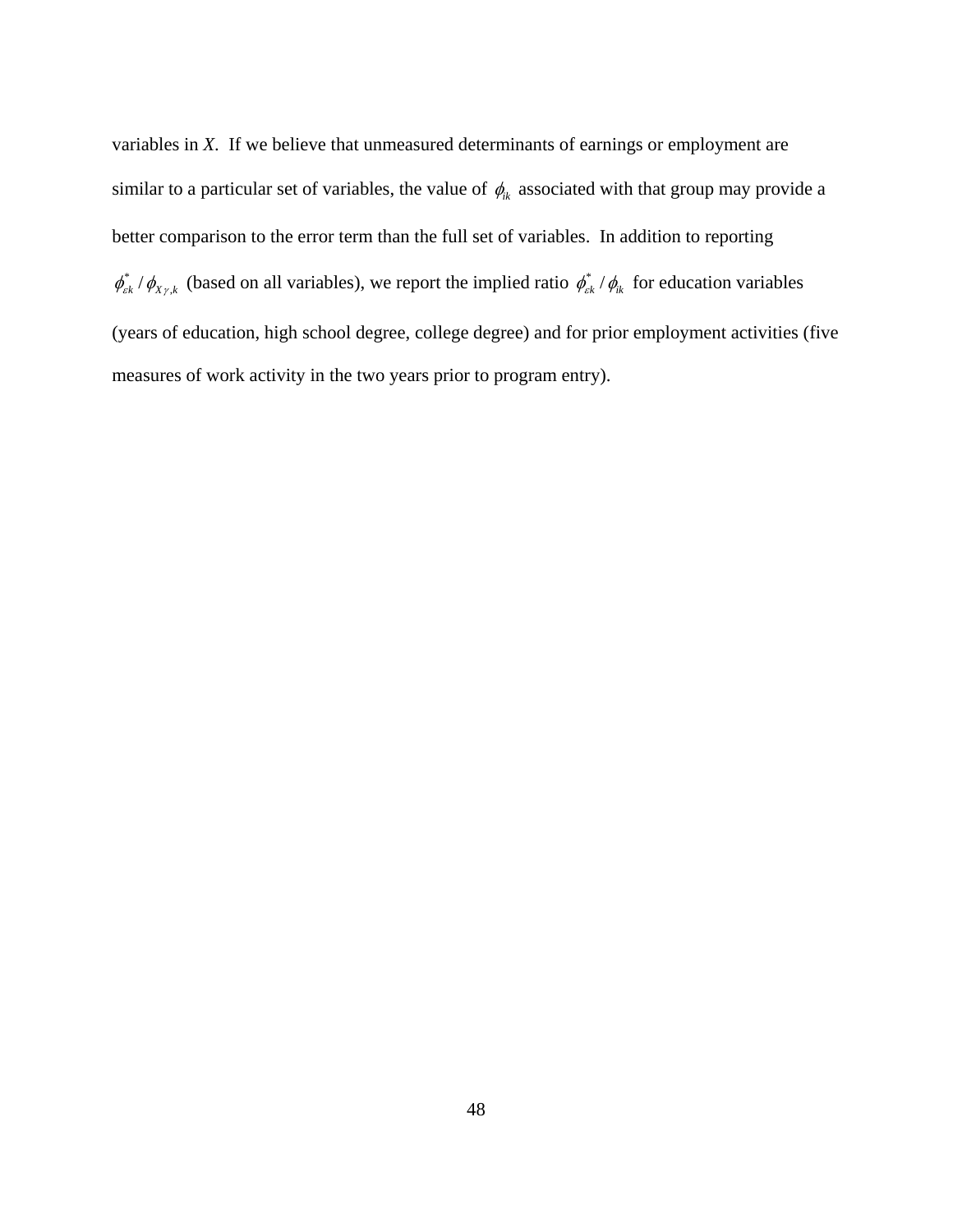variables in *X*. If we believe that unmeasured determinants of earnings or employment are similar to a particular set of variables, the value of $\phi_{ik}$ associated with that group may provide a better comparison to the error term than the full set of variables. In addition to reporting $\phi^*_{\varepsilon k} / \phi_{X\gamma,k}$ (based on all variables), we report the implied ratio $\phi^*_{\varepsilon k} / \phi_{ik}$ for education variables (years of education, high school degree, college degree) and for prior employment activities (five measures of work activity in the two years prior to program entry).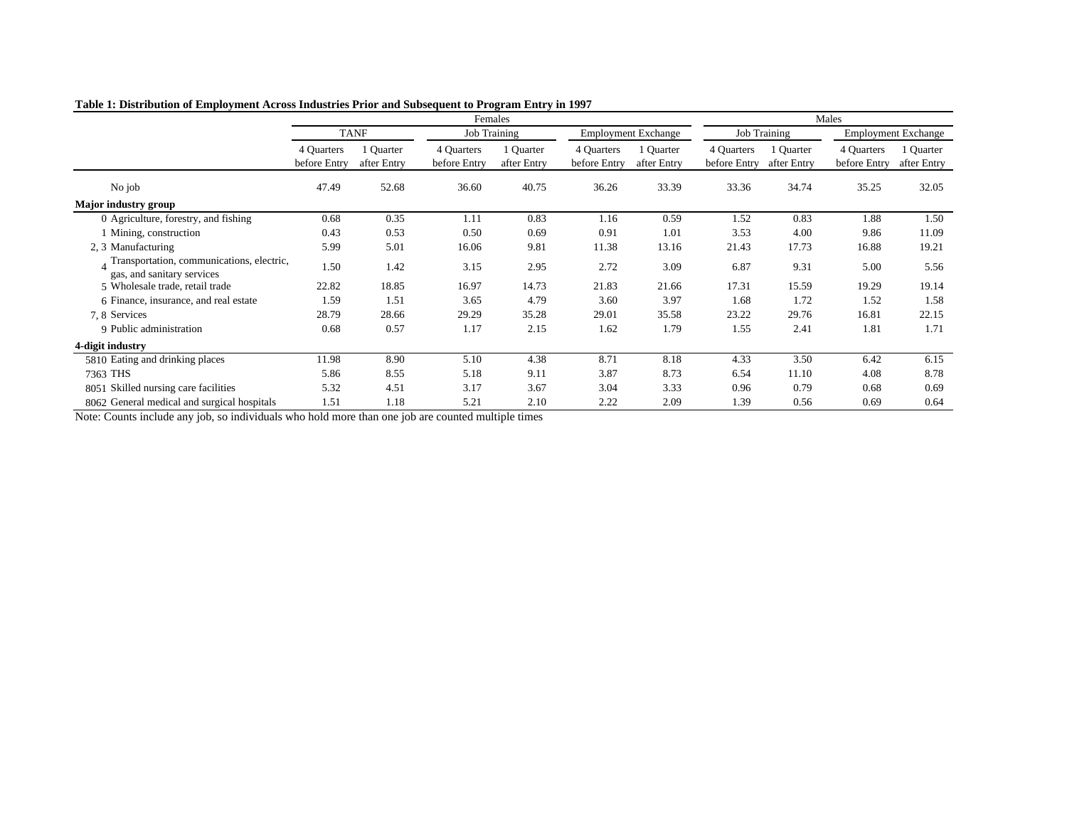**Table 1: Distribution of Employment Across Industries Prior and Subsequent to Program Entry in 1997**

| | | Females | | | | | | Males | | | |
|---|---|---|---|---|---|---|---|---|---|---|---|
| | | TANF | | Job Training | | Employment Exchange | | Job Training | | Employment Exchange | |
| | | 4 Quarters before Entry | 1 Quarter after Entry | 4 Quarters before Entry | 1 Quarter after Entry | 4 Quarters before Entry | 1 Quarter after Entry | 4 Quarters before Entry | 1 Quarter after Entry | 4 Quarters before Entry | 1 Quarter after Entry |
| | No job | 47.49 | 52.68 | 36.60 | 40.75 | 36.26 | 33.39 | 33.36 | 34.74 | 35.25 | 32.05 |
| **Major industry group** | | | | | | | | | | | |
| 0 | Agriculture, forestry, and fishing | 0.68 | 0.35 | 1.11 | 0.83 | 1.16 | 0.59 | 1.52 | 0.83 | 1.88 | 1.50 |
| 1 | Mining, construction | 0.43 | 0.53 | 0.50 | 0.69 | 0.91 | 1.01 | 3.53 | 4.00 | 9.86 | 11.09 |
| 2, 3 | Manufacturing | 5.99 | 5.01 | 16.06 | 9.81 | 11.38 | 13.16 | 21.43 | 17.73 | 16.88 | 19.21 |
| 4 | Transportation, communications, electric, gas, and sanitary services | 1.50 | 1.42 | 3.15 | 2.95 | 2.72 | 3.09 | 6.87 | 9.31 | 5.00 | 5.56 |
| 5 | Wholesale trade, retail trade | 22.82 | 18.85 | 16.97 | 14.73 | 21.83 | 21.66 | 17.31 | 15.59 | 19.29 | 19.14 |
| 6 | Finance, insurance, and real estate | 1.59 | 1.51 | 3.65 | 4.79 | 3.60 | 3.97 | 1.68 | 1.72 | 1.52 | 1.58 |
| 7, 8 | Services | 28.79 | 28.66 | 29.29 | 35.28 | 29.01 | 35.58 | 23.22 | 29.76 | 16.81 | 22.15 |
| 9 | Public administration | 0.68 | 0.57 | 1.17 | 2.15 | 1.62 | 1.79 | 1.55 | 2.41 | 1.81 | 1.71 |
| **4-digit industry** | | | | | | | | | | | |
| 5810 | Eating and drinking places | 11.98 | 8.90 | 5.10 | 4.38 | 8.71 | 8.18 | 4.33 | 3.50 | 6.42 | 6.15 |
| 7363 | THS | 5.86 | 8.55 | 5.18 | 9.11 | 3.87 | 8.73 | 6.54 | 11.10 | 4.08 | 8.78 |
| 8051 | Skilled nursing care facilities | 5.32 | 4.51 | 3.17 | 3.67 | 3.04 | 3.33 | 0.96 | 0.79 | 0.68 | 0.69 |
| 8062 | General medical and surgical hospitals | 1.51 | 1.18 | 5.21 | 2.10 | 2.22 | 2.09 | 1.39 | 0.56 | 0.69 | 0.64 |

Note: Counts include any job, so individuals who hold more than one job are counted multiple times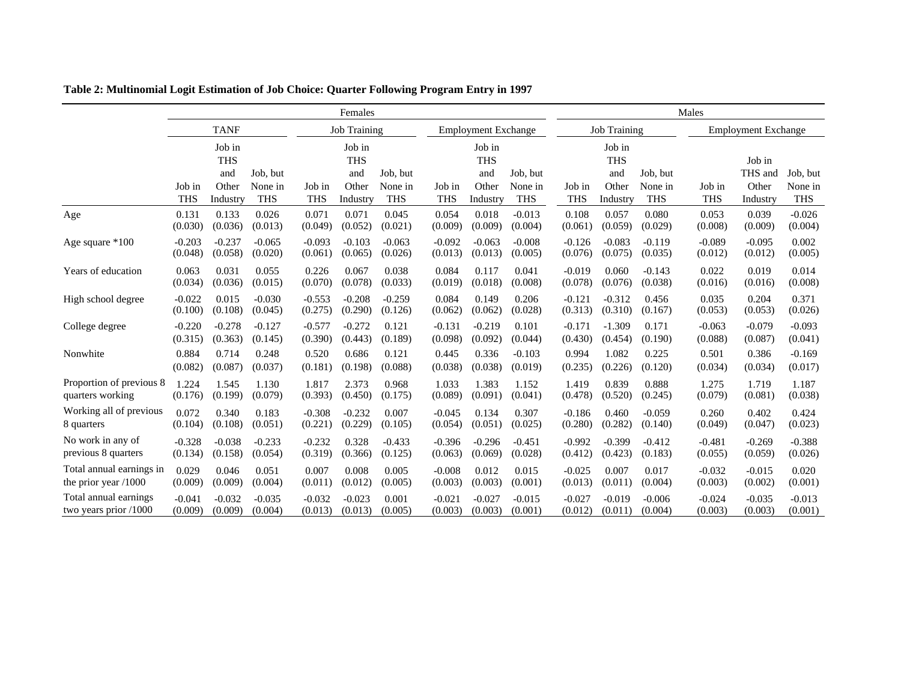**Table 2: Multinomial Logit Estimation of Job Choice: Quarter Following Program Entry in 1997**

| | Females | | | | | | | | | Males | | | | | |
|---|---|---|---|---|---|---|---|---|---|---|---|---|---|---|---|
| | TANF | | | Job Training | | | Employment Exchange | | | Job Training | | | Employment Exchange | | |
| | Job in THS | Job in THS and Other Industry | Job, but None in THS | Job in THS | Job in THS and Other Industry | Job, but None in THS | Job in THS | Job in THS and Other Industry | Job, but None in THS | Job in THS | Job in THS and Other Industry | Job, but None in THS | Job in THS | Job in THS and Other Industry | Job, but None in THS |
| Age | 0.131 | 0.133 | 0.026 | 0.071 | 0.071 | 0.045 | 0.054 | 0.018 | -0.013 | 0.108 | 0.057 | 0.080 | 0.053 | 0.039 | -0.026 |
| | (0.030) | (0.036) | (0.013) | (0.049) | (0.052) | (0.021) | (0.009) | (0.009) | (0.004) | (0.061) | (0.059) | (0.029) | (0.008) | (0.009) | (0.004) |
| Age square *100 | -0.203 | -0.237 | -0.065 | -0.093 | -0.103 | -0.063 | -0.092 | -0.063 | -0.008 | -0.126 | -0.083 | -0.119 | -0.089 | -0.095 | 0.002 |
| | (0.048) | (0.058) | (0.020) | (0.061) | (0.065) | (0.026) | (0.013) | (0.013) | (0.005) | (0.076) | (0.075) | (0.035) | (0.012) | (0.012) | (0.005) |
| Years of education | 0.063 | 0.031 | 0.055 | 0.226 | 0.067 | 0.038 | 0.084 | 0.117 | 0.041 | -0.019 | 0.060 | -0.143 | 0.022 | 0.019 | 0.014 |
| | (0.034) | (0.036) | (0.015) | (0.070) | (0.078) | (0.033) | (0.019) | (0.018) | (0.008) | (0.078) | (0.076) | (0.038) | (0.016) | (0.016) | (0.008) |
| High school degree | -0.022 | 0.015 | -0.030 | -0.553 | -0.208 | -0.259 | 0.084 | 0.149 | 0.206 | -0.121 | -0.312 | 0.456 | 0.035 | 0.204 | 0.371 |
| | (0.100) | (0.108) | (0.045) | (0.275) | (0.290) | (0.126) | (0.062) | (0.062) | (0.028) | (0.313) | (0.310) | (0.167) | (0.053) | (0.053) | (0.026) |
| College degree | -0.220 | -0.278 | -0.127 | -0.577 | -0.272 | 0.121 | -0.131 | -0.219 | 0.101 | -0.171 | -1.309 | 0.171 | -0.063 | -0.079 | -0.093 |
| | (0.315) | (0.363) | (0.145) | (0.390) | (0.443) | (0.189) | (0.098) | (0.092) | (0.044) | (0.430) | (0.454) | (0.190) | (0.088) | (0.087) | (0.041) |
| Nonwhite | 0.884 | 0.714 | 0.248 | 0.520 | 0.686 | 0.121 | 0.445 | 0.336 | -0.103 | 0.994 | 1.082 | 0.225 | 0.501 | 0.386 | -0.169 |
| | (0.082) | (0.087) | (0.037) | (0.181) | (0.198) | (0.088) | (0.038) | (0.038) | (0.019) | (0.235) | (0.226) | (0.120) | (0.034) | (0.034) | (0.017) |
| Proportion of previous 8 quarters working | 1.224 | 1.545 | 1.130 | 1.817 | 2.373 | 0.968 | 1.033 | 1.383 | 1.152 | 1.419 | 0.839 | 0.888 | 1.275 | 1.719 | 1.187 |
| | (0.176) | (0.199) | (0.079) | (0.393) | (0.450) | (0.175) | (0.089) | (0.091) | (0.041) | (0.478) | (0.520) | (0.245) | (0.079) | (0.081) | (0.038) |
| Working all of previous 8 quarters | 0.072 | 0.340 | 0.183 | -0.308 | -0.232 | 0.007 | -0.045 | 0.134 | 0.307 | -0.186 | 0.460 | -0.059 | 0.260 | 0.402 | 0.424 |
| | (0.104) | (0.108) | (0.051) | (0.221) | (0.229) | (0.105) | (0.054) | (0.051) | (0.025) | (0.280) | (0.282) | (0.140) | (0.049) | (0.047) | (0.023) |
| No work in any of previous 8 quarters | -0.328 | -0.038 | -0.233 | -0.232 | 0.328 | -0.433 | -0.396 | -0.296 | -0.451 | -0.992 | -0.399 | -0.412 | -0.481 | -0.269 | -0.388 |
| | (0.134) | (0.158) | (0.054) | (0.319) | (0.366) | (0.125) | (0.063) | (0.069) | (0.028) | (0.412) | (0.423) | (0.183) | (0.055) | (0.059) | (0.026) |
| Total annual earnings in the prior year /1000 | 0.029 | 0.046 | 0.051 | 0.007 | 0.008 | 0.005 | -0.008 | 0.012 | 0.015 | -0.025 | 0.007 | 0.017 | -0.032 | -0.015 | 0.020 |
| | (0.009) | (0.009) | (0.004) | (0.011) | (0.012) | (0.005) | (0.003) | (0.003) | (0.001) | (0.013) | (0.011) | (0.004) | (0.003) | (0.002) | (0.001) |
| Total annual earnings two years prior /1000 | -0.041 | -0.032 | -0.035 | -0.032 | -0.023 | 0.001 | -0.021 | -0.027 | -0.015 | -0.027 | -0.019 | -0.006 | -0.024 | -0.035 | -0.013 |
| | (0.009) | (0.009) | (0.004) | (0.013) | (0.013) | (0.005) | (0.003) | (0.003) | (0.001) | (0.012) | (0.011) | (0.004) | (0.003) | (0.003) | (0.001) |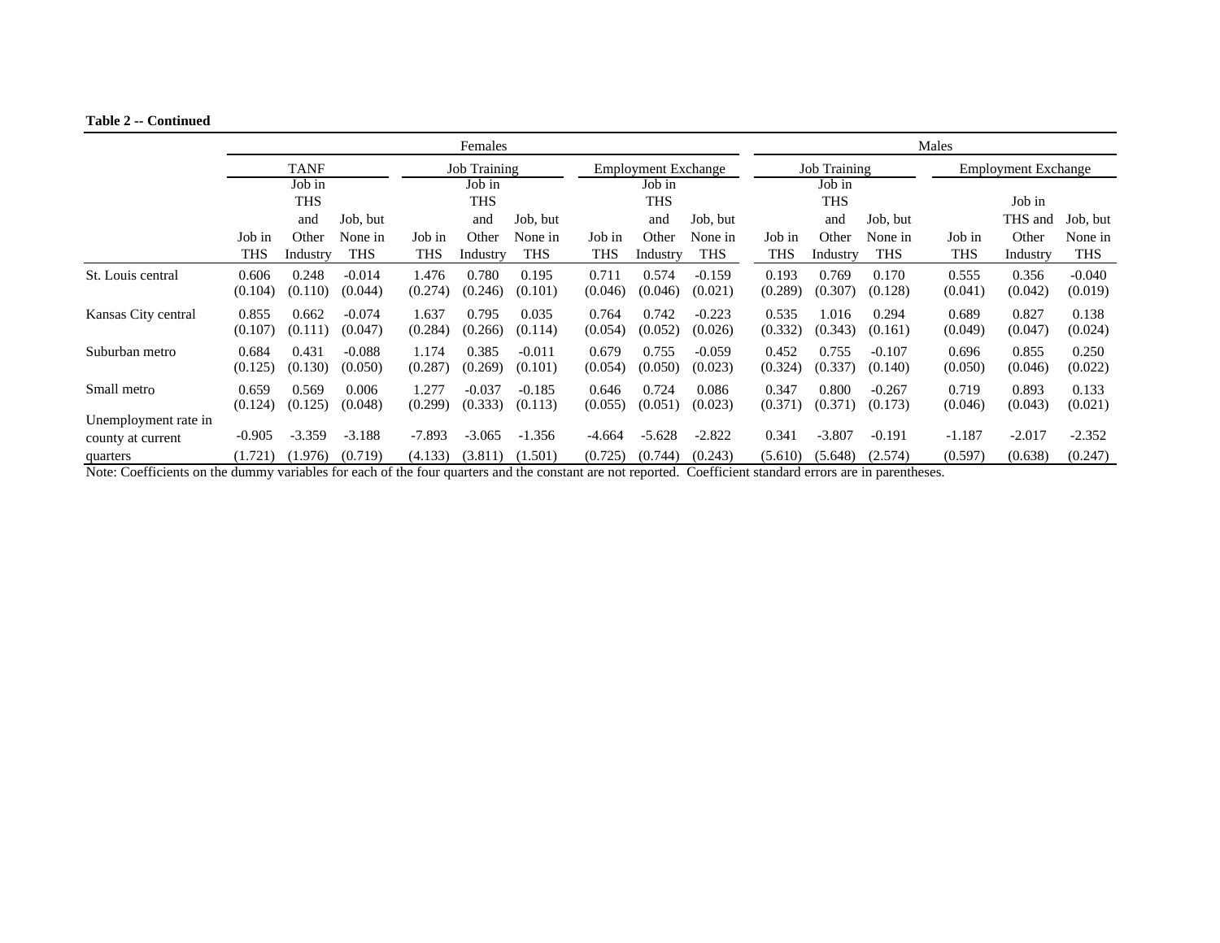**Table 2 -- Continued**

| | Females | | | | | | | | | Males | | | | | |
|---|---|---|---|---|---|---|---|---|---|---|---|---|---|---|---|
| | TANF | | | Job Training | | | Employment Exchange | | | Job Training | | | Employment Exchange | | |
| | Job in THS | Job in THS and Other Industry | Job, but None in THS | Job in THS | Job in THS and Other Industry | Job, but None in THS | Job in THS | Job in THS and Other Industry | Job, but None in THS | Job in THS | Job in THS and Other Industry | Job, but None in THS | Job in THS | Job in THS and Other Industry | Job, but None in THS |
| St. Louis central | 0.606 | 0.248 | -0.014 | 1.476 | 0.780 | 0.195 | 0.711 | 0.574 | -0.159 | 0.193 | 0.769 | 0.170 | 0.555 | 0.356 | -0.040 |
| | (0.104) | (0.110) | (0.044) | (0.274) | (0.246) | (0.101) | (0.046) | (0.046) | (0.021) | (0.289) | (0.307) | (0.128) | (0.041) | (0.042) | (0.019) |
| Kansas City central | 0.855 | 0.662 | -0.074 | 1.637 | 0.795 | 0.035 | 0.764 | 0.742 | -0.223 | 0.535 | 1.016 | 0.294 | 0.689 | 0.827 | 0.138 |
| | (0.107) | (0.111) | (0.047) | (0.284) | (0.266) | (0.114) | (0.054) | (0.052) | (0.026) | (0.332) | (0.343) | (0.161) | (0.049) | (0.047) | (0.024) |
| Suburban metro | 0.684 | 0.431 | -0.088 | 1.174 | 0.385 | -0.011 | 0.679 | 0.755 | -0.059 | 0.452 | 0.755 | -0.107 | 0.696 | 0.855 | 0.250 |
| | (0.125) | (0.130) | (0.050) | (0.287) | (0.269) | (0.101) | (0.054) | (0.050) | (0.023) | (0.324) | (0.337) | (0.140) | (0.050) | (0.046) | (0.022) |
| Small metro | 0.659 | 0.569 | 0.006 | 1.277 | -0.037 | -0.185 | 0.646 | 0.724 | 0.086 | 0.347 | 0.800 | -0.267 | 0.719 | 0.893 | 0.133 |
| | (0.124) | (0.125) | (0.048) | (0.299) | (0.333) | (0.113) | (0.055) | (0.051) | (0.023) | (0.371) | (0.371) | (0.173) | (0.046) | (0.043) | (0.021) |
| Unemployment rate in county at current quarters | -0.905 | -3.359 | -3.188 | -7.893 | -3.065 | -1.356 | -4.664 | -5.628 | -2.822 | 0.341 | -3.807 | -0.191 | -1.187 | -2.017 | -2.352 |
| | (1.721) | (1.976) | (0.719) | (4.133) | (3.811) | (1.501) | (0.725) | (0.744) | (0.243) | (5.610) | (5.648) | (2.574) | (0.597) | (0.638) | (0.247) |

Note: Coefficients on the dummy variables for each of the four quarters and the constant are not reported. Coefficient standard errors are in parentheses.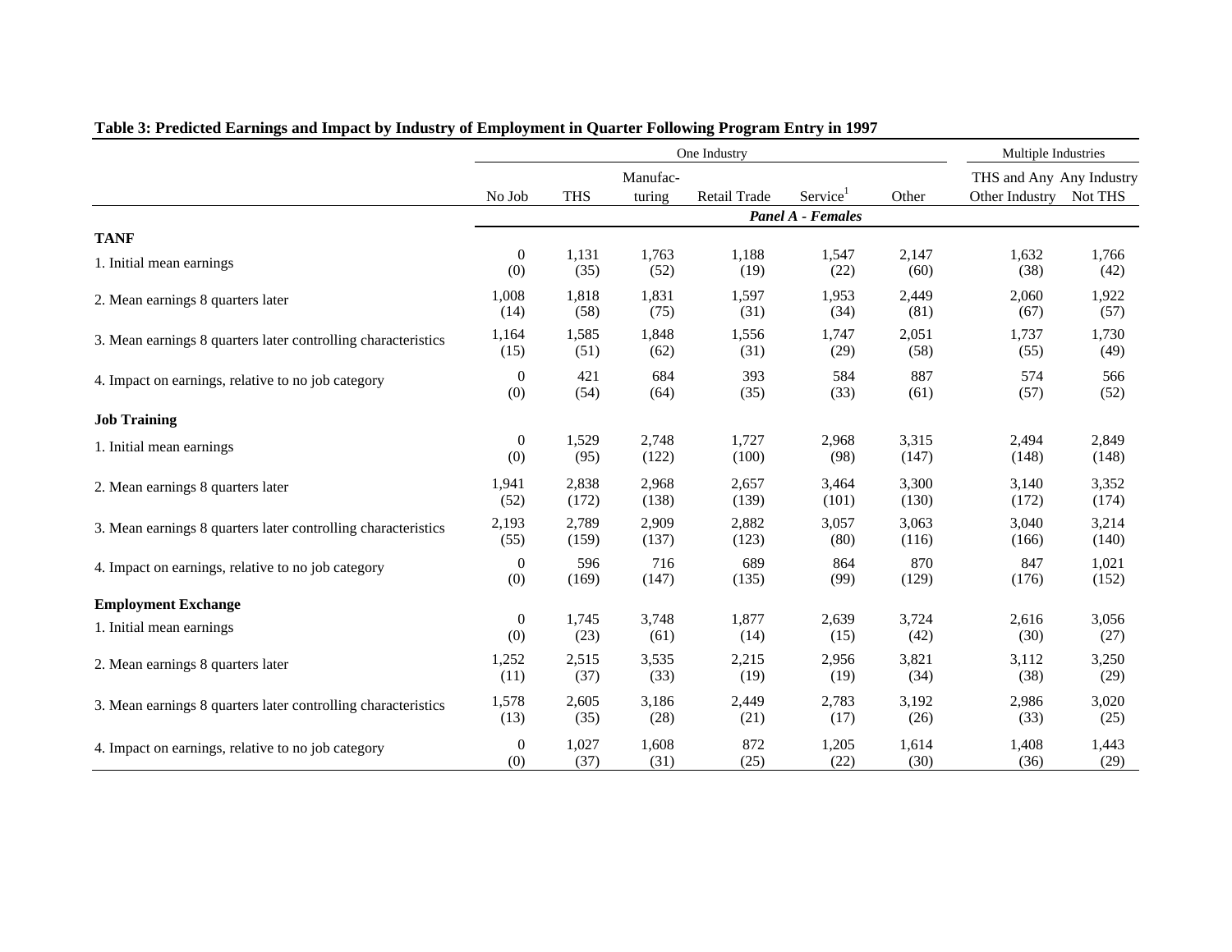**Table 3: Predicted Earnings and Impact by Industry of Employment in Quarter Following Program Entry in 1997**

| | One Industry | | | | | | Multiple Industries | |
|---|---|---|---|---|---|---|---|---|
| | No Job | THS | Manufac-turing | Retail Trade | Service[1] | Other | THS and Any Other Industry | Any Industry Not THS |
| | | | | | ***Panel A - Females*** | | | |
| **TANF** | | | | | | | | |
| 1. Initial mean earnings | 0 | 1,131 | 1,763 | 1,188 | 1,547 | 2,147 | 1,632 | 1,766 |
| | (0) | (35) | (52) | (19) | (22) | (60) | (38) | (42) |
| 2. Mean earnings 8 quarters later | 1,008 | 1,818 | 1,831 | 1,597 | 1,953 | 2,449 | 2,060 | 1,922 |
| | (14) | (58) | (75) | (31) | (34) | (81) | (67) | (57) |
| 3. Mean earnings 8 quarters later controlling characteristics | 1,164 | 1,585 | 1,848 | 1,556 | 1,747 | 2,051 | 1,737 | 1,730 |
| | (15) | (51) | (62) | (31) | (29) | (58) | (55) | (49) |
| 4. Impact on earnings, relative to no job category | 0 | 421 | 684 | 393 | 584 | 887 | 574 | 566 |
| | (0) | (54) | (64) | (35) | (33) | (61) | (57) | (52) |
| **Job Training** | | | | | | | | |
| 1. Initial mean earnings | 0 | 1,529 | 2,748 | 1,727 | 2,968 | 3,315 | 2,494 | 2,849 |
| | (0) | (95) | (122) | (100) | (98) | (147) | (148) | (148) |
| 2. Mean earnings 8 quarters later | 1,941 | 2,838 | 2,968 | 2,657 | 3,464 | 3,300 | 3,140 | 3,352 |
| | (52) | (172) | (138) | (139) | (101) | (130) | (172) | (174) |
| 3. Mean earnings 8 quarters later controlling characteristics | 2,193 | 2,789 | 2,909 | 2,882 | 3,057 | 3,063 | 3,040 | 3,214 |
| | (55) | (159) | (137) | (123) | (80) | (116) | (166) | (140) |
| 4. Impact on earnings, relative to no job category | 0 | 596 | 716 | 689 | 864 | 870 | 847 | 1,021 |
| | (0) | (169) | (147) | (135) | (99) | (129) | (176) | (152) |
| **Employment Exchange** | | | | | | | | |
| 1. Initial mean earnings | 0 | 1,745 | 3,748 | 1,877 | 2,639 | 3,724 | 2,616 | 3,056 |
| | (0) | (23) | (61) | (14) | (15) | (42) | (30) | (27) |
| 2. Mean earnings 8 quarters later | 1,252 | 2,515 | 3,535 | 2,215 | 2,956 | 3,821 | 3,112 | 3,250 |
| | (11) | (37) | (33) | (19) | (19) | (34) | (38) | (29) |
| 3. Mean earnings 8 quarters later controlling characteristics | 1,578 | 2,605 | 3,186 | 2,449 | 2,783 | 3,192 | 2,986 | 3,020 |
| | (13) | (35) | (28) | (21) | (17) | (26) | (33) | (25) |
| 4. Impact on earnings, relative to no job category | 0 | 1,027 | 1,608 | 872 | 1,205 | 1,614 | 1,408 | 1,443 |
| | (0) | (37) | (31) | (25) | (22) | (30) | (36) | (29) |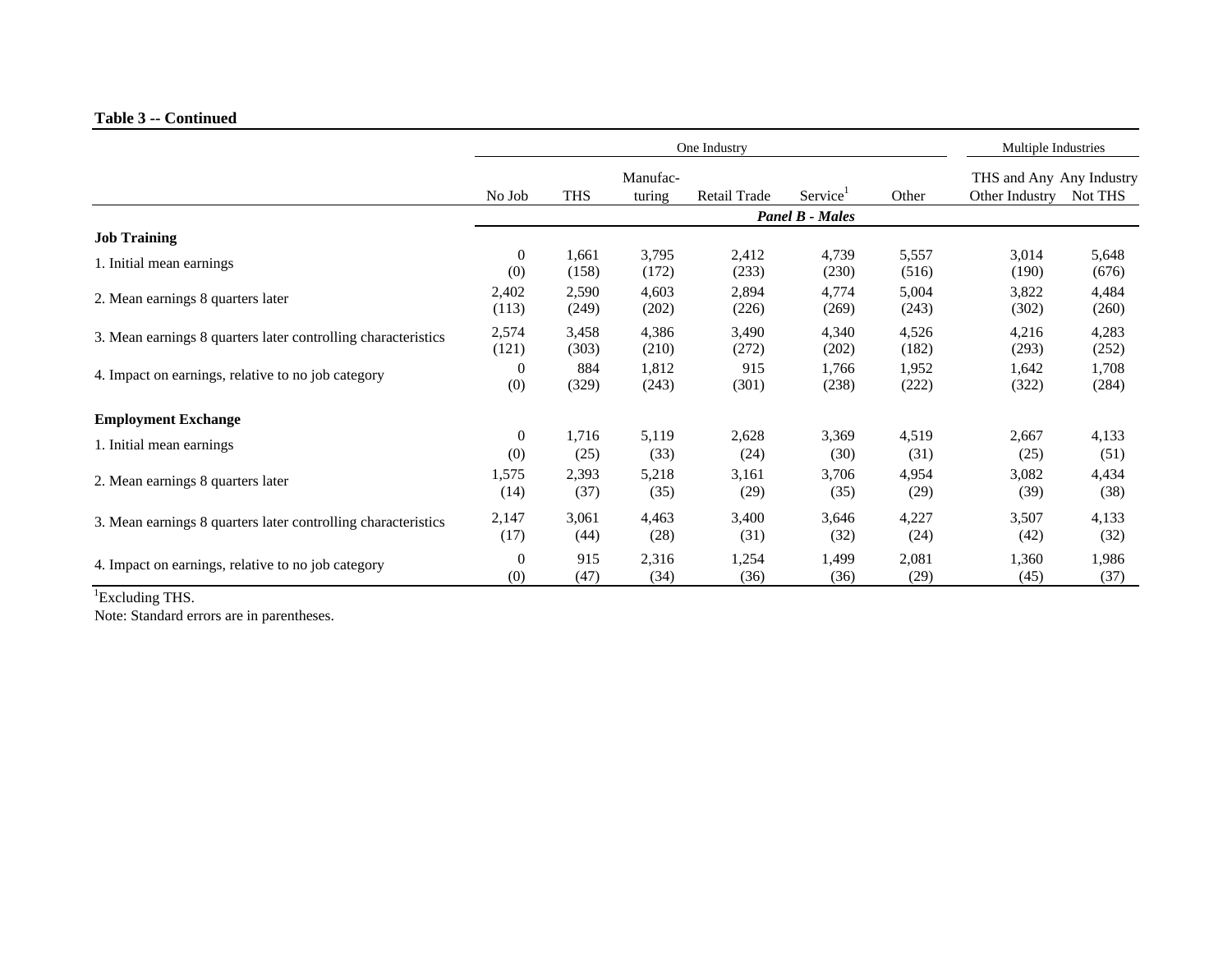**Table 3 -- Continued**

| | One Industry | | | | | | Multiple Industries | |
|---|---|---|---|---|---|---|---|---|
| | No Job | THS | Manufac-turing | Retail Trade | Service[1] | Other | THS and Any Other Industry | Any Industry Not THS |
| | *Panel B - Males* | | | | | | | |
| **Job Training** | | | | | | | | |
| 1. Initial mean earnings | 0 | 1,661 | 3,795 | 2,412 | 4,739 | 5,557 | 3,014 | 5,648 |
| | (0) | (158) | (172) | (233) | (230) | (516) | (190) | (676) |
| 2. Mean earnings 8 quarters later | 2,402 | 2,590 | 4,603 | 2,894 | 4,774 | 5,004 | 3,822 | 4,484 |
| | (113) | (249) | (202) | (226) | (269) | (243) | (302) | (260) |
| 3. Mean earnings 8 quarters later controlling characteristics | 2,574 | 3,458 | 4,386 | 3,490 | 4,340 | 4,526 | 4,216 | 4,283 |
| | (121) | (303) | (210) | (272) | (202) | (182) | (293) | (252) |
| 4. Impact on earnings, relative to no job category | 0 | 884 | 1,812 | 915 | 1,766 | 1,952 | 1,642 | 1,708 |
| | (0) | (329) | (243) | (301) | (238) | (222) | (322) | (284) |
| **Employment Exchange** | | | | | | | | |
| 1. Initial mean earnings | 0 | 1,716 | 5,119 | 2,628 | 3,369 | 4,519 | 2,667 | 4,133 |
| | (0) | (25) | (33) | (24) | (30) | (31) | (25) | (51) |
| 2. Mean earnings 8 quarters later | 1,575 | 2,393 | 5,218 | 3,161 | 3,706 | 4,954 | 3,082 | 4,434 |
| | (14) | (37) | (35) | (29) | (35) | (29) | (39) | (38) |
| 3. Mean earnings 8 quarters later controlling characteristics | 2,147 | 3,061 | 4,463 | 3,400 | 3,646 | 4,227 | 3,507 | 4,133 |
| | (17) | (44) | (28) | (31) | (32) | (24) | (42) | (32) |
| 4. Impact on earnings, relative to no job category | 0 | 915 | 2,316 | 1,254 | 1,499 | 2,081 | 1,360 | 1,986 |
| | (0) | (47) | (34) | (36) | (36) | (29) | (45) | (37) |

[1]Excluding THS.

Note: Standard errors are in parentheses.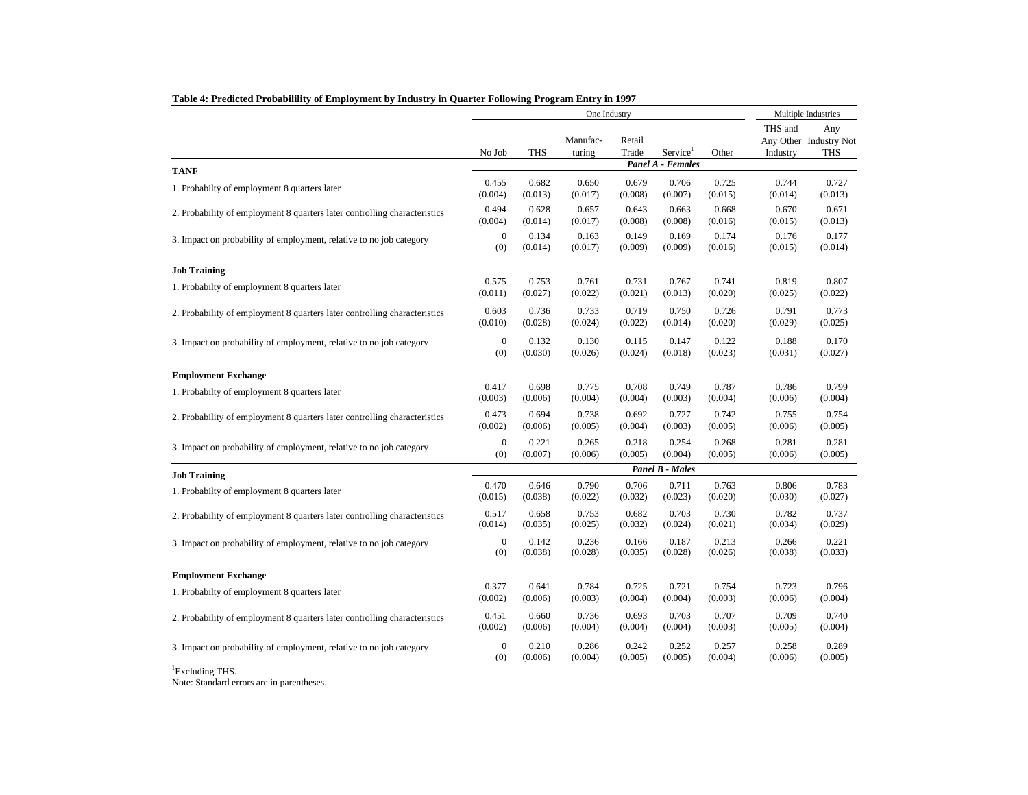**Table 4: Predicted Probabilility of Employment by Industry in Quarter Following Program Entry in 1997**

| | One Industry | | | | | | Multiple Industries | |
|---|---|---|---|---|---|---|---|---|
| | No Job | THS | Manufac-turing | Retail Trade | Service[1] | Other | THS and Any Other Industry | Any Industry Not THS |
| | ***Panel A - Females*** | | | | | | | |
| **TANF** | | | | | | | | |
| 1. Probabilty of employment 8 quarters later | 0.455 | 0.682 | 0.650 | 0.679 | 0.706 | 0.725 | 0.744 | 0.727 |
| | (0.004) | (0.013) | (0.017) | (0.008) | (0.007) | (0.015) | (0.014) | (0.013) |
| 2. Probability of employment 8 quarters later controlling characteristics | 0.494 | 0.628 | 0.657 | 0.643 | 0.663 | 0.668 | 0.670 | 0.671 |
| | (0.004) | (0.014) | (0.017) | (0.008) | (0.008) | (0.016) | (0.015) | (0.013) |
| 3. Impact on probability of employment, relative to no job category | 0 | 0.134 | 0.163 | 0.149 | 0.169 | 0.174 | 0.176 | 0.177 |
| | (0) | (0.014) | (0.017) | (0.009) | (0.009) | (0.016) | (0.015) | (0.014) |
| **Job Training** | | | | | | | | |
| 1. Probabilty of employment 8 quarters later | 0.575 | 0.753 | 0.761 | 0.731 | 0.767 | 0.741 | 0.819 | 0.807 |
| | (0.011) | (0.027) | (0.022) | (0.021) | (0.013) | (0.020) | (0.025) | (0.022) |
| 2. Probability of employment 8 quarters later controlling characteristics | 0.603 | 0.736 | 0.733 | 0.719 | 0.750 | 0.726 | 0.791 | 0.773 |
| | (0.010) | (0.028) | (0.024) | (0.022) | (0.014) | (0.020) | (0.029) | (0.025) |
| 3. Impact on probability of employment, relative to no job category | 0 | 0.132 | 0.130 | 0.115 | 0.147 | 0.122 | 0.188 | 0.170 |
| | (0) | (0.030) | (0.026) | (0.024) | (0.018) | (0.023) | (0.031) | (0.027) |
| **Employment Exchange** | | | | | | | | |
| 1. Probabilty of employment 8 quarters later | 0.417 | 0.698 | 0.775 | 0.708 | 0.749 | 0.787 | 0.786 | 0.799 |
| | (0.003) | (0.006) | (0.004) | (0.004) | (0.003) | (0.004) | (0.006) | (0.004) |
| 2. Probability of employment 8 quarters later controlling characteristics | 0.473 | 0.694 | 0.738 | 0.692 | 0.727 | 0.742 | 0.755 | 0.754 |
| | (0.002) | (0.006) | (0.005) | (0.004) | (0.003) | (0.005) | (0.006) | (0.005) |
| 3. Impact on probability of employment, relative to no job category | 0 | 0.221 | 0.265 | 0.218 | 0.254 | 0.268 | 0.281 | 0.281 |
| | (0) | (0.007) | (0.006) | (0.005) | (0.004) | (0.005) | (0.006) | (0.005) |
| | ***Panel B - Males*** | | | | | | | |
| **Job Training** | | | | | | | | |
| 1. Probabilty of employment 8 quarters later | 0.470 | 0.646 | 0.790 | 0.706 | 0.711 | 0.763 | 0.806 | 0.783 |
| | (0.015) | (0.038) | (0.022) | (0.032) | (0.023) | (0.020) | (0.030) | (0.027) |
| 2. Probability of employment 8 quarters later controlling characteristics | 0.517 | 0.658 | 0.753 | 0.682 | 0.703 | 0.730 | 0.782 | 0.737 |
| | (0.014) | (0.035) | (0.025) | (0.032) | (0.024) | (0.021) | (0.034) | (0.029) |
| 3. Impact on probability of employment, relative to no job category | 0 | 0.142 | 0.236 | 0.166 | 0.187 | 0.213 | 0.266 | 0.221 |
| | (0) | (0.038) | (0.028) | (0.035) | (0.028) | (0.026) | (0.038) | (0.033) |
| **Employment Exchange** | | | | | | | | |
| 1. Probabilty of employment 8 quarters later | 0.377 | 0.641 | 0.784 | 0.725 | 0.721 | 0.754 | 0.723 | 0.796 |
| | (0.002) | (0.006) | (0.003) | (0.004) | (0.004) | (0.003) | (0.006) | (0.004) |
| 2. Probability of employment 8 quarters later controlling characteristics | 0.451 | 0.660 | 0.736 | 0.693 | 0.703 | 0.707 | 0.709 | 0.740 |
| | (0.002) | (0.006) | (0.004) | (0.004) | (0.004) | (0.003) | (0.005) | (0.004) |
| 3. Impact on probability of employment, relative to no job category | 0 | 0.210 | 0.286 | 0.242 | 0.252 | 0.257 | 0.258 | 0.289 |
| | (0) | (0.006) | (0.004) | (0.005) | (0.005) | (0.004) | (0.006) | (0.005) |

[1]Excluding THS.

Note: Standard errors are in parentheses.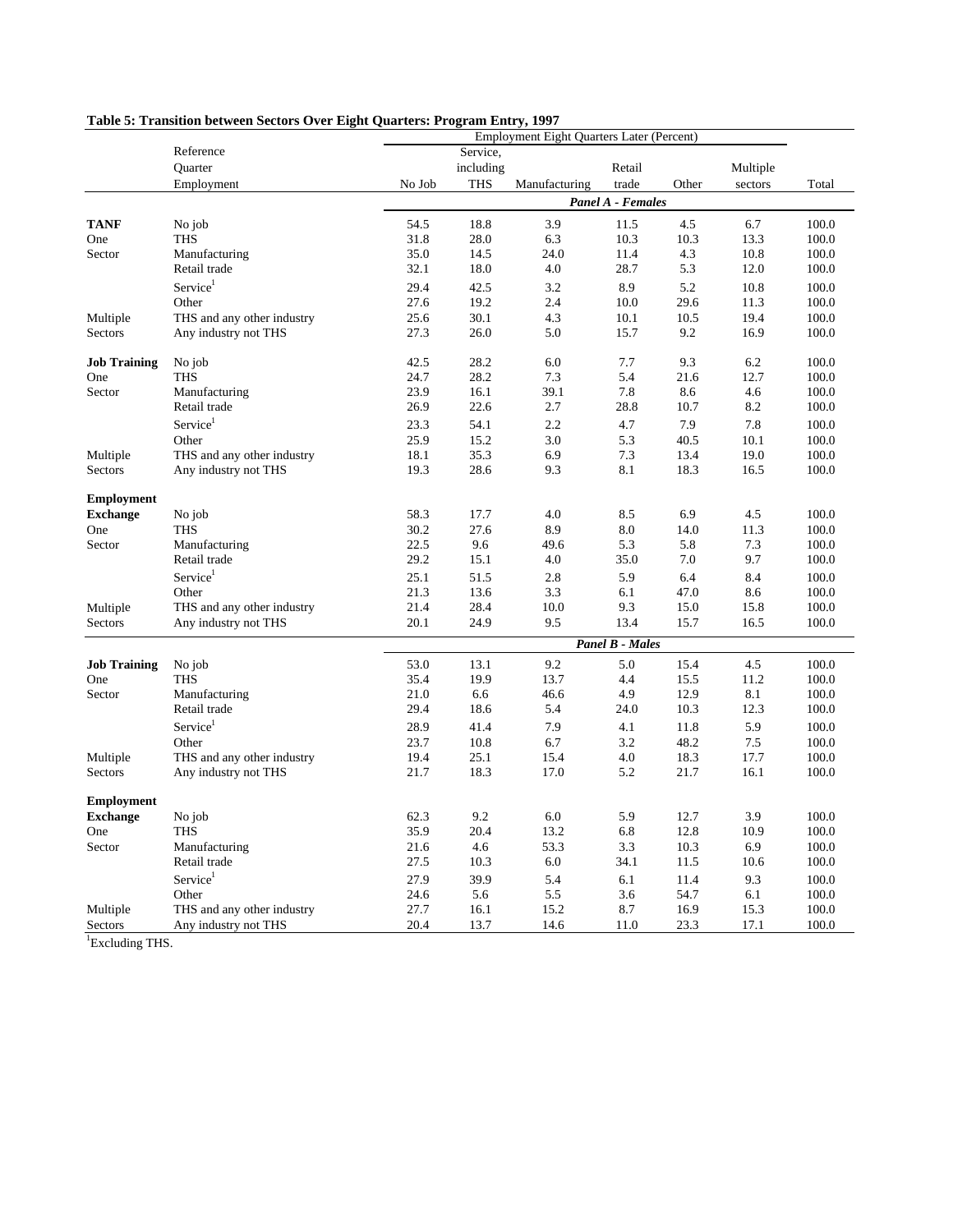**Table 5: Transition between Sectors Over Eight Quarters: Program Entry, 1997**

| | Reference Quarter Employment | Employment Eight Quarters Later (Percent) | | | | | | |
|---|---|---|---|---|---|---|---|---|
| | | No Job | Service, including THS | Manufacturing | Retail trade | Other | Multiple sectors | Total |
| | | ***Panel A - Females*** | | | | | | |
| **TANF** | No job | 54.5 | 18.8 | 3.9 | 11.5 | 4.5 | 6.7 | 100.0 |
| One | THS | 31.8 | 28.0 | 6.3 | 10.3 | 10.3 | 13.3 | 100.0 |
| Sector | Manufacturing | 35.0 | 14.5 | 24.0 | 11.4 | 4.3 | 10.8 | 100.0 |
| | Retail trade | 32.1 | 18.0 | 4.0 | 28.7 | 5.3 | 12.0 | 100.0 |
| | Service[1] | 29.4 | 42.5 | 3.2 | 8.9 | 5.2 | 10.8 | 100.0 |
| | Other | 27.6 | 19.2 | 2.4 | 10.0 | 29.6 | 11.3 | 100.0 |
| Multiple | THS and any other industry | 25.6 | 30.1 | 4.3 | 10.1 | 10.5 | 19.4 | 100.0 |
| Sectors | Any industry not THS | 27.3 | 26.0 | 5.0 | 15.7 | 9.2 | 16.9 | 100.0 |
| **Job Training** | No job | 42.5 | 28.2 | 6.0 | 7.7 | 9.3 | 6.2 | 100.0 |
| One | THS | 24.7 | 28.2 | 7.3 | 5.4 | 21.6 | 12.7 | 100.0 |
| Sector | Manufacturing | 23.9 | 16.1 | 39.1 | 7.8 | 8.6 | 4.6 | 100.0 |
| | Retail trade | 26.9 | 22.6 | 2.7 | 28.8 | 10.7 | 8.2 | 100.0 |
| | Service[1] | 23.3 | 54.1 | 2.2 | 4.7 | 7.9 | 7.8 | 100.0 |
| | Other | 25.9 | 15.2 | 3.0 | 5.3 | 40.5 | 10.1 | 100.0 |
| Multiple | THS and any other industry | 18.1 | 35.3 | 6.9 | 7.3 | 13.4 | 19.0 | 100.0 |
| Sectors | Any industry not THS | 19.3 | 28.6 | 9.3 | 8.1 | 18.3 | 16.5 | 100.0 |
| **Employment Exchange** | No job | 58.3 | 17.7 | 4.0 | 8.5 | 6.9 | 4.5 | 100.0 |
| One | THS | 30.2 | 27.6 | 8.9 | 8.0 | 14.0 | 11.3 | 100.0 |
| Sector | Manufacturing | 22.5 | 9.6 | 49.6 | 5.3 | 5.8 | 7.3 | 100.0 |
| | Retail trade | 29.2 | 15.1 | 4.0 | 35.0 | 7.0 | 9.7 | 100.0 |
| | Service[1] | 25.1 | 51.5 | 2.8 | 5.9 | 6.4 | 8.4 | 100.0 |
| | Other | 21.3 | 13.6 | 3.3 | 6.1 | 47.0 | 8.6 | 100.0 |
| Multiple | THS and any other industry | 21.4 | 28.4 | 10.0 | 9.3 | 15.0 | 15.8 | 100.0 |
| Sectors | Any industry not THS | 20.1 | 24.9 | 9.5 | 13.4 | 15.7 | 16.5 | 100.0 |
| | | ***Panel B - Males*** | | | | | | |
| **Job Training** | No job | 53.0 | 13.1 | 9.2 | 5.0 | 15.4 | 4.5 | 100.0 |
| One | THS | 35.4 | 19.9 | 13.7 | 4.4 | 15.5 | 11.2 | 100.0 |
| Sector | Manufacturing | 21.0 | 6.6 | 46.6 | 4.9 | 12.9 | 8.1 | 100.0 |
| | Retail trade | 29.4 | 18.6 | 5.4 | 24.0 | 10.3 | 12.3 | 100.0 |
| | Service[1] | 28.9 | 41.4 | 7.9 | 4.1 | 11.8 | 5.9 | 100.0 |
| | Other | 23.7 | 10.8 | 6.7 | 3.2 | 48.2 | 7.5 | 100.0 |
| Multiple | THS and any other industry | 19.4 | 25.1 | 15.4 | 4.0 | 18.3 | 17.7 | 100.0 |
| Sectors | Any industry not THS | 21.7 | 18.3 | 17.0 | 5.2 | 21.7 | 16.1 | 100.0 |
| **Employment Exchange** | No job | 62.3 | 9.2 | 6.0 | 5.9 | 12.7 | 3.9 | 100.0 |
| One | THS | 35.9 | 20.4 | 13.2 | 6.8 | 12.8 | 10.9 | 100.0 |
| Sector | Manufacturing | 21.6 | 4.6 | 53.3 | 3.3 | 10.3 | 6.9 | 100.0 |
| | Retail trade | 27.5 | 10.3 | 6.0 | 34.1 | 11.5 | 10.6 | 100.0 |
| | Service[1] | 27.9 | 39.9 | 5.4 | 6.1 | 11.4 | 9.3 | 100.0 |
| | Other | 24.6 | 5.6 | 5.5 | 3.6 | 54.7 | 6.1 | 100.0 |
| Multiple | THS and any other industry | 27.7 | 16.1 | 15.2 | 8.7 | 16.9 | 15.3 | 100.0 |
| Sectors | Any industry not THS | 20.4 | 13.7 | 14.6 | 11.0 | 23.3 | 17.1 | 100.0 |

[1] Excluding THS.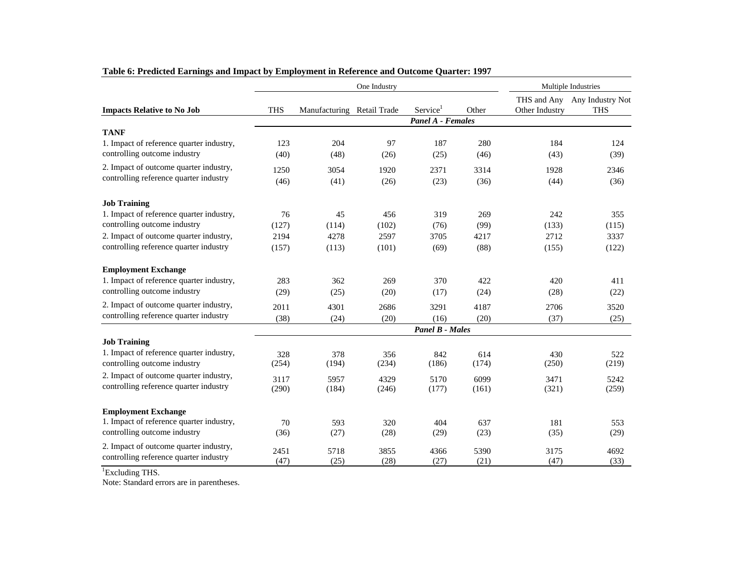**Table 6: Predicted Earnings and Impact by Employment in Reference and Outcome Quarter: 1997**

| | One Industry | | | | | Multiple Industries | |
|---|---|---|---|---|---|---|---|
| **Impacts Relative to No Job** | THS | Manufacturing | Retail Trade | Service[1] | Other | THS and Any Other Industry | Any Industry Not THS |
| | | | | ***Panel A - Females*** | | | |
| **TANF** | | | | | | | |
| 1. Impact of reference quarter industry, controlling outcome industry | 123 | 204 | 97 | 187 | 280 | 184 | 124 |
| | (40) | (48) | (26) | (25) | (46) | (43) | (39) |
| 2. Impact of outcome quarter industry, controlling reference quarter industry | 1250 | 3054 | 1920 | 2371 | 3314 | 1928 | 2346 |
| | (46) | (41) | (26) | (23) | (36) | (44) | (36) |
| **Job Training** | | | | | | | |
| 1. Impact of reference quarter industry, controlling outcome industry | 76 | 45 | 456 | 319 | 269 | 242 | 355 |
| | (127) | (114) | (102) | (76) | (99) | (133) | (115) |
| 2. Impact of outcome quarter industry, controlling reference quarter industry | 2194 | 4278 | 2597 | 3705 | 4217 | 2712 | 3337 |
| | (157) | (113) | (101) | (69) | (88) | (155) | (122) |
| **Employment Exchange** | | | | | | | |
| 1. Impact of reference quarter industry, controlling outcome industry | 283 | 362 | 269 | 370 | 422 | 420 | 411 |
| | (29) | (25) | (20) | (17) | (24) | (28) | (22) |
| 2. Impact of outcome quarter industry, controlling reference quarter industry | 2011 | 4301 | 2686 | 3291 | 4187 | 2706 | 3520 |
| | (38) | (24) | (20) | (16) | (20) | (37) | (25) |
| | | | | ***Panel B - Males*** | | | |
| **Job Training** | | | | | | | |
| 1. Impact of reference quarter industry, controlling outcome industry | 328 | 378 | 356 | 842 | 614 | 430 | 522 |
| | (254) | (194) | (234) | (186) | (174) | (250) | (219) |
| 2. Impact of outcome quarter industry, controlling reference quarter industry | 3117 | 5957 | 4329 | 5170 | 6099 | 3471 | 5242 |
| | (290) | (184) | (246) | (177) | (161) | (321) | (259) |
| **Employment Exchange** | | | | | | | |
| 1. Impact of reference quarter industry, controlling outcome industry | 70 | 593 | 320 | 404 | 637 | 181 | 553 |
| | (36) | (27) | (28) | (29) | (23) | (35) | (29) |
| 2. Impact of outcome quarter industry, controlling reference quarter industry | 2451 | 5718 | 3855 | 4366 | 5390 | 3175 | 4692 |
| | (47) | (25) | (28) | (27) | (21) | (47) | (33) |

[1]Excluding THS.

Note: Standard errors are in parentheses.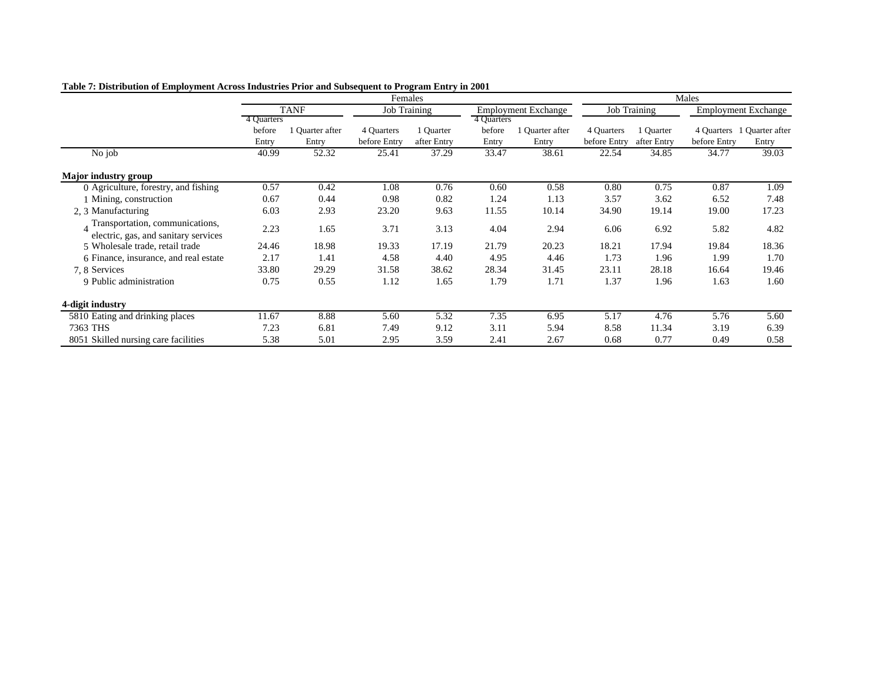**Table 7: Distribution of Employment Across Industries Prior and Subsequent to Program Entry in 2001**

| | Females | | | | | | Males | | | |
|---|---|---|---|---|---|---|---|---|---|---|
| | TANF | | Job Training | | Employment Exchange | | Job Training | | Employment Exchange | |
| | 4 Quarters before Entry | 1 Quarter after Entry | 4 Quarters before Entry | 1 Quarter after Entry | 4 Quarters before Entry | 1 Quarter after Entry | 4 Quarters before Entry | 1 Quarter after Entry | 4 Quarters before Entry | 1 Quarter after Entry |
| No job | 40.99 | 52.32 | 25.41 | 37.29 | 33.47 | 38.61 | 22.54 | 34.85 | 34.77 | 39.03 |
| **Major industry group** | | | | | | | | | | |
| 0 Agriculture, forestry, and fishing | 0.57 | 0.42 | 1.08 | 0.76 | 0.60 | 0.58 | 0.80 | 0.75 | 0.87 | 1.09 |
| 1 Mining, construction | 0.67 | 0.44 | 0.98 | 0.82 | 1.24 | 1.13 | 3.57 | 3.62 | 6.52 | 7.48 |
| 2, 3 Manufacturing | 6.03 | 2.93 | 23.20 | 9.63 | 11.55 | 10.14 | 34.90 | 19.14 | 19.00 | 17.23 |
| 4 Transportation, communications, electric, gas, and sanitary services | 2.23 | 1.65 | 3.71 | 3.13 | 4.04 | 2.94 | 6.06 | 6.92 | 5.82 | 4.82 |
| 5 Wholesale trade, retail trade | 24.46 | 18.98 | 19.33 | 17.19 | 21.79 | 20.23 | 18.21 | 17.94 | 19.84 | 18.36 |
| 6 Finance, insurance, and real estate | 2.17 | 1.41 | 4.58 | 4.40 | 4.95 | 4.46 | 1.73 | 1.96 | 1.99 | 1.70 |
| 7, 8 Services | 33.80 | 29.29 | 31.58 | 38.62 | 28.34 | 31.45 | 23.11 | 28.18 | 16.64 | 19.46 |
| 9 Public administration | 0.75 | 0.55 | 1.12 | 1.65 | 1.79 | 1.71 | 1.37 | 1.96 | 1.63 | 1.60 |
| **4-digit industry** | | | | | | | | | | |
| 5810 Eating and drinking places | 11.67 | 8.88 | 5.60 | 5.32 | 7.35 | 6.95 | 5.17 | 4.76 | 5.76 | 5.60 |
| 7363 THS | 7.23 | 6.81 | 7.49 | 9.12 | 3.11 | 5.94 | 8.58 | 11.34 | 3.19 | 6.39 |
| 8051 Skilled nursing care facilities | 5.38 | 5.01 | 2.95 | 3.59 | 2.41 | 2.67 | 0.68 | 0.77 | 0.49 | 0.58 |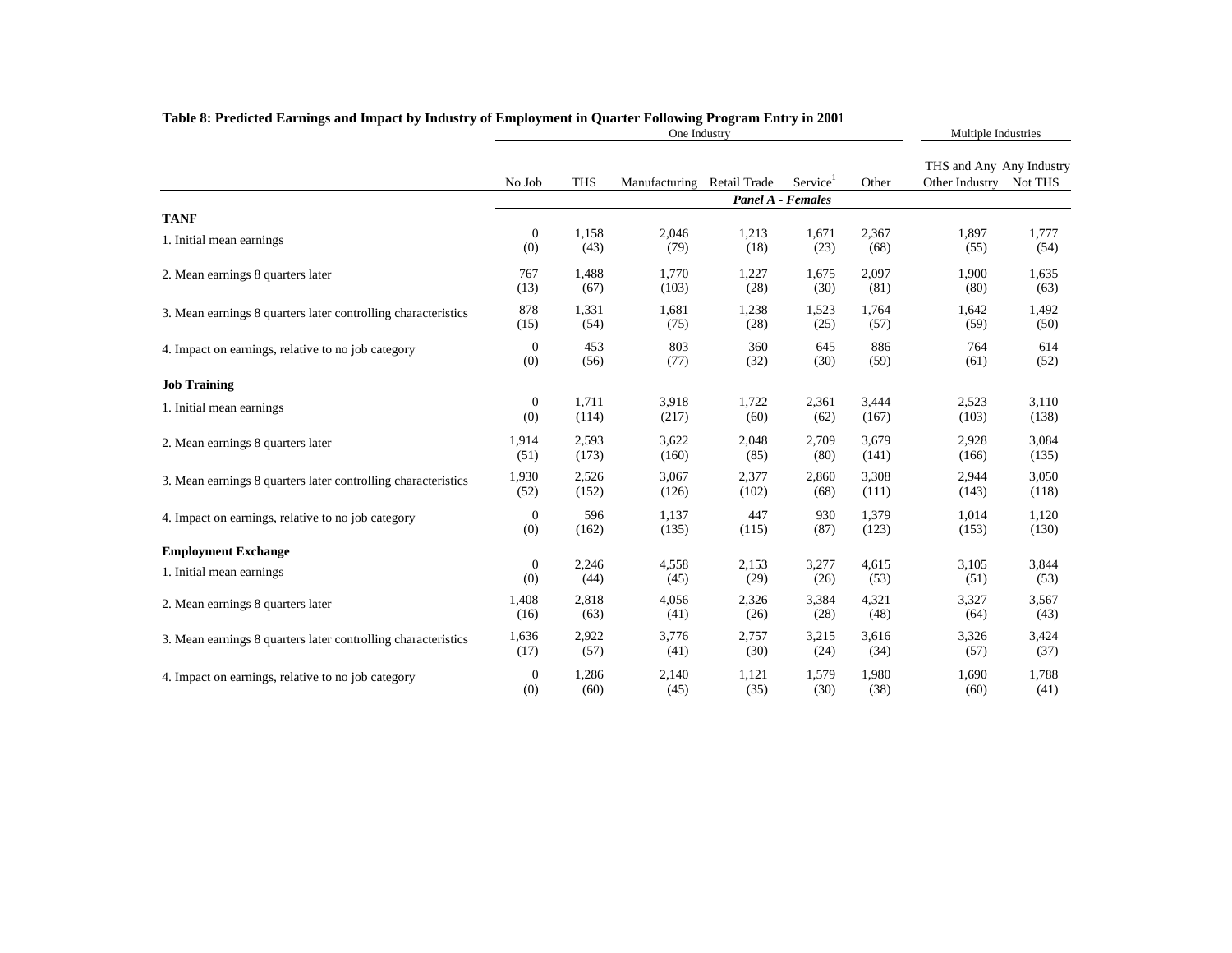**Table 8: Predicted Earnings and Impact by Industry of Employment in Quarter Following Program Entry in 2001**

| | One Industry | | | | | | Multiple Industries | |
|---|---|---|---|---|---|---|---|---|
| | No Job | THS | Manufacturing | Retail Trade | Service[1] | Other | THS and Any Other Industry | Any Industry Not THS |
| | | | | *Panel A - Females* | | | | |
| **TANF** | | | | | | | | |
| 1. Initial mean earnings | 0 | 1,158 | 2,046 | 1,213 | 1,671 | 2,367 | 1,897 | 1,777 |
| | (0) | (43) | (79) | (18) | (23) | (68) | (55) | (54) |
| 2. Mean earnings 8 quarters later | 767 | 1,488 | 1,770 | 1,227 | 1,675 | 2,097 | 1,900 | 1,635 |
| | (13) | (67) | (103) | (28) | (30) | (81) | (80) | (63) |
| 3. Mean earnings 8 quarters later controlling characteristics | 878 | 1,331 | 1,681 | 1,238 | 1,523 | 1,764 | 1,642 | 1,492 |
| | (15) | (54) | (75) | (28) | (25) | (57) | (59) | (50) |
| 4. Impact on earnings, relative to no job category | 0 | 453 | 803 | 360 | 645 | 886 | 764 | 614 |
| | (0) | (56) | (77) | (32) | (30) | (59) | (61) | (52) |
| **Job Training** | | | | | | | | |
| 1. Initial mean earnings | 0 | 1,711 | 3,918 | 1,722 | 2,361 | 3,444 | 2,523 | 3,110 |
| | (0) | (114) | (217) | (60) | (62) | (167) | (103) | (138) |
| 2. Mean earnings 8 quarters later | 1,914 | 2,593 | 3,622 | 2,048 | 2,709 | 3,679 | 2,928 | 3,084 |
| | (51) | (173) | (160) | (85) | (80) | (141) | (166) | (135) |
| 3. Mean earnings 8 quarters later controlling characteristics | 1,930 | 2,526 | 3,067 | 2,377 | 2,860 | 3,308 | 2,944 | 3,050 |
| | (52) | (152) | (126) | (102) | (68) | (111) | (143) | (118) |
| 4. Impact on earnings, relative to no job category | 0 | 596 | 1,137 | 447 | 930 | 1,379 | 1,014 | 1,120 |
| | (0) | (162) | (135) | (115) | (87) | (123) | (153) | (130) |
| **Employment Exchange** | | | | | | | | |
| 1. Initial mean earnings | 0 | 2,246 | 4,558 | 2,153 | 3,277 | 4,615 | 3,105 | 3,844 |
| | (0) | (44) | (45) | (29) | (26) | (53) | (51) | (53) |
| 2. Mean earnings 8 quarters later | 1,408 | 2,818 | 4,056 | 2,326 | 3,384 | 4,321 | 3,327 | 3,567 |
| | (16) | (63) | (41) | (26) | (28) | (48) | (64) | (43) |
| 3. Mean earnings 8 quarters later controlling characteristics | 1,636 | 2,922 | 3,776 | 2,757 | 3,215 | 3,616 | 3,326 | 3,424 |
| | (17) | (57) | (41) | (30) | (24) | (34) | (57) | (37) |
| 4. Impact on earnings, relative to no job category | 0 | 1,286 | 2,140 | 1,121 | 1,579 | 1,980 | 1,690 | 1,788 |
| | (0) | (60) | (45) | (35) | (30) | (38) | (60) | (41) |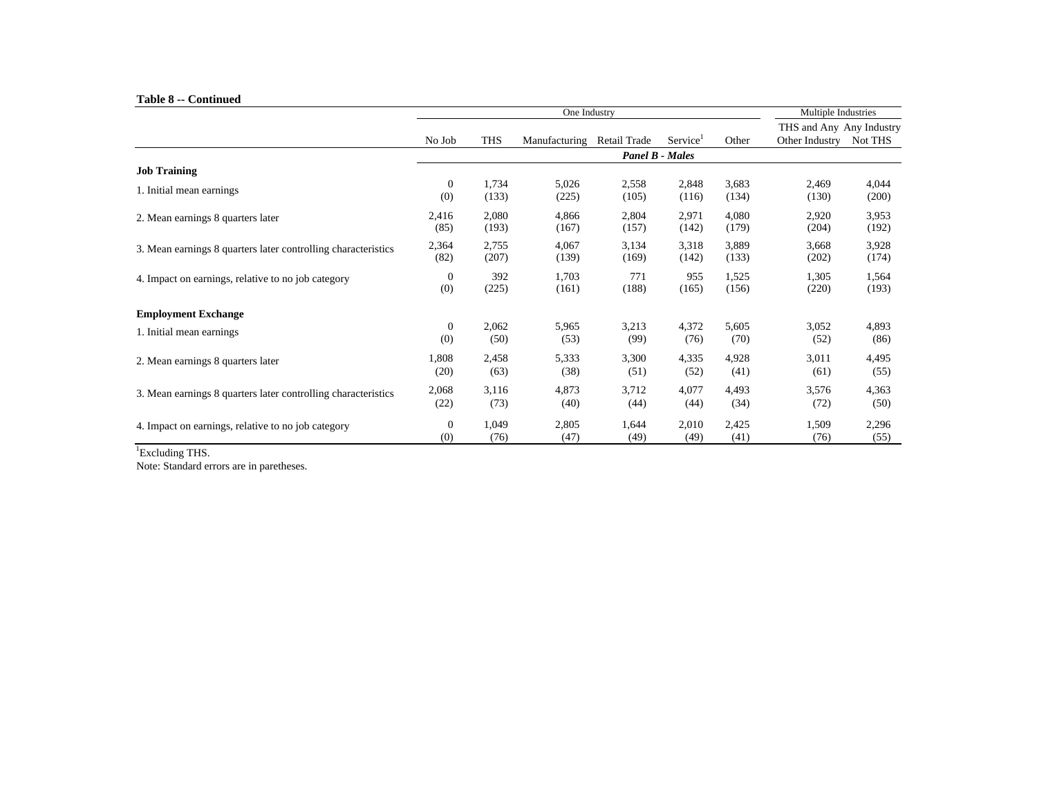**Table 8 -- Continued**

| | One Industry | | | | | | Multiple Industries | |
|---|---|---|---|---|---|---|---|---|
| | No Job | THS | Manufacturing | Retail Trade | Service[1] | Other | THS and Any Other Industry | Any Industry Not THS |
| | ***Panel B - Males*** | | | | | | | |
| **Job Training** | | | | | | | | |
| 1. Initial mean earnings | 0 | 1,734 | 5,026 | 2,558 | 2,848 | 3,683 | 2,469 | 4,044 |
| | (0) | (133) | (225) | (105) | (116) | (134) | (130) | (200) |
| 2. Mean earnings 8 quarters later | 2,416 | 2,080 | 4,866 | 2,804 | 2,971 | 4,080 | 2,920 | 3,953 |
| | (85) | (193) | (167) | (157) | (142) | (179) | (204) | (192) |
| 3. Mean earnings 8 quarters later controlling characteristics | 2,364 | 2,755 | 4,067 | 3,134 | 3,318 | 3,889 | 3,668 | 3,928 |
| | (82) | (207) | (139) | (169) | (142) | (133) | (202) | (174) |
| 4. Impact on earnings, relative to no job category | 0 | 392 | 1,703 | 771 | 955 | 1,525 | 1,305 | 1,564 |
| | (0) | (225) | (161) | (188) | (165) | (156) | (220) | (193) |
| **Employment Exchange** | | | | | | | | |
| 1. Initial mean earnings | 0 | 2,062 | 5,965 | 3,213 | 4,372 | 5,605 | 3,052 | 4,893 |
| | (0) | (50) | (53) | (99) | (76) | (70) | (52) | (86) |
| 2. Mean earnings 8 quarters later | 1,808 | 2,458 | 5,333 | 3,300 | 4,335 | 4,928 | 3,011 | 4,495 |
| | (20) | (63) | (38) | (51) | (52) | (41) | (61) | (55) |
| 3. Mean earnings 8 quarters later controlling characteristics | 2,068 | 3,116 | 4,873 | 3,712 | 4,077 | 4,493 | 3,576 | 4,363 |
| | (22) | (73) | (40) | (44) | (44) | (34) | (72) | (50) |
| 4. Impact on earnings, relative to no job category | 0 | 1,049 | 2,805 | 1,644 | 2,010 | 2,425 | 1,509 | 2,296 |
| | (0) | (76) | (47) | (49) | (49) | (41) | (76) | (55) |

[1]Excluding THS.

Note: Standard errors are in paretheses.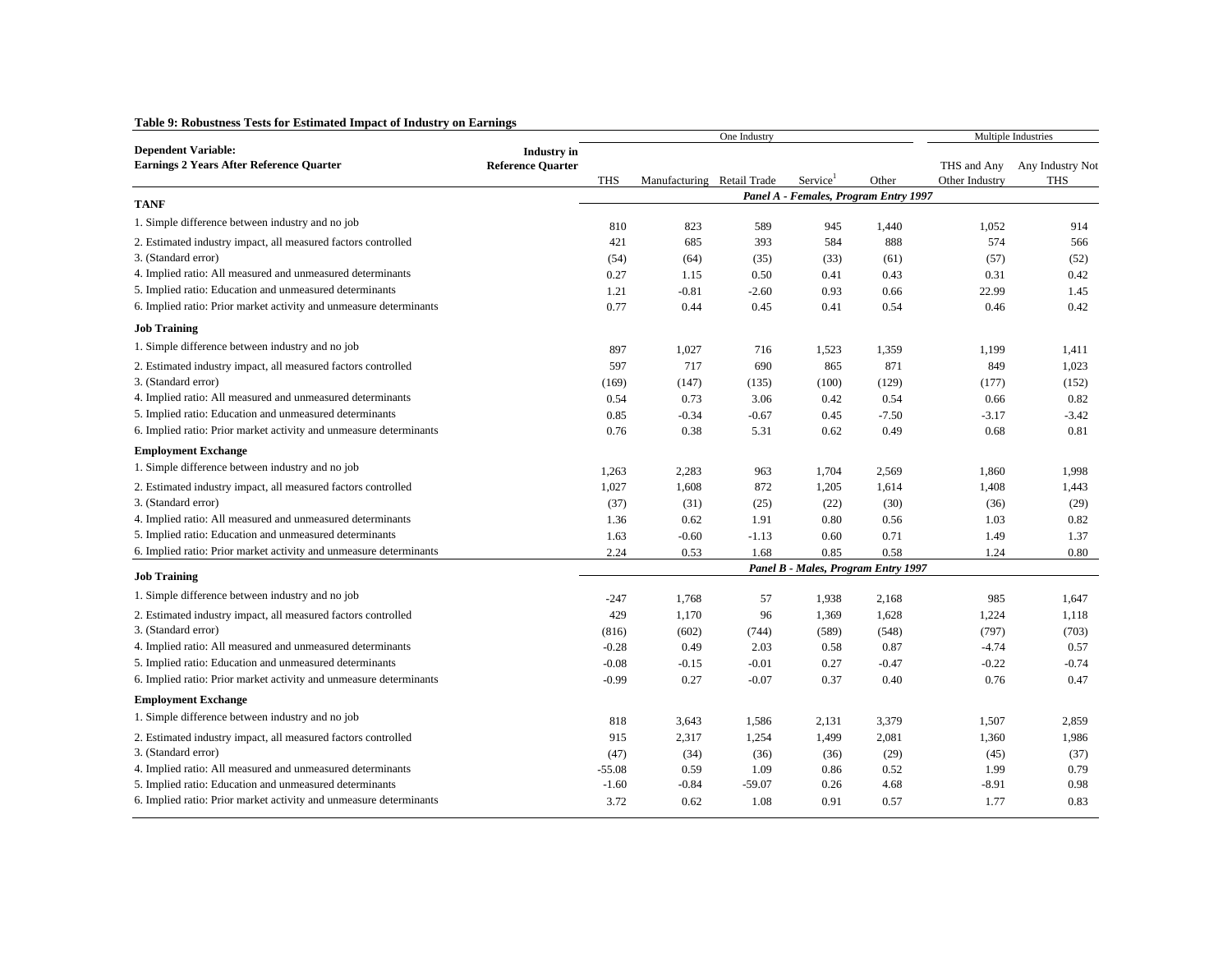**Table 9: Robustness Tests for Estimated Impact of Industry on Earnings**

| Dependent Variable: Earnings 2 Years After Reference Quarter | One Industry | | | | | Multiple Industries | |
|---|---|---|---|---|---|---|---|
| Industry in Reference Quarter | THS | Manufacturing | Retail Trade | Service[1] | Other | THS and Any Other Industry | Any Industry Not THS |
| | ***Panel A - Females, Program Entry 1997*** | | | | | | |
| **TANF** | | | | | | | |
| 1. Simple difference between industry and no job | 810 | 823 | 589 | 945 | 1,440 | 1,052 | 914 |
| 2. Estimated industry impact, all measured factors controlled | 421 | 685 | 393 | 584 | 888 | 574 | 566 |
| 3. (Standard error) | (54) | (64) | (35) | (33) | (61) | (57) | (52) |
| 4. Implied ratio: All measured and unmeasured determinants | 0.27 | 1.15 | 0.50 | 0.41 | 0.43 | 0.31 | 0.42 |
| 5. Implied ratio: Education and unmeasured determinants | 1.21 | -0.81 | -2.60 | 0.93 | 0.66 | 22.99 | 1.45 |
| 6. Implied ratio: Prior market activity and unmeasure determinants | 0.77 | 0.44 | 0.45 | 0.41 | 0.54 | 0.46 | 0.42 |
| **Job Training** | | | | | | | |
| 1. Simple difference between industry and no job | 897 | 1,027 | 716 | 1,523 | 1,359 | 1,199 | 1,411 |
| 2. Estimated industry impact, all measured factors controlled | 597 | 717 | 690 | 865 | 871 | 849 | 1,023 |
| 3. (Standard error) | (169) | (147) | (135) | (100) | (129) | (177) | (152) |
| 4. Implied ratio: All measured and unmeasured determinants | 0.54 | 0.73 | 3.06 | 0.42 | 0.54 | 0.66 | 0.82 |
| 5. Implied ratio: Education and unmeasured determinants | 0.85 | -0.34 | -0.67 | 0.45 | -7.50 | -3.17 | -3.42 |
| 6. Implied ratio: Prior market activity and unmeasure determinants | 0.76 | 0.38 | 5.31 | 0.62 | 0.49 | 0.68 | 0.81 |
| **Employment Exchange** | | | | | | | |
| 1. Simple difference between industry and no job | 1,263 | 2,283 | 963 | 1,704 | 2,569 | 1,860 | 1,998 |
| 2. Estimated industry impact, all measured factors controlled | 1,027 | 1,608 | 872 | 1,205 | 1,614 | 1,408 | 1,443 |
| 3. (Standard error) | (37) | (31) | (25) | (22) | (30) | (36) | (29) |
| 4. Implied ratio: All measured and unmeasured determinants | 1.36 | 0.62 | 1.91 | 0.80 | 0.56 | 1.03 | 0.82 |
| 5. Implied ratio: Education and unmeasured determinants | 1.63 | -0.60 | -1.13 | 0.60 | 0.71 | 1.49 | 1.37 |
| 6. Implied ratio: Prior market activity and unmeasure determinants | 2.24 | 0.53 | 1.68 | 0.85 | 0.58 | 1.24 | 0.80 |
| | ***Panel B - Males, Program Entry 1997*** | | | | | | |
| **Job Training** | | | | | | | |
| 1. Simple difference between industry and no job | -247 | 1,768 | 57 | 1,938 | 2,168 | 985 | 1,647 |
| 2. Estimated industry impact, all measured factors controlled | 429 | 1,170 | 96 | 1,369 | 1,628 | 1,224 | 1,118 |
| 3. (Standard error) | (816) | (602) | (744) | (589) | (548) | (797) | (703) |
| 4. Implied ratio: All measured and unmeasured determinants | -0.28 | 0.49 | 2.03 | 0.58 | 0.87 | -4.74 | 0.57 |
| 5. Implied ratio: Education and unmeasured determinants | -0.08 | -0.15 | -0.01 | 0.27 | -0.47 | -0.22 | -0.74 |
| 6. Implied ratio: Prior market activity and unmeasure determinants | -0.99 | 0.27 | -0.07 | 0.37 | 0.40 | 0.76 | 0.47 |
| **Employment Exchange** | | | | | | | |
| 1. Simple difference between industry and no job | 818 | 3,643 | 1,586 | 2,131 | 3,379 | 1,507 | 2,859 |
| 2. Estimated industry impact, all measured factors controlled | 915 | 2,317 | 1,254 | 1,499 | 2,081 | 1,360 | 1,986 |
| 3. (Standard error) | (47) | (34) | (36) | (36) | (29) | (45) | (37) |
| 4. Implied ratio: All measured and unmeasured determinants | -55.08 | 0.59 | 1.09 | 0.86 | 0.52 | 1.99 | 0.79 |
| 5. Implied ratio: Education and unmeasured determinants | -1.60 | -0.84 | -59.07 | 0.26 | 4.68 | -8.91 | 0.98 |
| 6. Implied ratio: Prior market activity and unmeasure determinants | 3.72 | 0.62 | 1.08 | 0.91 | 0.57 | 1.77 | 0.83 |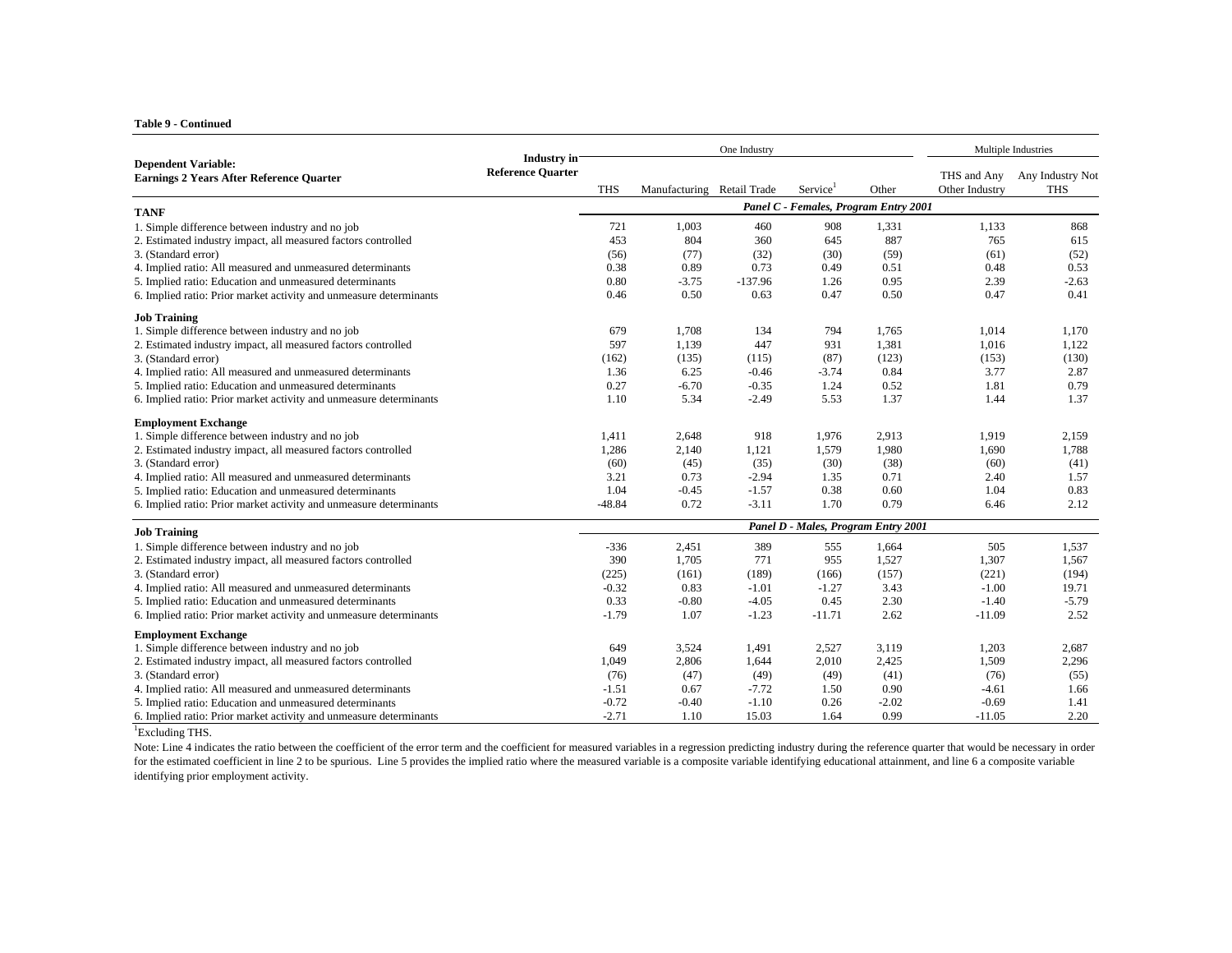**Table 9 - Continued**

| Dependent Variable: Earnings 2 Years After Reference Quarter | One Industry | | | | | Multiple Industries | |
|---|---|---|---|---|---|---|---|
| Industry in Reference Quarter | THS | Manufacturing | Retail Trade | Service[1] | Other | THS and Any Other Industry | Any Industry Not THS |
| | ***Panel C - Females, Program Entry 2001*** | | | | | | |
| **TANF** | | | | | | | |
| 1. Simple difference between industry and no job | 721 | 1,003 | 460 | 908 | 1,331 | 1,133 | 868 |
| 2. Estimated industry impact, all measured factors controlled | 453 | 804 | 360 | 645 | 887 | 765 | 615 |
| 3. (Standard error) | (56) | (77) | (32) | (30) | (59) | (61) | (52) |
| 4. Implied ratio: All measured and unmeasured determinants | 0.38 | 0.89 | 0.73 | 0.49 | 0.51 | 0.48 | 0.53 |
| 5. Implied ratio: Education and unmeasured determinants | 0.80 | -3.75 | -137.96 | 1.26 | 0.95 | 2.39 | -2.63 |
| 6. Implied ratio: Prior market activity and unmeasure determinants | 0.46 | 0.50 | 0.63 | 0.47 | 0.50 | 0.47 | 0.41 |
| **Job Training** | | | | | | | |
| 1. Simple difference between industry and no job | 679 | 1,708 | 134 | 794 | 1,765 | 1,014 | 1,170 |
| 2. Estimated industry impact, all measured factors controlled | 597 | 1,139 | 447 | 931 | 1,381 | 1,016 | 1,122 |
| 3. (Standard error) | (162) | (135) | (115) | (87) | (123) | (153) | (130) |
| 4. Implied ratio: All measured and unmeasured determinants | 1.36 | 6.25 | -0.46 | -3.74 | 0.84 | 3.77 | 2.87 |
| 5. Implied ratio: Education and unmeasured determinants | 0.27 | -6.70 | -0.35 | 1.24 | 0.52 | 1.81 | 0.79 |
| 6. Implied ratio: Prior market activity and unmeasure determinants | 1.10 | 5.34 | -2.49 | 5.53 | 1.37 | 1.44 | 1.37 |
| **Employment Exchange** | | | | | | | |
| 1. Simple difference between industry and no job | 1,411 | 2,648 | 918 | 1,976 | 2,913 | 1,919 | 2,159 |
| 2. Estimated industry impact, all measured factors controlled | 1,286 | 2,140 | 1,121 | 1,579 | 1,980 | 1,690 | 1,788 |
| 3. (Standard error) | (60) | (45) | (35) | (30) | (38) | (60) | (41) |
| 4. Implied ratio: All measured and unmeasured determinants | 3.21 | 0.73 | -2.94 | 1.35 | 0.71 | 2.40 | 1.57 |
| 5. Implied ratio: Education and unmeasured determinants | 1.04 | -0.45 | -1.57 | 0.38 | 0.60 | 1.04 | 0.83 |
| 6. Implied ratio: Prior market activity and unmeasure determinants | -48.84 | 0.72 | -3.11 | 1.70 | 0.79 | 6.46 | 2.12 |
| | ***Panel D - Males, Program Entry 2001*** | | | | | | |
| **Job Training** | | | | | | | |
| 1. Simple difference between industry and no job | -336 | 2,451 | 389 | 555 | 1,664 | 505 | 1,537 |
| 2. Estimated industry impact, all measured factors controlled | 390 | 1,705 | 771 | 955 | 1,527 | 1,307 | 1,567 |
| 3. (Standard error) | (225) | (161) | (189) | (166) | (157) | (221) | (194) |
| 4. Implied ratio: All measured and unmeasured determinants | -0.32 | 0.83 | -1.01 | -1.27 | 3.43 | -1.00 | 19.71 |
| 5. Implied ratio: Education and unmeasured determinants | 0.33 | -0.80 | -4.05 | 0.45 | 2.30 | -1.40 | -5.79 |
| 6. Implied ratio: Prior market activity and unmeasure determinants | -1.79 | 1.07 | -1.23 | -11.71 | 2.62 | -11.09 | 2.52 |
| **Employment Exchange** | | | | | | | |
| 1. Simple difference between industry and no job | 649 | 3,524 | 1,491 | 2,527 | 3,119 | 1,203 | 2,687 |
| 2. Estimated industry impact, all measured factors controlled | 1,049 | 2,806 | 1,644 | 2,010 | 2,425 | 1,509 | 2,296 |
| 3. (Standard error) | (76) | (47) | (49) | (49) | (41) | (76) | (55) |
| 4. Implied ratio: All measured and unmeasured determinants | -1.51 | 0.67 | -7.72 | 1.50 | 0.90 | -4.61 | 1.66 |
| 5. Implied ratio: Education and unmeasured determinants | -0.72 | -0.40 | -1.10 | 0.26 | -2.02 | -0.69 | 1.41 |
| 6. Implied ratio: Prior market activity and unmeasure determinants | -2.71 | 1.10 | 15.03 | 1.64 | 0.99 | -11.05 | 2.20 |

[1]Excluding THS.

Note: Line 4 indicates the ratio between the coefficient of the error term and the coefficient for measured variables in a regression predicting industry during the reference quarter that would be necessary in order for the estimated coefficient in line 2 to be spurious. Line 5 provides the implied ratio where the measured variable is a composite variable identifying educational attainment, and line 6 a composite variable identifying prior employment activity.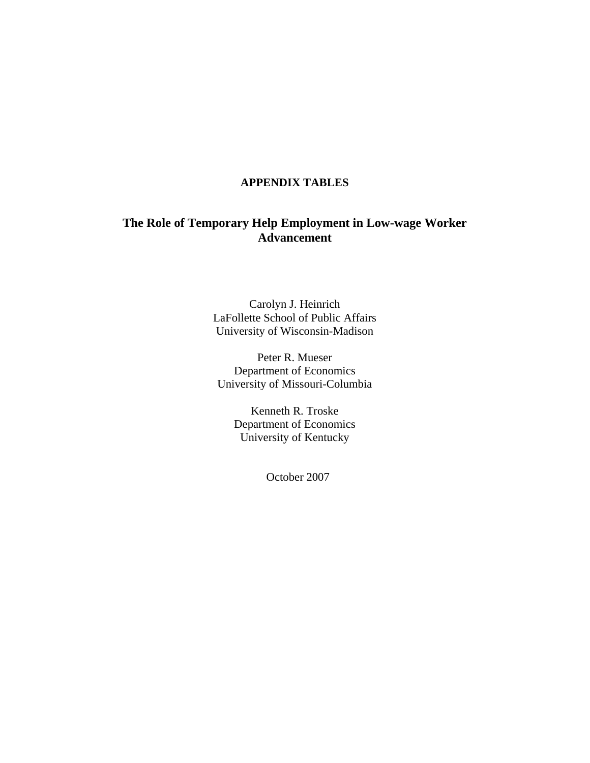**APPENDIX TABLES**

## The Role of Temporary Help Employment in Low-wage Worker Advancement

Carolyn J. Heinrich
LaFollette School of Public Affairs
University of Wisconsin-Madison

Peter R. Mueser
Department of Economics
University of Missouri-Columbia

Kenneth R. Troske
Department of Economics
University of Kentucky

October 2007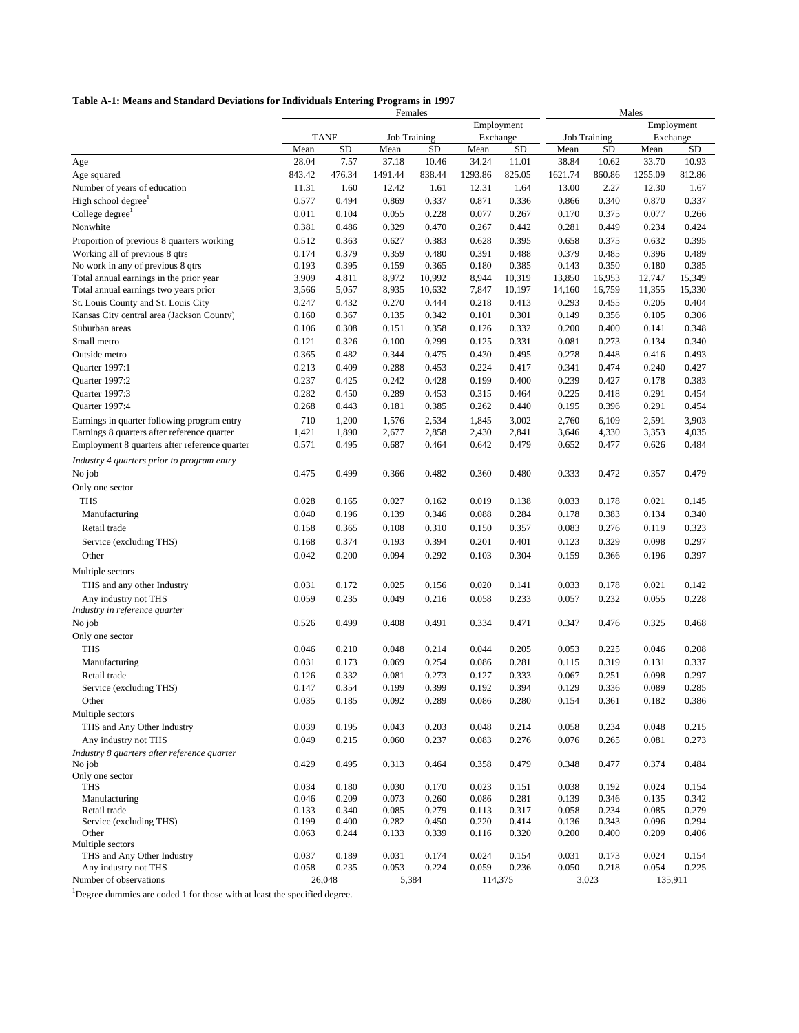**Table A-1: Means and Standard Deviations for Individuals Entering Programs in 1997**

| | Females | | | | | | Males | | | |
|---|---|---|---|---|---|---|---|---|---|---|
| | TANF | | Job Training | | Employment Exchange | | Job Training | | Employment Exchange | |
| | Mean | SD | Mean | SD | Mean | SD | Mean | SD | Mean | SD |
| Age | 28.04 | 7.57 | 37.18 | 10.46 | 34.24 | 11.01 | 38.84 | 10.62 | 33.70 | 10.93 |
| Age squared | 843.42 | 476.34 | 1491.44 | 838.44 | 1293.86 | 825.05 | 1621.74 | 860.86 | 1255.09 | 812.86 |
| Number of years of education | 11.31 | 1.60 | 12.42 | 1.61 | 12.31 | 1.64 | 13.00 | 2.27 | 12.30 | 1.67 |
| High school degree[1] | 0.577 | 0.494 | 0.869 | 0.337 | 0.871 | 0.336 | 0.866 | 0.340 | 0.870 | 0.337 |
| College degree[1] | 0.011 | 0.104 | 0.055 | 0.228 | 0.077 | 0.267 | 0.170 | 0.375 | 0.077 | 0.266 |
| Nonwhite | 0.381 | 0.486 | 0.329 | 0.470 | 0.267 | 0.442 | 0.281 | 0.449 | 0.234 | 0.424 |
| Proportion of previous 8 quarters working | 0.512 | 0.363 | 0.627 | 0.383 | 0.628 | 0.395 | 0.658 | 0.375 | 0.632 | 0.395 |
| Working all of previous 8 qtrs | 0.174 | 0.379 | 0.359 | 0.480 | 0.391 | 0.488 | 0.379 | 0.485 | 0.396 | 0.489 |
| No work in any of previous 8 qtrs | 0.193 | 0.395 | 0.159 | 0.365 | 0.180 | 0.385 | 0.143 | 0.350 | 0.180 | 0.385 |
| Total annual earnings in the prior year | 3,909 | 4,811 | 8,972 | 10,992 | 8,944 | 10,319 | 13,850 | 16,953 | 12,747 | 15,349 |
| Total annual earnings two years prior | 3,566 | 5,057 | 8,935 | 10,632 | 7,847 | 10,197 | 14,160 | 16,759 | 11,355 | 15,330 |
| St. Louis County and St. Louis City | 0.247 | 0.432 | 0.270 | 0.444 | 0.218 | 0.413 | 0.293 | 0.455 | 0.205 | 0.404 |
| Kansas City central area (Jackson County) | 0.160 | 0.367 | 0.135 | 0.342 | 0.101 | 0.301 | 0.149 | 0.356 | 0.105 | 0.306 |
| Suburban areas | 0.106 | 0.308 | 0.151 | 0.358 | 0.126 | 0.332 | 0.200 | 0.400 | 0.141 | 0.348 |
| Small metro | 0.121 | 0.326 | 0.100 | 0.299 | 0.125 | 0.331 | 0.081 | 0.273 | 0.134 | 0.340 |
| Outside metro | 0.365 | 0.482 | 0.344 | 0.475 | 0.430 | 0.495 | 0.278 | 0.448 | 0.416 | 0.493 |
| Quarter 1997:1 | 0.213 | 0.409 | 0.288 | 0.453 | 0.224 | 0.417 | 0.341 | 0.474 | 0.240 | 0.427 |
| Quarter 1997:2 | 0.237 | 0.425 | 0.242 | 0.428 | 0.199 | 0.400 | 0.239 | 0.427 | 0.178 | 0.383 |
| Quarter 1997:3 | 0.282 | 0.450 | 0.289 | 0.453 | 0.315 | 0.464 | 0.225 | 0.418 | 0.291 | 0.454 |
| Quarter 1997:4 | 0.268 | 0.443 | 0.181 | 0.385 | 0.262 | 0.440 | 0.195 | 0.396 | 0.291 | 0.454 |
| Earnings in quarter following program entry | 710 | 1,200 | 1,576 | 2,534 | 1,845 | 3,002 | 2,760 | 6,109 | 2,591 | 3,903 |
| Earnings 8 quarters after reference quarter | 1,421 | 1,890 | 2,677 | 2,858 | 2,430 | 2,841 | 3,646 | 4,330 | 3,353 | 4,035 |
| Employment 8 quarters after reference quarter | 0.571 | 0.495 | 0.687 | 0.464 | 0.642 | 0.479 | 0.652 | 0.477 | 0.626 | 0.484 |
| *Industry 4 quarters prior to program entry* | | | | | | | | | | |
| No job | 0.475 | 0.499 | 0.366 | 0.482 | 0.360 | 0.480 | 0.333 | 0.472 | 0.357 | 0.479 |
| Only one sector | | | | | | | | | | |
| THS | 0.028 | 0.165 | 0.027 | 0.162 | 0.019 | 0.138 | 0.033 | 0.178 | 0.021 | 0.145 |
| Manufacturing | 0.040 | 0.196 | 0.139 | 0.346 | 0.088 | 0.284 | 0.178 | 0.383 | 0.134 | 0.340 |
| Retail trade | 0.158 | 0.365 | 0.108 | 0.310 | 0.150 | 0.357 | 0.083 | 0.276 | 0.119 | 0.323 |
| Service (excluding THS) | 0.168 | 0.374 | 0.193 | 0.394 | 0.201 | 0.401 | 0.123 | 0.329 | 0.098 | 0.297 |
| Other | 0.042 | 0.200 | 0.094 | 0.292 | 0.103 | 0.304 | 0.159 | 0.366 | 0.196 | 0.397 |
| Multiple sectors | | | | | | | | | | |
| THS and any other Industry | 0.031 | 0.172 | 0.025 | 0.156 | 0.020 | 0.141 | 0.033 | 0.178 | 0.021 | 0.142 |
| Any industry not THS | 0.059 | 0.235 | 0.049 | 0.216 | 0.058 | 0.233 | 0.057 | 0.232 | 0.055 | 0.228 |
| *Industry in reference quarter* | | | | | | | | | | |
| No job | 0.526 | 0.499 | 0.408 | 0.491 | 0.334 | 0.471 | 0.347 | 0.476 | 0.325 | 0.468 |
| Only one sector | | | | | | | | | | |
| THS | 0.046 | 0.210 | 0.048 | 0.214 | 0.044 | 0.205 | 0.053 | 0.225 | 0.046 | 0.208 |
| Manufacturing | 0.031 | 0.173 | 0.069 | 0.254 | 0.086 | 0.281 | 0.115 | 0.319 | 0.131 | 0.337 |
| Retail trade | 0.126 | 0.332 | 0.081 | 0.273 | 0.127 | 0.333 | 0.067 | 0.251 | 0.098 | 0.297 |
| Service (excluding THS) | 0.147 | 0.354 | 0.199 | 0.399 | 0.192 | 0.394 | 0.129 | 0.336 | 0.089 | 0.285 |
| Other | 0.035 | 0.185 | 0.092 | 0.289 | 0.086 | 0.280 | 0.154 | 0.361 | 0.182 | 0.386 |
| Multiple sectors | | | | | | | | | | |
| THS and Any Other Industry | 0.039 | 0.195 | 0.043 | 0.203 | 0.048 | 0.214 | 0.058 | 0.234 | 0.048 | 0.215 |
| Any industry not THS | 0.049 | 0.215 | 0.060 | 0.237 | 0.083 | 0.276 | 0.076 | 0.265 | 0.081 | 0.273 |
| *Industry 8 quarters after reference quarter* | | | | | | | | | | |
| No job | 0.429 | 0.495 | 0.313 | 0.464 | 0.358 | 0.479 | 0.348 | 0.477 | 0.374 | 0.484 |
| Only one sector | | | | | | | | | | |
| THS | 0.034 | 0.180 | 0.030 | 0.170 | 0.023 | 0.151 | 0.038 | 0.192 | 0.024 | 0.154 |
| Manufacturing | 0.046 | 0.209 | 0.073 | 0.260 | 0.086 | 0.281 | 0.139 | 0.346 | 0.135 | 0.342 |
| Retail trade | 0.133 | 0.340 | 0.085 | 0.279 | 0.113 | 0.317 | 0.058 | 0.234 | 0.085 | 0.279 |
| Service (excluding THS) | 0.199 | 0.400 | 0.282 | 0.450 | 0.220 | 0.414 | 0.136 | 0.343 | 0.096 | 0.294 |
| Other | 0.063 | 0.244 | 0.133 | 0.339 | 0.116 | 0.320 | 0.200 | 0.400 | 0.209 | 0.406 |
| Multiple sectors | | | | | | | | | | |
| THS and Any Other Industry | 0.037 | 0.189 | 0.031 | 0.174 | 0.024 | 0.154 | 0.031 | 0.173 | 0.024 | 0.154 |
| Any industry not THS | 0.058 | 0.235 | 0.053 | 0.224 | 0.059 | 0.236 | 0.050 | 0.218 | 0.054 | 0.225 |
| Number of observations | 26,048 | | 5,384 | | 114,375 | | 3,023 | | 135,911 | |

[1]Degree dummies are coded 1 for those with at least the specified degree.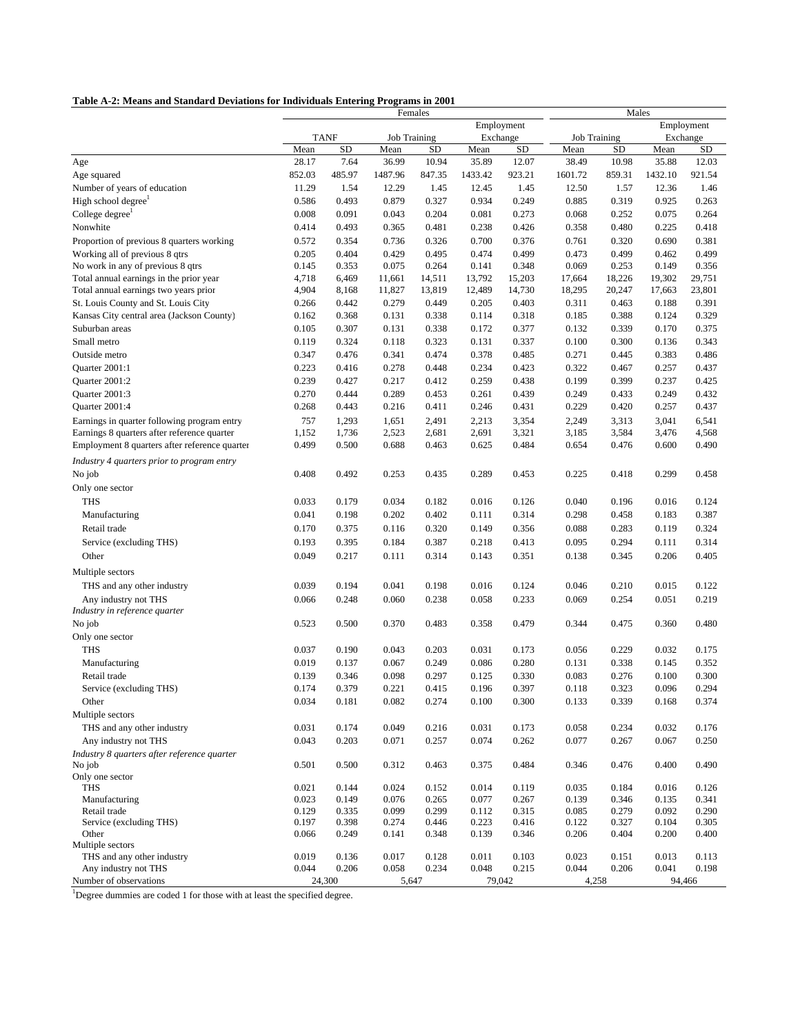**Table A-2: Means and Standard Deviations for Individuals Entering Programs in 2001**

| | Females | | | | | | Males | | | |
|---|---|---|---|---|---|---|---|---|---|---|
| | TANF | | Job Training | | Employment Exchange | | Job Training | | Employment Exchange | |
| | Mean | SD | Mean | SD | Mean | SD | Mean | SD | Mean | SD |
| Age | 28.17 | 7.64 | 36.99 | 10.94 | 35.89 | 12.07 | 38.49 | 10.98 | 35.88 | 12.03 |
| Age squared | 852.03 | 485.97 | 1487.96 | 847.35 | 1433.42 | 923.21 | 1601.72 | 859.31 | 1432.10 | 921.54 |
| Number of years of education | 11.29 | 1.54 | 12.29 | 1.45 | 12.45 | 1.45 | 12.50 | 1.57 | 12.36 | 1.46 |
| High school degree[1] | 0.586 | 0.493 | 0.879 | 0.327 | 0.934 | 0.249 | 0.885 | 0.319 | 0.925 | 0.263 |
| College degree[1] | 0.008 | 0.091 | 0.043 | 0.204 | 0.081 | 0.273 | 0.068 | 0.252 | 0.075 | 0.264 |
| Nonwhite | 0.414 | 0.493 | 0.365 | 0.481 | 0.238 | 0.426 | 0.358 | 0.480 | 0.225 | 0.418 |
| Proportion of previous 8 quarters working | 0.572 | 0.354 | 0.736 | 0.326 | 0.700 | 0.376 | 0.761 | 0.320 | 0.690 | 0.381 |
| Working all of previous 8 qtrs | 0.205 | 0.404 | 0.429 | 0.495 | 0.474 | 0.499 | 0.473 | 0.499 | 0.462 | 0.499 |
| No work in any of previous 8 qtrs | 0.145 | 0.353 | 0.075 | 0.264 | 0.141 | 0.348 | 0.069 | 0.253 | 0.149 | 0.356 |
| Total annual earnings in the prior year | 4,718 | 6,469 | 11,661 | 14,511 | 13,792 | 15,203 | 17,664 | 18,226 | 19,302 | 29,751 |
| Total annual earnings two years prior | 4,904 | 8,168 | 11,827 | 13,819 | 12,489 | 14,730 | 18,295 | 20,247 | 17,663 | 23,801 |
| St. Louis County and St. Louis City | 0.266 | 0.442 | 0.279 | 0.449 | 0.205 | 0.403 | 0.311 | 0.463 | 0.188 | 0.391 |
| Kansas City central area (Jackson County) | 0.162 | 0.368 | 0.131 | 0.338 | 0.114 | 0.318 | 0.185 | 0.388 | 0.124 | 0.329 |
| Suburban areas | 0.105 | 0.307 | 0.131 | 0.338 | 0.172 | 0.377 | 0.132 | 0.339 | 0.170 | 0.375 |
| Small metro | 0.119 | 0.324 | 0.118 | 0.323 | 0.131 | 0.337 | 0.100 | 0.300 | 0.136 | 0.343 |
| Outside metro | 0.347 | 0.476 | 0.341 | 0.474 | 0.378 | 0.485 | 0.271 | 0.445 | 0.383 | 0.486 |
| Quarter 2001:1 | 0.223 | 0.416 | 0.278 | 0.448 | 0.234 | 0.423 | 0.322 | 0.467 | 0.257 | 0.437 |
| Quarter 2001:2 | 0.239 | 0.427 | 0.217 | 0.412 | 0.259 | 0.438 | 0.199 | 0.399 | 0.237 | 0.425 |
| Quarter 2001:3 | 0.270 | 0.444 | 0.289 | 0.453 | 0.261 | 0.439 | 0.249 | 0.433 | 0.249 | 0.432 |
| Quarter 2001:4 | 0.268 | 0.443 | 0.216 | 0.411 | 0.246 | 0.431 | 0.229 | 0.420 | 0.257 | 0.437 |
| Earnings in quarter following program entry | 757 | 1,293 | 1,651 | 2,491 | 2,213 | 3,354 | 2,249 | 3,313 | 3,041 | 6,541 |
| Earnings 8 quarters after reference quarter | 1,152 | 1,736 | 2,523 | 2,681 | 2,691 | 3,321 | 3,185 | 3,584 | 3,476 | 4,568 |
| Employment 8 quarters after reference quarter | 0.499 | 0.500 | 0.688 | 0.463 | 0.625 | 0.484 | 0.654 | 0.476 | 0.600 | 0.490 |
| *Industry 4 quarters prior to program entry* | | | | | | | | | | |
| No job | 0.408 | 0.492 | 0.253 | 0.435 | 0.289 | 0.453 | 0.225 | 0.418 | 0.299 | 0.458 |
| Only one sector | | | | | | | | | | |
| THS | 0.033 | 0.179 | 0.034 | 0.182 | 0.016 | 0.126 | 0.040 | 0.196 | 0.016 | 0.124 |
| Manufacturing | 0.041 | 0.198 | 0.202 | 0.402 | 0.111 | 0.314 | 0.298 | 0.458 | 0.183 | 0.387 |
| Retail trade | 0.170 | 0.375 | 0.116 | 0.320 | 0.149 | 0.356 | 0.088 | 0.283 | 0.119 | 0.324 |
| Service (excluding THS) | 0.193 | 0.395 | 0.184 | 0.387 | 0.218 | 0.413 | 0.095 | 0.294 | 0.111 | 0.314 |
| Other | 0.049 | 0.217 | 0.111 | 0.314 | 0.143 | 0.351 | 0.138 | 0.345 | 0.206 | 0.405 |
| Multiple sectors | | | | | | | | | | |
| THS and any other industry | 0.039 | 0.194 | 0.041 | 0.198 | 0.016 | 0.124 | 0.046 | 0.210 | 0.015 | 0.122 |
| Any industry not THS | 0.066 | 0.248 | 0.060 | 0.238 | 0.058 | 0.233 | 0.069 | 0.254 | 0.051 | 0.219 |
| *Industry in reference quarter* | | | | | | | | | | |
| No job | 0.523 | 0.500 | 0.370 | 0.483 | 0.358 | 0.479 | 0.344 | 0.475 | 0.360 | 0.480 |
| Only one sector | | | | | | | | | | |
| THS | 0.037 | 0.190 | 0.043 | 0.203 | 0.031 | 0.173 | 0.056 | 0.229 | 0.032 | 0.175 |
| Manufacturing | 0.019 | 0.137 | 0.067 | 0.249 | 0.086 | 0.280 | 0.131 | 0.338 | 0.145 | 0.352 |
| Retail trade | 0.139 | 0.346 | 0.098 | 0.297 | 0.125 | 0.330 | 0.083 | 0.276 | 0.100 | 0.300 |
| Service (excluding THS) | 0.174 | 0.379 | 0.221 | 0.415 | 0.196 | 0.397 | 0.118 | 0.323 | 0.096 | 0.294 |
| Other | 0.034 | 0.181 | 0.082 | 0.274 | 0.100 | 0.300 | 0.133 | 0.339 | 0.168 | 0.374 |
| Multiple sectors | | | | | | | | | | |
| THS and any other industry | 0.031 | 0.174 | 0.049 | 0.216 | 0.031 | 0.173 | 0.058 | 0.234 | 0.032 | 0.176 |
| Any industry not THS | 0.043 | 0.203 | 0.071 | 0.257 | 0.074 | 0.262 | 0.077 | 0.267 | 0.067 | 0.250 |
| *Industry 8 quarters after reference quarter* | | | | | | | | | | |
| No job | 0.501 | 0.500 | 0.312 | 0.463 | 0.375 | 0.484 | 0.346 | 0.476 | 0.400 | 0.490 |
| Only one sector | | | | | | | | | | |
| THS | 0.021 | 0.144 | 0.024 | 0.152 | 0.014 | 0.119 | 0.035 | 0.184 | 0.016 | 0.126 |
| Manufacturing | 0.023 | 0.149 | 0.076 | 0.265 | 0.077 | 0.267 | 0.139 | 0.346 | 0.135 | 0.341 |
| Retail trade | 0.129 | 0.335 | 0.099 | 0.299 | 0.112 | 0.315 | 0.085 | 0.279 | 0.092 | 0.290 |
| Service (excluding THS) | 0.197 | 0.398 | 0.274 | 0.446 | 0.223 | 0.416 | 0.122 | 0.327 | 0.104 | 0.305 |
| Other | 0.066 | 0.249 | 0.141 | 0.348 | 0.139 | 0.346 | 0.206 | 0.404 | 0.200 | 0.400 |
| Multiple sectors | | | | | | | | | | |
| THS and any other industry | 0.019 | 0.136 | 0.017 | 0.128 | 0.011 | 0.103 | 0.023 | 0.151 | 0.013 | 0.113 |
| Any industry not THS | 0.044 | 0.206 | 0.058 | 0.234 | 0.048 | 0.215 | 0.044 | 0.206 | 0.041 | 0.198 |
| Number of observations | 24,300 | | 5,647 | | 79,042 | | 4,258 | | 94,466 | |

[1]Degree dummies are coded 1 for those with at least the specified degree.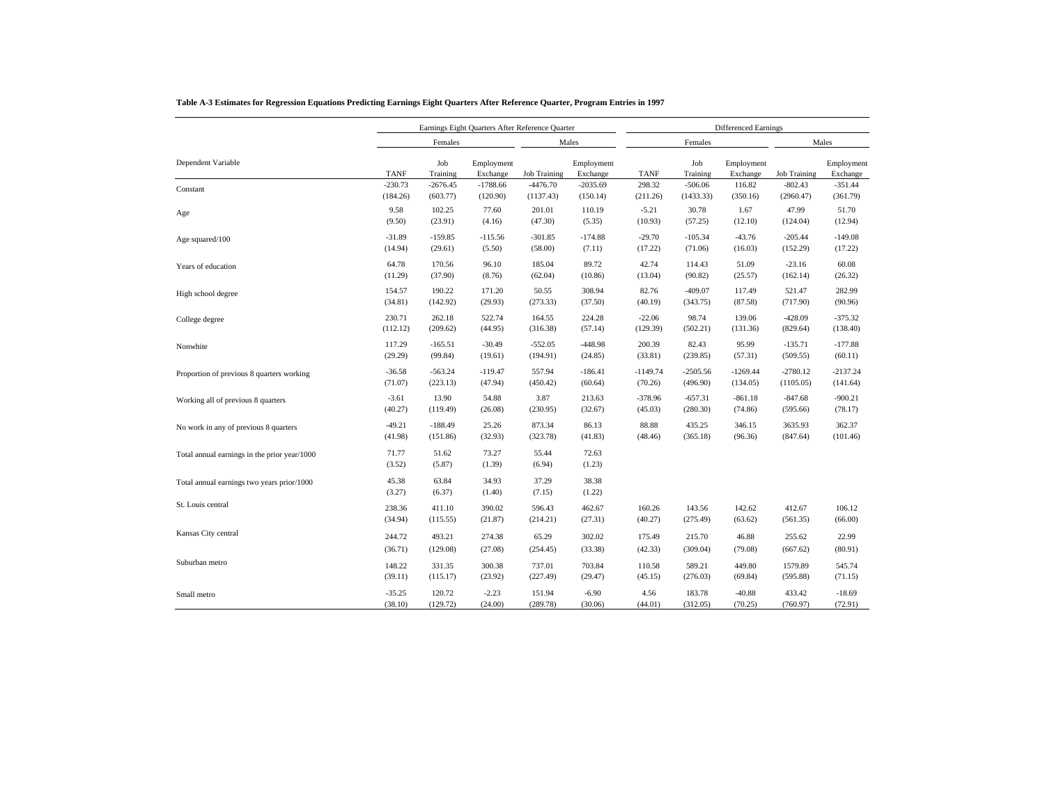**Table A-3 Estimates for Regression Equations Predicting Earnings Eight Quarters After Reference Quarter, Program Entries in 1997**

| | Earnings Eight Quarters After Reference Quarter | | | | | Differenced Earnings | | | | |
|---|---|---|---|---|---|---|---|---|---|---|
| | Females | | | Males | | Females | | | Males | |
| Dependent Variable | TANF | Job Training | Employment Exchange | Job Training | Employment Exchange | TANF | Job Training | Employment Exchange | Job Training | Employment Exchange |
| Constant | -230.73 | -2676.45 | -1788.66 | -4476.70 | -2035.69 | 298.32 | -506.06 | 116.82 | -802.43 | -351.44 |
| | (184.26) | (603.77) | (120.90) | (1137.43) | (150.14) | (211.26) | (1433.33) | (350.16) | (2960.47) | (361.79) |
| Age | 9.58 | 102.25 | 77.60 | 201.01 | 110.19 | -5.21 | 30.78 | 1.67 | 47.99 | 51.70 |
| | (9.50) | (23.91) | (4.16) | (47.30) | (5.35) | (10.93) | (57.25) | (12.10) | (124.04) | (12.94) |
| Age squared/100 | -31.89 | -159.85 | -115.56 | -301.85 | -174.88 | -29.70 | -105.34 | -43.76 | -205.44 | -149.08 |
| | (14.94) | (29.61) | (5.50) | (58.00) | (7.11) | (17.22) | (71.06) | (16.03) | (152.29) | (17.22) |
| Years of education | 64.78 | 170.56 | 96.10 | 185.04 | 89.72 | 42.74 | 114.43 | 51.09 | -23.16 | 60.08 |
| | (11.29) | (37.90) | (8.76) | (62.04) | (10.86) | (13.04) | (90.82) | (25.57) | (162.14) | (26.32) |
| High school degree | 154.57 | 190.22 | 171.20 | 50.55 | 308.94 | 82.76 | -409.07 | 117.49 | 521.47 | 282.99 |
| | (34.81) | (142.92) | (29.93) | (273.33) | (37.50) | (40.19) | (343.75) | (87.58) | (717.90) | (90.96) |
| College degree | 230.71 | 262.18 | 522.74 | 164.55 | 224.28 | -22.06 | 98.74 | 139.06 | -428.09 | -375.32 |
| | (112.12) | (209.62) | (44.95) | (316.38) | (57.14) | (129.39) | (502.21) | (131.36) | (829.64) | (138.40) |
| Nonwhite | 117.29 | -165.51 | -30.49 | -552.05 | -448.98 | 200.39 | 82.43 | 95.99 | -135.71 | -177.88 |
| | (29.29) | (99.84) | (19.61) | (194.91) | (24.85) | (33.81) | (239.85) | (57.31) | (509.55) | (60.11) |
| Proportion of previous 8 quarters working | -36.58 | -563.24 | -119.47 | 557.94 | -186.41 | -1149.74 | -2505.56 | -1269.44 | -2780.12 | -2137.24 |
| | (71.07) | (223.13) | (47.94) | (450.42) | (60.64) | (70.26) | (496.90) | (134.05) | (1105.05) | (141.64) |
| Working all of previous 8 quarters | -3.61 | 13.90 | 54.88 | 3.87 | 213.63 | -378.96 | -657.31 | -861.18 | -847.68 | -900.21 |
| | (40.27) | (119.49) | (26.08) | (230.95) | (32.67) | (45.03) | (280.30) | (74.86) | (595.66) | (78.17) |
| No work in any of previous 8 quarters | -49.21 | -188.49 | 25.26 | 873.34 | 86.13 | 88.88 | 435.25 | 346.15 | 3635.93 | 362.37 |
| | (41.98) | (151.86) | (32.93) | (323.78) | (41.83) | (48.46) | (365.18) | (96.36) | (847.64) | (101.46) |
| Total annual earnings in the prior year/1000 | 71.77 | 51.62 | 73.27 | 55.44 | 72.63 | | | | | |
| | (3.52) | (5.87) | (1.39) | (6.94) | (1.23) | | | | | |
| Total annual earnings two years prior/1000 | 45.38 | 63.84 | 34.93 | 37.29 | 38.38 | | | | | |
| | (3.27) | (6.37) | (1.40) | (7.15) | (1.22) | | | | | |
| St. Louis central | 238.36 | 411.10 | 390.02 | 596.43 | 462.67 | 160.26 | 143.56 | 142.62 | 412.67 | 106.12 |
| | (34.94) | (115.55) | (21.87) | (214.21) | (27.31) | (40.27) | (275.49) | (63.62) | (561.35) | (66.00) |
| Kansas City central | 244.72 | 493.21 | 274.38 | 65.29 | 302.02 | 175.49 | 215.70 | 46.88 | 255.62 | 22.99 |
| | (36.71) | (129.08) | (27.08) | (254.45) | (33.38) | (42.33) | (309.04) | (79.08) | (667.62) | (80.91) |
| Suburban metro | 148.22 | 331.35 | 300.38 | 737.01 | 703.84 | 110.58 | 589.21 | 449.80 | 1579.89 | 545.74 |
| | (39.11) | (115.17) | (23.92) | (227.49) | (29.47) | (45.15) | (276.03) | (69.84) | (595.88) | (71.15) |
| Small metro | -35.25 | 120.72 | -2.23 | 151.94 | -6.90 | 4.56 | 183.78 | -40.88 | 433.42 | -18.69 |
| | (38.10) | (129.72) | (24.00) | (289.78) | (30.06) | (44.01) | (312.05) | (70.25) | (760.97) | (72.91) |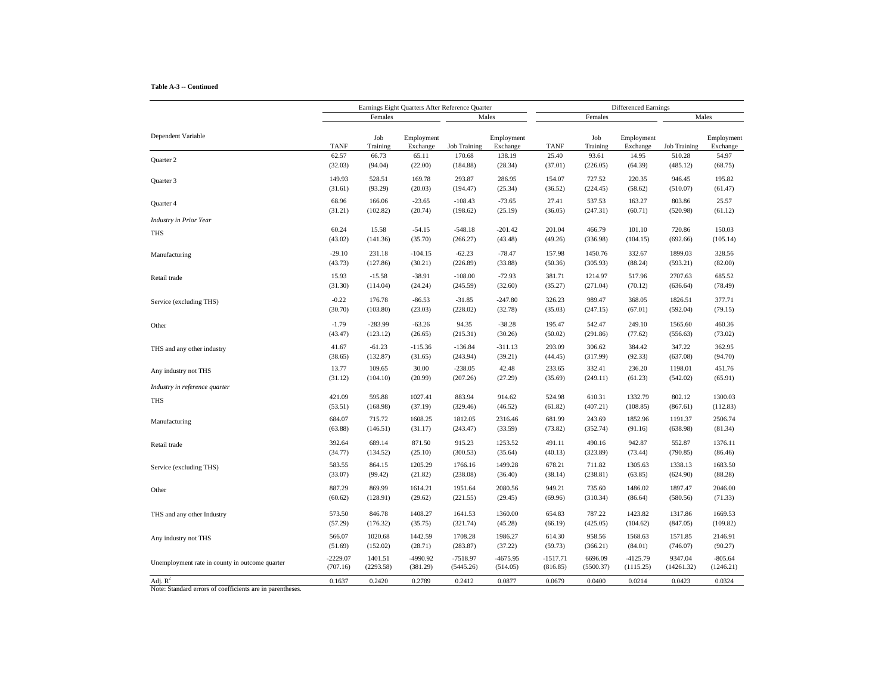**Table A-3 -- Continued**

| | Earnings Eight Quarters After Reference Quarter | | | | | Differenced Earnings | | | | |
|---|---|---|---|---|---|---|---|---|---|---|
| | Females | | | Males | | Females | | | Males | |
| Dependent Variable | TANF | Job Training | Employment Exchange | Job Training | Employment Exchange | TANF | Job Training | Employment Exchange | Job Training | Employment Exchange |
| Quarter 2 | 62.57 | 66.73 | 65.11 | 170.68 | 138.19 | 25.40 | 93.61 | 14.95 | 510.28 | 54.97 |
| | (32.03) | (94.04) | (22.00) | (184.88) | (28.34) | (37.01) | (226.05) | (64.39) | (485.12) | (68.75) |
| Quarter 3 | 149.93 | 528.51 | 169.78 | 293.87 | 286.95 | 154.07 | 727.52 | 220.35 | 946.45 | 195.82 |
| | (31.61) | (93.29) | (20.03) | (194.47) | (25.34) | (36.52) | (224.45) | (58.62) | (510.07) | (61.47) |
| Quarter 4 | 68.96 | 166.06 | -23.65 | -108.43 | -73.65 | 27.41 | 537.53 | 163.27 | 803.86 | 25.57 |
| | (31.21) | (102.82) | (20.74) | (198.62) | (25.19) | (36.05) | (247.31) | (60.71) | (520.98) | (61.12) |
| *Industry in Prior Year* | | | | | | | | | | |
| THS | 60.24 | 15.58 | -54.15 | -548.18 | -201.42 | 201.04 | 466.79 | 101.10 | 720.86 | 150.03 |
| | (43.02) | (141.36) | (35.70) | (266.27) | (43.48) | (49.26) | (336.98) | (104.15) | (692.66) | (105.14) |
| Manufacturing | -29.10 | 231.18 | -104.15 | -62.23 | -78.47 | 157.98 | 1450.76 | 332.67 | 1899.03 | 328.56 |
| | (43.73) | (127.86) | (30.21) | (226.89) | (33.88) | (50.36) | (305.93) | (88.24) | (593.21) | (82.00) |
| Retail trade | 15.93 | -15.58 | -38.91 | -108.00 | -72.93 | 381.71 | 1214.97 | 517.96 | 2707.63 | 685.52 |
| | (31.30) | (114.04) | (24.24) | (245.59) | (32.60) | (35.27) | (271.04) | (70.12) | (636.64) | (78.49) |
| Service (excluding THS) | -0.22 | 176.78 | -86.53 | -31.85 | -247.80 | 326.23 | 989.47 | 368.05 | 1826.51 | 377.71 |
| | (30.70) | (103.80) | (23.03) | (228.02) | (32.78) | (35.03) | (247.15) | (67.01) | (592.04) | (79.15) |
| Other | -1.79 | -283.99 | -63.26 | 94.35 | -38.28 | 195.47 | 542.47 | 249.10 | 1565.60 | 460.36 |
| | (43.47) | (123.12) | (26.65) | (215.31) | (30.26) | (50.02) | (291.86) | (77.62) | (556.63) | (73.02) |
| THS and any other industry | 41.67 | -61.23 | -115.36 | -136.84 | -311.13 | 293.09 | 306.62 | 384.42 | 347.22 | 362.95 |
| | (38.65) | (132.87) | (31.65) | (243.94) | (39.21) | (44.45) | (317.99) | (92.33) | (637.08) | (94.70) |
| Any industry not THS | 13.77 | 109.65 | 30.00 | -238.05 | 42.48 | 233.65 | 332.41 | 236.20 | 1198.01 | 451.76 |
| | (31.12) | (104.10) | (20.99) | (207.26) | (27.29) | (35.69) | (249.11) | (61.23) | (542.02) | (65.91) |
| *Industry in reference quarter* | | | | | | | | | | |
| THS | 421.09 | 595.88 | 1027.41 | 883.94 | 914.62 | 524.98 | 610.31 | 1332.79 | 802.12 | 1300.03 |
| | (53.51) | (168.98) | (37.19) | (329.46) | (46.52) | (61.82) | (407.21) | (108.85) | (867.61) | (112.83) |
| Manufacturing | 684.07 | 715.72 | 1608.25 | 1812.05 | 2316.46 | 681.99 | 243.69 | 1852.96 | 1191.37 | 2506.74 |
| | (63.88) | (146.51) | (31.17) | (243.47) | (33.59) | (73.82) | (352.74) | (91.16) | (638.98) | (81.34) |
| Retail trade | 392.64 | 689.14 | 871.50 | 915.23 | 1253.52 | 491.11 | 490.16 | 942.87 | 552.87 | 1376.11 |
| | (34.77) | (134.52) | (25.10) | (300.53) | (35.64) | (40.13) | (323.89) | (73.44) | (790.85) | (86.46) |
| Service (excluding THS) | 583.55 | 864.15 | 1205.29 | 1766.16 | 1499.28 | 678.21 | 711.82 | 1305.63 | 1338.13 | 1683.50 |
| | (33.07) | (99.42) | (21.82) | (238.08) | (36.40) | (38.14) | (238.81) | (63.85) | (624.90) | (88.28) |
| Other | 887.29 | 869.99 | 1614.21 | 1951.64 | 2080.56 | 949.21 | 735.60 | 1486.02 | 1897.47 | 2046.00 |
| | (60.62) | (128.91) | (29.62) | (221.55) | (29.45) | (69.96) | (310.34) | (86.64) | (580.56) | (71.33) |
| THS and any other Industry | 573.50 | 846.78 | 1408.27 | 1641.53 | 1360.00 | 654.83 | 787.22 | 1423.82 | 1317.86 | 1669.53 |
| | (57.29) | (176.32) | (35.75) | (321.74) | (45.28) | (66.19) | (425.05) | (104.62) | (847.05) | (109.82) |
| Any industry not THS | 566.07 | 1020.68 | 1442.59 | 1708.28 | 1986.27 | 614.30 | 958.56 | 1568.63 | 1571.85 | 2146.91 |
| | (51.69) | (152.02) | (28.71) | (283.87) | (37.22) | (59.73) | (366.21) | (84.01) | (746.07) | (90.27) |
| Unemployment rate in county in outcome quarter | -2229.07 | 1401.51 | -4990.92 | -7518.97 | -4675.95 | -1517.71 | 6696.09 | -4125.79 | 9347.04 | -805.64 |
| | (707.16) | (2293.58) | (381.29) | (5445.26) | (514.05) | (816.85) | (5500.37) | (1115.25) | (14261.32) | (1246.21) |
| Adj. $R^2$ | 0.1637 | 0.2420 | 0.2789 | 0.2412 | 0.0877 | 0.0679 | 0.0400 | 0.0214 | 0.0423 | 0.0324 |

Note: Standard errors of coefficients are in parentheses.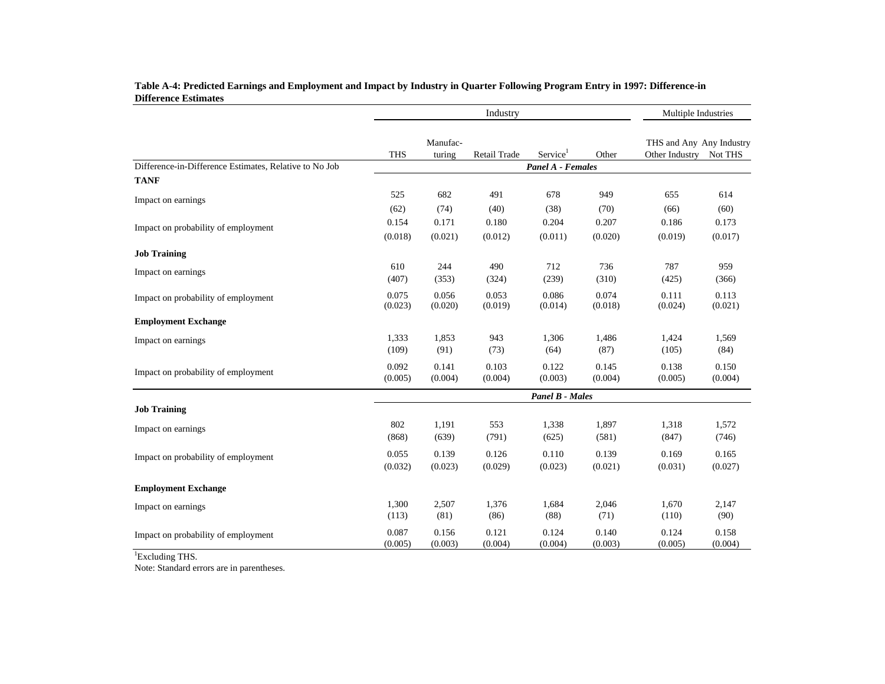**Table A-4: Predicted Earnings and Employment and Impact by Industry in Quarter Following Program Entry in 1997: Difference-in Difference Estimates**

| | Industry | | | | | Multiple Industries | |
|---|---|---|---|---|---|---|---|
| | THS | Manufac-turing | Retail Trade | Service[1] | Other | THS and Any Other Industry | Any Industry Not THS |
| Difference-in-Difference Estimates, Relative to No Job | ***Panel A - Females*** | | | | | | |
| **TANF** | | | | | | | |
| Impact on earnings | 525 | 682 | 491 | 678 | 949 | 655 | 614 |
| | (62) | (74) | (40) | (38) | (70) | (66) | (60) |
| Impact on probability of employment | 0.154 | 0.171 | 0.180 | 0.204 | 0.207 | 0.186 | 0.173 |
| | (0.018) | (0.021) | (0.012) | (0.011) | (0.020) | (0.019) | (0.017) |
| **Job Training** | | | | | | | |
| Impact on earnings | 610 | 244 | 490 | 712 | 736 | 787 | 959 |
| | (407) | (353) | (324) | (239) | (310) | (425) | (366) |
| Impact on probability of employment | 0.075 | 0.056 | 0.053 | 0.086 | 0.074 | 0.111 | 0.113 |
| | (0.023) | (0.020) | (0.019) | (0.014) | (0.018) | (0.024) | (0.021) |
| **Employment Exchange** | | | | | | | |
| Impact on earnings | 1,333 | 1,853 | 943 | 1,306 | 1,486 | 1,424 | 1,569 |
| | (109) | (91) | (73) | (64) | (87) | (105) | (84) |
| Impact on probability of employment | 0.092 | 0.141 | 0.103 | 0.122 | 0.145 | 0.138 | 0.150 |
| | (0.005) | (0.004) | (0.004) | (0.003) | (0.004) | (0.005) | (0.004) |
| | ***Panel B - Males*** | | | | | | |
| **Job Training** | | | | | | | |
| Impact on earnings | 802 | 1,191 | 553 | 1,338 | 1,897 | 1,318 | 1,572 |
| | (868) | (639) | (791) | (625) | (581) | (847) | (746) |
| Impact on probability of employment | 0.055 | 0.139 | 0.126 | 0.110 | 0.139 | 0.169 | 0.165 |
| | (0.032) | (0.023) | (0.029) | (0.023) | (0.021) | (0.031) | (0.027) |
| **Employment Exchange** | | | | | | | |
| Impact on earnings | 1,300 | 2,507 | 1,376 | 1,684 | 2,046 | 1,670 | 2,147 |
| | (113) | (81) | (86) | (88) | (71) | (110) | (90) |
| Impact on probability of employment | 0.087 | 0.156 | 0.121 | 0.124 | 0.140 | 0.124 | 0.158 |
| | (0.005) | (0.003) | (0.004) | (0.004) | (0.003) | (0.005) | (0.004) |

[1]Excluding THS.

Note: Standard errors are in parentheses.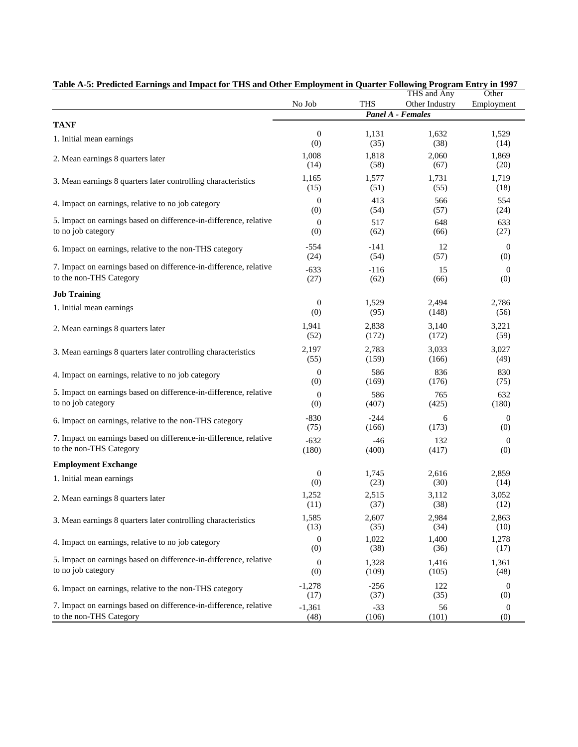**Table A-5: Predicted Earnings and Impact for THS and Other Employment in Quarter Following Program Entry in 1997**

| | No Job | THS | THS and Any Other Industry | Other Employment |
|---|---|---|---|---|
| | ***Panel A - Females*** | | | |
| **TANF** | | | | |
| 1. Initial mean earnings | 0 | 1,131 | 1,632 | 1,529 |
| | (0) | (35) | (38) | (14) |
| 2. Mean earnings 8 quarters later | 1,008 | 1,818 | 2,060 | 1,869 |
| | (14) | (58) | (67) | (20) |
| 3. Mean earnings 8 quarters later controlling characteristics | 1,165 | 1,577 | 1,731 | 1,719 |
| | (15) | (51) | (55) | (18) |
| 4. Impact on earnings, relative to no job category | 0 | 413 | 566 | 554 |
| | (0) | (54) | (57) | (24) |
| 5. Impact on earnings based on difference-in-difference, relative to no job category | 0 | 517 | 648 | 633 |
| | (0) | (62) | (66) | (27) |
| 6. Impact on earnings, relative to the non-THS category | -554 | -141 | 12 | 0 |
| | (24) | (54) | (57) | (0) |
| 7. Impact on earnings based on difference-in-difference, relative to the non-THS Category | -633 | -116 | 15 | 0 |
| | (27) | (62) | (66) | (0) |
| **Job Training** | | | | |
| 1. Initial mean earnings | 0 | 1,529 | 2,494 | 2,786 |
| | (0) | (95) | (148) | (56) |
| 2. Mean earnings 8 quarters later | 1,941 | 2,838 | 3,140 | 3,221 |
| | (52) | (172) | (172) | (59) |
| 3. Mean earnings 8 quarters later controlling characteristics | 2,197 | 2,783 | 3,033 | 3,027 |
| | (55) | (159) | (166) | (49) |
| 4. Impact on earnings, relative to no job category | 0 | 586 | 836 | 830 |
| | (0) | (169) | (176) | (75) |
| 5. Impact on earnings based on difference-in-difference, relative to no job category | 0 | 586 | 765 | 632 |
| | (0) | (407) | (425) | (180) |
| 6. Impact on earnings, relative to the non-THS category | -830 | -244 | 6 | 0 |
| | (75) | (166) | (173) | (0) |
| 7. Impact on earnings based on difference-in-difference, relative to the non-THS Category | -632 | -46 | 132 | 0 |
| | (180) | (400) | (417) | (0) |
| **Employment Exchange** | | | | |
| 1. Initial mean earnings | 0 | 1,745 | 2,616 | 2,859 |
| | (0) | (23) | (30) | (14) |
| 2. Mean earnings 8 quarters later | 1,252 | 2,515 | 3,112 | 3,052 |
| | (11) | (37) | (38) | (12) |
| 3. Mean earnings 8 quarters later controlling characteristics | 1,585 | 2,607 | 2,984 | 2,863 |
| | (13) | (35) | (34) | (10) |
| 4. Impact on earnings, relative to no job category | 0 | 1,022 | 1,400 | 1,278 |
| | (0) | (38) | (36) | (17) |
| 5. Impact on earnings based on difference-in-difference, relative to no job category | 0 | 1,328 | 1,416 | 1,361 |
| | (0) | (109) | (105) | (48) |
| 6. Impact on earnings, relative to the non-THS category | -1,278 | -256 | 122 | 0 |
| | (17) | (37) | (35) | (0) |
| 7. Impact on earnings based on difference-in-difference, relative to the non-THS Category | -1,361 | -33 | 56 | 0 |
| | (48) | (106) | (101) | (0) |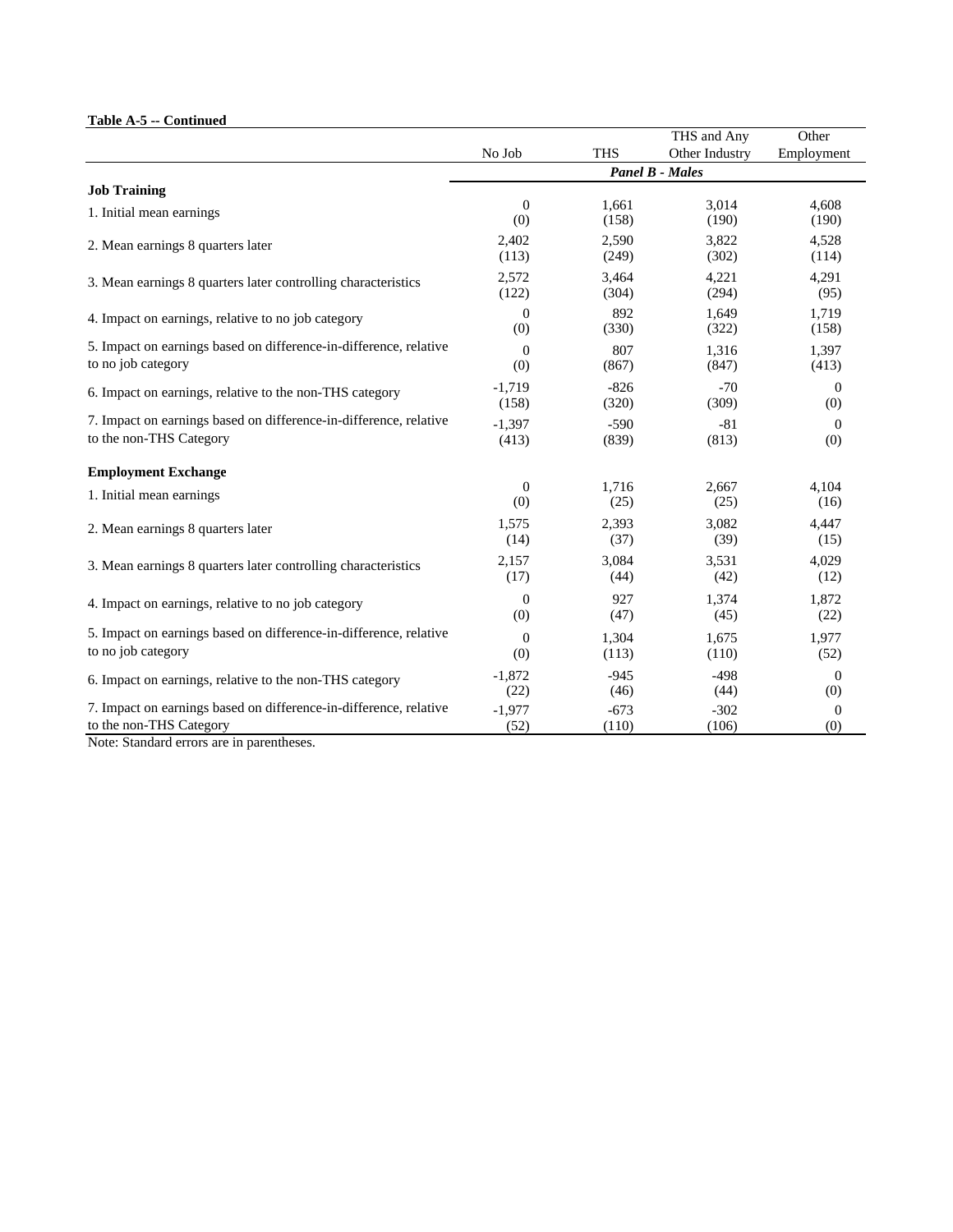**Table A-5 -- Continued**

| | No Job | THS | THS and Any Other Industry | Other Employment |
|---|---|---|---|---|
| | *Panel B - Males* | | | |
| **Job Training** | | | | |
| 1. Initial mean earnings | 0<br>(0) | 1,661<br>(158) | 3,014<br>(190) | 4,608<br>(190) |
| 2. Mean earnings 8 quarters later | 2,402<br>(113) | 2,590<br>(249) | 3,822<br>(302) | 4,528<br>(114) |
| 3. Mean earnings 8 quarters later controlling characteristics | 2,572<br>(122) | 3,464<br>(304) | 4,221<br>(294) | 4,291<br>(95) |
| 4. Impact on earnings, relative to no job category | 0<br>(0) | 892<br>(330) | 1,649<br>(322) | 1,719<br>(158) |
| 5. Impact on earnings based on difference-in-difference, relative to no job category | 0<br>(0) | 807<br>(867) | 1,316<br>(847) | 1,397<br>(413) |
| 6. Impact on earnings, relative to the non-THS category | -1,719<br>(158) | -826<br>(320) | -70<br>(309) | 0<br>(0) |
| 7. Impact on earnings based on difference-in-difference, relative to the non-THS Category | -1,397<br>(413) | -590<br>(839) | -81<br>(813) | 0<br>(0) |
| **Employment Exchange** | | | | |
| 1. Initial mean earnings | 0<br>(0) | 1,716<br>(25) | 2,667<br>(25) | 4,104<br>(16) |
| 2. Mean earnings 8 quarters later | 1,575<br>(14) | 2,393<br>(37) | 3,082<br>(39) | 4,447<br>(15) |
| 3. Mean earnings 8 quarters later controlling characteristics | 2,157<br>(17) | 3,084<br>(44) | 3,531<br>(42) | 4,029<br>(12) |
| 4. Impact on earnings, relative to no job category | 0<br>(0) | 927<br>(47) | 1,374<br>(45) | 1,872<br>(22) |
| 5. Impact on earnings based on difference-in-difference, relative to no job category | 0<br>(0) | 1,304<br>(113) | 1,675<br>(110) | 1,977<br>(52) |
| 6. Impact on earnings, relative to the non-THS category | -1,872<br>(22) | -945<br>(46) | -498<br>(44) | 0<br>(0) |
| 7. Impact on earnings based on difference-in-difference, relative to the non-THS Category | -1,977<br>(52) | -673<br>(110) | -302<br>(106) | 0<br>(0) |

Note: Standard errors are in parentheses.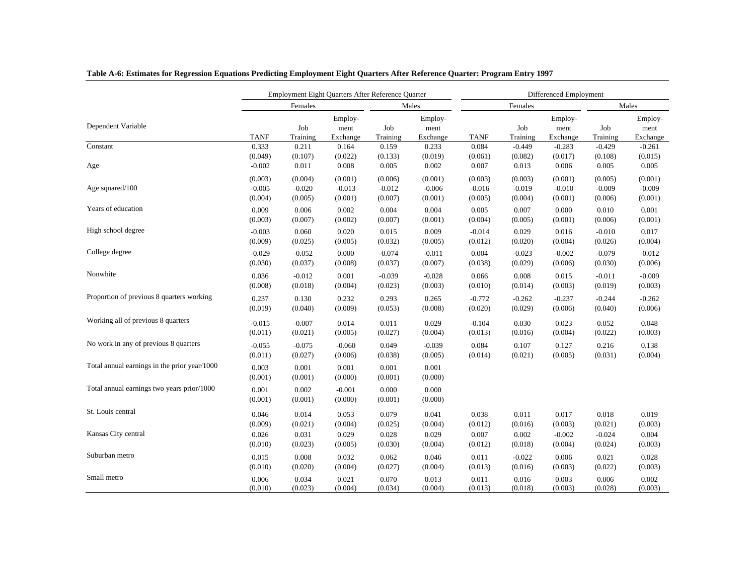**Table A-6: Estimates for Regression Equations Predicting Employment Eight Quarters After Reference Quarter: Program Entry 1997**

| | Employment Eight Quarters After Reference Quarter | | | | | Differenced Employment | | | | |
|---|---|---|---|---|---|---|---|---|---|---|
| | Females | | | Males | | Females | | | Males | |
| Dependent Variable | TANF | Job Training | Employ-ment Exchange | Job Training | Employ-ment Exchange | TANF | Job Training | Employ-ment Exchange | Job Training | Employ-ment Exchange |
| Constant | 0.333 | 0.211 | 0.164 | 0.159 | 0.233 | 0.084 | -0.449 | -0.283 | -0.429 | -0.261 |
| | (0.049) | (0.107) | (0.022) | (0.133) | (0.019) | (0.061) | (0.082) | (0.017) | (0.108) | (0.015) |
| Age | -0.002 | 0.011 | 0.008 | 0.005 | 0.002 | 0.007 | 0.013 | 0.006 | 0.005 | 0.005 |
| | (0.003) | (0.004) | (0.001) | (0.006) | (0.001) | (0.003) | (0.003) | (0.001) | (0.005) | (0.001) |
| Age squared/100 | -0.005 | -0.020 | -0.013 | -0.012 | -0.006 | -0.016 | -0.019 | -0.010 | -0.009 | -0.009 |
| | (0.004) | (0.005) | (0.001) | (0.007) | (0.001) | (0.005) | (0.004) | (0.001) | (0.006) | (0.001) |
| Years of education | 0.009 | 0.006 | 0.002 | 0.004 | 0.004 | 0.005 | 0.007 | 0.000 | 0.010 | 0.001 |
| | (0.003) | (0.007) | (0.002) | (0.007) | (0.001) | (0.004) | (0.005) | (0.001) | (0.006) | (0.001) |
| High school degree | -0.003 | 0.060 | 0.020 | 0.015 | 0.009 | -0.014 | 0.029 | 0.016 | -0.010 | 0.017 |
| | (0.009) | (0.025) | (0.005) | (0.032) | (0.005) | (0.012) | (0.020) | (0.004) | (0.026) | (0.004) |
| College degree | -0.029 | -0.052 | 0.000 | -0.074 | -0.011 | 0.004 | -0.023 | -0.002 | -0.079 | -0.012 |
| | (0.030) | (0.037) | (0.008) | (0.037) | (0.007) | (0.038) | (0.029) | (0.006) | (0.030) | (0.006) |
| Nonwhite | 0.036 | -0.012 | 0.001 | -0.039 | -0.028 | 0.066 | 0.008 | 0.015 | -0.011 | -0.009 |
| | (0.008) | (0.018) | (0.004) | (0.023) | (0.003) | (0.010) | (0.014) | (0.003) | (0.019) | (0.003) |
| Proportion of previous 8 quarters working | 0.237 | 0.130 | 0.232 | 0.293 | 0.265 | -0.772 | -0.262 | -0.237 | -0.244 | -0.262 |
| | (0.019) | (0.040) | (0.009) | (0.053) | (0.008) | (0.020) | (0.029) | (0.006) | (0.040) | (0.006) |
| Working all of previous 8 quarters | -0.015 | -0.007 | 0.014 | 0.011 | 0.029 | -0.104 | 0.030 | 0.023 | 0.052 | 0.048 |
| | (0.011) | (0.021) | (0.005) | (0.027) | (0.004) | (0.013) | (0.016) | (0.004) | (0.022) | (0.003) |
| No work in any of previous 8 quarters | -0.055 | -0.075 | -0.060 | 0.049 | -0.039 | 0.084 | 0.107 | 0.127 | 0.216 | 0.138 |
| | (0.011) | (0.027) | (0.006) | (0.038) | (0.005) | (0.014) | (0.021) | (0.005) | (0.031) | (0.004) |
| Total annual earnings in the prior year/1000 | 0.003 | 0.001 | 0.001 | 0.001 | 0.001 | | | | | |
| | (0.001) | (0.001) | (0.000) | (0.001) | (0.000) | | | | | |
| Total annual earnings two years prior/1000 | 0.001 | 0.002 | -0.001 | 0.000 | 0.000 | | | | | |
| | (0.001) | (0.001) | (0.000) | (0.001) | (0.000) | | | | | |
| St. Louis central | 0.046 | 0.014 | 0.053 | 0.079 | 0.041 | 0.038 | 0.011 | 0.017 | 0.018 | 0.019 |
| | (0.009) | (0.021) | (0.004) | (0.025) | (0.004) | (0.012) | (0.016) | (0.003) | (0.021) | (0.003) |
| Kansas City central | 0.026 | 0.031 | 0.029 | 0.028 | 0.029 | 0.007 | 0.002 | -0.002 | -0.024 | 0.004 |
| | (0.010) | (0.023) | (0.005) | (0.030) | (0.004) | (0.012) | (0.018) | (0.004) | (0.024) | (0.003) |
| Suburban metro | 0.015 | 0.008 | 0.032 | 0.062 | 0.046 | 0.011 | -0.022 | 0.006 | 0.021 | 0.028 |
| | (0.010) | (0.020) | (0.004) | (0.027) | (0.004) | (0.013) | (0.016) | (0.003) | (0.022) | (0.003) |
| Small metro | 0.006 | 0.034 | 0.021 | 0.070 | 0.013 | 0.011 | 0.016 | 0.003 | 0.006 | 0.002 |
| | (0.010) | (0.023) | (0.004) | (0.034) | (0.004) | (0.013) | (0.018) | (0.003) | (0.028) | (0.003) |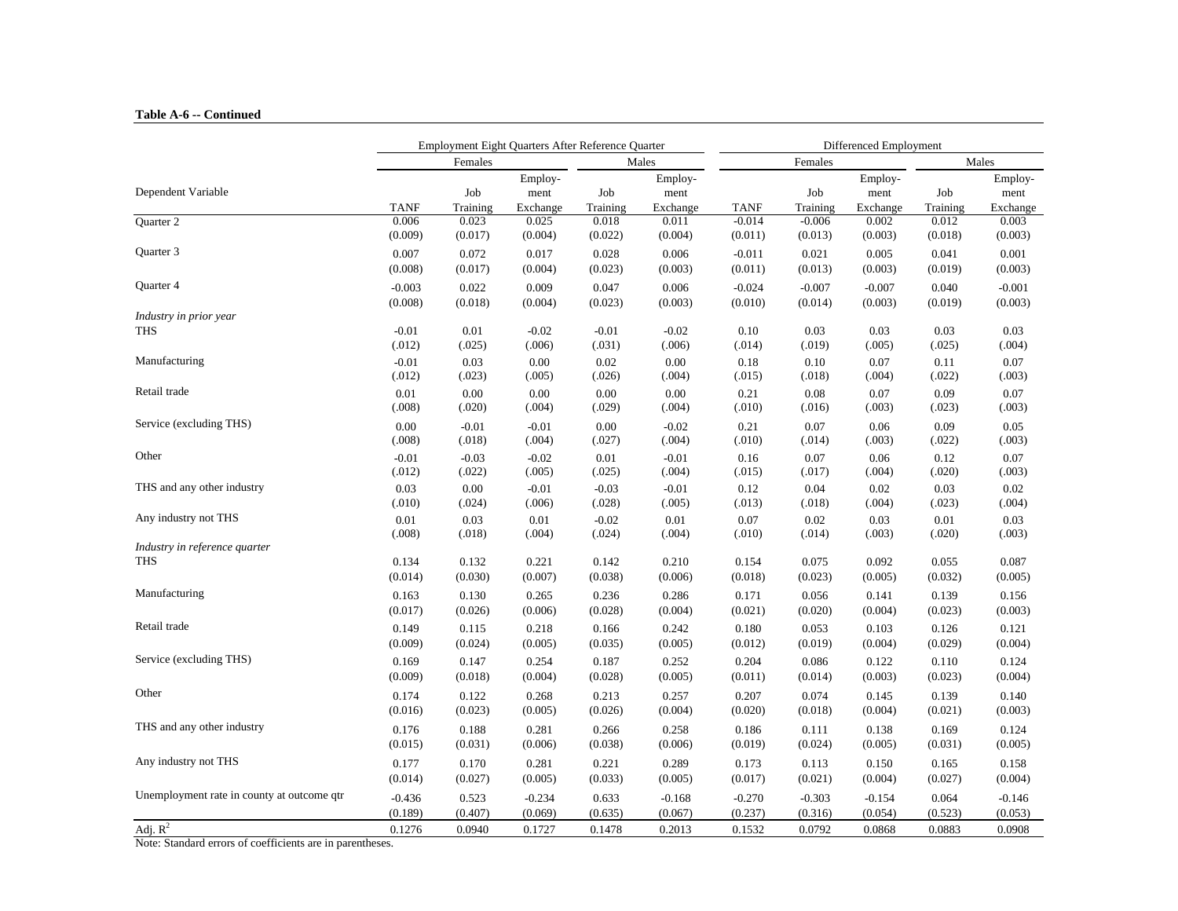**Table A-6 -- Continued**

| Dependent Variable | Employment Eight Quarters After Reference Quarter | | | | | Differenced Employment | | | | |
|---|---|---|---|---|---|---|---|---|---|---|
| | Females | | | Males | | Females | | | Males | |
| | TANF | Job Training | Employment Exchange | Job Training | Employment Exchange | TANF | Job Training | Employment Exchange | Job Training | Employment Exchange |
| Quarter 2 | 0.006 | 0.023 | 0.025 | 0.018 | 0.011 | -0.014 | -0.006 | 0.002 | 0.012 | 0.003 |
| | (0.009) | (0.017) | (0.004) | (0.022) | (0.004) | (0.011) | (0.013) | (0.003) | (0.018) | (0.003) |
| Quarter 3 | 0.007 | 0.072 | 0.017 | 0.028 | 0.006 | -0.011 | 0.021 | 0.005 | 0.041 | 0.001 |
| | (0.008) | (0.017) | (0.004) | (0.023) | (0.003) | (0.011) | (0.013) | (0.003) | (0.019) | (0.003) |
| Quarter 4 | -0.003 | 0.022 | 0.009 | 0.047 | 0.006 | -0.024 | -0.007 | -0.007 | 0.040 | -0.001 |
| | (0.008) | (0.018) | (0.004) | (0.023) | (0.003) | (0.010) | (0.014) | (0.003) | (0.019) | (0.003) |
| *Industry in prior year* | | | | | | | | | | |
| THS | -0.01 | 0.01 | -0.02 | -0.01 | -0.02 | 0.10 | 0.03 | 0.03 | 0.03 | 0.03 |
| | (.012) | (.025) | (.006) | (.031) | (.006) | (.014) | (.019) | (.005) | (.025) | (.004) |
| Manufacturing | -0.01 | 0.03 | 0.00 | 0.02 | 0.00 | 0.18 | 0.10 | 0.07 | 0.11 | 0.07 |
| | (.012) | (.023) | (.005) | (.026) | (.004) | (.015) | (.018) | (.004) | (.022) | (.003) |
| Retail trade | 0.01 | 0.00 | 0.00 | 0.00 | 0.00 | 0.21 | 0.08 | 0.07 | 0.09 | 0.07 |
| | (.008) | (.020) | (.004) | (.029) | (.004) | (.010) | (.016) | (.003) | (.023) | (.003) |
| Service (excluding THS) | 0.00 | -0.01 | -0.01 | 0.00 | -0.02 | 0.21 | 0.07 | 0.06 | 0.09 | 0.05 |
| | (.008) | (.018) | (.004) | (.027) | (.004) | (.010) | (.014) | (.003) | (.022) | (.003) |
| Other | -0.01 | -0.03 | -0.02 | 0.01 | -0.01 | 0.16 | 0.07 | 0.06 | 0.12 | 0.07 |
| | (.012) | (.022) | (.005) | (.025) | (.004) | (.015) | (.017) | (.004) | (.020) | (.003) |
| THS and any other industry | 0.03 | 0.00 | -0.01 | -0.03 | -0.01 | 0.12 | 0.04 | 0.02 | 0.03 | 0.02 |
| | (.010) | (.024) | (.006) | (.028) | (.005) | (.013) | (.018) | (.004) | (.023) | (.004) |
| Any industry not THS | 0.01 | 0.03 | 0.01 | -0.02 | 0.01 | 0.07 | 0.02 | 0.03 | 0.01 | 0.03 |
| | (.008) | (.018) | (.004) | (.024) | (.004) | (.010) | (.014) | (.003) | (.020) | (.003) |
| *Industry in reference quarter* | | | | | | | | | | |
| THS | 0.134 | 0.132 | 0.221 | 0.142 | 0.210 | 0.154 | 0.075 | 0.092 | 0.055 | 0.087 |
| | (0.014) | (0.030) | (0.007) | (0.038) | (0.006) | (0.018) | (0.023) | (0.005) | (0.032) | (0.005) |
| Manufacturing | 0.163 | 0.130 | 0.265 | 0.236 | 0.286 | 0.171 | 0.056 | 0.141 | 0.139 | 0.156 |
| | (0.017) | (0.026) | (0.006) | (0.028) | (0.004) | (0.021) | (0.020) | (0.004) | (0.023) | (0.003) |
| Retail trade | 0.149 | 0.115 | 0.218 | 0.166 | 0.242 | 0.180 | 0.053 | 0.103 | 0.126 | 0.121 |
| | (0.009) | (0.024) | (0.005) | (0.035) | (0.005) | (0.012) | (0.019) | (0.004) | (0.029) | (0.004) |
| Service (excluding THS) | 0.169 | 0.147 | 0.254 | 0.187 | 0.252 | 0.204 | 0.086 | 0.122 | 0.110 | 0.124 |
| | (0.009) | (0.018) | (0.004) | (0.028) | (0.005) | (0.011) | (0.014) | (0.003) | (0.023) | (0.004) |
| Other | 0.174 | 0.122 | 0.268 | 0.213 | 0.257 | 0.207 | 0.074 | 0.145 | 0.139 | 0.140 |
| | (0.016) | (0.023) | (0.005) | (0.026) | (0.004) | (0.020) | (0.018) | (0.004) | (0.021) | (0.003) |
| THS and any other industry | 0.176 | 0.188 | 0.281 | 0.266 | 0.258 | 0.186 | 0.111 | 0.138 | 0.169 | 0.124 |
| | (0.015) | (0.031) | (0.006) | (0.038) | (0.006) | (0.019) | (0.024) | (0.005) | (0.031) | (0.005) |
| Any industry not THS | 0.177 | 0.170 | 0.281 | 0.221 | 0.289 | 0.173 | 0.113 | 0.150 | 0.165 | 0.158 |
| | (0.014) | (0.027) | (0.005) | (0.033) | (0.005) | (0.017) | (0.021) | (0.004) | (0.027) | (0.004) |
| Unemployment rate in county at outcome qtr | -0.436 | 0.523 | -0.234 | 0.633 | -0.168 | -0.270 | -0.303 | -0.154 | 0.064 | -0.146 |
| | (0.189) | (0.407) | (0.069) | (0.635) | (0.067) | (0.237) | (0.316) | (0.054) | (0.523) | (0.053) |
| Adj. $R^2$ | 0.1276 | 0.0940 | 0.1727 | 0.1478 | 0.2013 | 0.1532 | 0.0792 | 0.0868 | 0.0883 | 0.0908 |

Note: Standard errors of coefficients are in parentheses.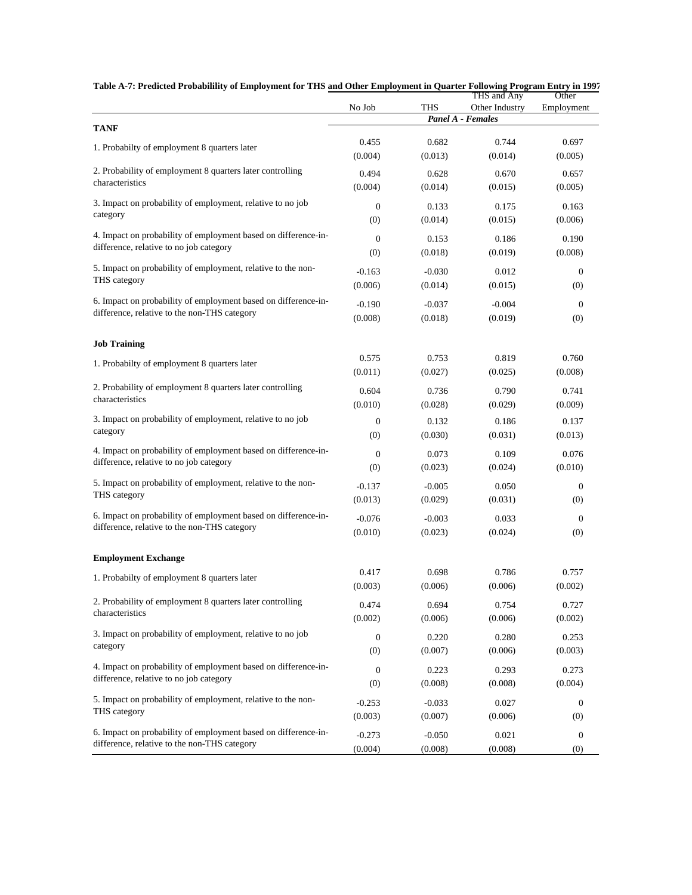**Table A-7: Predicted Probabilility of Employment for THS and Other Employment in Quarter Following Program Entry in 1997**

| | No Job | THS | THS and Any Other Industry | Other Employment |
|---|---|---|---|---|
| | | ***Panel A - Females*** | | |
| **TANF** | | | | |
| 1. Probabilty of employment 8 quarters later | 0.455 | 0.682 | 0.744 | 0.697 |
| | (0.004) | (0.013) | (0.014) | (0.005) |
| 2. Probability of employment 8 quarters later controlling characteristics | 0.494 | 0.628 | 0.670 | 0.657 |
| | (0.004) | (0.014) | (0.015) | (0.005) |
| 3. Impact on probability of employment, relative to no job category | 0 | 0.133 | 0.175 | 0.163 |
| | (0) | (0.014) | (0.015) | (0.006) |
| 4. Impact on probability of employment based on difference-in-difference, relative to no job category | 0 | 0.153 | 0.186 | 0.190 |
| | (0) | (0.018) | (0.019) | (0.008) |
| 5. Impact on probability of employment, relative to the non-THS category | -0.163 | -0.030 | 0.012 | 0 |
| | (0.006) | (0.014) | (0.015) | (0) |
| 6. Impact on probability of employment based on difference-in-difference, relative to the non-THS category | -0.190 | -0.037 | -0.004 | 0 |
| | (0.008) | (0.018) | (0.019) | (0) |
| **Job Training** | | | | |
| 1. Probabilty of employment 8 quarters later | 0.575 | 0.753 | 0.819 | 0.760 |
| | (0.011) | (0.027) | (0.025) | (0.008) |
| 2. Probability of employment 8 quarters later controlling characteristics | 0.604 | 0.736 | 0.790 | 0.741 |
| | (0.010) | (0.028) | (0.029) | (0.009) |
| 3. Impact on probability of employment, relative to no job category | 0 | 0.132 | 0.186 | 0.137 |
| | (0) | (0.030) | (0.031) | (0.013) |
| 4. Impact on probability of employment based on difference-in-difference, relative to no job category | 0 | 0.073 | 0.109 | 0.076 |
| | (0) | (0.023) | (0.024) | (0.010) |
| 5. Impact on probability of employment, relative to the non-THS category | -0.137 | -0.005 | 0.050 | 0 |
| | (0.013) | (0.029) | (0.031) | (0) |
| 6. Impact on probability of employment based on difference-in-difference, relative to the non-THS category | -0.076 | -0.003 | 0.033 | 0 |
| | (0.010) | (0.023) | (0.024) | (0) |
| **Employment Exchange** | | | | |
| 1. Probabilty of employment 8 quarters later | 0.417 | 0.698 | 0.786 | 0.757 |
| | (0.003) | (0.006) | (0.006) | (0.002) |
| 2. Probability of employment 8 quarters later controlling characteristics | 0.474 | 0.694 | 0.754 | 0.727 |
| | (0.002) | (0.006) | (0.006) | (0.002) |
| 3. Impact on probability of employment, relative to no job category | 0 | 0.220 | 0.280 | 0.253 |
| | (0) | (0.007) | (0.006) | (0.003) |
| 4. Impact on probability of employment based on difference-in-difference, relative to no job category | 0 | 0.223 | 0.293 | 0.273 |
| | (0) | (0.008) | (0.008) | (0.004) |
| 5. Impact on probability of employment, relative to the non-THS category | -0.253 | -0.033 | 0.027 | 0 |
| | (0.003) | (0.007) | (0.006) | (0) |
| 6. Impact on probability of employment based on difference-in-difference, relative to the non-THS category | -0.273 | -0.050 | 0.021 | 0 |
| | (0.004) | (0.008) | (0.008) | (0) |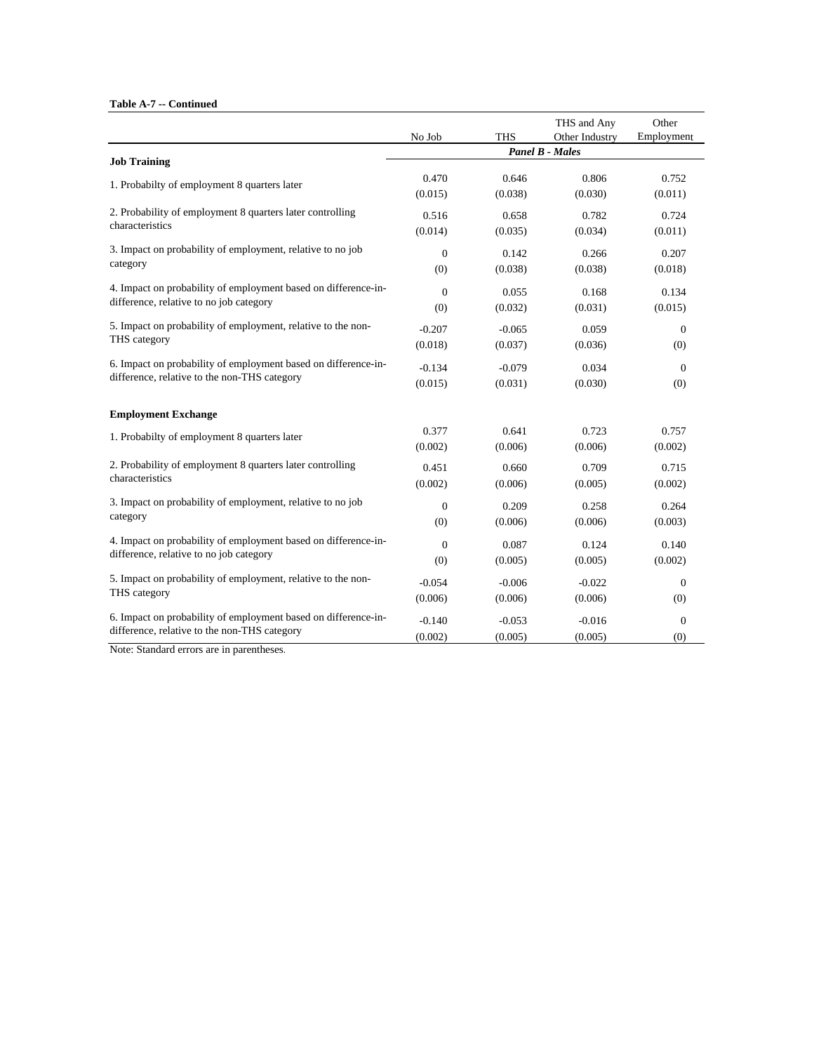**Table A-7 -- Continued**

| | No Job | THS | THS and Any Other Industry | Other Employment |
|---|---|---|---|---|
| | *Panel B - Males* | | | |
| **Job Training** | | | | |
| 1. Probabilty of employment 8 quarters later | 0.470 | 0.646 | 0.806 | 0.752 |
| | (0.015) | (0.038) | (0.030) | (0.011) |
| 2. Probability of employment 8 quarters later controlling characteristics | 0.516 | 0.658 | 0.782 | 0.724 |
| | (0.014) | (0.035) | (0.034) | (0.011) |
| 3. Impact on probability of employment, relative to no job category | 0 | 0.142 | 0.266 | 0.207 |
| | (0) | (0.038) | (0.038) | (0.018) |
| 4. Impact on probability of employment based on difference-in-difference, relative to no job category | 0 | 0.055 | 0.168 | 0.134 |
| | (0) | (0.032) | (0.031) | (0.015) |
| 5. Impact on probability of employment, relative to the non-THS category | -0.207 | -0.065 | 0.059 | 0 |
| | (0.018) | (0.037) | (0.036) | (0) |
| 6. Impact on probability of employment based on difference-in-difference, relative to the non-THS category | -0.134 | -0.079 | 0.034 | 0 |
| | (0.015) | (0.031) | (0.030) | (0) |
| **Employment Exchange** | | | | |
| 1. Probabilty of employment 8 quarters later | 0.377 | 0.641 | 0.723 | 0.757 |
| | (0.002) | (0.006) | (0.006) | (0.002) |
| 2. Probability of employment 8 quarters later controlling characteristics | 0.451 | 0.660 | 0.709 | 0.715 |
| | (0.002) | (0.006) | (0.005) | (0.002) |
| 3. Impact on probability of employment, relative to no job category | 0 | 0.209 | 0.258 | 0.264 |
| | (0) | (0.006) | (0.006) | (0.003) |
| 4. Impact on probability of employment based on difference-in-difference, relative to no job category | 0 | 0.087 | 0.124 | 0.140 |
| | (0) | (0.005) | (0.005) | (0.002) |
| 5. Impact on probability of employment, relative to the non-THS category | -0.054 | -0.006 | -0.022 | 0 |
| | (0.006) | (0.006) | (0.006) | (0) |
| 6. Impact on probability of employment based on difference-in-difference, relative to the non-THS category | -0.140 | -0.053 | -0.016 | 0 |
| | (0.002) | (0.005) | (0.005) | (0) |

Note: Standard errors are in parentheses.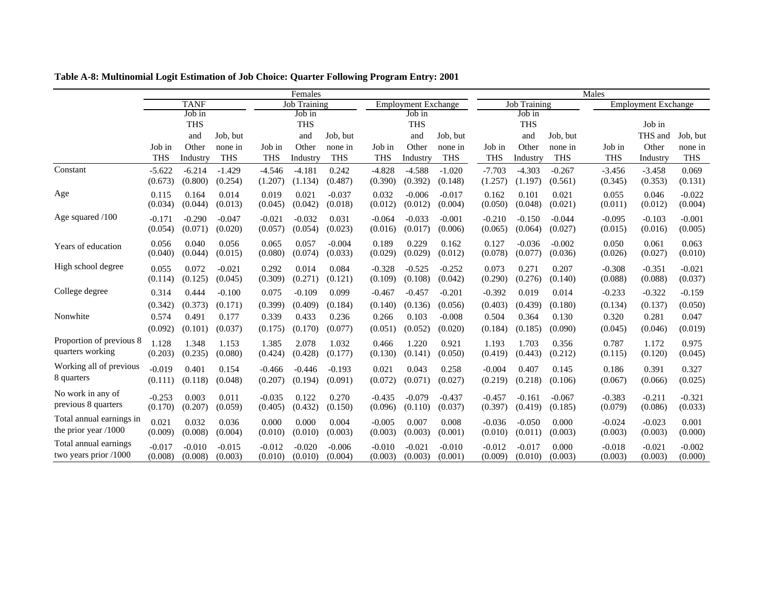**Table A-8: Multinomial Logit Estimation of Job Choice: Quarter Following Program Entry: 2001**

| | Females | | | | | | | | | Males | | | | | |
|---|---|---|---|---|---|---|---|---|---|---|---|---|---|---|---|
| | TANF | | | Job Training | | | Employment Exchange | | | Job Training | | | Employment Exchange | | |
| | Job in THS | Job in THS and Other Industry | Job, but none in THS | Job in THS | Job in THS and Other Industry | Job, but none in THS | Job in THS | Job in THS and Other Industry | Job, but none in THS | Job in THS | Job in THS and Other Industry | Job, but none in THS | Job in THS | Job in THS and Other Industry | Job, but none in THS |
| Constant | -5.622 | -6.214 | -1.429 | -4.546 | -4.181 | 0.242 | -4.828 | -4.588 | -1.020 | -7.703 | -4.303 | -0.267 | -3.456 | -3.458 | 0.069 |
| | (0.673) | (0.800) | (0.254) | (1.207) | (1.134) | (0.487) | (0.390) | (0.392) | (0.148) | (1.257) | (1.197) | (0.561) | (0.345) | (0.353) | (0.131) |
| Age | 0.115 | 0.164 | 0.014 | 0.019 | 0.021 | -0.037 | 0.032 | -0.006 | -0.017 | 0.162 | 0.101 | 0.021 | 0.055 | 0.046 | -0.022 |
| | (0.034) | (0.044) | (0.013) | (0.045) | (0.042) | (0.018) | (0.012) | (0.012) | (0.004) | (0.050) | (0.048) | (0.021) | (0.011) | (0.012) | (0.004) |
| Age squared /100 | -0.171 | -0.290 | -0.047 | -0.021 | -0.032 | 0.031 | -0.064 | -0.033 | -0.001 | -0.210 | -0.150 | -0.044 | -0.095 | -0.103 | -0.001 |
| | (0.054) | (0.071) | (0.020) | (0.057) | (0.054) | (0.023) | (0.016) | (0.017) | (0.006) | (0.065) | (0.064) | (0.027) | (0.015) | (0.016) | (0.005) |
| Years of education | 0.056 | 0.040 | 0.056 | 0.065 | 0.057 | -0.004 | 0.189 | 0.229 | 0.162 | 0.127 | -0.036 | -0.002 | 0.050 | 0.061 | 0.063 |
| | (0.040) | (0.044) | (0.015) | (0.080) | (0.074) | (0.033) | (0.029) | (0.029) | (0.012) | (0.078) | (0.077) | (0.036) | (0.026) | (0.027) | (0.010) |
| High school degree | 0.055 | 0.072 | -0.021 | 0.292 | 0.014 | 0.084 | -0.328 | -0.525 | -0.252 | 0.073 | 0.271 | 0.207 | -0.308 | -0.351 | -0.021 |
| | (0.114) | (0.125) | (0.045) | (0.309) | (0.271) | (0.121) | (0.109) | (0.108) | (0.042) | (0.290) | (0.276) | (0.140) | (0.088) | (0.088) | (0.037) |
| College degree | 0.314 | 0.444 | -0.100 | 0.075 | -0.109 | 0.099 | -0.467 | -0.457 | -0.201 | -0.392 | 0.019 | 0.014 | -0.233 | -0.322 | -0.159 |
| | (0.342) | (0.373) | (0.171) | (0.399) | (0.409) | (0.184) | (0.140) | (0.136) | (0.056) | (0.403) | (0.439) | (0.180) | (0.134) | (0.137) | (0.050) |
| Nonwhite | 0.574 | 0.491 | 0.177 | 0.339 | 0.433 | 0.236 | 0.266 | 0.103 | -0.008 | 0.504 | 0.364 | 0.130 | 0.320 | 0.281 | 0.047 |
| | (0.092) | (0.101) | (0.037) | (0.175) | (0.170) | (0.077) | (0.051) | (0.052) | (0.020) | (0.184) | (0.185) | (0.090) | (0.045) | (0.046) | (0.019) |
| Proportion of previous 8 quarters working | 1.128 | 1.348 | 1.153 | 1.385 | 2.078 | 1.032 | 0.466 | 1.220 | 0.921 | 1.193 | 1.703 | 0.356 | 0.787 | 1.172 | 0.975 |
| | (0.203) | (0.235) | (0.080) | (0.424) | (0.428) | (0.177) | (0.130) | (0.141) | (0.050) | (0.419) | (0.443) | (0.212) | (0.115) | (0.120) | (0.045) |
| Working all of previous 8 quarters | -0.019 | 0.401 | 0.154 | -0.466 | -0.446 | -0.193 | 0.021 | 0.043 | 0.258 | -0.004 | 0.407 | 0.145 | 0.186 | 0.391 | 0.327 |
| | (0.111) | (0.118) | (0.048) | (0.207) | (0.194) | (0.091) | (0.072) | (0.071) | (0.027) | (0.219) | (0.218) | (0.106) | (0.067) | (0.066) | (0.025) |
| No work in any of previous 8 quarters | -0.253 | 0.003 | 0.011 | -0.035 | 0.122 | 0.270 | -0.435 | -0.079 | -0.437 | -0.457 | -0.161 | -0.067 | -0.383 | -0.211 | -0.321 |
| | (0.170) | (0.207) | (0.059) | (0.405) | (0.432) | (0.150) | (0.096) | (0.110) | (0.037) | (0.397) | (0.419) | (0.185) | (0.079) | (0.086) | (0.033) |
| Total annual earnings in the prior year /1000 | 0.021 | 0.032 | 0.036 | 0.000 | 0.000 | 0.004 | -0.005 | 0.007 | 0.008 | -0.036 | -0.050 | 0.000 | -0.024 | -0.023 | 0.001 |
| | (0.009) | (0.008) | (0.004) | (0.010) | (0.010) | (0.003) | (0.003) | (0.003) | (0.001) | (0.010) | (0.011) | (0.003) | (0.003) | (0.003) | (0.000) |
| Total annual earnings two years prior /1000 | -0.017 | -0.010 | -0.015 | -0.012 | -0.020 | -0.006 | -0.010 | -0.021 | -0.010 | -0.012 | -0.017 | 0.000 | -0.018 | -0.021 | -0.002 |
| | (0.008) | (0.008) | (0.003) | (0.010) | (0.010) | (0.004) | (0.003) | (0.003) | (0.001) | (0.009) | (0.010) | (0.003) | (0.003) | (0.003) | (0.000) |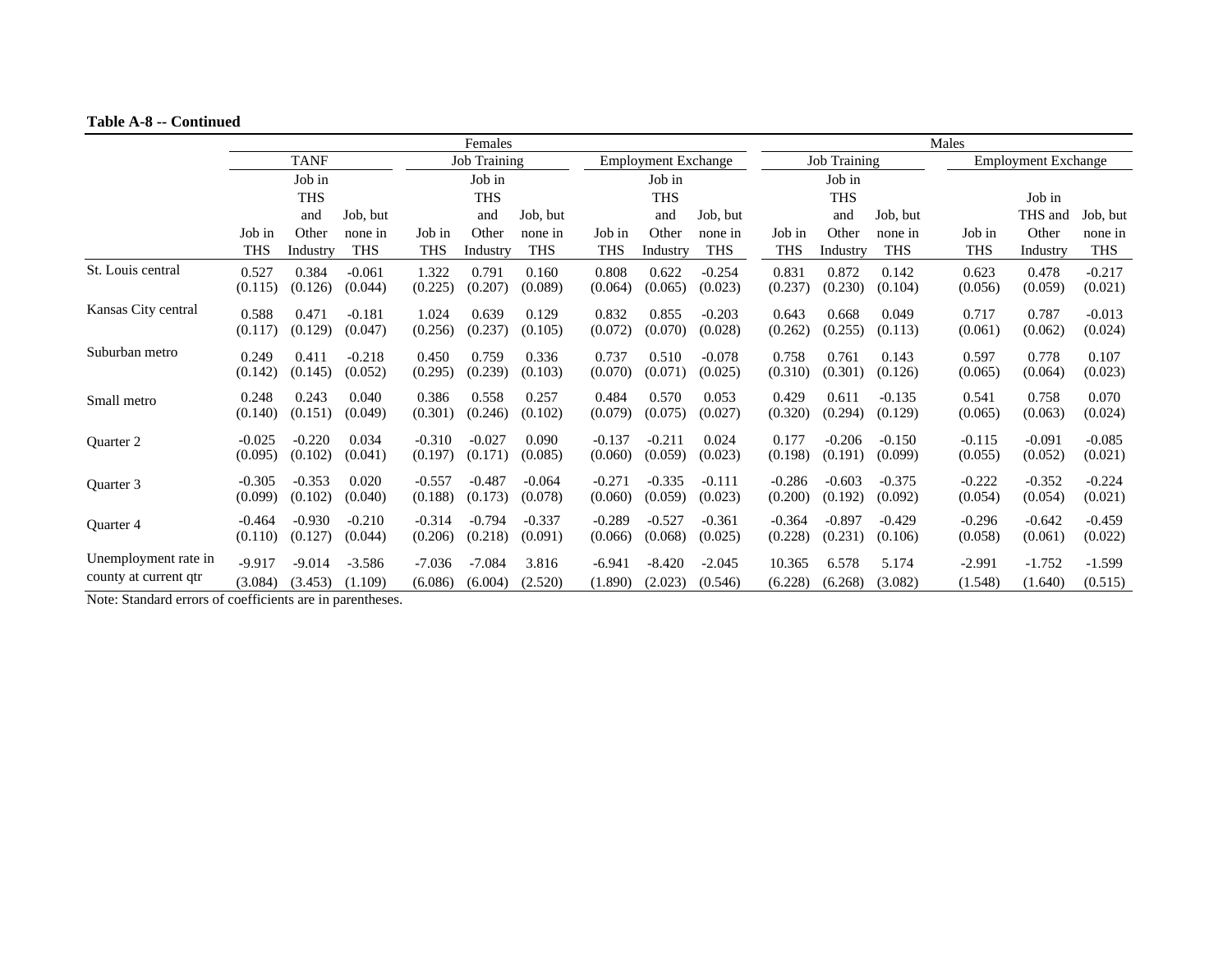**Table A-8 -- Continued**

| | Females | | | | | | | | | Males | | | | | |
|---|---|---|---|---|---|---|---|---|---|---|---|---|---|---|---|
| | TANF | | | Job Training | | | Employment Exchange | | | Job Training | | | Employment Exchange | | |
| | Job in THS | Job in THS and Other Industry | Job, but none in THS | Job in THS | Job in THS and Other Industry | Job, but none in THS | Job in THS | Job in THS and Other Industry | Job, but none in THS | Job in THS | Job in THS and Other Industry | Job, but none in THS | Job in THS | Job in THS and Other Industry | Job, but none in THS |
| St. Louis central | 0.527 | 0.384 | -0.061 | 1.322 | 0.791 | 0.160 | 0.808 | 0.622 | -0.254 | 0.831 | 0.872 | 0.142 | 0.623 | 0.478 | -0.217 |
| | (0.115) | (0.126) | (0.044) | (0.225) | (0.207) | (0.089) | (0.064) | (0.065) | (0.023) | (0.237) | (0.230) | (0.104) | (0.056) | (0.059) | (0.021) |
| Kansas City central | 0.588 | 0.471 | -0.181 | 1.024 | 0.639 | 0.129 | 0.832 | 0.855 | -0.203 | 0.643 | 0.668 | 0.049 | 0.717 | 0.787 | -0.013 |
| | (0.117) | (0.129) | (0.047) | (0.256) | (0.237) | (0.105) | (0.072) | (0.070) | (0.028) | (0.262) | (0.255) | (0.113) | (0.061) | (0.062) | (0.024) |
| Suburban metro | 0.249 | 0.411 | -0.218 | 0.450 | 0.759 | 0.336 | 0.737 | 0.510 | -0.078 | 0.758 | 0.761 | 0.143 | 0.597 | 0.778 | 0.107 |
| | (0.142) | (0.145) | (0.052) | (0.295) | (0.239) | (0.103) | (0.070) | (0.071) | (0.025) | (0.310) | (0.301) | (0.126) | (0.065) | (0.064) | (0.023) |
| Small metro | 0.248 | 0.243 | 0.040 | 0.386 | 0.558 | 0.257 | 0.484 | 0.570 | 0.053 | 0.429 | 0.611 | -0.135 | 0.541 | 0.758 | 0.070 |
| | (0.140) | (0.151) | (0.049) | (0.301) | (0.246) | (0.102) | (0.079) | (0.075) | (0.027) | (0.320) | (0.294) | (0.129) | (0.065) | (0.063) | (0.024) |
| Quarter 2 | -0.025 | -0.220 | 0.034 | -0.310 | -0.027 | 0.090 | -0.137 | -0.211 | 0.024 | 0.177 | -0.206 | -0.150 | -0.115 | -0.091 | -0.085 |
| | (0.095) | (0.102) | (0.041) | (0.197) | (0.171) | (0.085) | (0.060) | (0.059) | (0.023) | (0.198) | (0.191) | (0.099) | (0.055) | (0.052) | (0.021) |
| Quarter 3 | -0.305 | -0.353 | 0.020 | -0.557 | -0.487 | -0.064 | -0.271 | -0.335 | -0.111 | -0.286 | -0.603 | -0.375 | -0.222 | -0.352 | -0.224 |
| | (0.099) | (0.102) | (0.040) | (0.188) | (0.173) | (0.078) | (0.060) | (0.059) | (0.023) | (0.200) | (0.192) | (0.092) | (0.054) | (0.054) | (0.021) |
| Quarter 4 | -0.464 | -0.930 | -0.210 | -0.314 | -0.794 | -0.337 | -0.289 | -0.527 | -0.361 | -0.364 | -0.897 | -0.429 | -0.296 | -0.642 | -0.459 |
| | (0.110) | (0.127) | (0.044) | (0.206) | (0.218) | (0.091) | (0.066) | (0.068) | (0.025) | (0.228) | (0.231) | (0.106) | (0.058) | (0.061) | (0.022) |
| Unemployment rate in county at current qtr | -9.917 | -9.014 | -3.586 | -7.036 | -7.084 | 3.816 | -6.941 | -8.420 | -2.045 | 10.365 | 6.578 | 5.174 | -2.991 | -1.752 | -1.599 |
| | (3.084) | (3.453) | (1.109) | (6.086) | (6.004) | (2.520) | (1.890) | (2.023) | (0.546) | (6.228) | (6.268) | (3.082) | (1.548) | (1.640) | (0.515) |

Note: Standard errors of coefficients are in parentheses.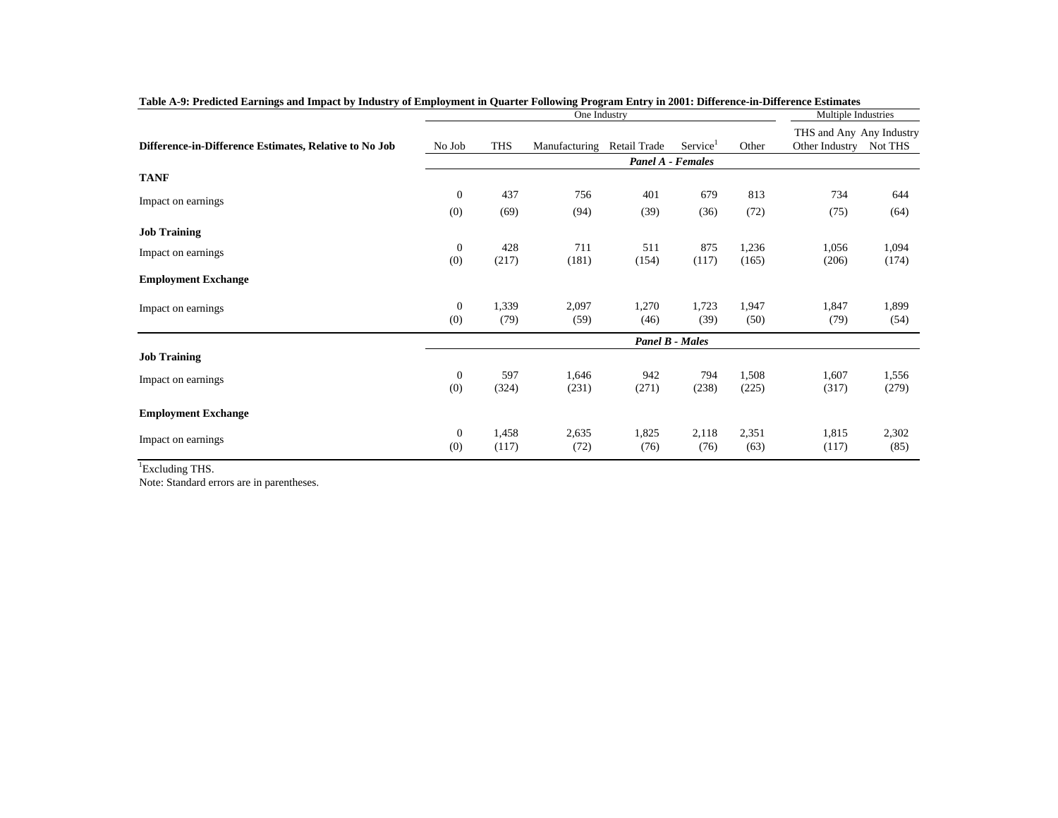**Table A-9: Predicted Earnings and Impact by Industry of Employment in Quarter Following Program Entry in 2001: Difference-in-Difference Estimates**

| | One Industry | | | | | | Multiple Industries | |
|---|---|---|---|---|---|---|---|---|
| Difference-in-Difference Estimates, Relative to No Job | No Job | THS | Manufacturing | Retail Trade | Service[1] | Other | THS and Any Other Industry | Any Industry Not THS |
| | | | | *Panel A - Females* | | | | |
| **TANF** | | | | | | | | |
| Impact on earnings | 0 | 437 | 756 | 401 | 679 | 813 | 734 | 644 |
| | (0) | (69) | (94) | (39) | (36) | (72) | (75) | (64) |
| **Job Training** | | | | | | | | |
| Impact on earnings | 0 | 428 | 711 | 511 | 875 | 1,236 | 1,056 | 1,094 |
| | (0) | (217) | (181) | (154) | (117) | (165) | (206) | (174) |
| **Employment Exchange** | | | | | | | | |
| Impact on earnings | 0 | 1,339 | 2,097 | 1,270 | 1,723 | 1,947 | 1,847 | 1,899 |
| | (0) | (79) | (59) | (46) | (39) | (50) | (79) | (54) |
| | | | | *Panel B - Males* | | | | |
| **Job Training** | | | | | | | | |
| Impact on earnings | 0 | 597 | 1,646 | 942 | 794 | 1,508 | 1,607 | 1,556 |
| | (0) | (324) | (231) | (271) | (238) | (225) | (317) | (279) |
| **Employment Exchange** | | | | | | | | |
| Impact on earnings | 0 | 1,458 | 2,635 | 1,825 | 2,118 | 2,351 | 1,815 | 2,302 |
| | (0) | (117) | (72) | (76) | (76) | (63) | (117) | (85) |

[1]Excluding THS.

Note: Standard errors are in parentheses.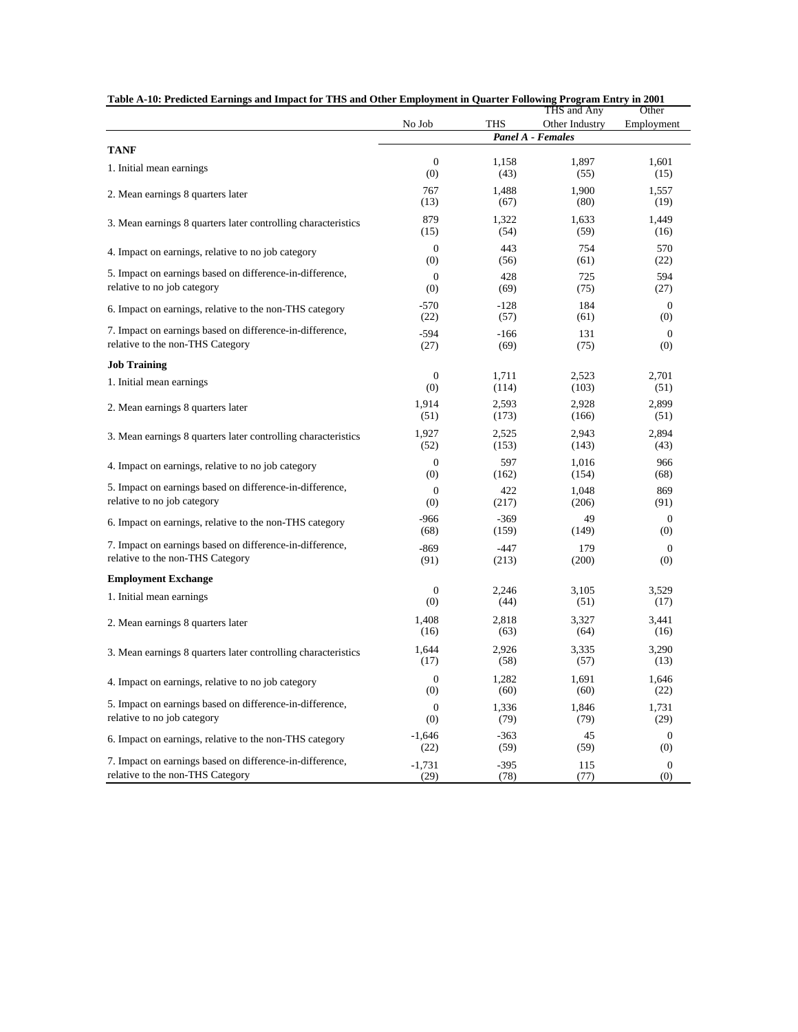**Table A-10: Predicted Earnings and Impact for THS and Other Employment in Quarter Following Program Entry in 2001**

| | No Job | THS | THS and Any Other Industry | Other Employment |
|---|---|---|---|---|
| | *Panel A - Females* | | | |
| **TANF** | | | | |
| 1. Initial mean earnings | 0 | 1,158 | 1,897 | 1,601 |
| | (0) | (43) | (55) | (15) |
| 2. Mean earnings 8 quarters later | 767 | 1,488 | 1,900 | 1,557 |
| | (13) | (67) | (80) | (19) |
| 3. Mean earnings 8 quarters later controlling characteristics | 879 | 1,322 | 1,633 | 1,449 |
| | (15) | (54) | (59) | (16) |
| 4. Impact on earnings, relative to no job category | 0 | 443 | 754 | 570 |
| | (0) | (56) | (61) | (22) |
| 5. Impact on earnings based on difference-in-difference, relative to no job category | 0 | 428 | 725 | 594 |
| | (0) | (69) | (75) | (27) |
| 6. Impact on earnings, relative to the non-THS category | -570 | -128 | 184 | 0 |
| | (22) | (57) | (61) | (0) |
| 7. Impact on earnings based on difference-in-difference, relative to the non-THS Category | -594 | -166 | 131 | 0 |
| | (27) | (69) | (75) | (0) |
| **Job Training** | | | | |
| 1. Initial mean earnings | 0 | 1,711 | 2,523 | 2,701 |
| | (0) | (114) | (103) | (51) |
| 2. Mean earnings 8 quarters later | 1,914 | 2,593 | 2,928 | 2,899 |
| | (51) | (173) | (166) | (51) |
| 3. Mean earnings 8 quarters later controlling characteristics | 1,927 | 2,525 | 2,943 | 2,894 |
| | (52) | (153) | (143) | (43) |
| 4. Impact on earnings, relative to no job category | 0 | 597 | 1,016 | 966 |
| | (0) | (162) | (154) | (68) |
| 5. Impact on earnings based on difference-in-difference, relative to no job category | 0 | 422 | 1,048 | 869 |
| | (0) | (217) | (206) | (91) |
| 6. Impact on earnings, relative to the non-THS category | -966 | -369 | 49 | 0 |
| | (68) | (159) | (149) | (0) |
| 7. Impact on earnings based on difference-in-difference, relative to the non-THS Category | -869 | -447 | 179 | 0 |
| | (91) | (213) | (200) | (0) |
| **Employment Exchange** | | | | |
| 1. Initial mean earnings | 0 | 2,246 | 3,105 | 3,529 |
| | (0) | (44) | (51) | (17) |
| 2. Mean earnings 8 quarters later | 1,408 | 2,818 | 3,327 | 3,441 |
| | (16) | (63) | (64) | (16) |
| 3. Mean earnings 8 quarters later controlling characteristics | 1,644 | 2,926 | 3,335 | 3,290 |
| | (17) | (58) | (57) | (13) |
| 4. Impact on earnings, relative to no job category | 0 | 1,282 | 1,691 | 1,646 |
| | (0) | (60) | (60) | (22) |
| 5. Impact on earnings based on difference-in-difference, relative to no job category | 0 | 1,336 | 1,846 | 1,731 |
| | (0) | (79) | (79) | (29) |
| 6. Impact on earnings, relative to the non-THS category | -1,646 | -363 | 45 | 0 |
| | (22) | (59) | (59) | (0) |
| 7. Impact on earnings based on difference-in-difference, relative to the non-THS Category | -1,731 | -395 | 115 | 0 |
| | (29) | (78) | (77) | (0) |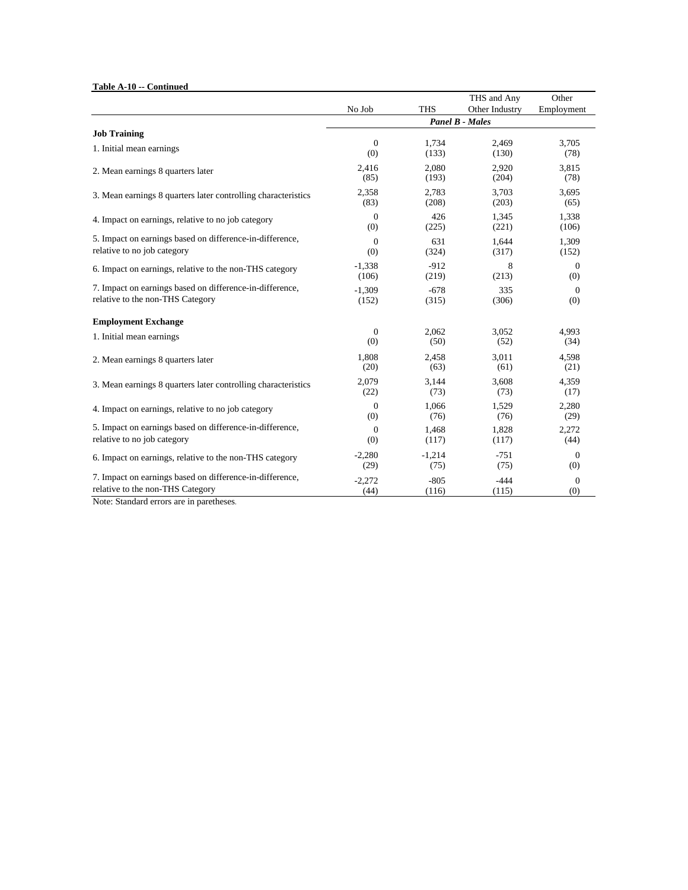**Table A-10 -- Continued**

| | No Job | THS | THS and Any Other Industry | Other Employment |
|---|---|---|---|---|
| | *Panel B - Males* | | | |
| **Job Training** | | | | |
| 1. Initial mean earnings | 0 | 1,734 | 2,469 | 3,705 |
| | (0) | (133) | (130) | (78) |
| 2. Mean earnings 8 quarters later | 2,416 | 2,080 | 2,920 | 3,815 |
| | (85) | (193) | (204) | (78) |
| 3. Mean earnings 8 quarters later controlling characteristics | 2,358 | 2,783 | 3,703 | 3,695 |
| | (83) | (208) | (203) | (65) |
| 4. Impact on earnings, relative to no job category | 0 | 426 | 1,345 | 1,338 |
| | (0) | (225) | (221) | (106) |
| 5. Impact on earnings based on difference-in-difference, relative to no job category | 0 | 631 | 1,644 | 1,309 |
| | (0) | (324) | (317) | (152) |
| 6. Impact on earnings, relative to the non-THS category | -1,338 | -912 | 8 | 0 |
| | (106) | (219) | (213) | (0) |
| 7. Impact on earnings based on difference-in-difference, relative to the non-THS Category | -1,309 | -678 | 335 | 0 |
| | (152) | (315) | (306) | (0) |
| **Employment Exchange** | | | | |
| 1. Initial mean earnings | 0 | 2,062 | 3,052 | 4,993 |
| | (0) | (50) | (52) | (34) |
| 2. Mean earnings 8 quarters later | 1,808 | 2,458 | 3,011 | 4,598 |
| | (20) | (63) | (61) | (21) |
| 3. Mean earnings 8 quarters later controlling characteristics | 2,079 | 3,144 | 3,608 | 4,359 |
| | (22) | (73) | (73) | (17) |
| 4. Impact on earnings, relative to no job category | 0 | 1,066 | 1,529 | 2,280 |
| | (0) | (76) | (76) | (29) |
| 5. Impact on earnings based on difference-in-difference, relative to no job category | 0 | 1,468 | 1,828 | 2,272 |
| | (0) | (117) | (117) | (44) |
| 6. Impact on earnings, relative to the non-THS category | -2,280 | -1,214 | -751 | 0 |
| | (29) | (75) | (75) | (0) |
| 7. Impact on earnings based on difference-in-difference, relative to the non-THS Category | -2,272 | -805 | -444 | 0 |
| | (44) | (116) | (115) | (0) |

Note: Standard errors are in paretheses.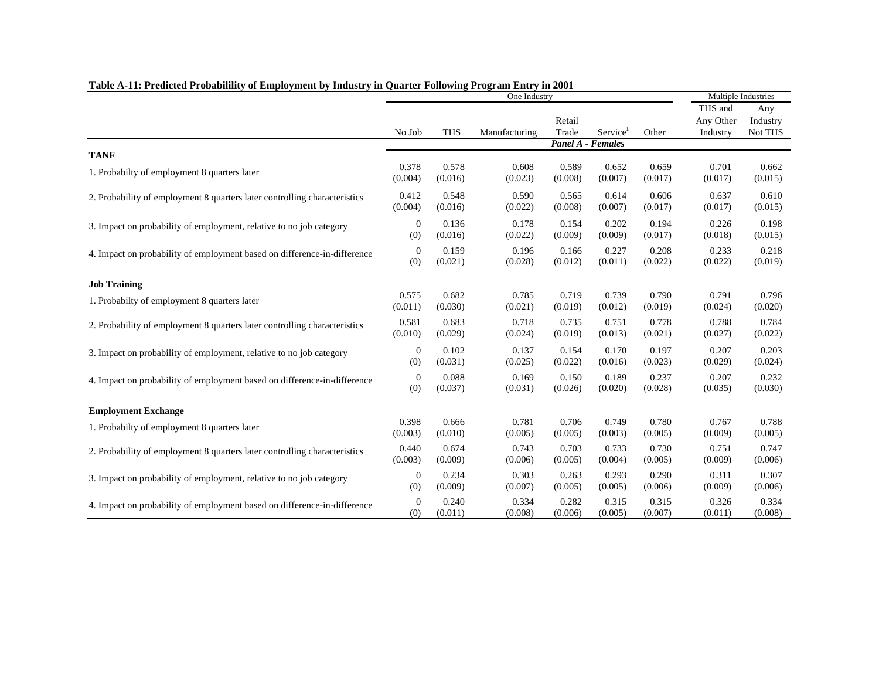**Table A-11: Predicted Probabilility of Employment by Industry in Quarter Following Program Entry in 2001**

| | One Industry | | | | | | Multiple Industries | |
|---|---|---|---|---|---|---|---|---|
| | No Job | THS | Manufacturing | Retail Trade | Service[1] | Other | THS and Any Other Industry | Any Industry Not THS |
| | | | | ***Panel A - Females*** | | | | |
| **TANF** | | | | | | | | |
| 1. Probabilty of employment 8 quarters later | 0.378 | 0.578 | 0.608 | 0.589 | 0.652 | 0.659 | 0.701 | 0.662 |
| | (0.004) | (0.016) | (0.023) | (0.008) | (0.007) | (0.017) | (0.017) | (0.015) |
| 2. Probability of employment 8 quarters later controlling characteristics | 0.412 | 0.548 | 0.590 | 0.565 | 0.614 | 0.606 | 0.637 | 0.610 |
| | (0.004) | (0.016) | (0.022) | (0.008) | (0.007) | (0.017) | (0.017) | (0.015) |
| 3. Impact on probability of employment, relative to no job category | 0 | 0.136 | 0.178 | 0.154 | 0.202 | 0.194 | 0.226 | 0.198 |
| | (0) | (0.016) | (0.022) | (0.009) | (0.009) | (0.017) | (0.018) | (0.015) |
| 4. Impact on probability of employment based on difference-in-difference | 0 | 0.159 | 0.196 | 0.166 | 0.227 | 0.208 | 0.233 | 0.218 |
| | (0) | (0.021) | (0.028) | (0.012) | (0.011) | (0.022) | (0.022) | (0.019) |
| **Job Training** | | | | | | | | |
| 1. Probabilty of employment 8 quarters later | 0.575 | 0.682 | 0.785 | 0.719 | 0.739 | 0.790 | 0.791 | 0.796 |
| | (0.011) | (0.030) | (0.021) | (0.019) | (0.012) | (0.019) | (0.024) | (0.020) |
| 2. Probability of employment 8 quarters later controlling characteristics | 0.581 | 0.683 | 0.718 | 0.735 | 0.751 | 0.778 | 0.788 | 0.784 |
| | (0.010) | (0.029) | (0.024) | (0.019) | (0.013) | (0.021) | (0.027) | (0.022) |
| 3. Impact on probability of employment, relative to no job category | 0 | 0.102 | 0.137 | 0.154 | 0.170 | 0.197 | 0.207 | 0.203 |
| | (0) | (0.031) | (0.025) | (0.022) | (0.016) | (0.023) | (0.029) | (0.024) |
| 4. Impact on probability of employment based on difference-in-difference | 0 | 0.088 | 0.169 | 0.150 | 0.189 | 0.237 | 0.207 | 0.232 |
| | (0) | (0.037) | (0.031) | (0.026) | (0.020) | (0.028) | (0.035) | (0.030) |
| **Employment Exchange** | | | | | | | | |
| 1. Probabilty of employment 8 quarters later | 0.398 | 0.666 | 0.781 | 0.706 | 0.749 | 0.780 | 0.767 | 0.788 |
| | (0.003) | (0.010) | (0.005) | (0.005) | (0.003) | (0.005) | (0.009) | (0.005) |
| 2. Probability of employment 8 quarters later controlling characteristics | 0.440 | 0.674 | 0.743 | 0.703 | 0.733 | 0.730 | 0.751 | 0.747 |
| | (0.003) | (0.009) | (0.006) | (0.005) | (0.004) | (0.005) | (0.009) | (0.006) |
| 3. Impact on probability of employment, relative to no job category | 0 | 0.234 | 0.303 | 0.263 | 0.293 | 0.290 | 0.311 | 0.307 |
| | (0) | (0.009) | (0.007) | (0.005) | (0.005) | (0.006) | (0.009) | (0.006) |
| 4. Impact on probability of employment based on difference-in-difference | 0 | 0.240 | 0.334 | 0.282 | 0.315 | 0.315 | 0.326 | 0.334 |
| | (0) | (0.011) | (0.008) | (0.006) | (0.005) | (0.007) | (0.011) | (0.008) |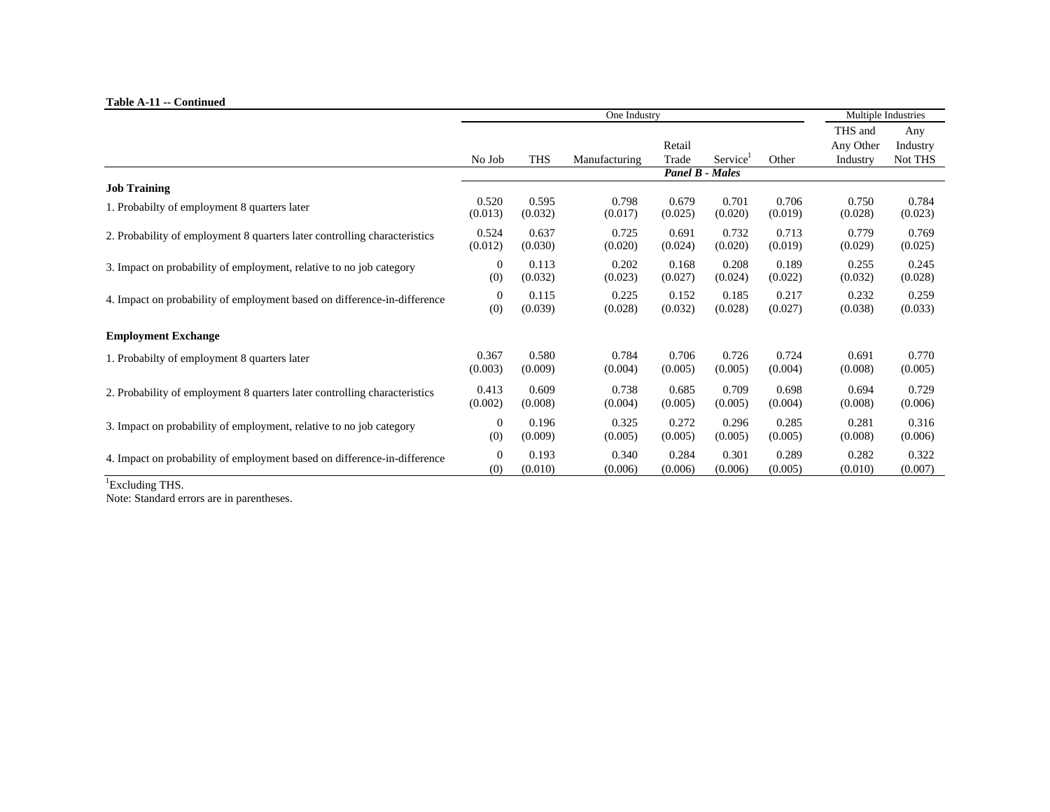**Table A-11 -- Continued**

| | One Industry | | | | | | Multiple Industries | |
|---|---|---|---|---|---|---|---|---|
| | No Job | THS | Manufacturing | Retail Trade | Service[1] | Other | THS and Any Other Industry | Any Industry Not THS |
| | | | | ***Panel B - Males*** | | | | |
| **Job Training** | | | | | | | | |
| 1. Probabilty of employment 8 quarters later | 0.520 | 0.595 | 0.798 | 0.679 | 0.701 | 0.706 | 0.750 | 0.784 |
| | (0.013) | (0.032) | (0.017) | (0.025) | (0.020) | (0.019) | (0.028) | (0.023) |
| 2. Probability of employment 8 quarters later controlling characteristics | 0.524 | 0.637 | 0.725 | 0.691 | 0.732 | 0.713 | 0.779 | 0.769 |
| | (0.012) | (0.030) | (0.020) | (0.024) | (0.020) | (0.019) | (0.029) | (0.025) |
| 3. Impact on probability of employment, relative to no job category | 0 | 0.113 | 0.202 | 0.168 | 0.208 | 0.189 | 0.255 | 0.245 |
| | (0) | (0.032) | (0.023) | (0.027) | (0.024) | (0.022) | (0.032) | (0.028) |
| 4. Impact on probability of employment based on difference-in-difference | 0 | 0.115 | 0.225 | 0.152 | 0.185 | 0.217 | 0.232 | 0.259 |
| | (0) | (0.039) | (0.028) | (0.032) | (0.028) | (0.027) | (0.038) | (0.033) |
| **Employment Exchange** | | | | | | | | |
| 1. Probabilty of employment 8 quarters later | 0.367 | 0.580 | 0.784 | 0.706 | 0.726 | 0.724 | 0.691 | 0.770 |
| | (0.003) | (0.009) | (0.004) | (0.005) | (0.005) | (0.004) | (0.008) | (0.005) |
| 2. Probability of employment 8 quarters later controlling characteristics | 0.413 | 0.609 | 0.738 | 0.685 | 0.709 | 0.698 | 0.694 | 0.729 |
| | (0.002) | (0.008) | (0.004) | (0.005) | (0.005) | (0.004) | (0.008) | (0.006) |
| 3. Impact on probability of employment, relative to no job category | 0 | 0.196 | 0.325 | 0.272 | 0.296 | 0.285 | 0.281 | 0.316 |
| | (0) | (0.009) | (0.005) | (0.005) | (0.005) | (0.005) | (0.008) | (0.006) |
| 4. Impact on probability of employment based on difference-in-difference | 0 | 0.193 | 0.340 | 0.284 | 0.301 | 0.289 | 0.282 | 0.322 |
| | (0) | (0.010) | (0.006) | (0.006) | (0.006) | (0.005) | (0.010) | (0.007) |

[1]Excluding THS.

Note: Standard errors are in parentheses.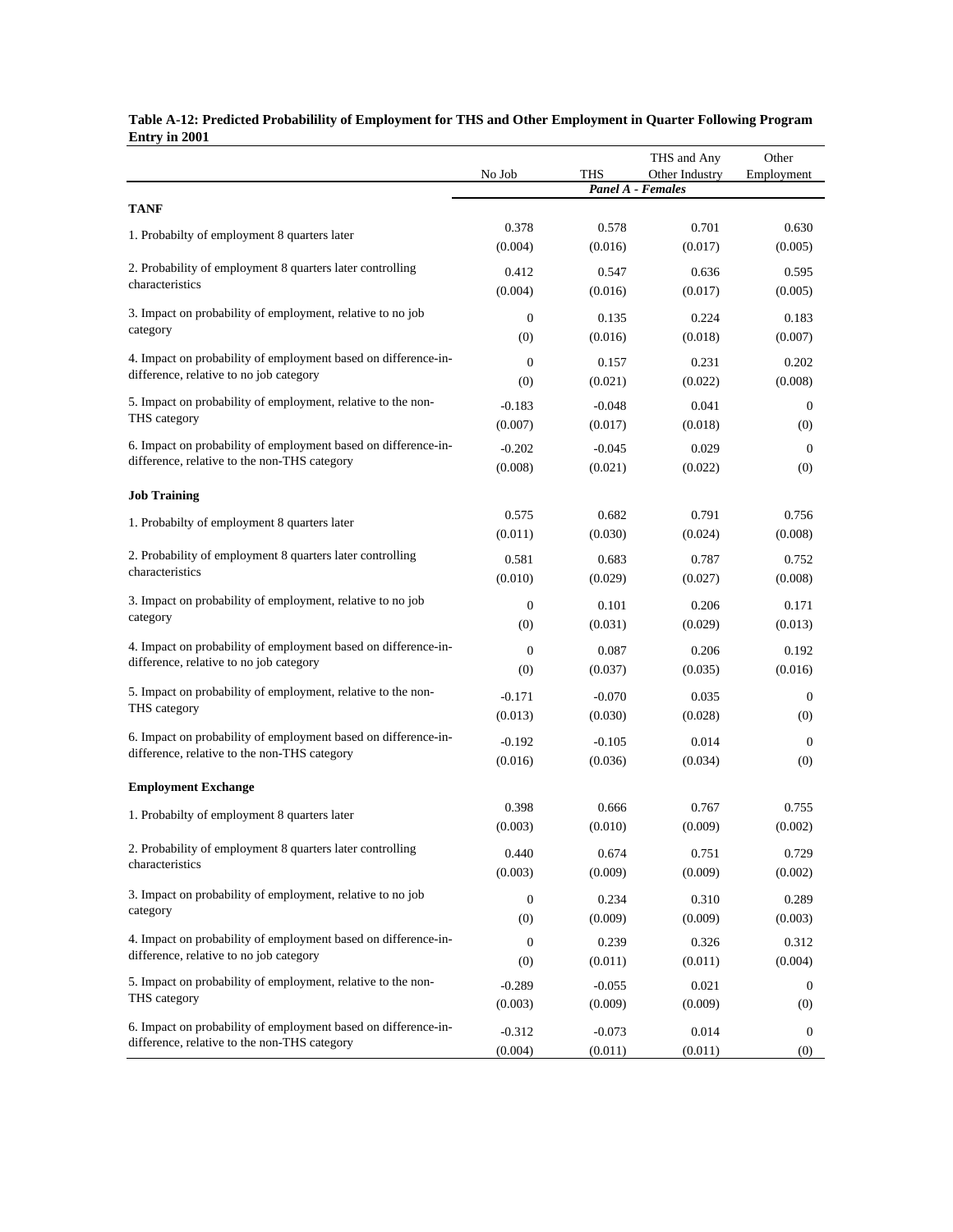**Table A-12: Predicted Probabilility of Employment for THS and Other Employment in Quarter Following Program Entry in 2001**

| | No Job | THS | THS and Any Other Industry | Other Employment |
|---|---|---|---|---|
| | | *Panel A - Females* | | |
| **TANF** | | | | |
| 1. Probabilty of employment 8 quarters later | 0.378 | 0.578 | 0.701 | 0.630 |
| | (0.004) | (0.016) | (0.017) | (0.005) |
| 2. Probability of employment 8 quarters later controlling characteristics | 0.412 | 0.547 | 0.636 | 0.595 |
| | (0.004) | (0.016) | (0.017) | (0.005) |
| 3. Impact on probability of employment, relative to no job category | 0 | 0.135 | 0.224 | 0.183 |
| | (0) | (0.016) | (0.018) | (0.007) |
| 4. Impact on probability of employment based on difference-in-difference, relative to no job category | 0 | 0.157 | 0.231 | 0.202 |
| | (0) | (0.021) | (0.022) | (0.008) |
| 5. Impact on probability of employment, relative to the non-THS category | -0.183 | -0.048 | 0.041 | 0 |
| | (0.007) | (0.017) | (0.018) | (0) |
| 6. Impact on probability of employment based on difference-in-difference, relative to the non-THS category | -0.202 | -0.045 | 0.029 | 0 |
| | (0.008) | (0.021) | (0.022) | (0) |
| **Job Training** | | | | |
| 1. Probabilty of employment 8 quarters later | 0.575 | 0.682 | 0.791 | 0.756 |
| | (0.011) | (0.030) | (0.024) | (0.008) |
| 2. Probability of employment 8 quarters later controlling characteristics | 0.581 | 0.683 | 0.787 | 0.752 |
| | (0.010) | (0.029) | (0.027) | (0.008) |
| 3. Impact on probability of employment, relative to no job category | 0 | 0.101 | 0.206 | 0.171 |
| | (0) | (0.031) | (0.029) | (0.013) |
| 4. Impact on probability of employment based on difference-in-difference, relative to no job category | 0 | 0.087 | 0.206 | 0.192 |
| | (0) | (0.037) | (0.035) | (0.016) |
| 5. Impact on probability of employment, relative to the non-THS category | -0.171 | -0.070 | 0.035 | 0 |
| | (0.013) | (0.030) | (0.028) | (0) |
| 6. Impact on probability of employment based on difference-in-difference, relative to the non-THS category | -0.192 | -0.105 | 0.014 | 0 |
| | (0.016) | (0.036) | (0.034) | (0) |
| **Employment Exchange** | | | | |
| 1. Probabilty of employment 8 quarters later | 0.398 | 0.666 | 0.767 | 0.755 |
| | (0.003) | (0.010) | (0.009) | (0.002) |
| 2. Probability of employment 8 quarters later controlling characteristics | 0.440 | 0.674 | 0.751 | 0.729 |
| | (0.003) | (0.009) | (0.009) | (0.002) |
| 3. Impact on probability of employment, relative to no job category | 0 | 0.234 | 0.310 | 0.289 |
| | (0) | (0.009) | (0.009) | (0.003) |
| 4. Impact on probability of employment based on difference-in-difference, relative to no job category | 0 | 0.239 | 0.326 | 0.312 |
| | (0) | (0.011) | (0.011) | (0.004) |
| 5. Impact on probability of employment, relative to the non-THS category | -0.289 | -0.055 | 0.021 | 0 |
| | (0.003) | (0.009) | (0.009) | (0) |
| 6. Impact on probability of employment based on difference-in-difference, relative to the non-THS category | -0.312 | -0.073 | 0.014 | 0 |
| | (0.004) | (0.011) | (0.011) | (0) |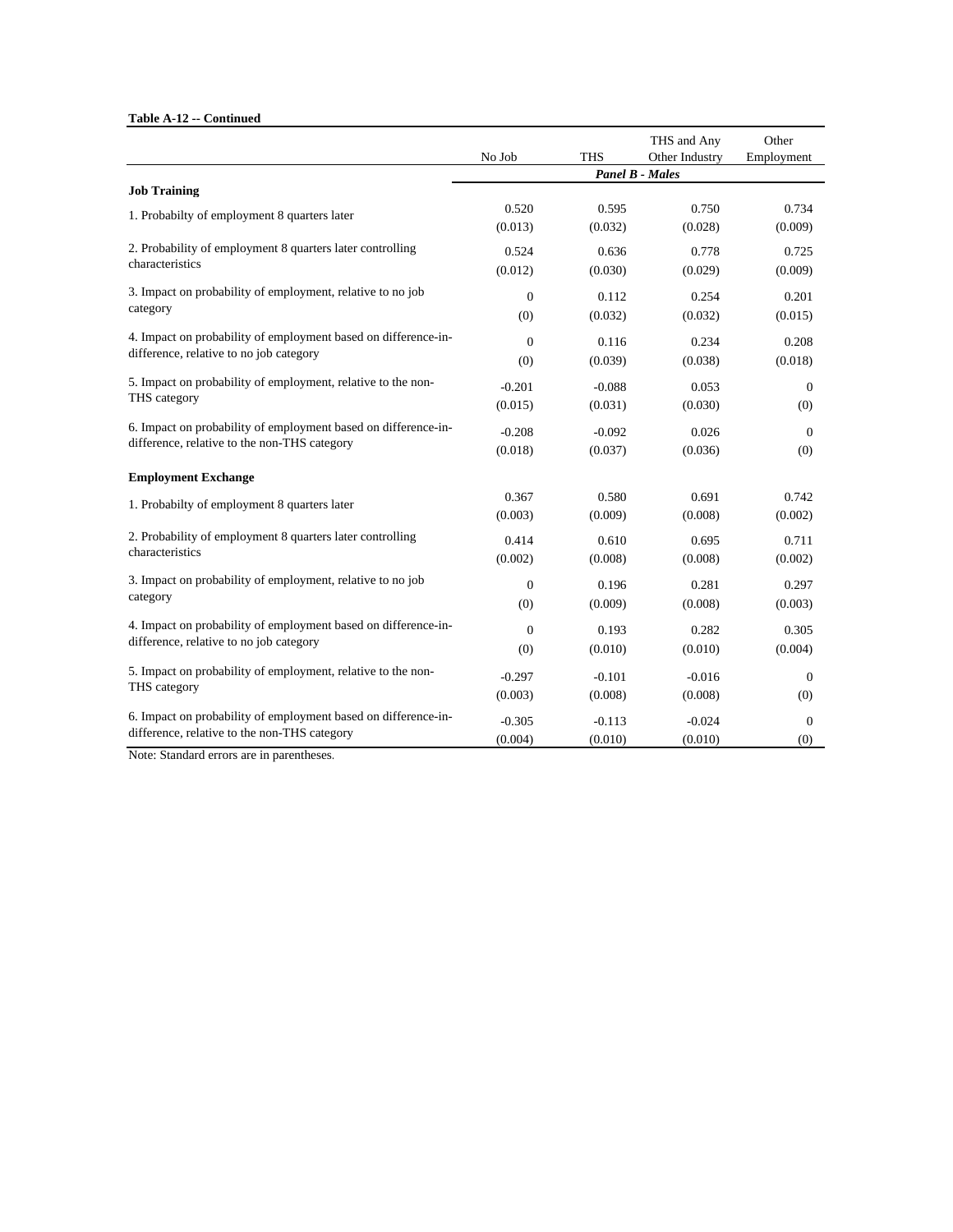**Table A-12 -- Continued**

| | No Job | THS | THS and Any Other Industry | Other Employment |
|---|---|---|---|---|
| | | ***Panel B - Males*** | | |
| **Job Training** | | | | |
| 1. Probabilty of employment 8 quarters later | 0.520 | 0.595 | 0.750 | 0.734 |
| | (0.013) | (0.032) | (0.028) | (0.009) |
| 2. Probability of employment 8 quarters later controlling characteristics | 0.524 | 0.636 | 0.778 | 0.725 |
| | (0.012) | (0.030) | (0.029) | (0.009) |
| 3. Impact on probability of employment, relative to no job category | 0 | 0.112 | 0.254 | 0.201 |
| | (0) | (0.032) | (0.032) | (0.015) |
| 4. Impact on probability of employment based on difference-in-difference, relative to no job category | 0 | 0.116 | 0.234 | 0.208 |
| | (0) | (0.039) | (0.038) | (0.018) |
| 5. Impact on probability of employment, relative to the non-THS category | -0.201 | -0.088 | 0.053 | 0 |
| | (0.015) | (0.031) | (0.030) | (0) |
| 6. Impact on probability of employment based on difference-in-difference, relative to the non-THS category | -0.208 | -0.092 | 0.026 | 0 |
| | (0.018) | (0.037) | (0.036) | (0) |
| **Employment Exchange** | | | | |
| 1. Probabilty of employment 8 quarters later | 0.367 | 0.580 | 0.691 | 0.742 |
| | (0.003) | (0.009) | (0.008) | (0.002) |
| 2. Probability of employment 8 quarters later controlling characteristics | 0.414 | 0.610 | 0.695 | 0.711 |
| | (0.002) | (0.008) | (0.008) | (0.002) |
| 3. Impact on probability of employment, relative to no job category | 0 | 0.196 | 0.281 | 0.297 |
| | (0) | (0.009) | (0.008) | (0.003) |
| 4. Impact on probability of employment based on difference-in-difference, relative to no job category | 0 | 0.193 | 0.282 | 0.305 |
| | (0) | (0.010) | (0.010) | (0.004) |
| 5. Impact on probability of employment, relative to the non-THS category | -0.297 | -0.101 | -0.016 | 0 |
| | (0.003) | (0.008) | (0.008) | (0) |
| 6. Impact on probability of employment based on difference-in-difference, relative to the non-THS category | -0.305 | -0.113 | -0.024 | 0 |
| | (0.004) | (0.010) | (0.010) | (0) |

Note: Standard errors are in parentheses.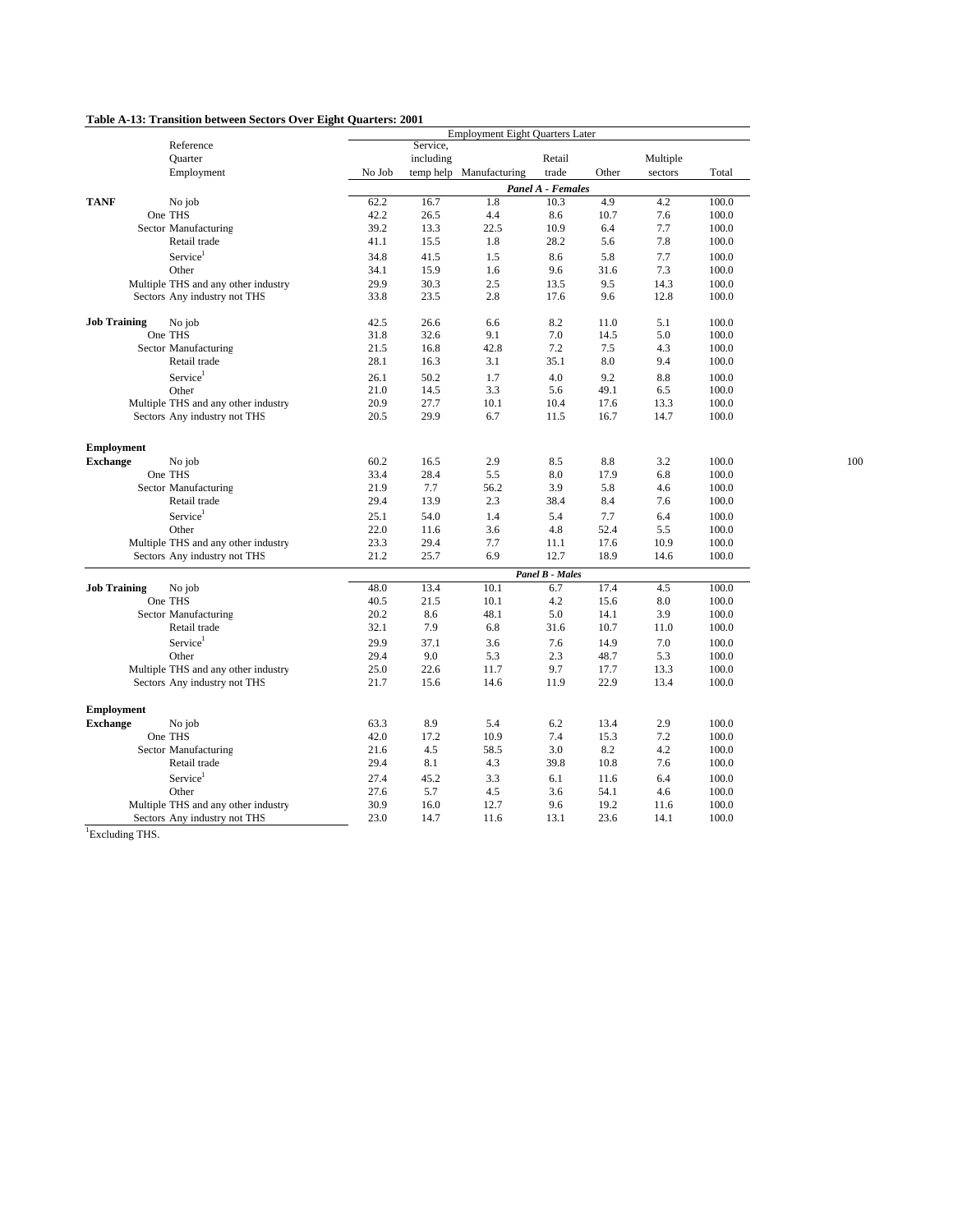**Table A-13: Transition between Sectors Over Eight Quarters: 2001**

| | Reference Quarter Employment | No Job | Service, including temp help | Manufacturing | Retail trade | Other | Multiple sectors | Total |
|---|---|---|---|---|---|---|---|---|
| | | *Panel A - Females* | | | | | | |
| **TANF** | No job | 62.2 | 16.7 | 1.8 | 10.3 | 4.9 | 4.2 | 100.0 |
| One Sector | THS | 42.2 | 26.5 | 4.4 | 8.6 | 10.7 | 7.6 | 100.0 |
| | Manufacturing | 39.2 | 13.3 | 22.5 | 10.9 | 6.4 | 7.7 | 100.0 |
| | Retail trade | 41.1 | 15.5 | 1.8 | 28.2 | 5.6 | 7.8 | 100.0 |
| | Service[1] | 34.8 | 41.5 | 1.5 | 8.6 | 5.8 | 7.7 | 100.0 |
| | Other | 34.1 | 15.9 | 1.6 | 9.6 | 31.6 | 7.3 | 100.0 |
| Multiple Sectors | THS and any other industry | 29.9 | 30.3 | 2.5 | 13.5 | 9.5 | 14.3 | 100.0 |
| | Any industry not THS | 33.8 | 23.5 | 2.8 | 17.6 | 9.6 | 12.8 | 100.0 |
| **Job Training** | No job | 42.5 | 26.6 | 6.6 | 8.2 | 11.0 | 5.1 | 100.0 |
| One Sector | THS | 31.8 | 32.6 | 9.1 | 7.0 | 14.5 | 5.0 | 100.0 |
| | Manufacturing | 21.5 | 16.8 | 42.8 | 7.2 | 7.5 | 4.3 | 100.0 |
| | Retail trade | 28.1 | 16.3 | 3.1 | 35.1 | 8.0 | 9.4 | 100.0 |
| | Service[1] | 26.1 | 50.2 | 1.7 | 4.0 | 9.2 | 8.8 | 100.0 |
| | Other | 21.0 | 14.5 | 3.3 | 5.6 | 49.1 | 6.5 | 100.0 |
| Multiple Sectors | THS and any other industry | 20.9 | 27.7 | 10.1 | 10.4 | 17.6 | 13.3 | 100.0 |
| | Any industry not THS | 20.5 | 29.9 | 6.7 | 11.5 | 16.7 | 14.7 | 100.0 |
| **Employment Exchange** | No job | 60.2 | 16.5 | 2.9 | 8.5 | 8.8 | 3.2 | 100.0 |
| One Sector | THS | 33.4 | 28.4 | 5.5 | 8.0 | 17.9 | 6.8 | 100.0 |
| | Manufacturing | 21.9 | 7.7 | 56.2 | 3.9 | 5.8 | 4.6 | 100.0 |
| | Retail trade | 29.4 | 13.9 | 2.3 | 38.4 | 8.4 | 7.6 | 100.0 |
| | Service[1] | 25.1 | 54.0 | 1.4 | 5.4 | 7.7 | 6.4 | 100.0 |
| | Other | 22.0 | 11.6 | 3.6 | 4.8 | 52.4 | 5.5 | 100.0 |
| Multiple Sectors | THS and any other industry | 23.3 | 29.4 | 7.7 | 11.1 | 17.6 | 10.9 | 100.0 |
| | Any industry not THS | 21.2 | 25.7 | 6.9 | 12.7 | 18.9 | 14.6 | 100.0 |
| | | *Panel B - Males* | | | | | | |
| **Job Training** | No job | 48.0 | 13.4 | 10.1 | 6.7 | 17.4 | 4.5 | 100.0 |
| One Sector | THS | 40.5 | 21.5 | 10.1 | 4.2 | 15.6 | 8.0 | 100.0 |
| | Manufacturing | 20.2 | 8.6 | 48.1 | 5.0 | 14.1 | 3.9 | 100.0 |
| | Retail trade | 32.1 | 7.9 | 6.8 | 31.6 | 10.7 | 11.0 | 100.0 |
| | Service[1] | 29.9 | 37.1 | 3.6 | 7.6 | 14.9 | 7.0 | 100.0 |
| | Other | 29.4 | 9.0 | 5.3 | 2.3 | 48.7 | 5.3 | 100.0 |
| Multiple Sectors | THS and any other industry | 25.0 | 22.6 | 11.7 | 9.7 | 17.7 | 13.3 | 100.0 |
| | Any industry not THS | 21.7 | 15.6 | 14.6 | 11.9 | 22.9 | 13.4 | 100.0 |
| **Employment Exchange** | No job | 63.3 | 8.9 | 5.4 | 6.2 | 13.4 | 2.9 | 100.0 |
| One Sector | THS | 42.0 | 17.2 | 10.9 | 7.4 | 15.3 | 7.2 | 100.0 |
| | Manufacturing | 21.6 | 4.5 | 58.5 | 3.0 | 8.2 | 4.2 | 100.0 |
| | Retail trade | 29.4 | 8.1 | 4.3 | 39.8 | 10.8 | 7.6 | 100.0 |
| | Service[1] | 27.4 | 45.2 | 3.3 | 6.1 | 11.6 | 6.4 | 100.0 |
| | Other | 27.6 | 5.7 | 4.5 | 3.6 | 54.1 | 4.6 | 100.0 |
| Multiple Sectors | THS and any other industry | 30.9 | 16.0 | 12.7 | 9.6 | 19.2 | 11.6 | 100.0 |
| | Any industry not THS | 23.0 | 14.7 | 11.6 | 13.1 | 23.6 | 14.1 | 100.0 |

[1]Excluding THS.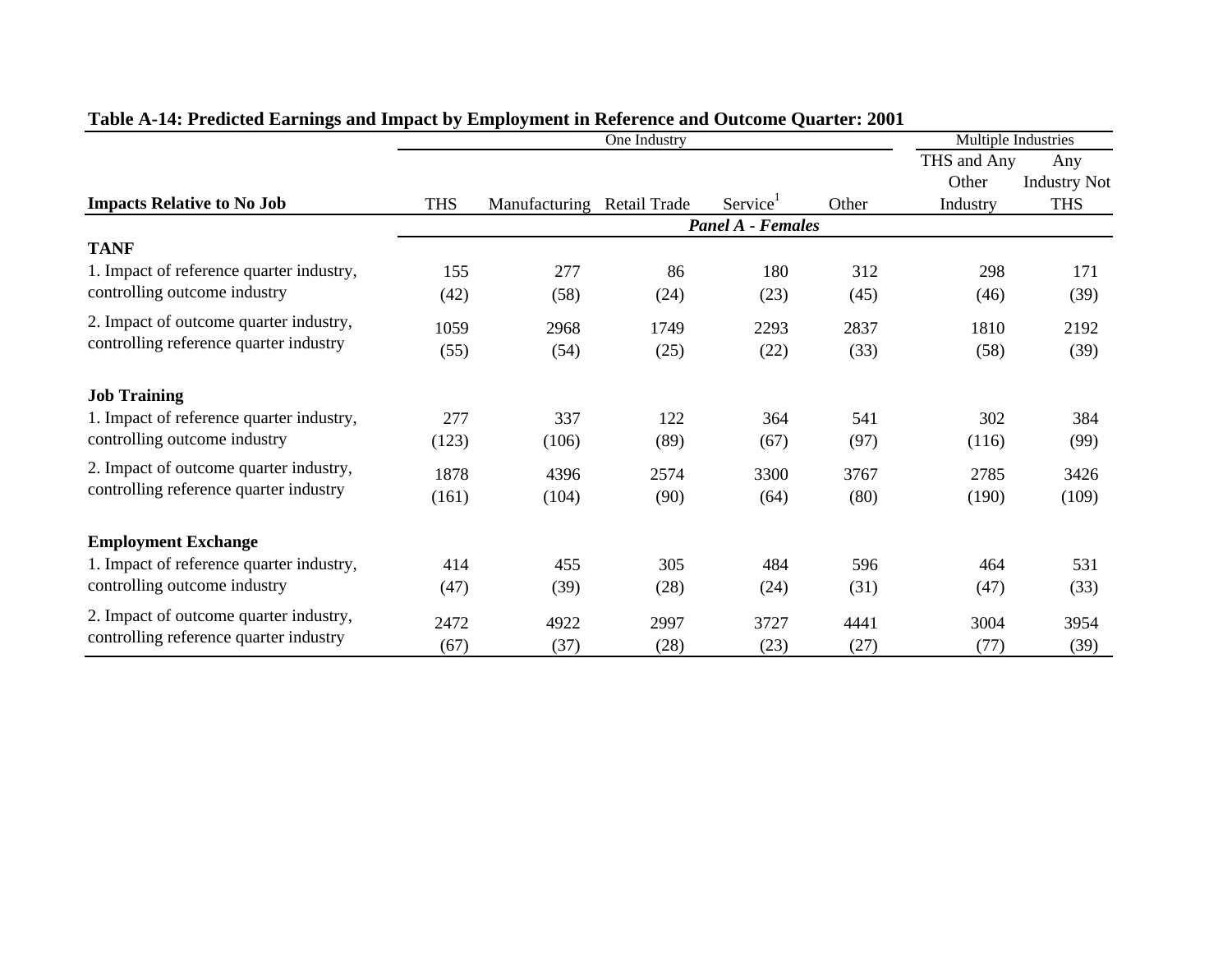**Table A-14: Predicted Earnings and Impact by Employment in Reference and Outcome Quarter: 2001**

| | One Industry | | | | | Multiple Industries | |
|---|---|---|---|---|---|---|---|
| **Impacts Relative to No Job** | THS | Manufacturing | Retail Trade | Service[1] | Other | THS and Any Other Industry | Any Industry Not THS |
| | ***Panel A - Females*** | | | | | | |
| **TANF** | | | | | | | |
| 1. Impact of reference quarter industry, controlling outcome industry | 155 | 277 | 86 | 180 | 312 | 298 | 171 |
| | (42) | (58) | (24) | (23) | (45) | (46) | (39) |
| 2. Impact of outcome quarter industry, controlling reference quarter industry | 1059 | 2968 | 1749 | 2293 | 2837 | 1810 | 2192 |
| | (55) | (54) | (25) | (22) | (33) | (58) | (39) |
| **Job Training** | | | | | | | |
| 1. Impact of reference quarter industry, controlling outcome industry | 277 | 337 | 122 | 364 | 541 | 302 | 384 |
| | (123) | (106) | (89) | (67) | (97) | (116) | (99) |
| 2. Impact of outcome quarter industry, controlling reference quarter industry | 1878 | 4396 | 2574 | 3300 | 3767 | 2785 | 3426 |
| | (161) | (104) | (90) | (64) | (80) | (190) | (109) |
| **Employment Exchange** | | | | | | | |
| 1. Impact of reference quarter industry, controlling outcome industry | 414 | 455 | 305 | 484 | 596 | 464 | 531 |
| | (47) | (39) | (28) | (24) | (31) | (47) | (33) |
| 2. Impact of outcome quarter industry, controlling reference quarter industry | 2472 | 4922 | 2997 | 3727 | 4441 | 3004 | 3954 |
| | (67) | (37) | (28) | (23) | (27) | (77) | (39) |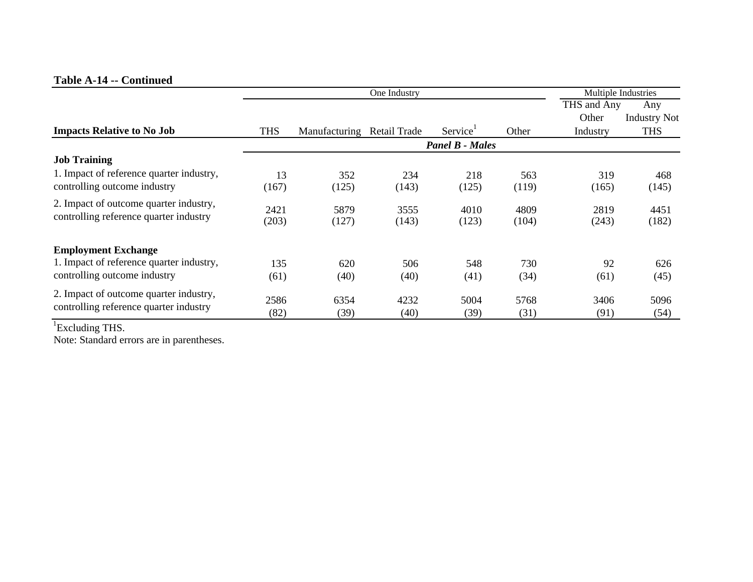**Table A-14 -- Continued**

| Impacts Relative to No Job | One Industry | | | | | Multiple Industries | |
|---|---|---|---|---|---|---|---|
| | THS | Manufacturing | Retail Trade | Service[1] | Other | THS and Any Other Industry | Any Industry Not THS |
| | ***Panel B - Males*** | | | | | | |
| **Job Training** | | | | | | | |
| 1. Impact of reference quarter industry, controlling outcome industry | 13 | 352 | 234 | 218 | 563 | 319 | 468 |
| | (167) | (125) | (143) | (125) | (119) | (165) | (145) |
| 2. Impact of outcome quarter industry, controlling reference quarter industry | 2421 | 5879 | 3555 | 4010 | 4809 | 2819 | 4451 |
| | (203) | (127) | (143) | (123) | (104) | (243) | (182) |
| **Employment Exchange** | | | | | | | |
| 1. Impact of reference quarter industry, controlling outcome industry | 135 | 620 | 506 | 548 | 730 | 92 | 626 |
| | (61) | (40) | (40) | (41) | (34) | (61) | (45) |
| 2. Impact of outcome quarter industry, controlling reference quarter industry | 2586 | 6354 | 4232 | 5004 | 5768 | 3406 | 5096 |
| | (82) | (39) | (40) | (39) | (31) | (91) | (54) |

[1]Excluding THS.

Note: Standard errors are in parentheses.